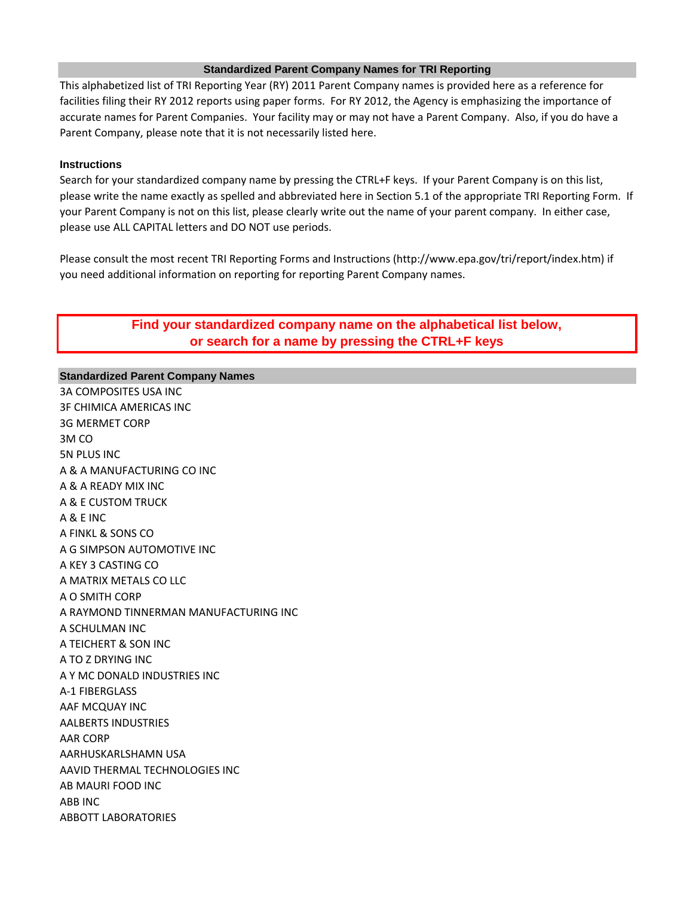## Standardized Parent Company Names for TRI Reporting

This alphabetized list of TRI Reporting Year (RY) 2011 Parent Company names is provided here as a reference for facilities filing their RY 2012 reports using paper forms. For RY 2012, the Agency is emphasizing the importance of accurate names for Parent Companies. Your facility may or may not have a Parent Company. Also, if you do have a Parent Company, please note that it is not necessarily listed here.

### Instructions

Search for your standardized company name by pressing the CTRL+F keys. If your Parent Company is on this list, please write the name exactly as spelled and abbreviated here in Section 5.1 of the appropriate TRI Reporting Form. If your Parent Company is not on this list, please clearly write out the name of your parent company. In either case, please use ALL CAPITAL letters and DO NOT use periods.

Please consult the most recent TRI Reporting Forms and Instructions (http://www.epa.gov/tri/report/index.htm) if you need additional information on reporting for reporting Parent Company names.

**Find your standardized company name on the alphabetical list below, or search for a name by pressing the CTRL+F keys**

| Standardized Parent Company Names |
|---|
| 3A COMPOSITES USA INC |
| 3F CHIMICA AMERICAS INC |
| 3G MERMET CORP |
| 3M CO |
| 5N PLUS INC |
| A & A MANUFACTURING CO INC |
| A & A READY MIX INC |
| A & E CUSTOM TRUCK |
| A & E INC |
| A FINKL & SONS CO |
| A G SIMPSON AUTOMOTIVE INC |
| A KEY 3 CASTING CO |
| A MATRIX METALS CO LLC |
| A O SMITH CORP |
| A RAYMOND TINNERMAN MANUFACTURING INC |
| A SCHULMAN INC |
| A TEICHERT & SON INC |
| A TO Z DRYING INC |
| A Y MC DONALD INDUSTRIES INC |
| A-1 FIBERGLASS |
| AAF MCQUAY INC |
| AALBERTS INDUSTRIES |
| AAR CORP |
| AARHUSKARLSHAMN USA |
| AAVID THERMAL TECHNOLOGIES INC |
| AB MAURI FOOD INC |
| ABB INC |
| ABBOTT LABORATORIES |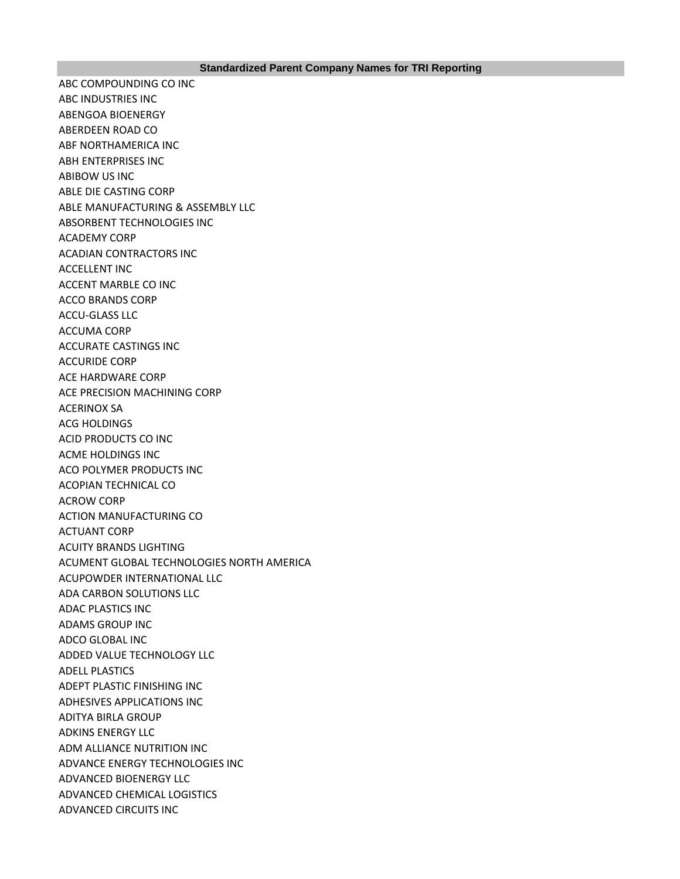| Standardized Parent Company Names for TRI Reporting |
| --- |
| ABC COMPOUNDING CO INC |
| ABC INDUSTRIES INC |
| ABENGOA BIOENERGY |
| ABERDEEN ROAD CO |
| ABF NORTHAMERICA INC |
| ABH ENTERPRISES INC |
| ABIBOW US INC |
| ABLE DIE CASTING CORP |
| ABLE MANUFACTURING & ASSEMBLY LLC |
| ABSORBENT TECHNOLOGIES INC |
| ACADEMY CORP |
| ACADIAN CONTRACTORS INC |
| ACCELLENT INC |
| ACCENT MARBLE CO INC |
| ACCO BRANDS CORP |
| ACCU-GLASS LLC |
| ACCUMA CORP |
| ACCURATE CASTINGS INC |
| ACCURIDE CORP |
| ACE HARDWARE CORP |
| ACE PRECISION MACHINING CORP |
| ACERINOX SA |
| ACG HOLDINGS |
| ACID PRODUCTS CO INC |
| ACME HOLDINGS INC |
| ACO POLYMER PRODUCTS INC |
| ACOPIAN TECHNICAL CO |
| ACROW CORP |
| ACTION MANUFACTURING CO |
| ACTUANT CORP |
| ACUITY BRANDS LIGHTING |
| ACUMENT GLOBAL TECHNOLOGIES NORTH AMERICA |
| ACUPOWDER INTERNATIONAL LLC |
| ADA CARBON SOLUTIONS LLC |
| ADAC PLASTICS INC |
| ADAMS GROUP INC |
| ADCO GLOBAL INC |
| ADDED VALUE TECHNOLOGY LLC |
| ADELL PLASTICS |
| ADEPT PLASTIC FINISHING INC |
| ADHESIVES APPLICATIONS INC |
| ADITYA BIRLA GROUP |
| ADKINS ENERGY LLC |
| ADM ALLIANCE NUTRITION INC |
| ADVANCE ENERGY TECHNOLOGIES INC |
| ADVANCED BIOENERGY LLC |
| ADVANCED CHEMICAL LOGISTICS |
| ADVANCED CIRCUITS INC |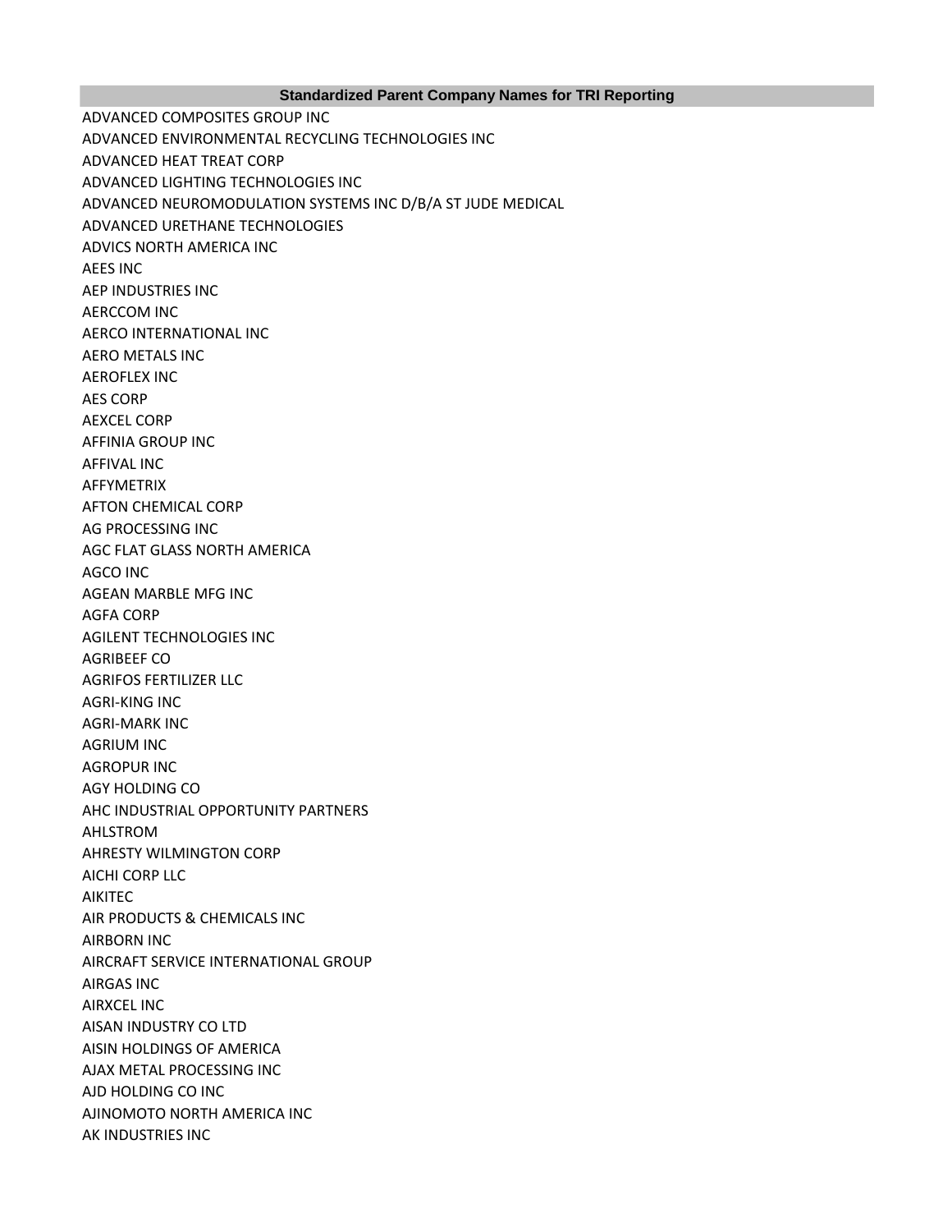| Standardized Parent Company Names for TRI Reporting |
| --- |
| ADVANCED COMPOSITES GROUP INC |
| ADVANCED ENVIRONMENTAL RECYCLING TECHNOLOGIES INC |
| ADVANCED HEAT TREAT CORP |
| ADVANCED LIGHTING TECHNOLOGIES INC |
| ADVANCED NEUROMODULATION SYSTEMS INC D/B/A ST JUDE MEDICAL |
| ADVANCED URETHANE TECHNOLOGIES |
| ADVICS NORTH AMERICA INC |
| AEES INC |
| AEP INDUSTRIES INC |
| AERCCOM INC |
| AERCO INTERNATIONAL INC |
| AERO METALS INC |
| AEROFLEX INC |
| AES CORP |
| AEXCEL CORP |
| AFFINIA GROUP INC |
| AFFIVAL INC |
| AFFYMETRIX |
| AFTON CHEMICAL CORP |
| AG PROCESSING INC |
| AGC FLAT GLASS NORTH AMERICA |
| AGCO INC |
| AGEAN MARBLE MFG INC |
| AGFA CORP |
| AGILENT TECHNOLOGIES INC |
| AGRIBEEF CO |
| AGRIFOS FERTILIZER LLC |
| AGRI-KING INC |
| AGRI-MARK INC |
| AGRIUM INC |
| AGROPUR INC |
| AGY HOLDING CO |
| AHC INDUSTRIAL OPPORTUNITY PARTNERS |
| AHLSTROM |
| AHRESTY WILMINGTON CORP |
| AICHI CORP LLC |
| AIKITEC |
| AIR PRODUCTS & CHEMICALS INC |
| AIRBORN INC |
| AIRCRAFT SERVICE INTERNATIONAL GROUP |
| AIRGAS INC |
| AIRXCEL INC |
| AISAN INDUSTRY CO LTD |
| AISIN HOLDINGS OF AMERICA |
| AJAX METAL PROCESSING INC |
| AJD HOLDING CO INC |
| AJINOMOTO NORTH AMERICA INC |
| AK INDUSTRIES INC |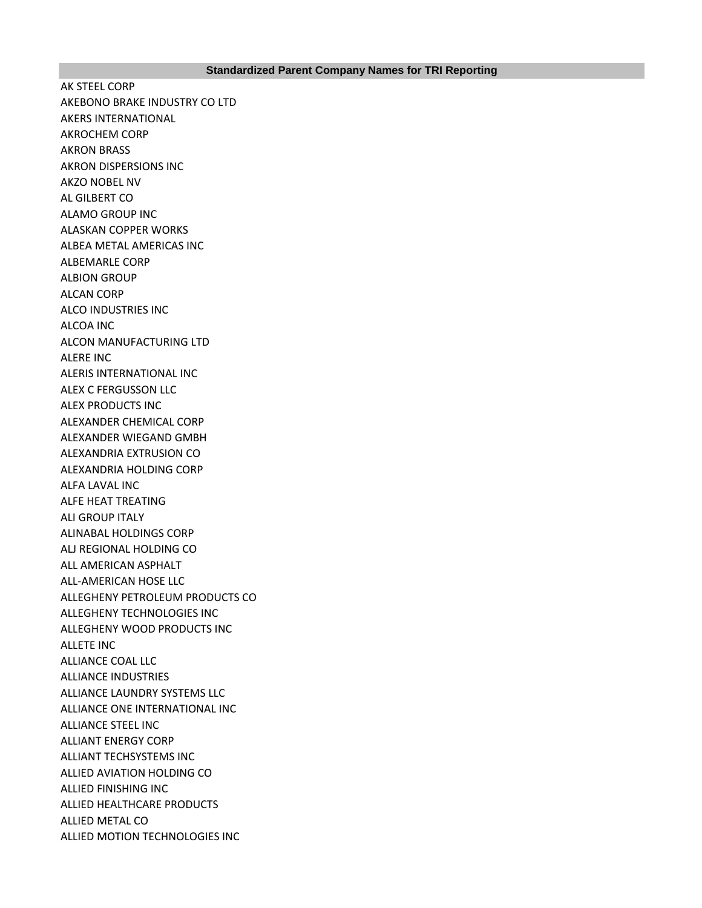| Standardized Parent Company Names for TRI Reporting |
| --- |
| AK STEEL CORP |
| AKEBONO BRAKE INDUSTRY CO LTD |
| AKERS INTERNATIONAL |
| AKROCHEM CORP |
| AKRON BRASS |
| AKRON DISPERSIONS INC |
| AKZO NOBEL NV |
| AL GILBERT CO |
| ALAMO GROUP INC |
| ALASKAN COPPER WORKS |
| ALBEA METAL AMERICAS INC |
| ALBEMARLE CORP |
| ALBION GROUP |
| ALCAN CORP |
| ALCO INDUSTRIES INC |
| ALCOA INC |
| ALCON MANUFACTURING LTD |
| ALERE INC |
| ALERIS INTERNATIONAL INC |
| ALEX C FERGUSSON LLC |
| ALEX PRODUCTS INC |
| ALEXANDER CHEMICAL CORP |
| ALEXANDER WIEGAND GMBH |
| ALEXANDRIA EXTRUSION CO |
| ALEXANDRIA HOLDING CORP |
| ALFA LAVAL INC |
| ALFE HEAT TREATING |
| ALI GROUP ITALY |
| ALINABAL HOLDINGS CORP |
| ALJ REGIONAL HOLDING CO |
| ALL AMERICAN ASPHALT |
| ALL-AMERICAN HOSE LLC |
| ALLEGHENY PETROLEUM PRODUCTS CO |
| ALLEGHENY TECHNOLOGIES INC |
| ALLEGHENY WOOD PRODUCTS INC |
| ALLETE INC |
| ALLIANCE COAL LLC |
| ALLIANCE INDUSTRIES |
| ALLIANCE LAUNDRY SYSTEMS LLC |
| ALLIANCE ONE INTERNATIONAL INC |
| ALLIANCE STEEL INC |
| ALLIANT ENERGY CORP |
| ALLIANT TECHSYSTEMS INC |
| ALLIED AVIATION HOLDING CO |
| ALLIED FINISHING INC |
| ALLIED HEALTHCARE PRODUCTS |
| ALLIED METAL CO |
| ALLIED MOTION TECHNOLOGIES INC |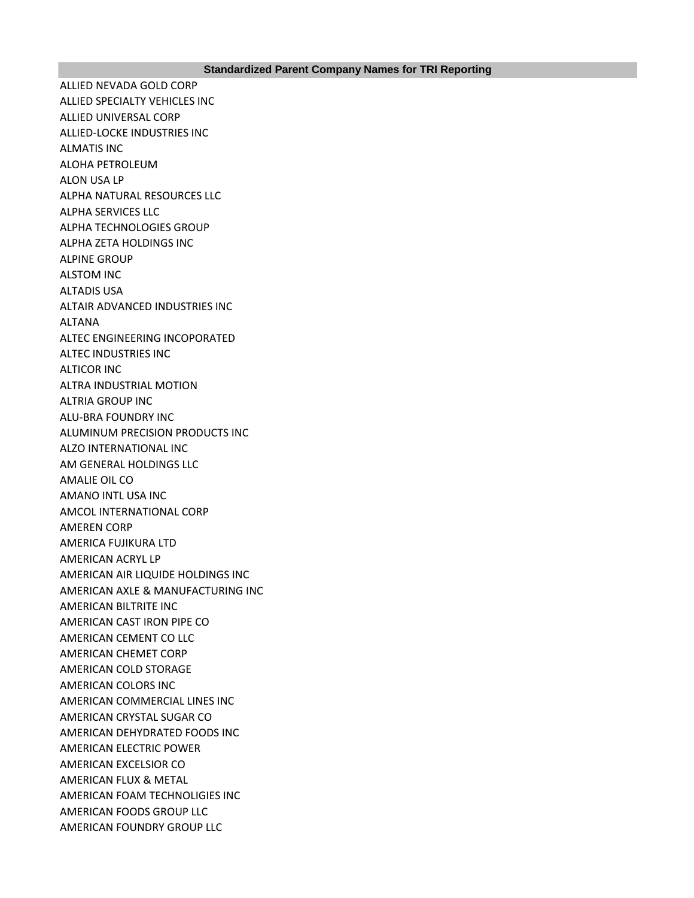| Standardized Parent Company Names for TRI Reporting |
| --- |
| ALLIED NEVADA GOLD CORP |
| ALLIED SPECIALTY VEHICLES INC |
| ALLIED UNIVERSAL CORP |
| ALLIED-LOCKE INDUSTRIES INC |
| ALMATIS INC |
| ALOHA PETROLEUM |
| ALON USA LP |
| ALPHA NATURAL RESOURCES LLC |
| ALPHA SERVICES LLC |
| ALPHA TECHNOLOGIES GROUP |
| ALPHA ZETA HOLDINGS INC |
| ALPINE GROUP |
| ALSTOM INC |
| ALTADIS USA |
| ALTAIR ADVANCED INDUSTRIES INC |
| ALTANA |
| ALTEC ENGINEERING INCOPORATED |
| ALTEC INDUSTRIES INC |
| ALTICOR INC |
| ALTRA INDUSTRIAL MOTION |
| ALTRIA GROUP INC |
| ALU-BRA FOUNDRY INC |
| ALUMINUM PRECISION PRODUCTS INC |
| ALZO INTERNATIONAL INC |
| AM GENERAL HOLDINGS LLC |
| AMALIE OIL CO |
| AMANO INTL USA INC |
| AMCOL INTERNATIONAL CORP |
| AMEREN CORP |
| AMERICA FUJIKURA LTD |
| AMERICAN ACRYL LP |
| AMERICAN AIR LIQUIDE HOLDINGS INC |
| AMERICAN AXLE & MANUFACTURING INC |
| AMERICAN BILTRITE INC |
| AMERICAN CAST IRON PIPE CO |
| AMERICAN CEMENT CO LLC |
| AMERICAN CHEMET CORP |
| AMERICAN COLD STORAGE |
| AMERICAN COLORS INC |
| AMERICAN COMMERCIAL LINES INC |
| AMERICAN CRYSTAL SUGAR CO |
| AMERICAN DEHYDRATED FOODS INC |
| AMERICAN ELECTRIC POWER |
| AMERICAN EXCELSIOR CO |
| AMERICAN FLUX & METAL |
| AMERICAN FOAM TECHNOLIGIES INC |
| AMERICAN FOODS GROUP LLC |
| AMERICAN FOUNDRY GROUP LLC |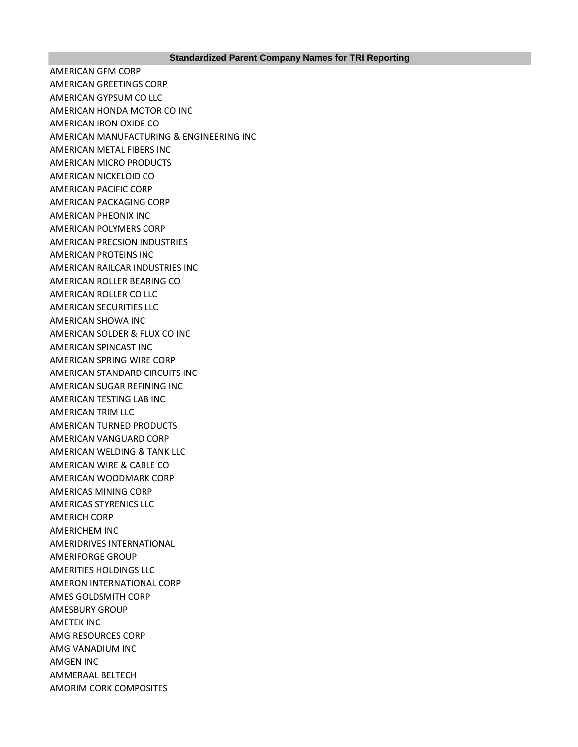| Standardized Parent Company Names for TRI Reporting |
|---|
| AMERICAN GFM CORP |
| AMERICAN GREETINGS CORP |
| AMERICAN GYPSUM CO LLC |
| AMERICAN HONDA MOTOR CO INC |
| AMERICAN IRON OXIDE CO |
| AMERICAN MANUFACTURING & ENGINEERING INC |
| AMERICAN METAL FIBERS INC |
| AMERICAN MICRO PRODUCTS |
| AMERICAN NICKELOID CO |
| AMERICAN PACIFIC CORP |
| AMERICAN PACKAGING CORP |
| AMERICAN PHEONIX INC |
| AMERICAN POLYMERS CORP |
| AMERICAN PRECSION INDUSTRIES |
| AMERICAN PROTEINS INC |
| AMERICAN RAILCAR INDUSTRIES INC |
| AMERICAN ROLLER BEARING CO |
| AMERICAN ROLLER CO LLC |
| AMERICAN SECURITIES LLC |
| AMERICAN SHOWA INC |
| AMERICAN SOLDER & FLUX CO INC |
| AMERICAN SPINCAST INC |
| AMERICAN SPRING WIRE CORP |
| AMERICAN STANDARD CIRCUITS INC |
| AMERICAN SUGAR REFINING INC |
| AMERICAN TESTING LAB INC |
| AMERICAN TRIM LLC |
| AMERICAN TURNED PRODUCTS |
| AMERICAN VANGUARD CORP |
| AMERICAN WELDING & TANK LLC |
| AMERICAN WIRE & CABLE CO |
| AMERICAN WOODMARK CORP |
| AMERICAS MINING CORP |
| AMERICAS STYRENICS LLC |
| AMERICH CORP |
| AMERICHEM INC |
| AMERIDRIVES INTERNATIONAL |
| AMERIFORGE GROUP |
| AMERITIES HOLDINGS LLC |
| AMERON INTERNATIONAL CORP |
| AMES GOLDSMITH CORP |
| AMESBURY GROUP |
| AMETEK INC |
| AMG RESOURCES CORP |
| AMG VANADIUM INC |
| AMGEN INC |
| AMMERAAL BELTECH |
| AMORIM CORK COMPOSITES |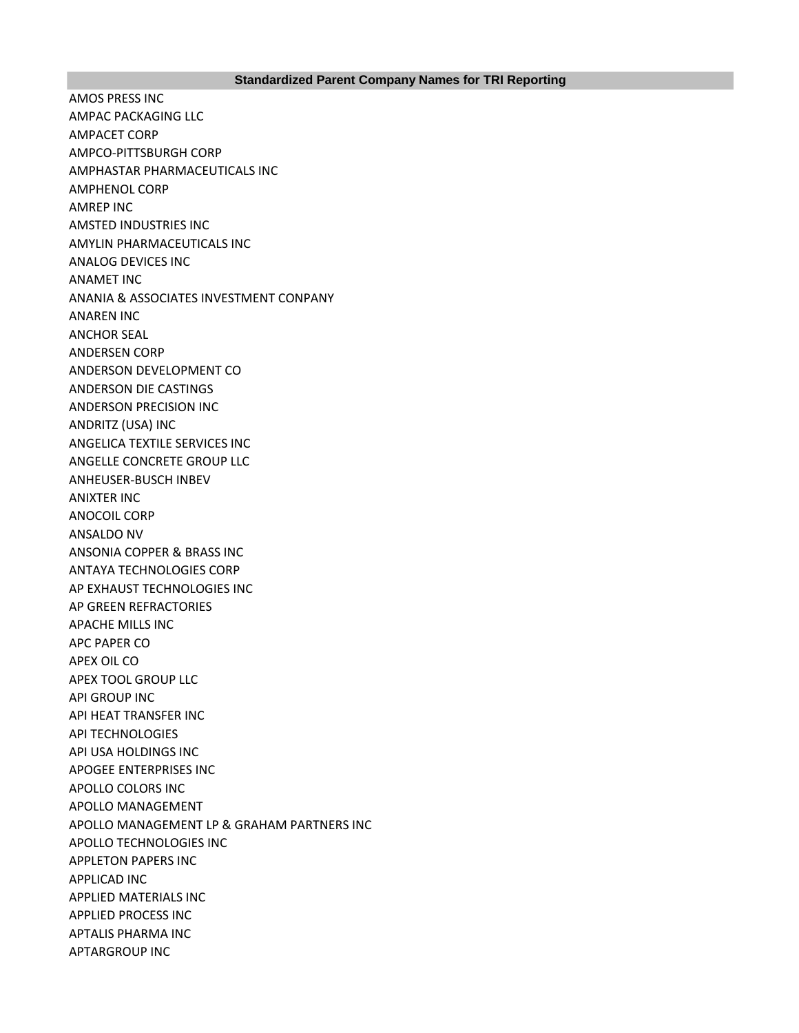| Standardized Parent Company Names for TRI Reporting |
| --- |
| AMOS PRESS INC |
| AMPAC PACKAGING LLC |
| AMPACET CORP |
| AMPCO-PITTSBURGH CORP |
| AMPHASTAR PHARMACEUTICALS INC |
| AMPHENOL CORP |
| AMREP INC |
| AMSTED INDUSTRIES INC |
| AMYLIN PHARMACEUTICALS INC |
| ANALOG DEVICES INC |
| ANAMET INC |
| ANANIA & ASSOCIATES INVESTMENT CONPANY |
| ANAREN INC |
| ANCHOR SEAL |
| ANDERSEN CORP |
| ANDERSON DEVELOPMENT CO |
| ANDERSON DIE CASTINGS |
| ANDERSON PRECISION INC |
| ANDRITZ (USA) INC |
| ANGELICA TEXTILE SERVICES INC |
| ANGELLE CONCRETE GROUP LLC |
| ANHEUSER-BUSCH INBEV |
| ANIXTER INC |
| ANOCOIL CORP |
| ANSALDO NV |
| ANSONIA COPPER & BRASS INC |
| ANTAYA TECHNOLOGIES CORP |
| AP EXHAUST TECHNOLOGIES INC |
| AP GREEN REFRACTORIES |
| APACHE MILLS INC |
| APC PAPER CO |
| APEX OIL CO |
| APEX TOOL GROUP LLC |
| API GROUP INC |
| API HEAT TRANSFER INC |
| API TECHNOLOGIES |
| API USA HOLDINGS INC |
| APOGEE ENTERPRISES INC |
| APOLLO COLORS INC |
| APOLLO MANAGEMENT |
| APOLLO MANAGEMENT LP & GRAHAM PARTNERS INC |
| APOLLO TECHNOLOGIES INC |
| APPLETON PAPERS INC |
| APPLICAD INC |
| APPLIED MATERIALS INC |
| APPLIED PROCESS INC |
| APTALIS PHARMA INC |
| APTARGROUP INC |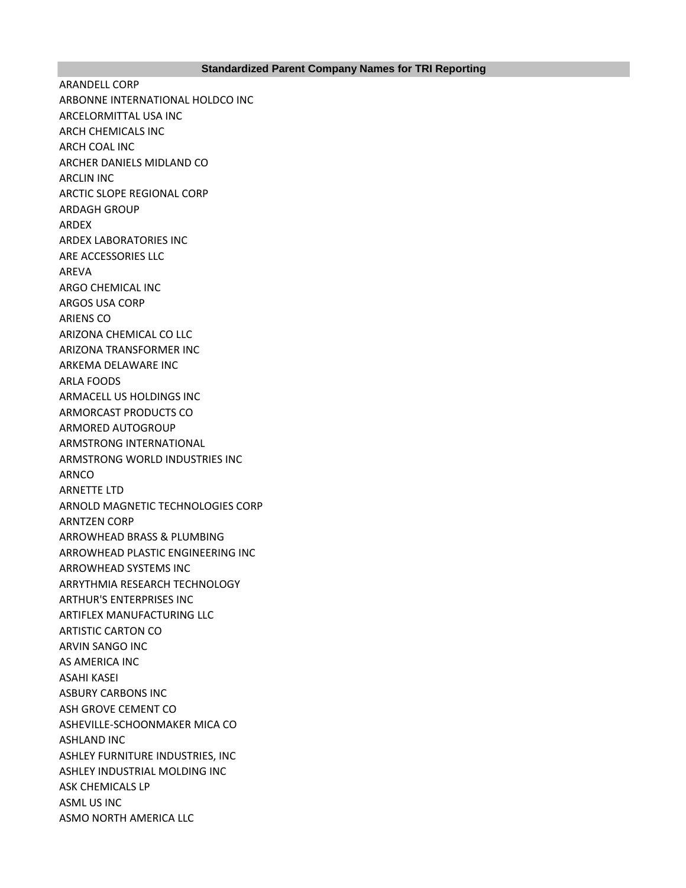| Standardized Parent Company Names for TRI Reporting |
|---|
| ARANDELL CORP |
| ARBONNE INTERNATIONAL HOLDCO INC |
| ARCELORMITTAL USA INC |
| ARCH CHEMICALS INC |
| ARCH COAL INC |
| ARCHER DANIELS MIDLAND CO |
| ARCLIN INC |
| ARCTIC SLOPE REGIONAL CORP |
| ARDAGH GROUP |
| ARDEX |
| ARDEX LABORATORIES INC |
| ARE ACCESSORIES LLC |
| AREVA |
| ARGO CHEMICAL INC |
| ARGOS USA CORP |
| ARIENS CO |
| ARIZONA CHEMICAL CO LLC |
| ARIZONA TRANSFORMER INC |
| ARKEMA DELAWARE INC |
| ARLA FOODS |
| ARMACELL US HOLDINGS INC |
| ARMORCAST PRODUCTS CO |
| ARMORED AUTOGROUP |
| ARMSTRONG INTERNATIONAL |
| ARMSTRONG WORLD INDUSTRIES INC |
| ARNCO |
| ARNETTE LTD |
| ARNOLD MAGNETIC TECHNOLOGIES CORP |
| ARNTZEN CORP |
| ARROWHEAD BRASS & PLUMBING |
| ARROWHEAD PLASTIC ENGINEERING INC |
| ARROWHEAD SYSTEMS INC |
| ARRYTHMIA RESEARCH TECHNOLOGY |
| ARTHUR'S ENTERPRISES INC |
| ARTIFLEX MANUFACTURING LLC |
| ARTISTIC CARTON CO |
| ARVIN SANGO INC |
| AS AMERICA INC |
| ASAHI KASEI |
| ASBURY CARBONS INC |
| ASH GROVE CEMENT CO |
| ASHEVILLE-SCHOONMAKER MICA CO |
| ASHLAND INC |
| ASHLEY FURNITURE INDUSTRIES, INC |
| ASHLEY INDUSTRIAL MOLDING INC |
| ASK CHEMICALS LP |
| ASML US INC |
| ASMO NORTH AMERICA LLC |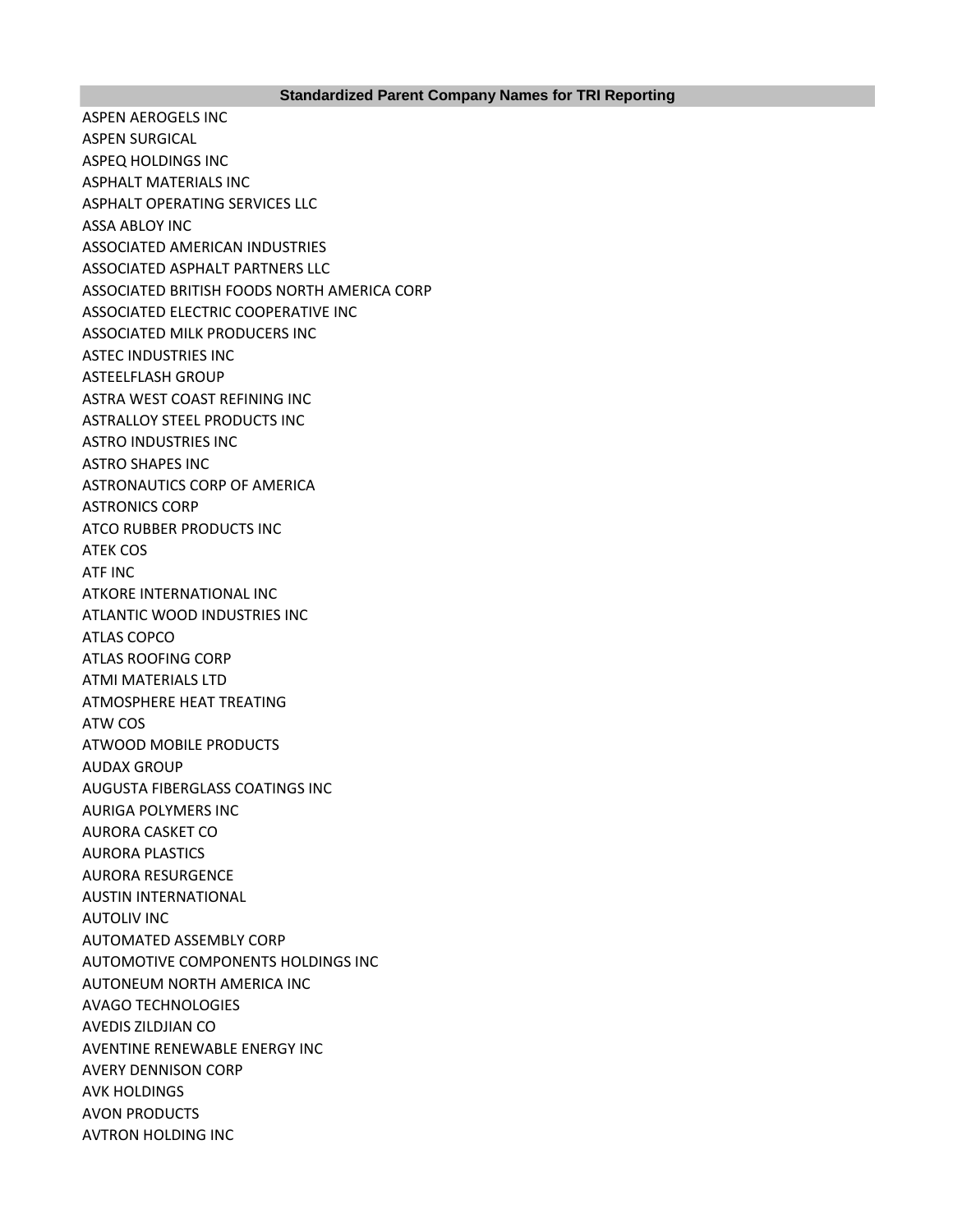| Standardized Parent Company Names for TRI Reporting |
| --- |
| ASPEN AEROGELS INC |
| ASPEN SURGICAL |
| ASPEQ HOLDINGS INC |
| ASPHALT MATERIALS INC |
| ASPHALT OPERATING SERVICES LLC |
| ASSA ABLOY INC |
| ASSOCIATED AMERICAN INDUSTRIES |
| ASSOCIATED ASPHALT PARTNERS LLC |
| ASSOCIATED BRITISH FOODS NORTH AMERICA CORP |
| ASSOCIATED ELECTRIC COOPERATIVE INC |
| ASSOCIATED MILK PRODUCERS INC |
| ASTEC INDUSTRIES INC |
| ASTEELFLASH GROUP |
| ASTRA WEST COAST REFINING INC |
| ASTRALLOY STEEL PRODUCTS INC |
| ASTRO INDUSTRIES INC |
| ASTRO SHAPES INC |
| ASTRONAUTICS CORP OF AMERICA |
| ASTRONICS CORP |
| ATCO RUBBER PRODUCTS INC |
| ATEK COS |
| ATF INC |
| ATKORE INTERNATIONAL INC |
| ATLANTIC WOOD INDUSTRIES INC |
| ATLAS COPCO |
| ATLAS ROOFING CORP |
| ATMI MATERIALS LTD |
| ATMOSPHERE HEAT TREATING |
| ATW COS |
| ATWOOD MOBILE PRODUCTS |
| AUDAX GROUP |
| AUGUSTA FIBERGLASS COATINGS INC |
| AURIGA POLYMERS INC |
| AURORA CASKET CO |
| AURORA PLASTICS |
| AURORA RESURGENCE |
| AUSTIN INTERNATIONAL |
| AUTOLIV INC |
| AUTOMATED ASSEMBLY CORP |
| AUTOMOTIVE COMPONENTS HOLDINGS INC |
| AUTONEUM NORTH AMERICA INC |
| AVAGO TECHNOLOGIES |
| AVEDIS ZILDJIAN CO |
| AVENTINE RENEWABLE ENERGY INC |
| AVERY DENNISON CORP |
| AVK HOLDINGS |
| AVON PRODUCTS |
| AVTRON HOLDING INC |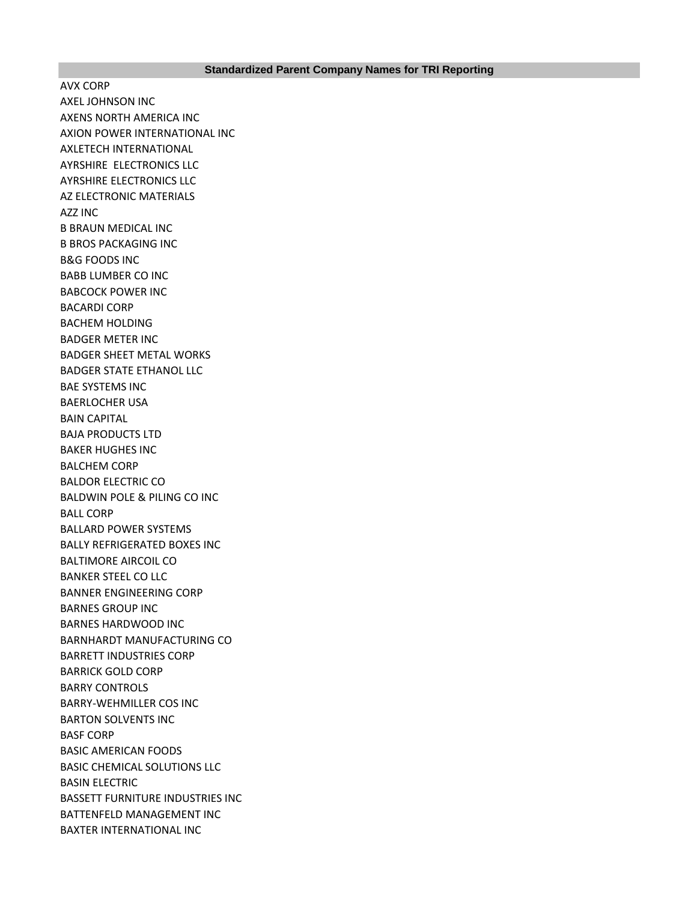| Standardized Parent Company Names for TRI Reporting |
|---|
| AVX CORP |
| AXEL JOHNSON INC |
| AXENS NORTH AMERICA INC |
| AXION POWER INTERNATIONAL INC |
| AXLETECH INTERNATIONAL |
| AYRSHIRE  ELECTRONICS LLC |
| AYRSHIRE ELECTRONICS LLC |
| AZ ELECTRONIC MATERIALS |
| AZZ INC |
| B BRAUN MEDICAL INC |
| B BROS PACKAGING INC |
| B&G FOODS INC |
| BABB LUMBER CO INC |
| BABCOCK POWER INC |
| BACARDI CORP |
| BACHEM HOLDING |
| BADGER METER INC |
| BADGER SHEET METAL WORKS |
| BADGER STATE ETHANOL LLC |
| BAE SYSTEMS INC |
| BAERLOCHER USA |
| BAIN CAPITAL |
| BAJA PRODUCTS LTD |
| BAKER HUGHES INC |
| BALCHEM CORP |
| BALDOR ELECTRIC CO |
| BALDWIN POLE & PILING CO INC |
| BALL CORP |
| BALLARD POWER SYSTEMS |
| BALLY REFRIGERATED BOXES INC |
| BALTIMORE AIRCOIL CO |
| BANKER STEEL CO LLC |
| BANNER ENGINEERING CORP |
| BARNES GROUP INC |
| BARNES HARDWOOD INC |
| BARNHARDT MANUFACTURING CO |
| BARRETT INDUSTRIES CORP |
| BARRICK GOLD CORP |
| BARRY CONTROLS |
| BARRY-WEHMILLER COS INC |
| BARTON SOLVENTS INC |
| BASF CORP |
| BASIC AMERICAN FOODS |
| BASIC CHEMICAL SOLUTIONS LLC |
| BASIN ELECTRIC |
| BASSETT FURNITURE INDUSTRIES INC |
| BATTENFELD MANAGEMENT INC |
| BAXTER INTERNATIONAL INC |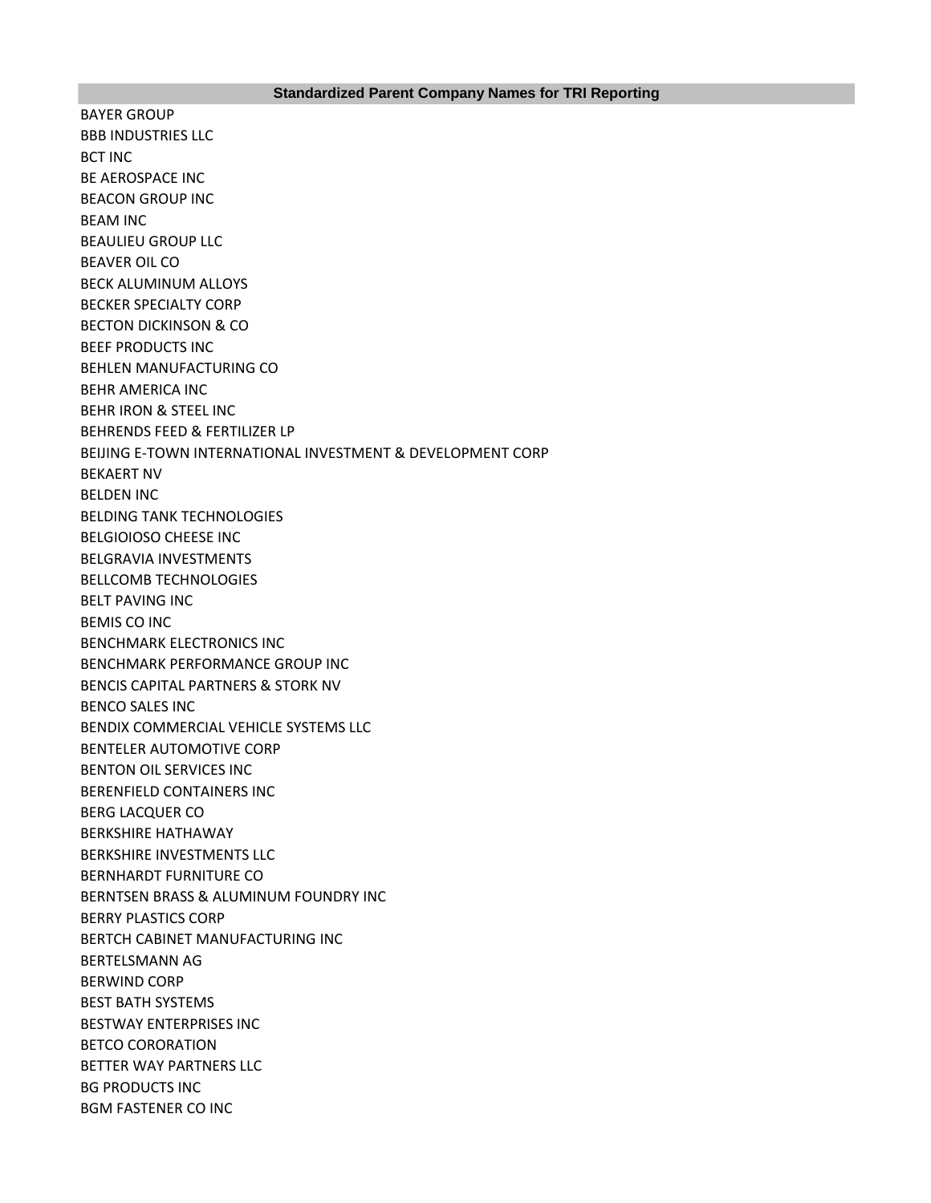| Standardized Parent Company Names for TRI Reporting |
|---|
| BAYER GROUP |
| BBB INDUSTRIES LLC |
| BCT INC |
| BE AEROSPACE INC |
| BEACON GROUP INC |
| BEAM INC |
| BEAULIEU GROUP LLC |
| BEAVER OIL CO |
| BECK ALUMINUM ALLOYS |
| BECKER SPECIALTY CORP |
| BECTON DICKINSON & CO |
| BEEF PRODUCTS INC |
| BEHLEN MANUFACTURING CO |
| BEHR AMERICA INC |
| BEHR IRON & STEEL INC |
| BEHRENDS FEED & FERTILIZER LP |
| BEIJING E-TOWN INTERNATIONAL INVESTMENT & DEVELOPMENT CORP |
| BEKAERT NV |
| BELDEN INC |
| BELDING TANK TECHNOLOGIES |
| BELGIOIOSO CHEESE INC |
| BELGRAVIA INVESTMENTS |
| BELLCOMB TECHNOLOGIES |
| BELT PAVING INC |
| BEMIS CO INC |
| BENCHMARK ELECTRONICS INC |
| BENCHMARK PERFORMANCE GROUP INC |
| BENCIS CAPITAL PARTNERS & STORK NV |
| BENCO SALES INC |
| BENDIX COMMERCIAL VEHICLE SYSTEMS LLC |
| BENTELER AUTOMOTIVE CORP |
| BENTON OIL SERVICES INC |
| BERENFIELD CONTAINERS INC |
| BERG LACQUER CO |
| BERKSHIRE HATHAWAY |
| BERKSHIRE INVESTMENTS LLC |
| BERNHARDT FURNITURE CO |
| BERNTSEN BRASS & ALUMINUM FOUNDRY INC |
| BERRY PLASTICS CORP |
| BERTCH CABINET MANUFACTURING INC |
| BERTELSMANN AG |
| BERWIND CORP |
| BEST BATH SYSTEMS |
| BESTWAY ENTERPRISES INC |
| BETCO CORORATION |
| BETTER WAY PARTNERS LLC |
| BG PRODUCTS INC |
| BGM FASTENER CO INC |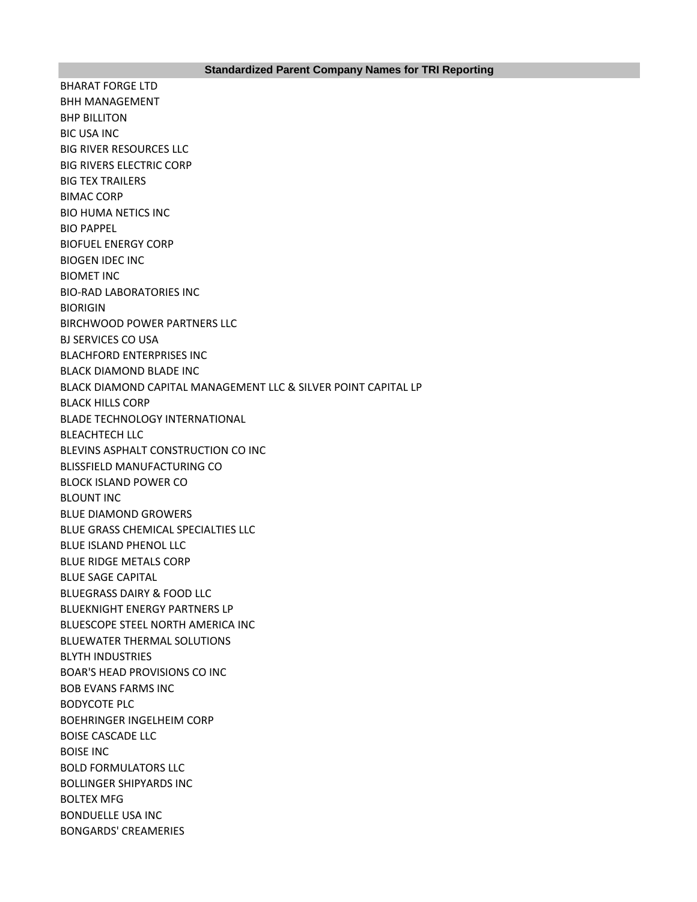| Standardized Parent Company Names for TRI Reporting |
|---|
| BHARAT FORGE LTD |
| BHH MANAGEMENT |
| BHP BILLITON |
| BIC USA INC |
| BIG RIVER RESOURCES LLC |
| BIG RIVERS ELECTRIC CORP |
| BIG TEX TRAILERS |
| BIMAC CORP |
| BIO HUMA NETICS INC |
| BIO PAPPEL |
| BIOFUEL ENERGY CORP |
| BIOGEN IDEC INC |
| BIOMET INC |
| BIO-RAD LABORATORIES INC |
| BIORIGIN |
| BIRCHWOOD POWER PARTNERS LLC |
| BJ SERVICES CO USA |
| BLACHFORD ENTERPRISES INC |
| BLACK DIAMOND BLADE INC |
| BLACK DIAMOND CAPITAL MANAGEMENT LLC & SILVER POINT CAPITAL LP |
| BLACK HILLS CORP |
| BLADE TECHNOLOGY INTERNATIONAL |
| BLEACHTECH LLC |
| BLEVINS ASPHALT CONSTRUCTION CO INC |
| BLISSFIELD MANUFACTURING CO |
| BLOCK ISLAND POWER CO |
| BLOUNT INC |
| BLUE DIAMOND GROWERS |
| BLUE GRASS CHEMICAL SPECIALTIES LLC |
| BLUE ISLAND PHENOL LLC |
| BLUE RIDGE METALS CORP |
| BLUE SAGE CAPITAL |
| BLUEGRASS DAIRY & FOOD LLC |
| BLUEKNIGHT ENERGY PARTNERS LP |
| BLUESCOPE STEEL NORTH AMERICA INC |
| BLUEWATER THERMAL SOLUTIONS |
| BLYTH INDUSTRIES |
| BOAR'S HEAD PROVISIONS CO INC |
| BOB EVANS FARMS INC |
| BODYCOTE PLC |
| BOEHRINGER INGELHEIM CORP |
| BOISE CASCADE LLC |
| BOISE INC |
| BOLD FORMULATORS LLC |
| BOLLINGER SHIPYARDS INC |
| BOLTEX MFG |
| BONDUELLE USA INC |
| BONGARDS' CREAMERIES |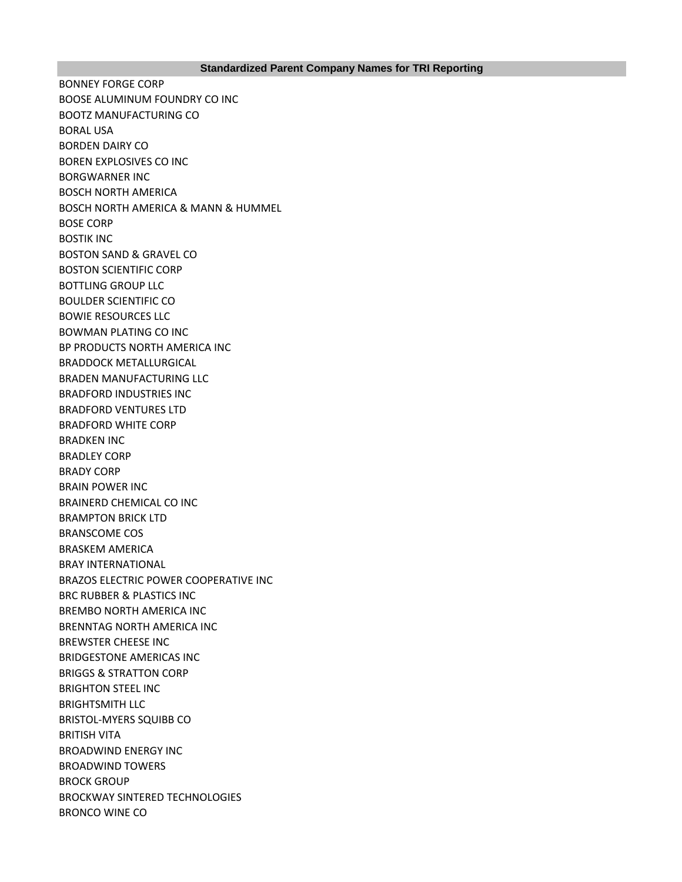| Standardized Parent Company Names for TRI Reporting |
| --- |
| BONNEY FORGE CORP |
| BOOSE ALUMINUM FOUNDRY CO INC |
| BOOTZ MANUFACTURING CO |
| BORAL USA |
| BORDEN DAIRY CO |
| BOREN EXPLOSIVES CO INC |
| BORGWARNER INC |
| BOSCH NORTH AMERICA |
| BOSCH NORTH AMERICA & MANN & HUMMEL |
| BOSE CORP |
| BOSTIK INC |
| BOSTON SAND & GRAVEL CO |
| BOSTON SCIENTIFIC CORP |
| BOTTLING GROUP LLC |
| BOULDER SCIENTIFIC CO |
| BOWIE RESOURCES LLC |
| BOWMAN PLATING CO INC |
| BP PRODUCTS NORTH AMERICA INC |
| BRADDOCK METALLURGICAL |
| BRADEN MANUFACTURING LLC |
| BRADFORD INDUSTRIES INC |
| BRADFORD VENTURES LTD |
| BRADFORD WHITE CORP |
| BRADKEN INC |
| BRADLEY CORP |
| BRADY CORP |
| BRAIN POWER INC |
| BRAINERD CHEMICAL CO INC |
| BRAMPTON BRICK LTD |
| BRANSCOME COS |
| BRASKEM AMERICA |
| BRAY INTERNATIONAL |
| BRAZOS ELECTRIC POWER COOPERATIVE INC |
| BRC RUBBER & PLASTICS INC |
| BREMBO NORTH AMERICA INC |
| BRENNTAG NORTH AMERICA INC |
| BREWSTER CHEESE INC |
| BRIDGESTONE AMERICAS INC |
| BRIGGS & STRATTON CORP |
| BRIGHTON STEEL INC |
| BRIGHTSMITH LLC |
| BRISTOL-MYERS SQUIBB CO |
| BRITISH VITA |
| BROADWIND ENERGY INC |
| BROADWIND TOWERS |
| BROCK GROUP |
| BROCKWAY SINTERED TECHNOLOGIES |
| BRONCO WINE CO |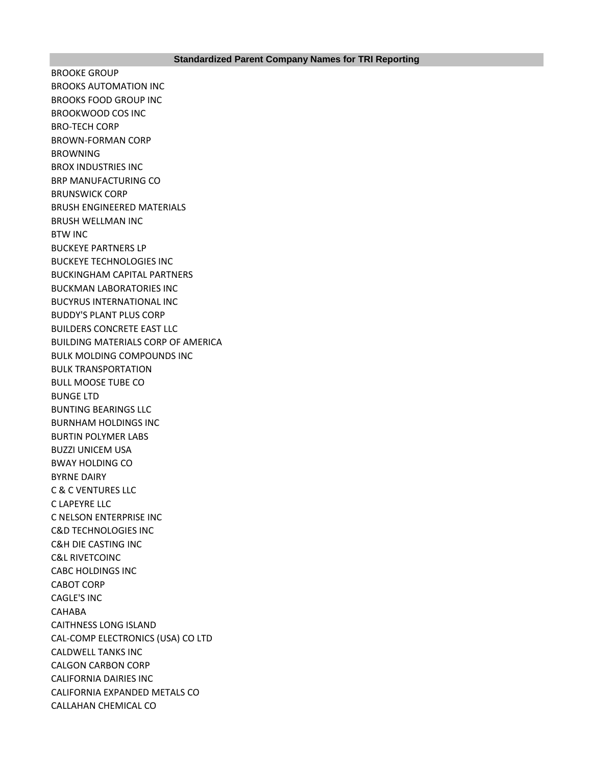| Standardized Parent Company Names for TRI Reporting |
| --- |
| BROOKE GROUP |
| BROOKS AUTOMATION INC |
| BROOKS FOOD GROUP INC |
| BROOKWOOD COS INC |
| BRO-TECH CORP |
| BROWN-FORMAN CORP |
| BROWNING |
| BROX INDUSTRIES INC |
| BRP MANUFACTURING CO |
| BRUNSWICK CORP |
| BRUSH ENGINEERED MATERIALS |
| BRUSH WELLMAN INC |
| BTW INC |
| BUCKEYE PARTNERS LP |
| BUCKEYE TECHNOLOGIES INC |
| BUCKINGHAM CAPITAL PARTNERS |
| BUCKMAN LABORATORIES INC |
| BUCYRUS INTERNATIONAL INC |
| BUDDY'S PLANT PLUS CORP |
| BUILDERS CONCRETE EAST LLC |
| BUILDING MATERIALS CORP OF AMERICA |
| BULK MOLDING COMPOUNDS INC |
| BULK TRANSPORTATION |
| BULL MOOSE TUBE CO |
| BUNGE LTD |
| BUNTING BEARINGS LLC |
| BURNHAM HOLDINGS INC |
| BURTIN POLYMER LABS |
| BUZZI UNICEM USA |
| BWAY HOLDING CO |
| BYRNE DAIRY |
| C & C VENTURES LLC |
| C LAPEYRE LLC |
| C NELSON ENTERPRISE INC |
| C&D TECHNOLOGIES INC |
| C&H DIE CASTING INC |
| C&L RIVETCOINC |
| CABC HOLDINGS INC |
| CABOT CORP |
| CAGLE'S INC |
| CAHABA |
| CAITHNESS LONG ISLAND |
| CAL-COMP ELECTRONICS (USA) CO LTD |
| CALDWELL TANKS INC |
| CALGON CARBON CORP |
| CALIFORNIA DAIRIES INC |
| CALIFORNIA EXPANDED METALS CO |
| CALLAHAN CHEMICAL CO |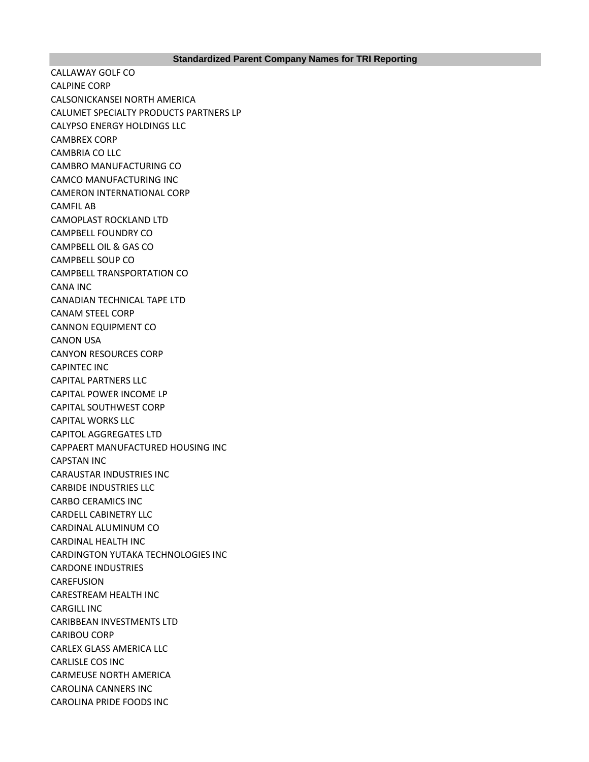| Standardized Parent Company Names for TRI Reporting |
|---|
| CALLAWAY GOLF CO |
| CALPINE CORP |
| CALSONICKANSEI NORTH AMERICA |
| CALUMET SPECIALTY PRODUCTS PARTNERS LP |
| CALYPSO ENERGY HOLDINGS LLC |
| CAMBREX CORP |
| CAMBRIA CO LLC |
| CAMBRO MANUFACTURING CO |
| CAMCO MANUFACTURING INC |
| CAMERON INTERNATIONAL CORP |
| CAMFIL AB |
| CAMOPLAST ROCKLAND LTD |
| CAMPBELL FOUNDRY CO |
| CAMPBELL OIL & GAS CO |
| CAMPBELL SOUP CO |
| CAMPBELL TRANSPORTATION CO |
| CANA INC |
| CANADIAN TECHNICAL TAPE LTD |
| CANAM STEEL CORP |
| CANNON EQUIPMENT CO |
| CANON USA |
| CANYON RESOURCES CORP |
| CAPINTEC INC |
| CAPITAL PARTNERS LLC |
| CAPITAL POWER INCOME LP |
| CAPITAL SOUTHWEST CORP |
| CAPITAL WORKS LLC |
| CAPITOL AGGREGATES LTD |
| CAPPAERT MANUFACTURED HOUSING INC |
| CAPSTAN INC |
| CARAUSTAR INDUSTRIES INC |
| CARBIDE INDUSTRIES LLC |
| CARBO CERAMICS INC |
| CARDELL CABINETRY LLC |
| CARDINAL ALUMINUM CO |
| CARDINAL HEALTH INC |
| CARDINGTON YUTAKA TECHNOLOGIES INC |
| CARDONE INDUSTRIES |
| CAREFUSION |
| CARESTREAM HEALTH INC |
| CARGILL INC |
| CARIBBEAN INVESTMENTS LTD |
| CARIBOU CORP |
| CARLEX GLASS AMERICA LLC |
| CARLISLE COS INC |
| CARMEUSE NORTH AMERICA |
| CAROLINA CANNERS INC |
| CAROLINA PRIDE FOODS INC |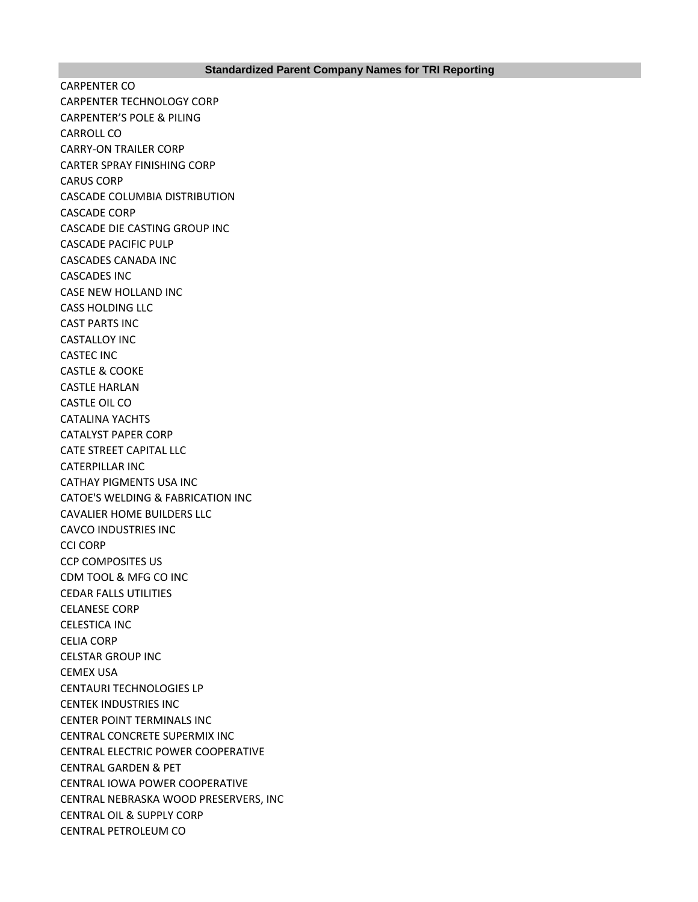| Standardized Parent Company Names for TRI Reporting |
|---|
| CARPENTER CO |
| CARPENTER TECHNOLOGY CORP |
| CARPENTER’S POLE & PILING |
| CARROLL CO |
| CARRY-ON TRAILER CORP |
| CARTER SPRAY FINISHING CORP |
| CARUS CORP |
| CASCADE COLUMBIA DISTRIBUTION |
| CASCADE CORP |
| CASCADE DIE CASTING GROUP INC |
| CASCADE PACIFIC PULP |
| CASCADES CANADA INC |
| CASCADES INC |
| CASE NEW HOLLAND INC |
| CASS HOLDING LLC |
| CAST PARTS INC |
| CASTALLOY INC |
| CASTEC INC |
| CASTLE & COOKE |
| CASTLE HARLAN |
| CASTLE OIL CO |
| CATALINA YACHTS |
| CATALYST PAPER CORP |
| CATE STREET CAPITAL LLC |
| CATERPILLAR INC |
| CATHAY PIGMENTS USA INC |
| CATOE'S WELDING & FABRICATION INC |
| CAVALIER HOME BUILDERS LLC |
| CAVCO INDUSTRIES INC |
| CCI CORP |
| CCP COMPOSITES US |
| CDM TOOL & MFG CO INC |
| CEDAR FALLS UTILITIES |
| CELANESE CORP |
| CELESTICA INC |
| CELIA CORP |
| CELSTAR GROUP INC |
| CEMEX USA |
| CENTAURI TECHNOLOGIES LP |
| CENTEK INDUSTRIES INC |
| CENTER POINT TERMINALS INC |
| CENTRAL CONCRETE SUPERMIX INC |
| CENTRAL ELECTRIC POWER COOPERATIVE |
| CENTRAL GARDEN & PET |
| CENTRAL IOWA POWER COOPERATIVE |
| CENTRAL NEBRASKA WOOD PRESERVERS, INC |
| CENTRAL OIL & SUPPLY CORP |
| CENTRAL PETROLEUM CO |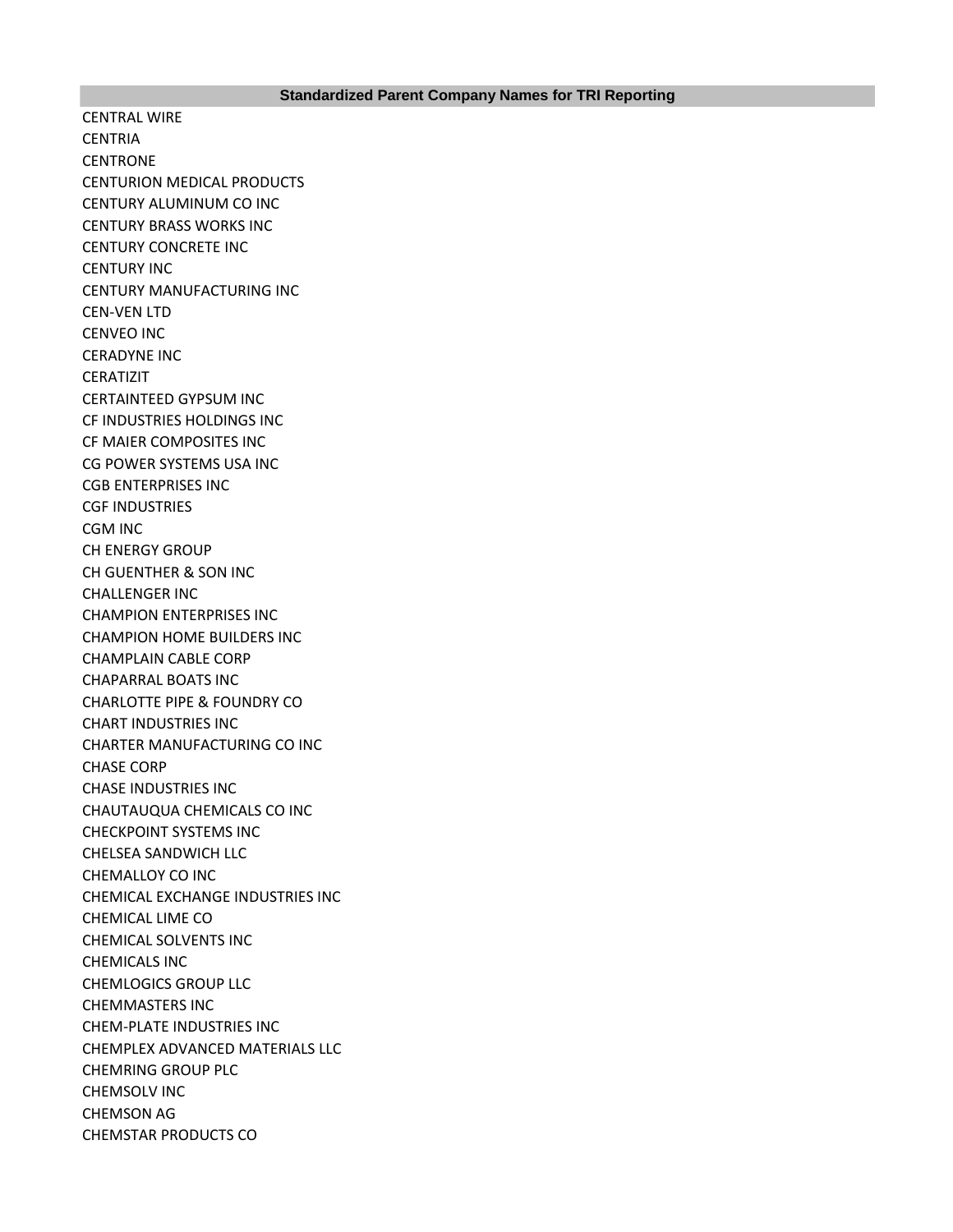| Standardized Parent Company Names for TRI Reporting |
| --- |
| CENTRAL WIRE |
| CENTRIA |
| CENTRONE |
| CENTURION MEDICAL PRODUCTS |
| CENTURY ALUMINUM CO INC |
| CENTURY BRASS WORKS INC |
| CENTURY CONCRETE INC |
| CENTURY INC |
| CENTURY MANUFACTURING INC |
| CEN-VEN LTD |
| CENVEO INC |
| CERADYNE INC |
| CERATIZIT |
| CERTAINTEED GYPSUM INC |
| CF INDUSTRIES HOLDINGS INC |
| CF MAIER COMPOSITES INC |
| CG POWER SYSTEMS USA INC |
| CGB ENTERPRISES INC |
| CGF INDUSTRIES |
| CGM INC |
| CH ENERGY GROUP |
| CH GUENTHER & SON INC |
| CHALLENGER INC |
| CHAMPION ENTERPRISES INC |
| CHAMPION HOME BUILDERS INC |
| CHAMPLAIN CABLE CORP |
| CHAPARRAL BOATS INC |
| CHARLOTTE PIPE & FOUNDRY CO |
| CHART INDUSTRIES INC |
| CHARTER MANUFACTURING CO INC |
| CHASE CORP |
| CHASE INDUSTRIES INC |
| CHAUTAUQUA CHEMICALS CO INC |
| CHECKPOINT SYSTEMS INC |
| CHELSEA SANDWICH LLC |
| CHEMALLOY CO INC |
| CHEMICAL EXCHANGE INDUSTRIES INC |
| CHEMICAL LIME CO |
| CHEMICAL SOLVENTS INC |
| CHEMICALS INC |
| CHEMLOGICS GROUP LLC |
| CHEMMASTERS INC |
| CHEM-PLATE INDUSTRIES INC |
| CHEMPLEX ADVANCED MATERIALS LLC |
| CHEMRING GROUP PLC |
| CHEMSOLV INC |
| CHEMSON AG |
| CHEMSTAR PRODUCTS CO |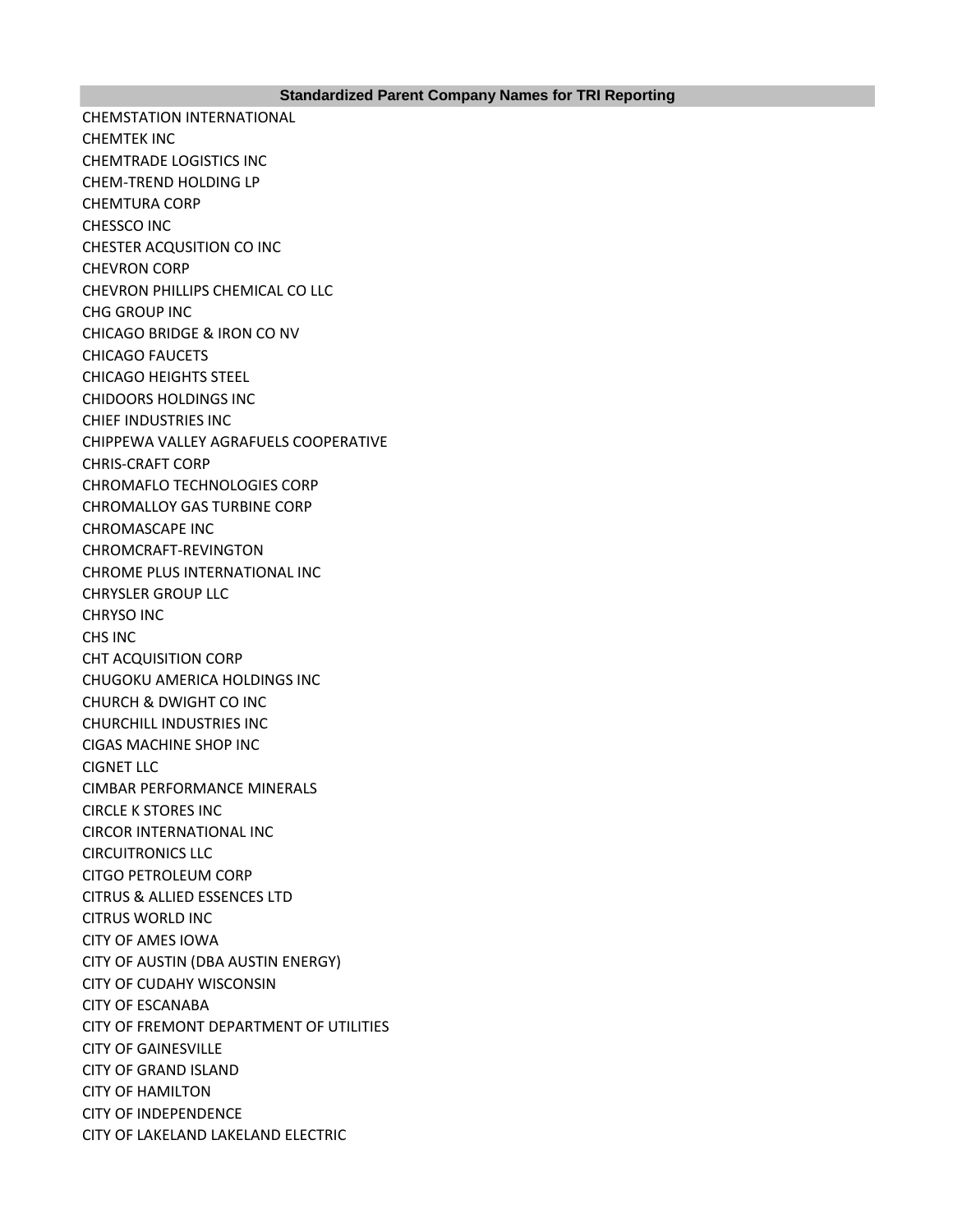| Standardized Parent Company Names for TRI Reporting |
| --- |
| CHEMSTATION INTERNATIONAL |
| CHEMTEK INC |
| CHEMTRADE LOGISTICS INC |
| CHEM-TREND HOLDING LP |
| CHEMTURA CORP |
| CHESSCO INC |
| CHESTER ACQUSITION CO INC |
| CHEVRON CORP |
| CHEVRON PHILLIPS CHEMICAL CO LLC |
| CHG GROUP INC |
| CHICAGO BRIDGE & IRON CO NV |
| CHICAGO FAUCETS |
| CHICAGO HEIGHTS STEEL |
| CHIDOORS HOLDINGS INC |
| CHIEF INDUSTRIES INC |
| CHIPPEWA VALLEY AGRAFUELS COOPERATIVE |
| CHRIS-CRAFT CORP |
| CHROMAFLO TECHNOLOGIES CORP |
| CHROMALLOY GAS TURBINE CORP |
| CHROMASCAPE INC |
| CHROMCRAFT-REVINGTON |
| CHROME PLUS INTERNATIONAL INC |
| CHRYSLER GROUP LLC |
| CHRYSO INC |
| CHS INC |
| CHT ACQUISITION CORP |
| CHUGOKU AMERICA HOLDINGS INC |
| CHURCH & DWIGHT CO INC |
| CHURCHILL INDUSTRIES INC |
| CIGAS MACHINE SHOP INC |
| CIGNET LLC |
| CIMBAR PERFORMANCE MINERALS |
| CIRCLE K STORES INC |
| CIRCOR INTERNATIONAL INC |
| CIRCUITRONICS LLC |
| CITGO PETROLEUM CORP |
| CITRUS & ALLIED ESSENCES LTD |
| CITRUS WORLD INC |
| CITY OF AMES IOWA |
| CITY OF AUSTIN (DBA AUSTIN ENERGY) |
| CITY OF CUDAHY WISCONSIN |
| CITY OF ESCANABA |
| CITY OF FREMONT DEPARTMENT OF UTILITIES |
| CITY OF GAINESVILLE |
| CITY OF GRAND ISLAND |
| CITY OF HAMILTON |
| CITY OF INDEPENDENCE |
| CITY OF LAKELAND LAKELAND ELECTRIC |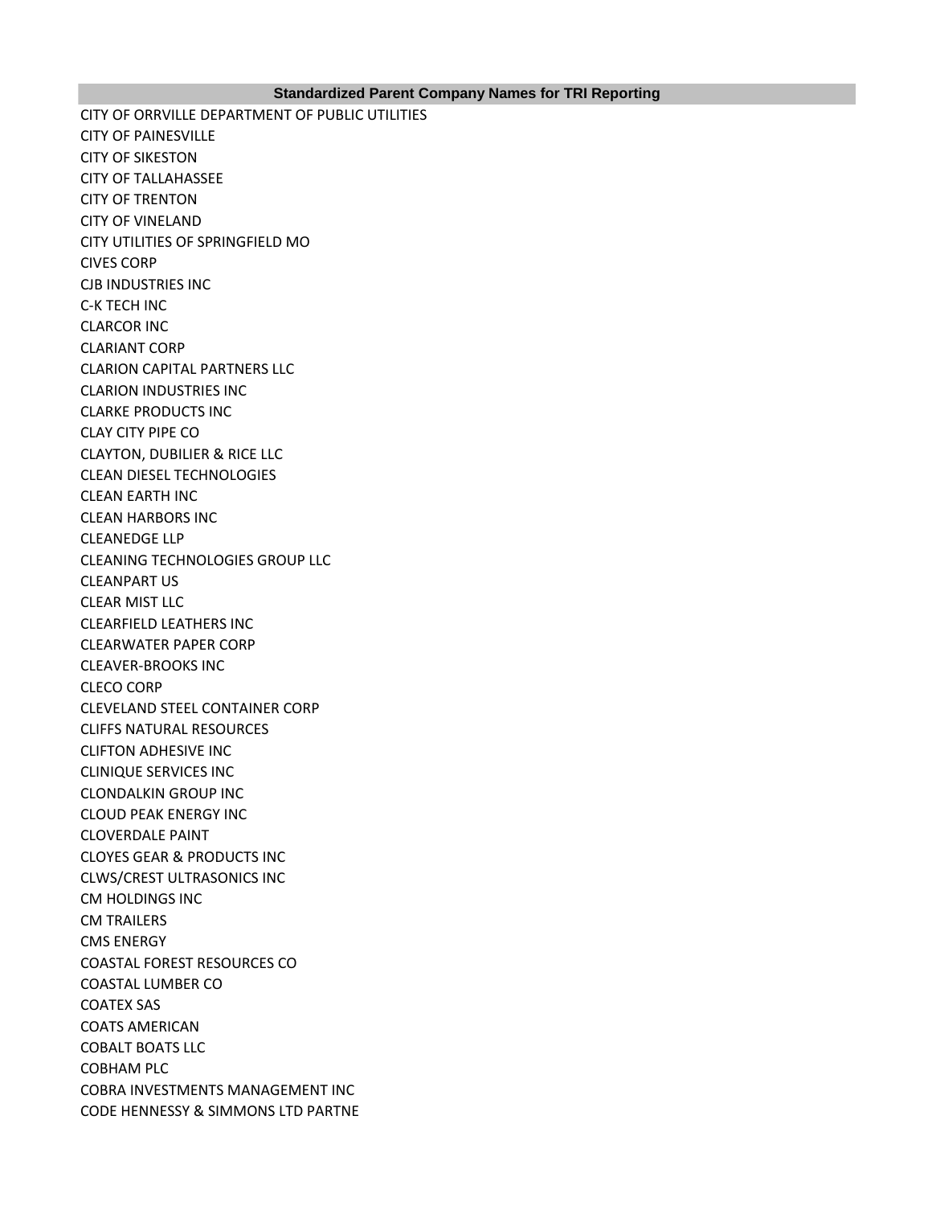| Standardized Parent Company Names for TRI Reporting |
| --- |
| CITY OF ORRVILLE DEPARTMENT OF PUBLIC UTILITIES |
| CITY OF PAINESVILLE |
| CITY OF SIKESTON |
| CITY OF TALLAHASSEE |
| CITY OF TRENTON |
| CITY OF VINELAND |
| CITY UTILITIES OF SPRINGFIELD MO |
| CIVES CORP |
| CJB INDUSTRIES INC |
| C-K TECH INC |
| CLARCOR INC |
| CLARIANT CORP |
| CLARION CAPITAL PARTNERS LLC |
| CLARION INDUSTRIES INC |
| CLARKE PRODUCTS INC |
| CLAY CITY PIPE CO |
| CLAYTON, DUBILIER & RICE LLC |
| CLEAN DIESEL TECHNOLOGIES |
| CLEAN EARTH INC |
| CLEAN HARBORS INC |
| CLEANEDGE LLP |
| CLEANING TECHNOLOGIES GROUP LLC |
| CLEANPART US |
| CLEAR MIST LLC |
| CLEARFIELD LEATHERS INC |
| CLEARWATER PAPER CORP |
| CLEAVER-BROOKS INC |
| CLECO CORP |
| CLEVELAND STEEL CONTAINER CORP |
| CLIFFS NATURAL RESOURCES |
| CLIFTON ADHESIVE INC |
| CLINIQUE SERVICES INC |
| CLONDALKIN GROUP INC |
| CLOUD PEAK ENERGY INC |
| CLOVERDALE PAINT |
| CLOYES GEAR & PRODUCTS INC |
| CLWS/CREST ULTRASONICS INC |
| CM HOLDINGS INC |
| CM TRAILERS |
| CMS ENERGY |
| COASTAL FOREST RESOURCES CO |
| COASTAL LUMBER CO |
| COATEX SAS |
| COATS AMERICAN |
| COBALT BOATS LLC |
| COBHAM PLC |
| COBRA INVESTMENTS MANAGEMENT INC |
| CODE HENNESSY & SIMMONS LTD PARTNE |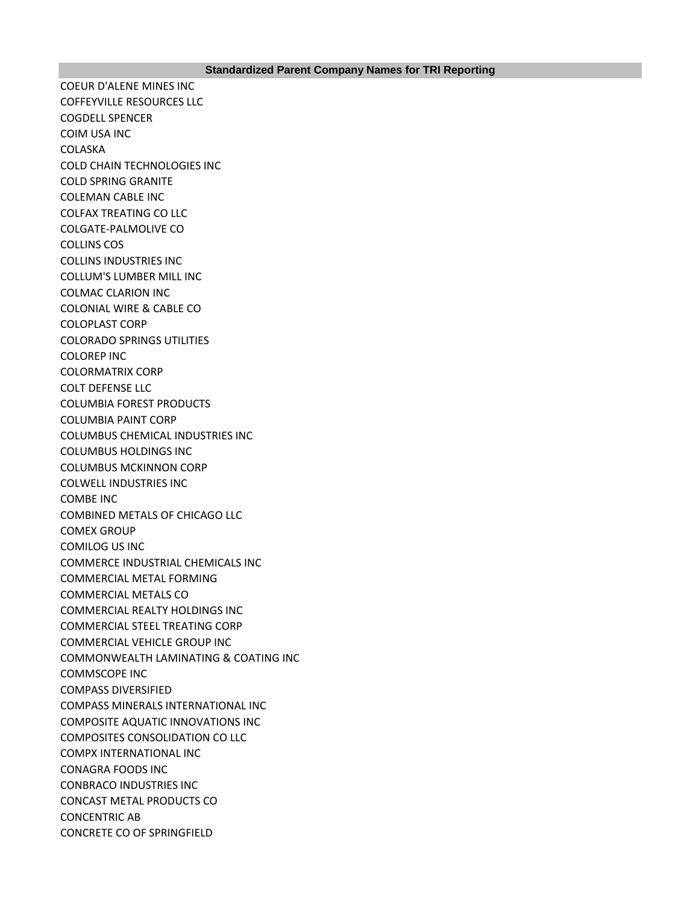| Standardized Parent Company Names for TRI Reporting |
| --- |
| COEUR D'ALENE MINES INC |
| COFFEYVILLE RESOURCES LLC |
| COGDELL SPENCER |
| COIM USA INC |
| COLASKA |
| COLD CHAIN TECHNOLOGIES INC |
| COLD SPRING GRANITE |
| COLEMAN CABLE INC |
| COLFAX TREATING CO LLC |
| COLGATE-PALMOLIVE CO |
| COLLINS COS |
| COLLINS INDUSTRIES INC |
| COLLUM'S LUMBER MILL INC |
| COLMAC CLARION INC |
| COLONIAL WIRE & CABLE CO |
| COLOPLAST CORP |
| COLORADO SPRINGS UTILITIES |
| COLOREP INC |
| COLORMATRIX CORP |
| COLT DEFENSE LLC |
| COLUMBIA FOREST PRODUCTS |
| COLUMBIA PAINT CORP |
| COLUMBUS CHEMICAL INDUSTRIES INC |
| COLUMBUS HOLDINGS INC |
| COLUMBUS MCKINNON CORP |
| COLWELL INDUSTRIES INC |
| COMBE INC |
| COMBINED METALS OF CHICAGO LLC |
| COMEX GROUP |
| COMILOG US INC |
| COMMERCE INDUSTRIAL CHEMICALS INC |
| COMMERCIAL METAL FORMING |
| COMMERCIAL METALS CO |
| COMMERCIAL REALTY HOLDINGS INC |
| COMMERCIAL STEEL TREATING CORP |
| COMMERCIAL VEHICLE GROUP INC |
| COMMONWEALTH LAMINATING & COATING INC |
| COMMSCOPE INC |
| COMPASS DIVERSIFIED |
| COMPASS MINERALS INTERNATIONAL INC |
| COMPOSITE AQUATIC INNOVATIONS INC |
| COMPOSITES CONSOLIDATION CO LLC |
| COMPX INTERNATIONAL INC |
| CONAGRA FOODS INC |
| CONBRACO INDUSTRIES INC |
| CONCAST METAL PRODUCTS CO |
| CONCENTRIC AB |
| CONCRETE CO OF SPRINGFIELD |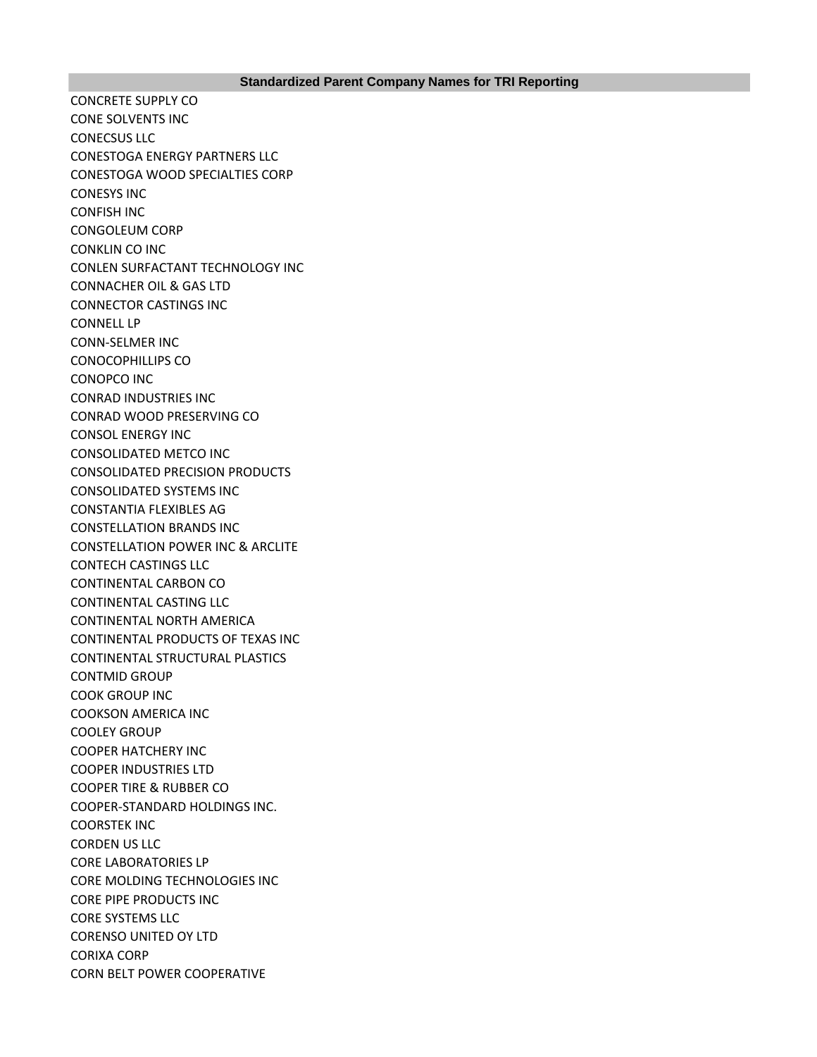| Standardized Parent Company Names for TRI Reporting |
|---|
| CONCRETE SUPPLY CO |
| CONE SOLVENTS INC |
| CONECSUS LLC |
| CONESTOGA ENERGY PARTNERS LLC |
| CONESTOGA WOOD SPECIALTIES CORP |
| CONESYS INC |
| CONFISH INC |
| CONGOLEUM CORP |
| CONKLIN CO INC |
| CONLEN SURFACTANT TECHNOLOGY INC |
| CONNACHER OIL & GAS LTD |
| CONNECTOR CASTINGS INC |
| CONNELL LP |
| CONN-SELMER INC |
| CONOCOPHILLIPS CO |
| CONOPCO INC |
| CONRAD INDUSTRIES INC |
| CONRAD WOOD PRESERVING CO |
| CONSOL ENERGY INC |
| CONSOLIDATED METCO INC |
| CONSOLIDATED PRECISION PRODUCTS |
| CONSOLIDATED SYSTEMS INC |
| CONSTANTIA FLEXIBLES AG |
| CONSTELLATION BRANDS INC |
| CONSTELLATION POWER INC & ARCLITE |
| CONTECH CASTINGS LLC |
| CONTINENTAL CARBON CO |
| CONTINENTAL CASTING LLC |
| CONTINENTAL NORTH AMERICA |
| CONTINENTAL PRODUCTS OF TEXAS INC |
| CONTINENTAL STRUCTURAL PLASTICS |
| CONTMID GROUP |
| COOK GROUP INC |
| COOKSON AMERICA INC |
| COOLEY GROUP |
| COOPER HATCHERY INC |
| COOPER INDUSTRIES LTD |
| COOPER TIRE & RUBBER CO |
| COOPER-STANDARD HOLDINGS INC. |
| COORSTEK INC |
| CORDEN US LLC |
| CORE LABORATORIES LP |
| CORE MOLDING TECHNOLOGIES INC |
| CORE PIPE PRODUCTS INC |
| CORE SYSTEMS LLC |
| CORENSO UNITED OY LTD |
| CORIXA CORP |
| CORN BELT POWER COOPERATIVE |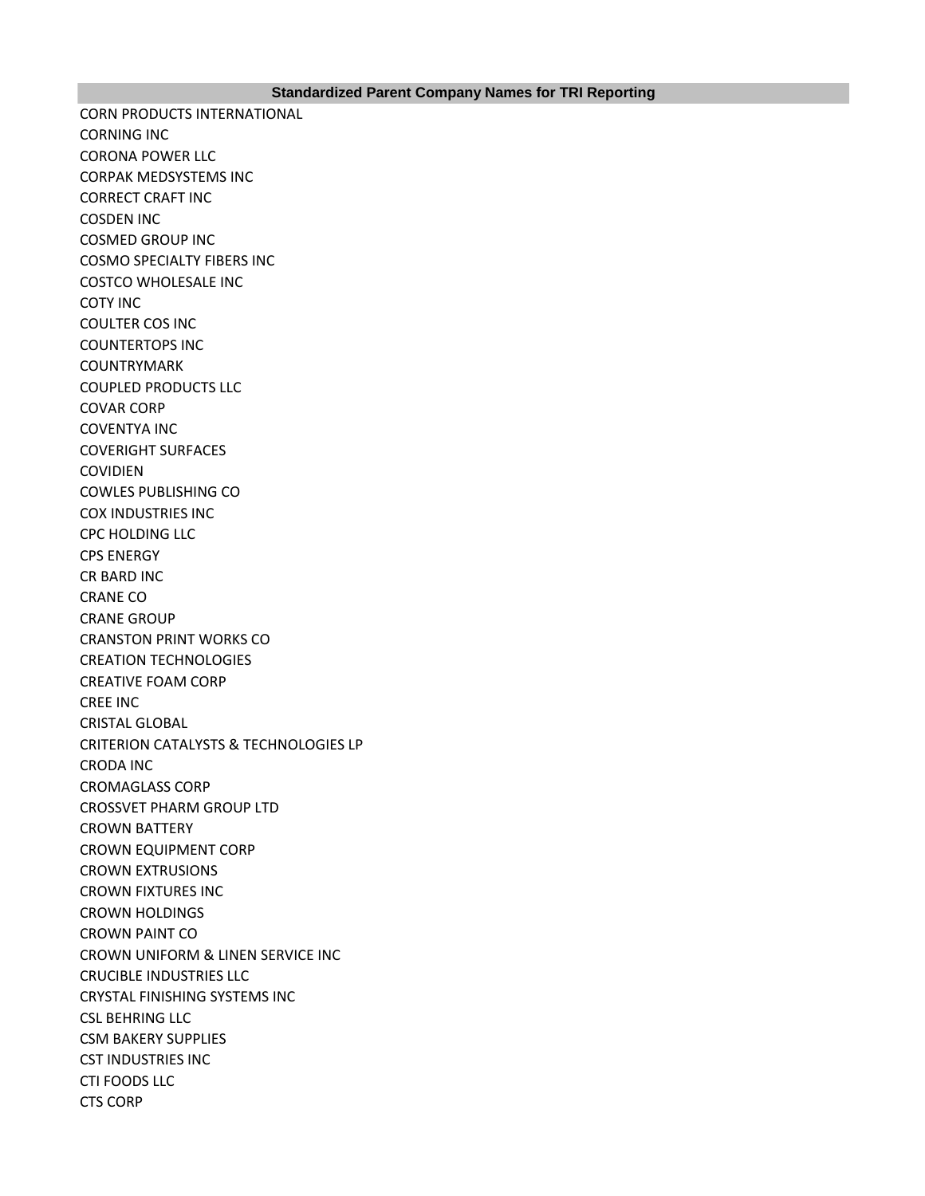| Standardized Parent Company Names for TRI Reporting |
| --- |
| CORN PRODUCTS INTERNATIONAL |
| CORNING INC |
| CORONA POWER LLC |
| CORPAK MEDSYSTEMS INC |
| CORRECT CRAFT INC |
| COSDEN INC |
| COSMED GROUP INC |
| COSMO SPECIALTY FIBERS INC |
| COSTCO WHOLESALE INC |
| COTY INC |
| COULTER COS INC |
| COUNTERTOPS INC |
| COUNTRYMARK |
| COUPLED PRODUCTS LLC |
| COVAR CORP |
| COVENTYA INC |
| COVERIGHT SURFACES |
| COVIDIEN |
| COWLES PUBLISHING CO |
| COX INDUSTRIES INC |
| CPC HOLDING LLC |
| CPS ENERGY |
| CR BARD INC |
| CRANE CO |
| CRANE GROUP |
| CRANSTON PRINT WORKS CO |
| CREATION TECHNOLOGIES |
| CREATIVE FOAM CORP |
| CREE INC |
| CRISTAL GLOBAL |
| CRITERION CATALYSTS & TECHNOLOGIES LP |
| CRODA INC |
| CROMAGLASS CORP |
| CROSSVET PHARM GROUP LTD |
| CROWN BATTERY |
| CROWN EQUIPMENT CORP |
| CROWN EXTRUSIONS |
| CROWN FIXTURES INC |
| CROWN HOLDINGS |
| CROWN PAINT CO |
| CROWN UNIFORM & LINEN SERVICE INC |
| CRUCIBLE INDUSTRIES LLC |
| CRYSTAL FINISHING SYSTEMS INC |
| CSL BEHRING LLC |
| CSM BAKERY SUPPLIES |
| CST INDUSTRIES INC |
| CTI FOODS LLC |
| CTS CORP |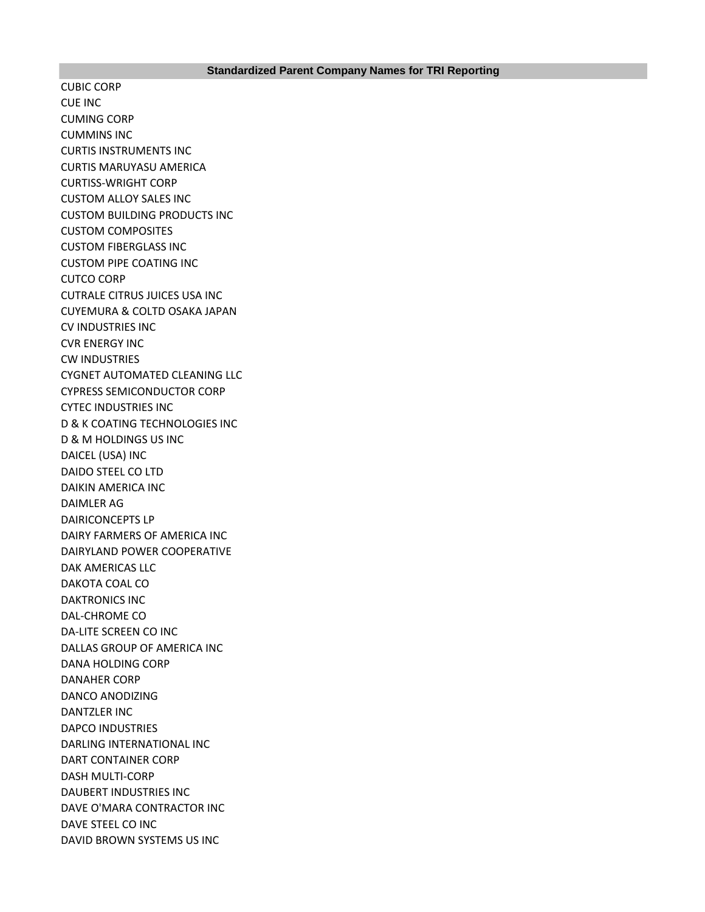| Standardized Parent Company Names for TRI Reporting |
| --- |
| CUBIC CORP |
| CUE INC |
| CUMING CORP |
| CUMMINS INC |
| CURTIS INSTRUMENTS INC |
| CURTIS MARUYASU AMERICA |
| CURTISS-WRIGHT CORP |
| CUSTOM ALLOY SALES INC |
| CUSTOM BUILDING PRODUCTS INC |
| CUSTOM COMPOSITES |
| CUSTOM FIBERGLASS INC |
| CUSTOM PIPE COATING INC |
| CUTCO CORP |
| CUTRALE CITRUS JUICES USA INC |
| CUYEMURA & COLTD OSAKA JAPAN |
| CV INDUSTRIES INC |
| CVR ENERGY INC |
| CW INDUSTRIES |
| CYGNET AUTOMATED CLEANING LLC |
| CYPRESS SEMICONDUCTOR CORP |
| CYTEC INDUSTRIES INC |
| D & K COATING TECHNOLOGIES INC |
| D & M HOLDINGS US INC |
| DAICEL (USA) INC |
| DAIDO STEEL CO LTD |
| DAIKIN AMERICA INC |
| DAIMLER AG |
| DAIRICONCEPTS LP |
| DAIRY FARMERS OF AMERICA INC |
| DAIRYLAND POWER COOPERATIVE |
| DAK AMERICAS LLC |
| DAKOTA COAL CO |
| DAKTRONICS INC |
| DAL-CHROME CO |
| DA-LITE SCREEN CO INC |
| DALLAS GROUP OF AMERICA INC |
| DANA HOLDING CORP |
| DANAHER CORP |
| DANCO ANODIZING |
| DANTZLER INC |
| DAPCO INDUSTRIES |
| DARLING INTERNATIONAL INC |
| DART CONTAINER CORP |
| DASH MULTI-CORP |
| DAUBERT INDUSTRIES INC |
| DAVE O'MARA CONTRACTOR INC |
| DAVE STEEL CO INC |
| DAVID BROWN SYSTEMS US INC |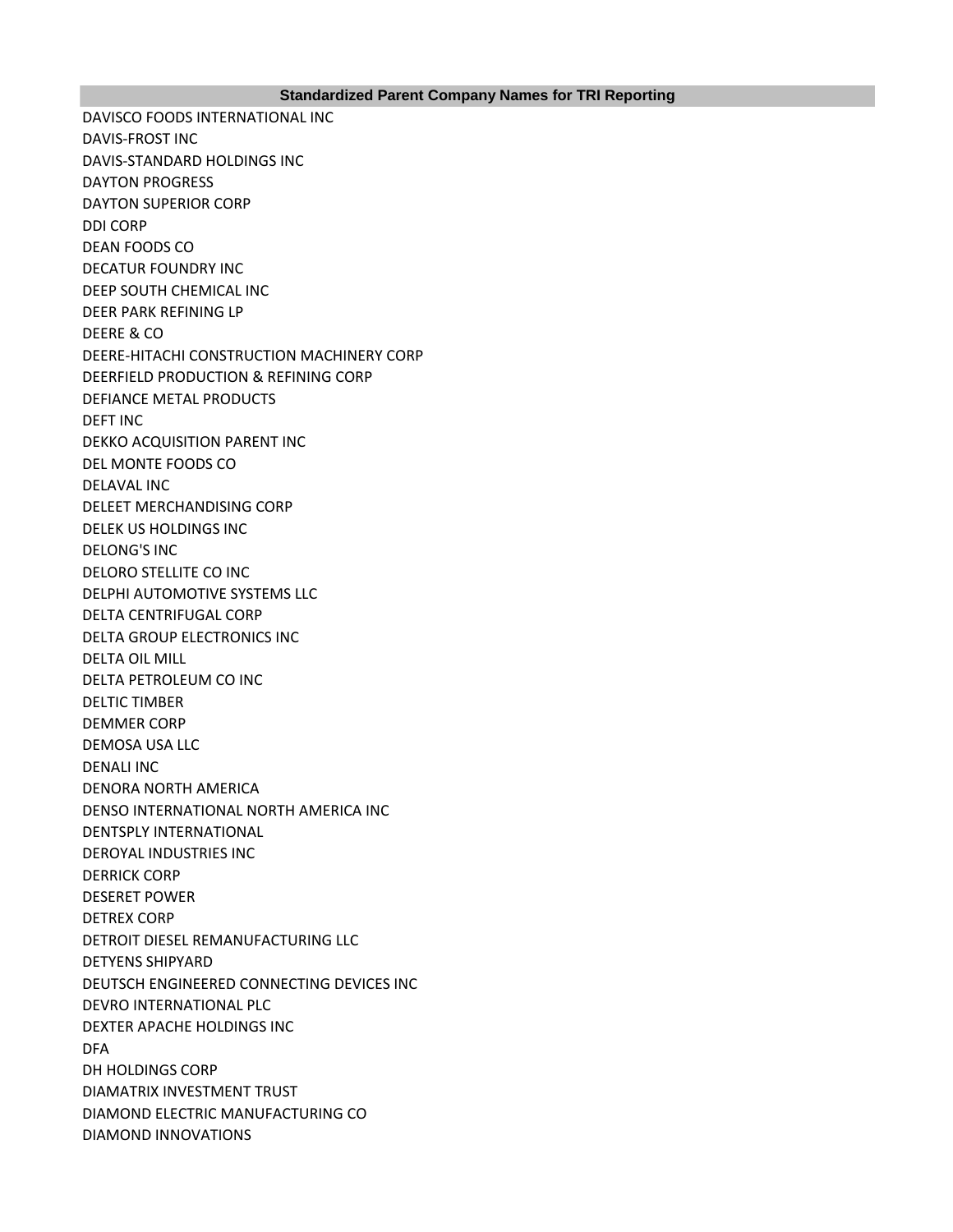| Standardized Parent Company Names for TRI Reporting |
| --- |
| DAVISCO FOODS INTERNATIONAL INC |
| DAVIS-FROST INC |
| DAVIS-STANDARD HOLDINGS INC |
| DAYTON PROGRESS |
| DAYTON SUPERIOR CORP |
| DDI CORP |
| DEAN FOODS CO |
| DECATUR FOUNDRY INC |
| DEEP SOUTH CHEMICAL INC |
| DEER PARK REFINING LP |
| DEERE & CO |
| DEERE-HITACHI CONSTRUCTION MACHINERY CORP |
| DEERFIELD PRODUCTION & REFINING CORP |
| DEFIANCE METAL PRODUCTS |
| DEFT INC |
| DEKKO ACQUISITION PARENT INC |
| DEL MONTE FOODS CO |
| DELAVAL INC |
| DELEET MERCHANDISING CORP |
| DELEK US HOLDINGS INC |
| DELONG'S INC |
| DELORO STELLITE CO INC |
| DELPHI AUTOMOTIVE SYSTEMS LLC |
| DELTA CENTRIFUGAL CORP |
| DELTA GROUP ELECTRONICS INC |
| DELTA OIL MILL |
| DELTA PETROLEUM CO INC |
| DELTIC TIMBER |
| DEMMER CORP |
| DEMOSA USA LLC |
| DENALI INC |
| DENORA NORTH AMERICA |
| DENSO INTERNATIONAL NORTH AMERICA INC |
| DENTSPLY INTERNATIONAL |
| DEROYAL INDUSTRIES INC |
| DERRICK CORP |
| DESERET POWER |
| DETREX CORP |
| DETROIT DIESEL REMANUFACTURING LLC |
| DETYENS SHIPYARD |
| DEUTSCH ENGINEERED CONNECTING DEVICES INC |
| DEVRO INTERNATIONAL PLC |
| DEXTER APACHE HOLDINGS INC |
| DFA |
| DH HOLDINGS CORP |
| DIAMATRIX INVESTMENT TRUST |
| DIAMOND ELECTRIC MANUFACTURING CO |
| DIAMOND INNOVATIONS |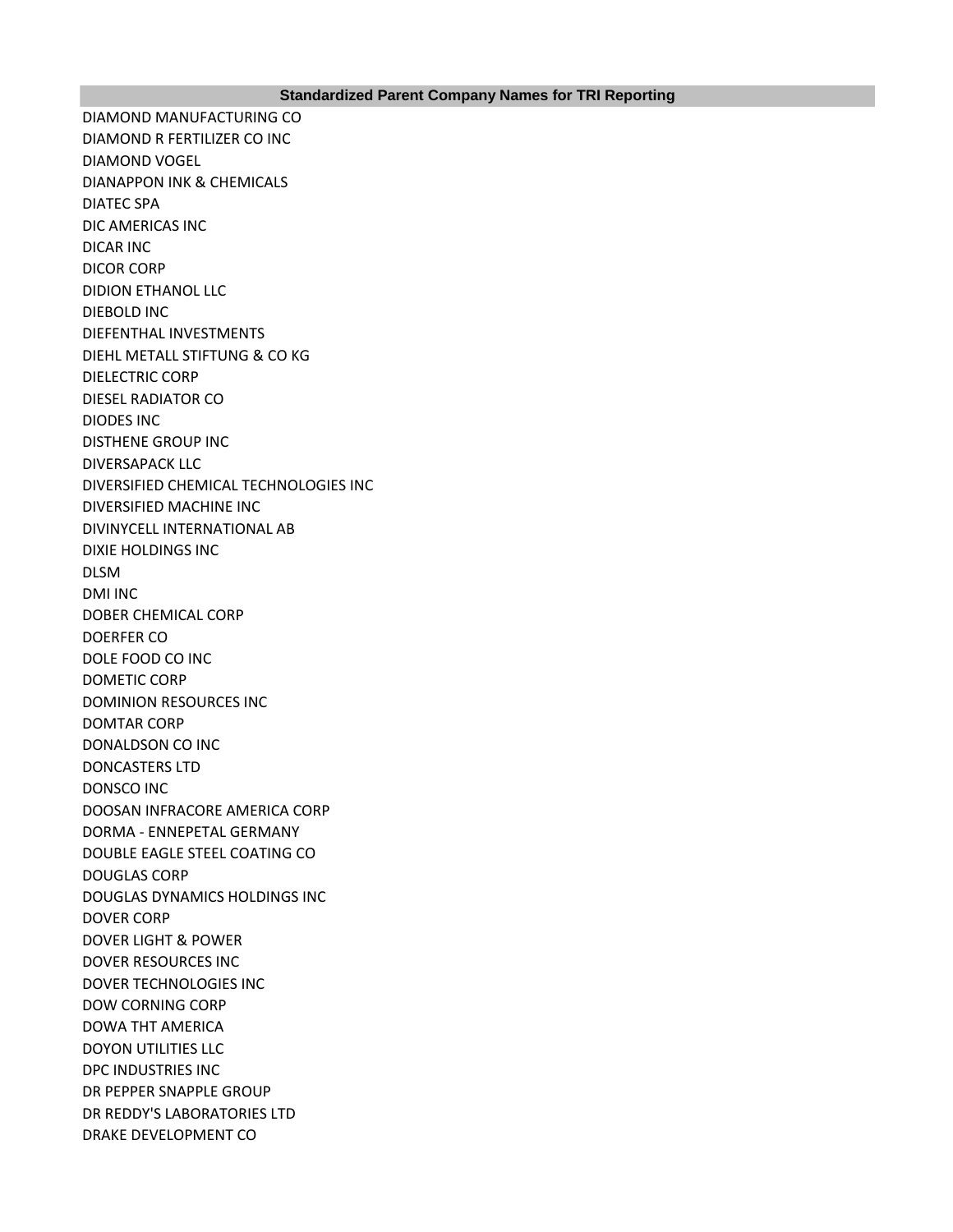| Standardized Parent Company Names for TRI Reporting |
|---|
| DIAMOND MANUFACTURING CO |
| DIAMOND R FERTILIZER CO INC |
| DIAMOND VOGEL |
| DIANAPPON INK & CHEMICALS |
| DIATEC SPA |
| DIC AMERICAS INC |
| DICAR INC |
| DICOR CORP |
| DIDION ETHANOL LLC |
| DIEBOLD INC |
| DIEFENTHAL INVESTMENTS |
| DIEHL METALL STIFTUNG & CO KG |
| DIELECTRIC CORP |
| DIESEL RADIATOR CO |
| DIODES INC |
| DISTHENE GROUP INC |
| DIVERSAPACK LLC |
| DIVERSIFIED CHEMICAL TECHNOLOGIES INC |
| DIVERSIFIED MACHINE INC |
| DIVINYCELL INTERNATIONAL AB |
| DIXIE HOLDINGS INC |
| DLSM |
| DMI INC |
| DOBER CHEMICAL CORP |
| DOERFER CO |
| DOLE FOOD CO INC |
| DOMETIC CORP |
| DOMINION RESOURCES INC |
| DOMTAR CORP |
| DONALDSON CO INC |
| DONCASTERS LTD |
| DONSCO INC |
| DOOSAN INFRACORE AMERICA CORP |
| DORMA - ENNEPETAL GERMANY |
| DOUBLE EAGLE STEEL COATING CO |
| DOUGLAS CORP |
| DOUGLAS DYNAMICS HOLDINGS INC |
| DOVER CORP |
| DOVER LIGHT & POWER |
| DOVER RESOURCES INC |
| DOVER TECHNOLOGIES INC |
| DOW CORNING CORP |
| DOWA THT AMERICA |
| DOYON UTILITIES LLC |
| DPC INDUSTRIES INC |
| DR PEPPER SNAPPLE GROUP |
| DR REDDY'S LABORATORIES LTD |
| DRAKE DEVELOPMENT CO |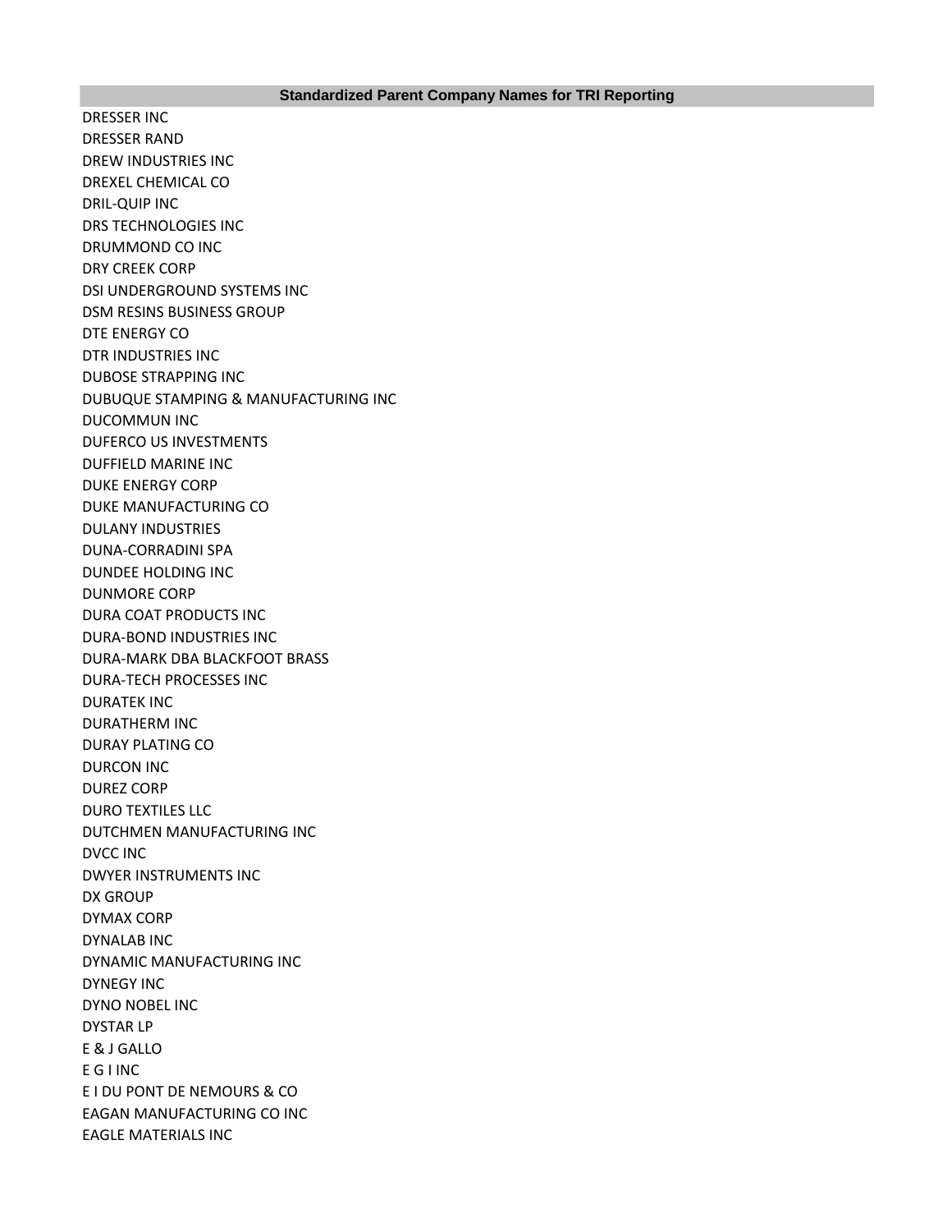| Standardized Parent Company Names for TRI Reporting |
| --- |
| DRESSER INC |
| DRESSER RAND |
| DREW INDUSTRIES INC |
| DREXEL CHEMICAL CO |
| DRIL-QUIP INC |
| DRS TECHNOLOGIES INC |
| DRUMMOND CO INC |
| DRY CREEK CORP |
| DSI UNDERGROUND SYSTEMS INC |
| DSM RESINS BUSINESS GROUP |
| DTE ENERGY CO |
| DTR INDUSTRIES INC |
| DUBOSE STRAPPING INC |
| DUBUQUE STAMPING & MANUFACTURING INC |
| DUCOMMUN INC |
| DUFERCO US INVESTMENTS |
| DUFFIELD MARINE INC |
| DUKE ENERGY CORP |
| DUKE MANUFACTURING CO |
| DULANY INDUSTRIES |
| DUNA-CORRADINI SPA |
| DUNDEE HOLDING INC |
| DUNMORE CORP |
| DURA COAT PRODUCTS INC |
| DURA-BOND INDUSTRIES INC |
| DURA-MARK DBA BLACKFOOT BRASS |
| DURA-TECH PROCESSES INC |
| DURATEK INC |
| DURATHERM INC |
| DURAY PLATING CO |
| DURCON INC |
| DUREZ CORP |
| DURO TEXTILES LLC |
| DUTCHMEN MANUFACTURING INC |
| DVCC INC |
| DWYER INSTRUMENTS INC |
| DX GROUP |
| DYMAX CORP |
| DYNALAB INC |
| DYNAMIC MANUFACTURING INC |
| DYNEGY INC |
| DYNO NOBEL INC |
| DYSTAR LP |
| E & J GALLO |
| E G I INC |
| E I DU PONT DE NEMOURS & CO |
| EAGAN MANUFACTURING CO INC |
| EAGLE MATERIALS INC |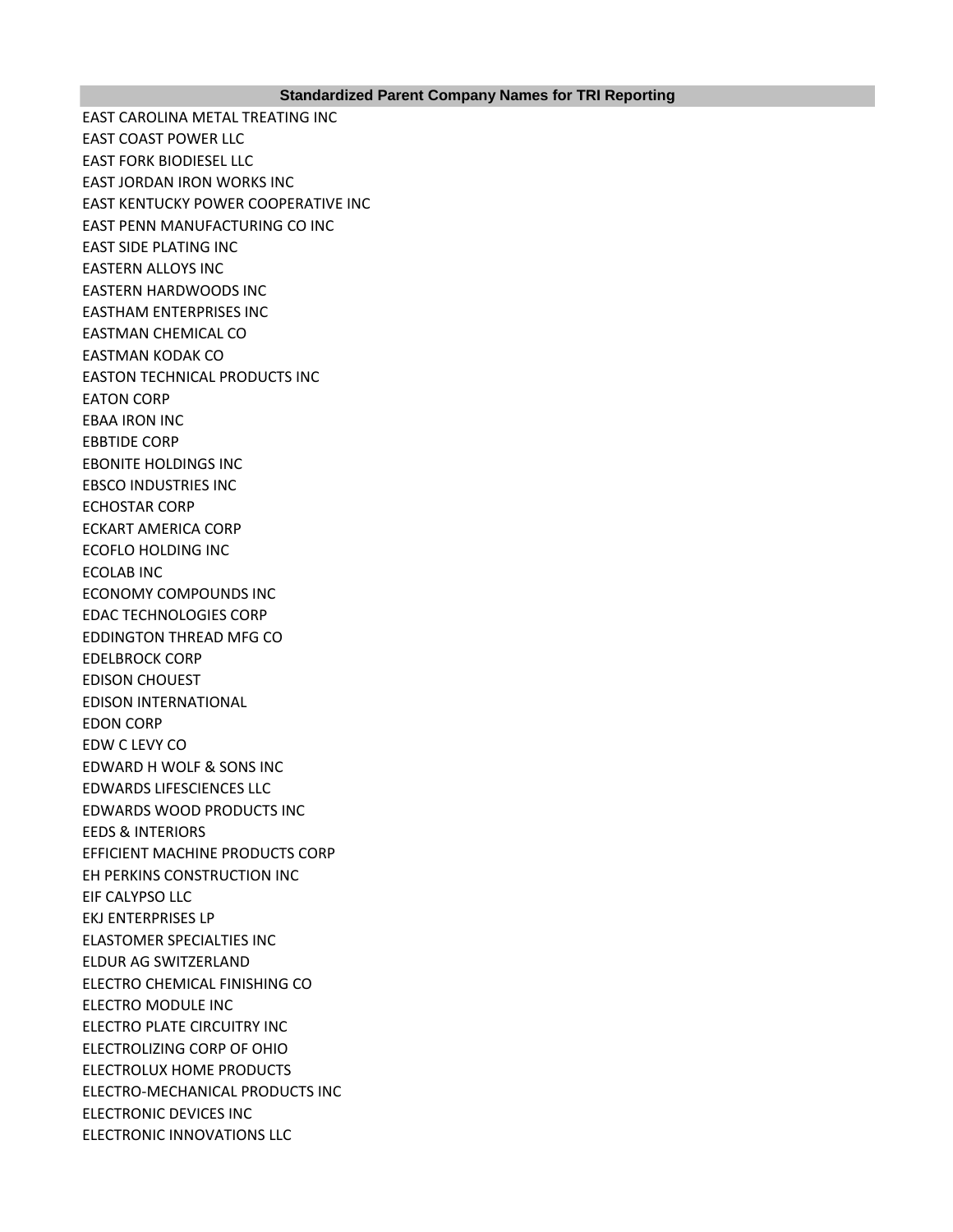| Standardized Parent Company Names for TRI Reporting |
| --- |
| EAST CAROLINA METAL TREATING INC |
| EAST COAST POWER LLC |
| EAST FORK BIODIESEL LLC |
| EAST JORDAN IRON WORKS INC |
| EAST KENTUCKY POWER COOPERATIVE INC |
| EAST PENN MANUFACTURING CO INC |
| EAST SIDE PLATING INC |
| EASTERN ALLOYS INC |
| EASTERN HARDWOODS INC |
| EASTHAM ENTERPRISES INC |
| EASTMAN CHEMICAL CO |
| EASTMAN KODAK CO |
| EASTON TECHNICAL PRODUCTS INC |
| EATON CORP |
| EBAA IRON INC |
| EBBTIDE CORP |
| EBONITE HOLDINGS INC |
| EBSCO INDUSTRIES INC |
| ECHOSTAR CORP |
| ECKART AMERICA CORP |
| ECOFLO HOLDING INC |
| ECOLAB INC |
| ECONOMY COMPOUNDS INC |
| EDAC TECHNOLOGIES CORP |
| EDDINGTON THREAD MFG CO |
| EDELBROCK CORP |
| EDISON CHOUEST |
| EDISON INTERNATIONAL |
| EDON CORP |
| EDW C LEVY CO |
| EDWARD H WOLF & SONS INC |
| EDWARDS LIFESCIENCES LLC |
| EDWARDS WOOD PRODUCTS INC |
| EEDS & INTERIORS |
| EFFICIENT MACHINE PRODUCTS CORP |
| EH PERKINS CONSTRUCTION INC |
| EIF CALYPSO LLC |
| EKJ ENTERPRISES LP |
| ELASTOMER SPECIALTIES INC |
| ELDUR AG SWITZERLAND |
| ELECTRO CHEMICAL FINISHING CO |
| ELECTRO MODULE INC |
| ELECTRO PLATE CIRCUITRY INC |
| ELECTROLIZING CORP OF OHIO |
| ELECTROLUX HOME PRODUCTS |
| ELECTRO-MECHANICAL PRODUCTS INC |
| ELECTRONIC DEVICES INC |
| ELECTRONIC INNOVATIONS LLC |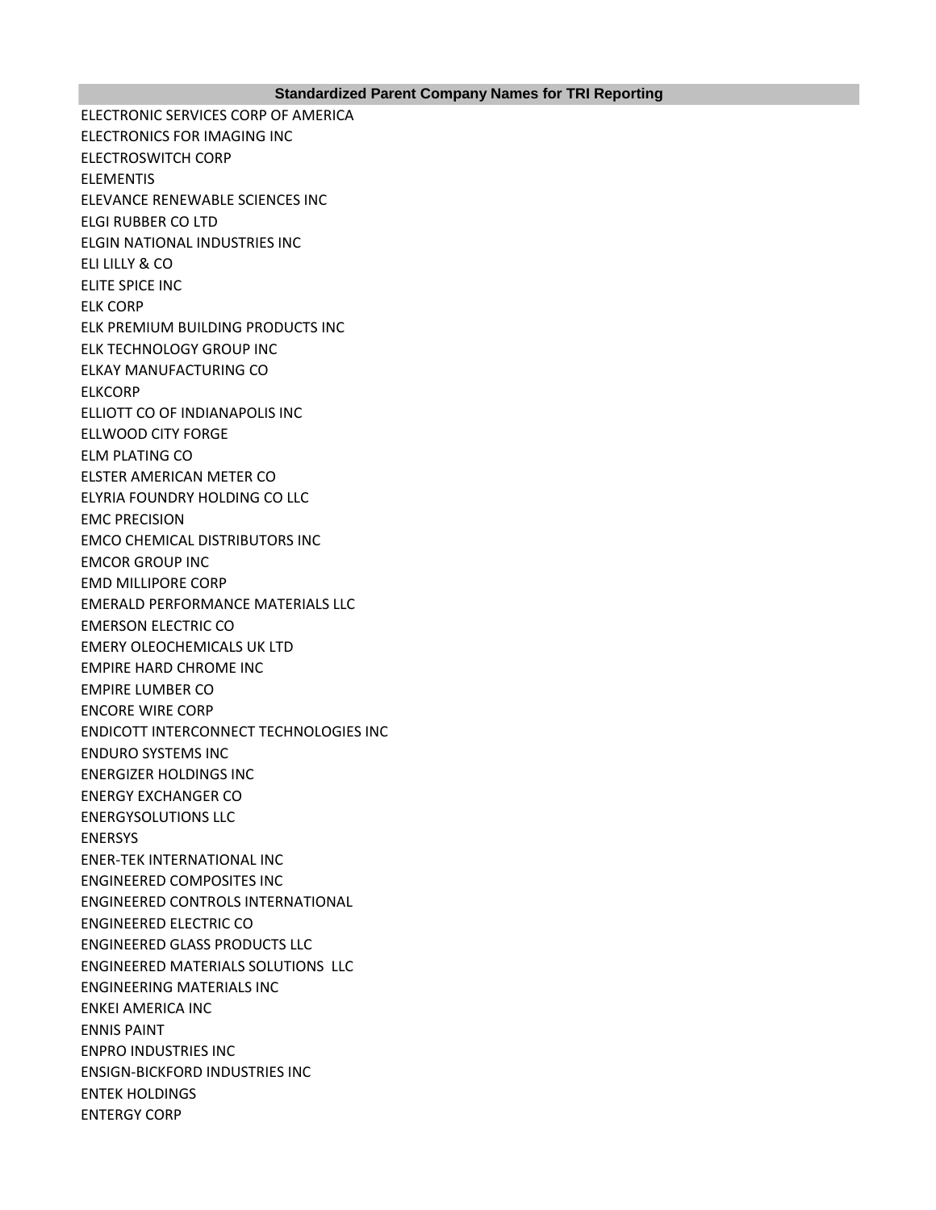| Standardized Parent Company Names for TRI Reporting |
|---|
| ELECTRONIC SERVICES CORP OF AMERICA |
| ELECTRONICS FOR IMAGING INC |
| ELECTROSWITCH CORP |
| ELEMENTIS |
| ELEVANCE RENEWABLE SCIENCES INC |
| ELGI RUBBER CO LTD |
| ELGIN NATIONAL INDUSTRIES INC |
| ELI LILLY & CO |
| ELITE SPICE INC |
| ELK CORP |
| ELK PREMIUM BUILDING PRODUCTS INC |
| ELK TECHNOLOGY GROUP INC |
| ELKAY MANUFACTURING CO |
| ELKCORP |
| ELLIOTT CO OF INDIANAPOLIS INC |
| ELLWOOD CITY FORGE |
| ELM PLATING CO |
| ELSTER AMERICAN METER CO |
| ELYRIA FOUNDRY HOLDING CO LLC |
| EMC PRECISION |
| EMCO CHEMICAL DISTRIBUTORS INC |
| EMCOR GROUP INC |
| EMD MILLIPORE CORP |
| EMERALD PERFORMANCE MATERIALS LLC |
| EMERSON ELECTRIC CO |
| EMERY OLEOCHEMICALS UK LTD |
| EMPIRE HARD CHROME INC |
| EMPIRE LUMBER CO |
| ENCORE WIRE CORP |
| ENDICOTT INTERCONNECT TECHNOLOGIES INC |
| ENDURO SYSTEMS INC |
| ENERGIZER HOLDINGS INC |
| ENERGY EXCHANGER CO |
| ENERGYSOLUTIONS LLC |
| ENERSYS |
| ENER-TEK INTERNATIONAL INC |
| ENGINEERED COMPOSITES INC |
| ENGINEERED CONTROLS INTERNATIONAL |
| ENGINEERED ELECTRIC CO |
| ENGINEERED GLASS PRODUCTS LLC |
| ENGINEERED MATERIALS SOLUTIONS LLC |
| ENGINEERING MATERIALS INC |
| ENKEI AMERICA INC |
| ENNIS PAINT |
| ENPRO INDUSTRIES INC |
| ENSIGN-BICKFORD INDUSTRIES INC |
| ENTEK HOLDINGS |
| ENTERGY CORP |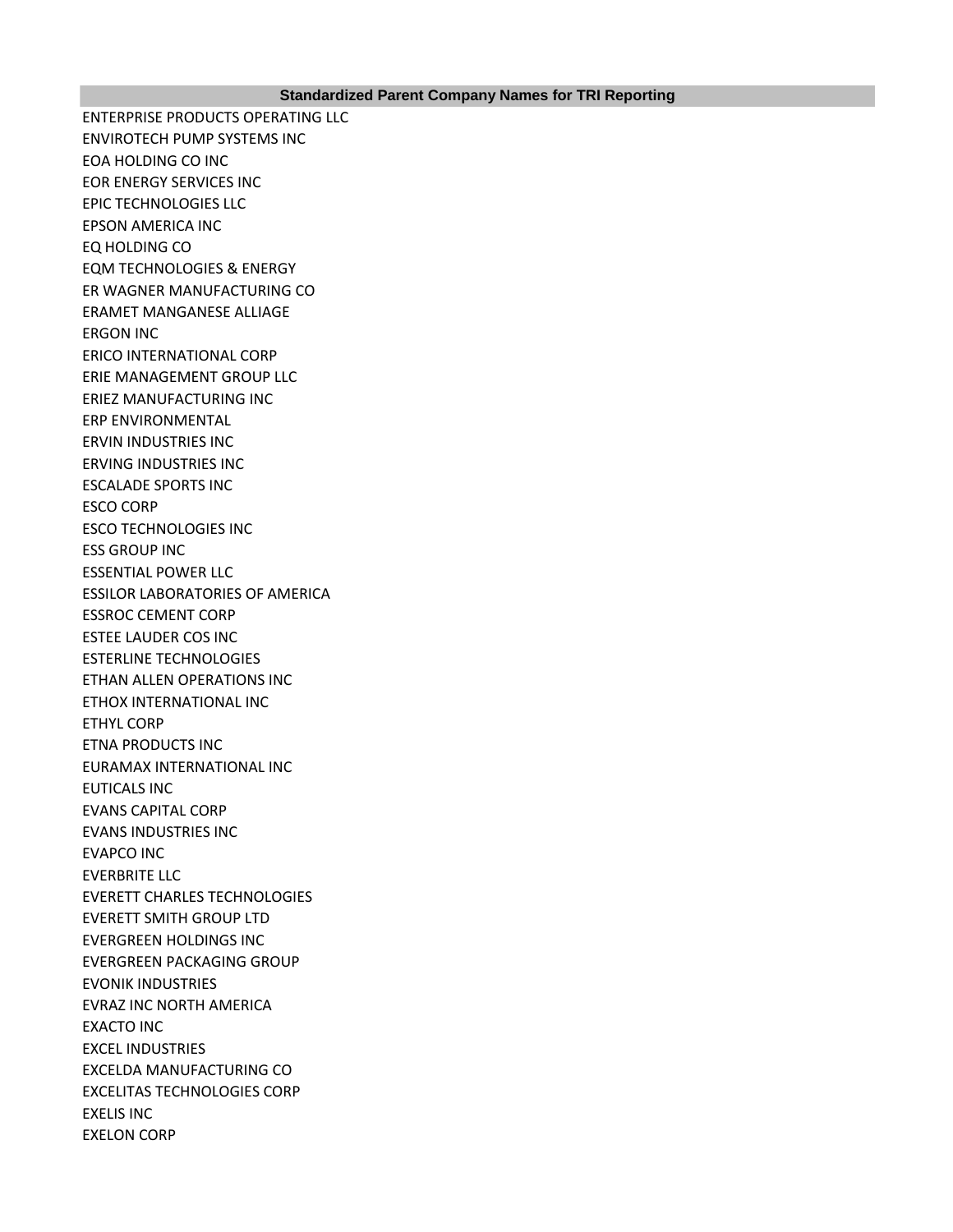| Standardized Parent Company Names for TRI Reporting |
|---|
| ENTERPRISE PRODUCTS OPERATING LLC |
| ENVIROTECH PUMP SYSTEMS INC |
| EOA HOLDING CO INC |
| EOR ENERGY SERVICES INC |
| EPIC TECHNOLOGIES LLC |
| EPSON AMERICA INC |
| EQ HOLDING CO |
| EQM TECHNOLOGIES & ENERGY |
| ER WAGNER MANUFACTURING CO |
| ERAMET MANGANESE ALLIAGE |
| ERGON INC |
| ERICO INTERNATIONAL CORP |
| ERIE MANAGEMENT GROUP LLC |
| ERIEZ MANUFACTURING INC |
| ERP ENVIRONMENTAL |
| ERVIN INDUSTRIES INC |
| ERVING INDUSTRIES INC |
| ESCALADE SPORTS INC |
| ESCO CORP |
| ESCO TECHNOLOGIES INC |
| ESS GROUP INC |
| ESSENTIAL POWER LLC |
| ESSILOR LABORATORIES OF AMERICA |
| ESSROC CEMENT CORP |
| ESTEE LAUDER COS INC |
| ESTERLINE TECHNOLOGIES |
| ETHAN ALLEN OPERATIONS INC |
| ETHOX INTERNATIONAL INC |
| ETHYL CORP |
| ETNA PRODUCTS INC |
| EURAMAX INTERNATIONAL INC |
| EUTICALS INC |
| EVANS CAPITAL CORP |
| EVANS INDUSTRIES INC |
| EVAPCO INC |
| EVERBRITE LLC |
| EVERETT CHARLES TECHNOLOGIES |
| EVERETT SMITH GROUP LTD |
| EVERGREEN HOLDINGS INC |
| EVERGREEN PACKAGING GROUP |
| EVONIK INDUSTRIES |
| EVRAZ INC NORTH AMERICA |
| EXACTO INC |
| EXCEL INDUSTRIES |
| EXCELDA MANUFACTURING CO |
| EXCELITAS TECHNOLOGIES CORP |
| EXELIS INC |
| EXELON CORP |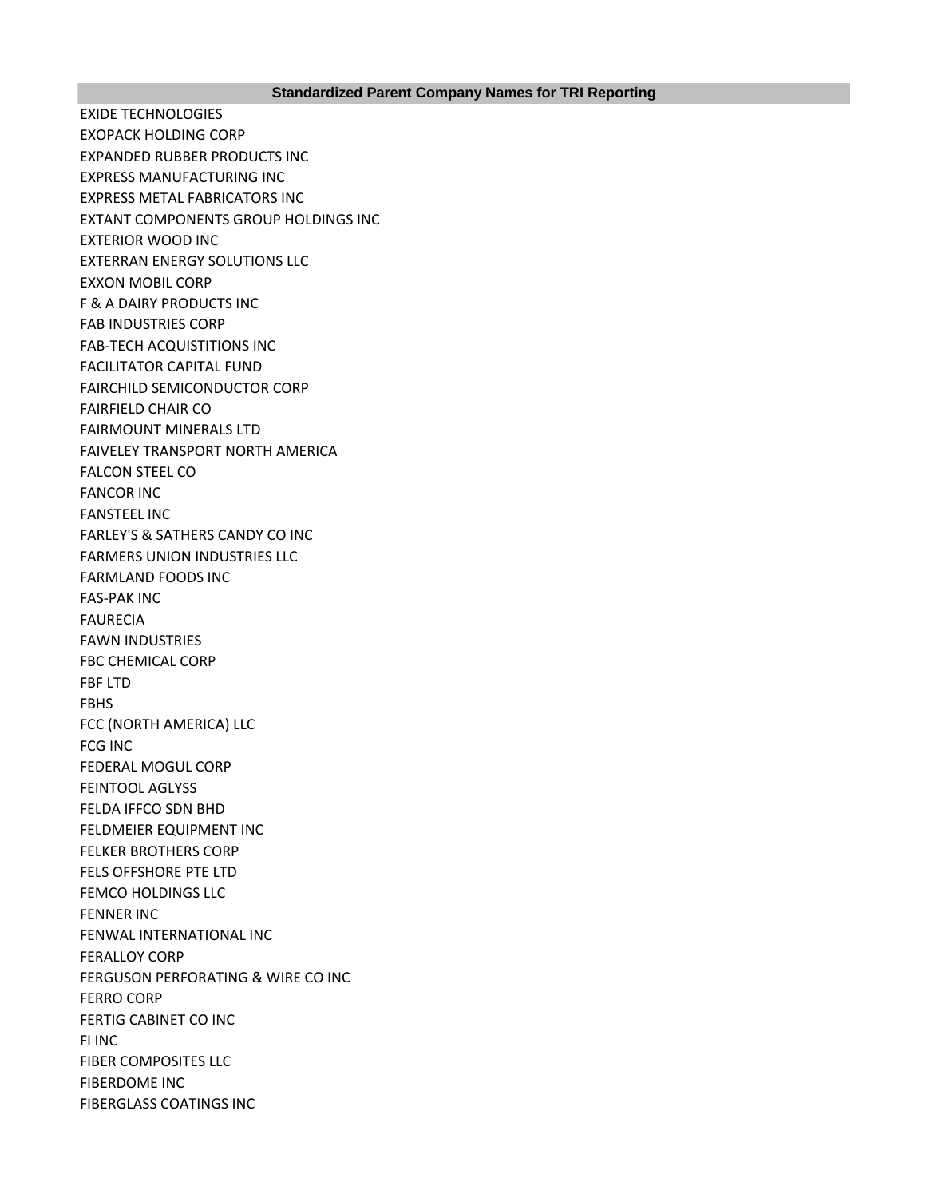| Standardized Parent Company Names for TRI Reporting |
| --- |
| EXIDE TECHNOLOGIES |
| EXOPACK HOLDING CORP |
| EXPANDED RUBBER PRODUCTS INC |
| EXPRESS MANUFACTURING INC |
| EXPRESS METAL FABRICATORS INC |
| EXTANT COMPONENTS GROUP HOLDINGS INC |
| EXTERIOR WOOD INC |
| EXTERRAN ENERGY SOLUTIONS LLC |
| EXXON MOBIL CORP |
| F & A DAIRY PRODUCTS INC |
| FAB INDUSTRIES CORP |
| FAB-TECH ACQUISTITIONS INC |
| FACILITATOR CAPITAL FUND |
| FAIRCHILD SEMICONDUCTOR CORP |
| FAIRFIELD CHAIR CO |
| FAIRMOUNT MINERALS LTD |
| FAIVELEY TRANSPORT NORTH AMERICA |
| FALCON STEEL CO |
| FANCOR INC |
| FANSTEEL INC |
| FARLEY'S & SATHERS CANDY CO INC |
| FARMERS UNION INDUSTRIES LLC |
| FARMLAND FOODS INC |
| FAS-PAK INC |
| FAURECIA |
| FAWN INDUSTRIES |
| FBC CHEMICAL CORP |
| FBF LTD |
| FBHS |
| FCC (NORTH AMERICA) LLC |
| FCG INC |
| FEDERAL MOGUL CORP |
| FEINTOOL AGLYSS |
| FELDA IFFCO SDN BHD |
| FELDMEIER EQUIPMENT INC |
| FELKER BROTHERS CORP |
| FELS OFFSHORE PTE LTD |
| FEMCO HOLDINGS LLC |
| FENNER INC |
| FENWAL INTERNATIONAL INC |
| FERALLOY CORP |
| FERGUSON PERFORATING & WIRE CO INC |
| FERRO CORP |
| FERTIG CABINET CO INC |
| FI INC |
| FIBER COMPOSITES LLC |
| FIBERDOME INC |
| FIBERGLASS COATINGS INC |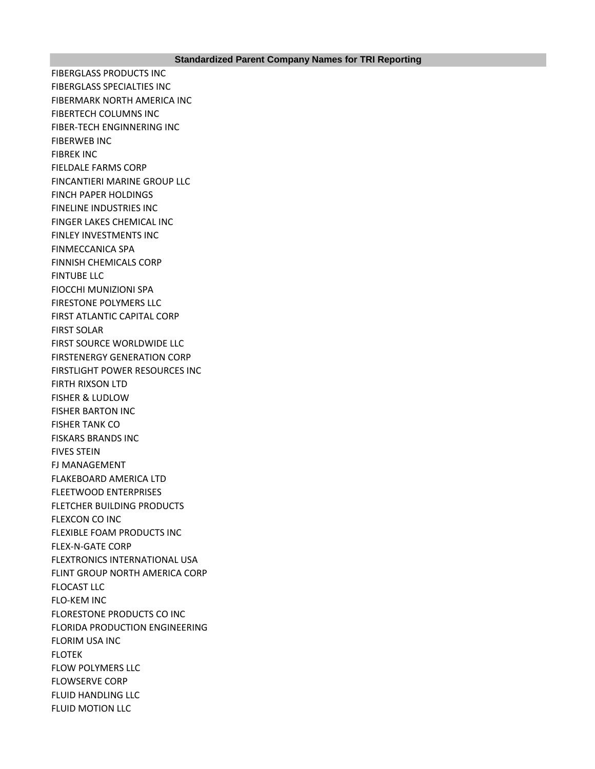| Standardized Parent Company Names for TRI Reporting |
| --- |
| FIBERGLASS PRODUCTS INC |
| FIBERGLASS SPECIALTIES INC |
| FIBERMARK NORTH AMERICA INC |
| FIBERTECH COLUMNS INC |
| FIBER-TECH ENGINNERING INC |
| FIBERWEB INC |
| FIBREK INC |
| FIELDALE FARMS CORP |
| FINCANTIERI MARINE GROUP LLC |
| FINCH PAPER HOLDINGS |
| FINELINE INDUSTRIES INC |
| FINGER LAKES CHEMICAL INC |
| FINLEY INVESTMENTS INC |
| FINMECCANICA SPA |
| FINNISH CHEMICALS CORP |
| FINTUBE LLC |
| FIOCCHI MUNIZIONI SPA |
| FIRESTONE POLYMERS LLC |
| FIRST ATLANTIC CAPITAL CORP |
| FIRST SOLAR |
| FIRST SOURCE WORLDWIDE LLC |
| FIRSTENERGY GENERATION CORP |
| FIRSTLIGHT POWER RESOURCES INC |
| FIRTH RIXSON LTD |
| FISHER & LUDLOW |
| FISHER BARTON INC |
| FISHER TANK CO |
| FISKARS BRANDS INC |
| FIVES STEIN |
| FJ MANAGEMENT |
| FLAKEBOARD AMERICA LTD |
| FLEETWOOD ENTERPRISES |
| FLETCHER BUILDING PRODUCTS |
| FLEXCON CO INC |
| FLEXIBLE FOAM PRODUCTS INC |
| FLEX-N-GATE CORP |
| FLEXTRONICS INTERNATIONAL USA |
| FLINT GROUP NORTH AMERICA CORP |
| FLOCAST LLC |
| FLO-KEM INC |
| FLORESTONE PRODUCTS CO INC |
| FLORIDA PRODUCTION ENGINEERING |
| FLORIM USA INC |
| FLOTEK |
| FLOW POLYMERS LLC |
| FLOWSERVE CORP |
| FLUID HANDLING LLC |
| FLUID MOTION LLC |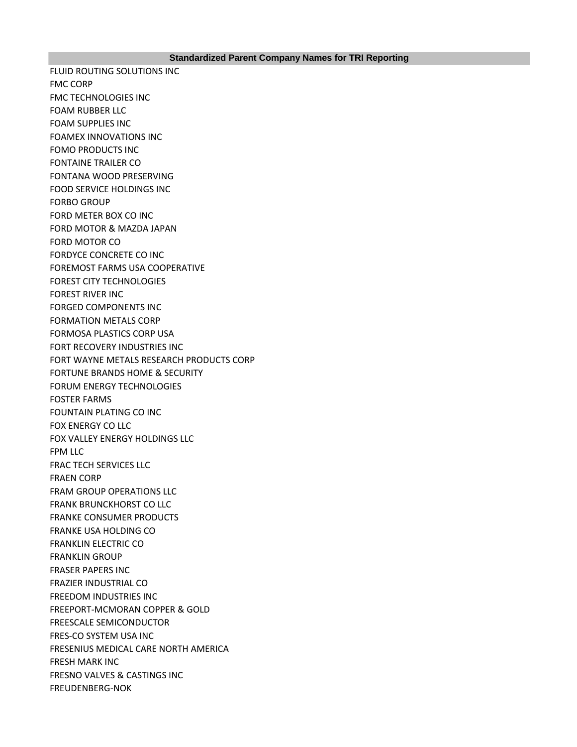| Standardized Parent Company Names for TRI Reporting |
|---|
| FLUID ROUTING SOLUTIONS INC |
| FMC CORP |
| FMC TECHNOLOGIES INC |
| FOAM RUBBER LLC |
| FOAM SUPPLIES INC |
| FOAMEX INNOVATIONS INC |
| FOMO PRODUCTS INC |
| FONTAINE TRAILER CO |
| FONTANA WOOD PRESERVING |
| FOOD SERVICE HOLDINGS INC |
| FORBO GROUP |
| FORD METER BOX CO INC |
| FORD MOTOR & MAZDA JAPAN |
| FORD MOTOR CO |
| FORDYCE CONCRETE CO INC |
| FOREMOST FARMS USA COOPERATIVE |
| FOREST CITY TECHNOLOGIES |
| FOREST RIVER INC |
| FORGED COMPONENTS INC |
| FORMATION METALS CORP |
| FORMOSA PLASTICS CORP USA |
| FORT RECOVERY INDUSTRIES INC |
| FORT WAYNE METALS RESEARCH PRODUCTS CORP |
| FORTUNE BRANDS HOME & SECURITY |
| FORUM ENERGY TECHNOLOGIES |
| FOSTER FARMS |
| FOUNTAIN PLATING CO INC |
| FOX ENERGY CO LLC |
| FOX VALLEY ENERGY HOLDINGS LLC |
| FPM LLC |
| FRAC TECH SERVICES LLC |
| FRAEN CORP |
| FRAM GROUP OPERATIONS LLC |
| FRANK BRUNCKHORST CO LLC |
| FRANKE CONSUMER PRODUCTS |
| FRANKE USA HOLDING CO |
| FRANKLIN ELECTRIC CO |
| FRANKLIN GROUP |
| FRASER PAPERS INC |
| FRAZIER INDUSTRIAL CO |
| FREEDOM INDUSTRIES INC |
| FREEPORT-MCMORAN COPPER & GOLD |
| FREESCALE SEMICONDUCTOR |
| FRES-CO SYSTEM USA INC |
| FRESENIUS MEDICAL CARE NORTH AMERICA |
| FRESH MARK INC |
| FRESNO VALVES & CASTINGS INC |
| FREUDENBERG-NOK |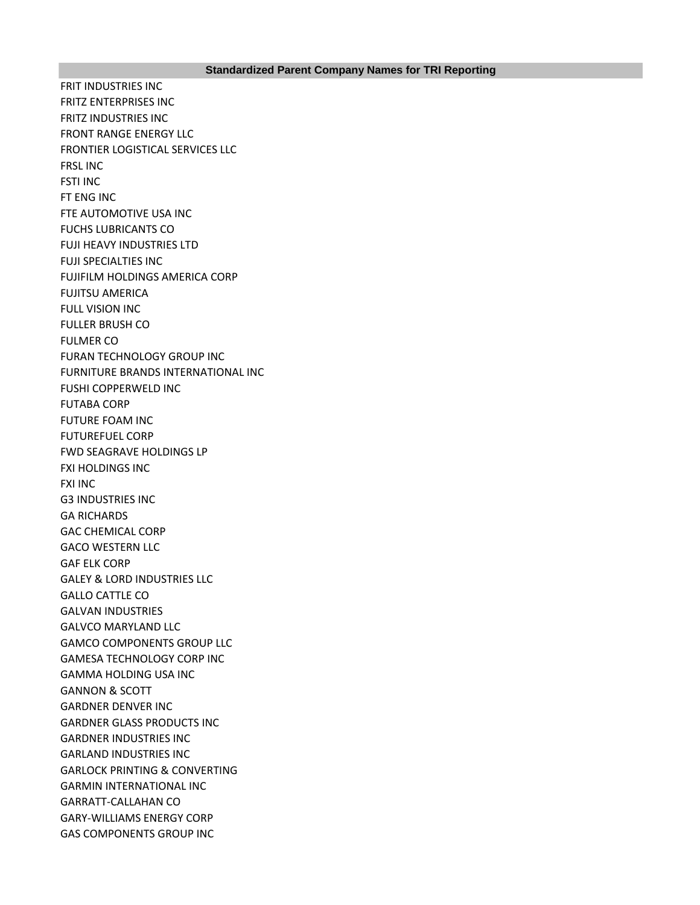| Standardized Parent Company Names for TRI Reporting |
|---|
| FRIT INDUSTRIES INC |
| FRITZ ENTERPRISES INC |
| FRITZ INDUSTRIES INC |
| FRONT RANGE ENERGY LLC |
| FRONTIER LOGISTICAL SERVICES LLC |
| FRSL INC |
| FSTI INC |
| FT ENG INC |
| FTE AUTOMOTIVE USA INC |
| FUCHS LUBRICANTS CO |
| FUJI HEAVY INDUSTRIES LTD |
| FUJI SPECIALTIES INC |
| FUJIFILM HOLDINGS AMERICA CORP |
| FUJITSU AMERICA |
| FULL VISION INC |
| FULLER BRUSH CO |
| FULMER CO |
| FURAN TECHNOLOGY GROUP INC |
| FURNITURE BRANDS INTERNATIONAL INC |
| FUSHI COPPERWELD INC |
| FUTABA CORP |
| FUTURE FOAM INC |
| FUTUREFUEL CORP |
| FWD SEAGRAVE HOLDINGS LP |
| FXI HOLDINGS INC |
| FXI INC |
| G3 INDUSTRIES INC |
| GA RICHARDS |
| GAC CHEMICAL CORP |
| GACO WESTERN LLC |
| GAF ELK CORP |
| GALEY & LORD INDUSTRIES LLC |
| GALLO CATTLE CO |
| GALVAN INDUSTRIES |
| GALVCO MARYLAND LLC |
| GAMCO COMPONENTS GROUP LLC |
| GAMESA TECHNOLOGY CORP INC |
| GAMMA HOLDING USA INC |
| GANNON & SCOTT |
| GARDNER DENVER INC |
| GARDNER GLASS PRODUCTS INC |
| GARDNER INDUSTRIES INC |
| GARLAND INDUSTRIES INC |
| GARLOCK PRINTING & CONVERTING |
| GARMIN INTERNATIONAL INC |
| GARRATT-CALLAHAN CO |
| GARY-WILLIAMS ENERGY CORP |
| GAS COMPONENTS GROUP INC |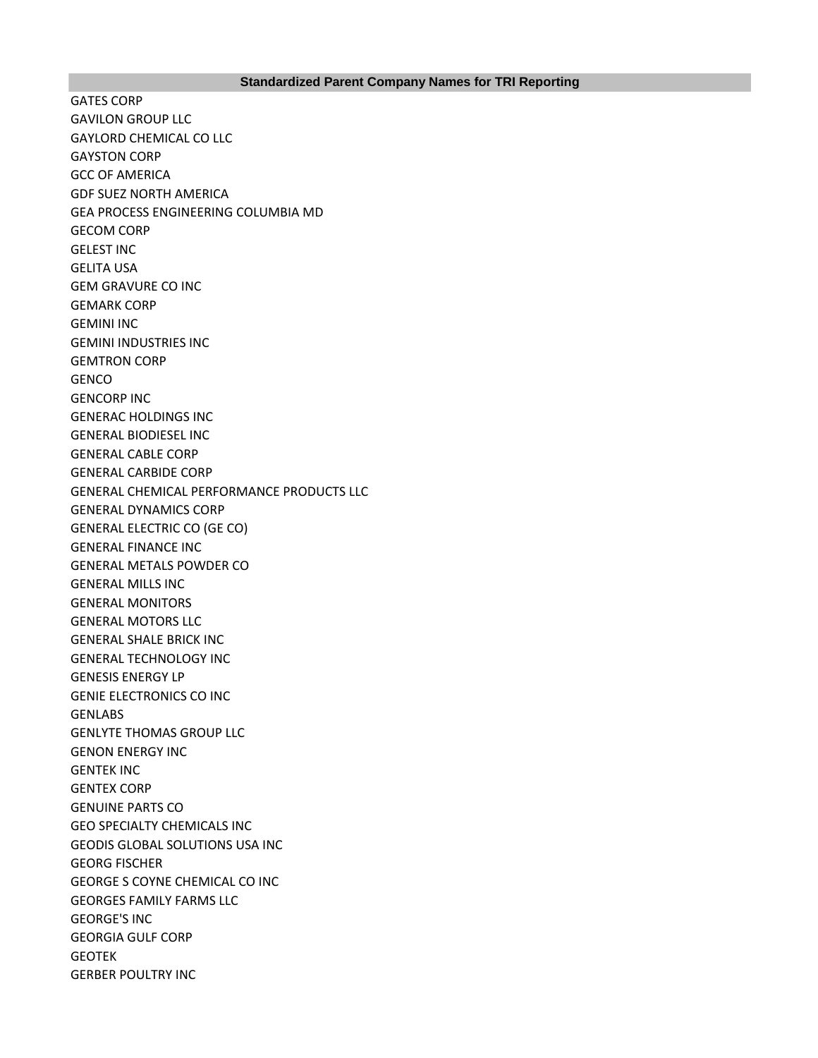| Standardized Parent Company Names for TRI Reporting |
|---|
| GATES CORP |
| GAVILON GROUP LLC |
| GAYLORD CHEMICAL CO LLC |
| GAYSTON CORP |
| GCC OF AMERICA |
| GDF SUEZ NORTH AMERICA |
| GEA PROCESS ENGINEERING COLUMBIA MD |
| GECOM CORP |
| GELEST INC |
| GELITA USA |
| GEM GRAVURE CO INC |
| GEMARK CORP |
| GEMINI INC |
| GEMINI INDUSTRIES INC |
| GEMTRON CORP |
| GENCO |
| GENCORP INC |
| GENERAC HOLDINGS INC |
| GENERAL BIODIESEL INC |
| GENERAL CABLE CORP |
| GENERAL CARBIDE CORP |
| GENERAL CHEMICAL PERFORMANCE PRODUCTS LLC |
| GENERAL DYNAMICS CORP |
| GENERAL ELECTRIC CO (GE CO) |
| GENERAL FINANCE INC |
| GENERAL METALS POWDER CO |
| GENERAL MILLS INC |
| GENERAL MONITORS |
| GENERAL MOTORS LLC |
| GENERAL SHALE BRICK INC |
| GENERAL TECHNOLOGY INC |
| GENESIS ENERGY LP |
| GENIE ELECTRONICS CO INC |
| GENLABS |
| GENLYTE THOMAS GROUP LLC |
| GENON ENERGY INC |
| GENTEK INC |
| GENTEX CORP |
| GENUINE PARTS CO |
| GEO SPECIALTY CHEMICALS INC |
| GEODIS GLOBAL SOLUTIONS USA INC |
| GEORG FISCHER |
| GEORGE S COYNE CHEMICAL CO INC |
| GEORGES FAMILY FARMS LLC |
| GEORGE'S INC |
| GEORGIA GULF CORP |
| GEOTEK |
| GERBER POULTRY INC |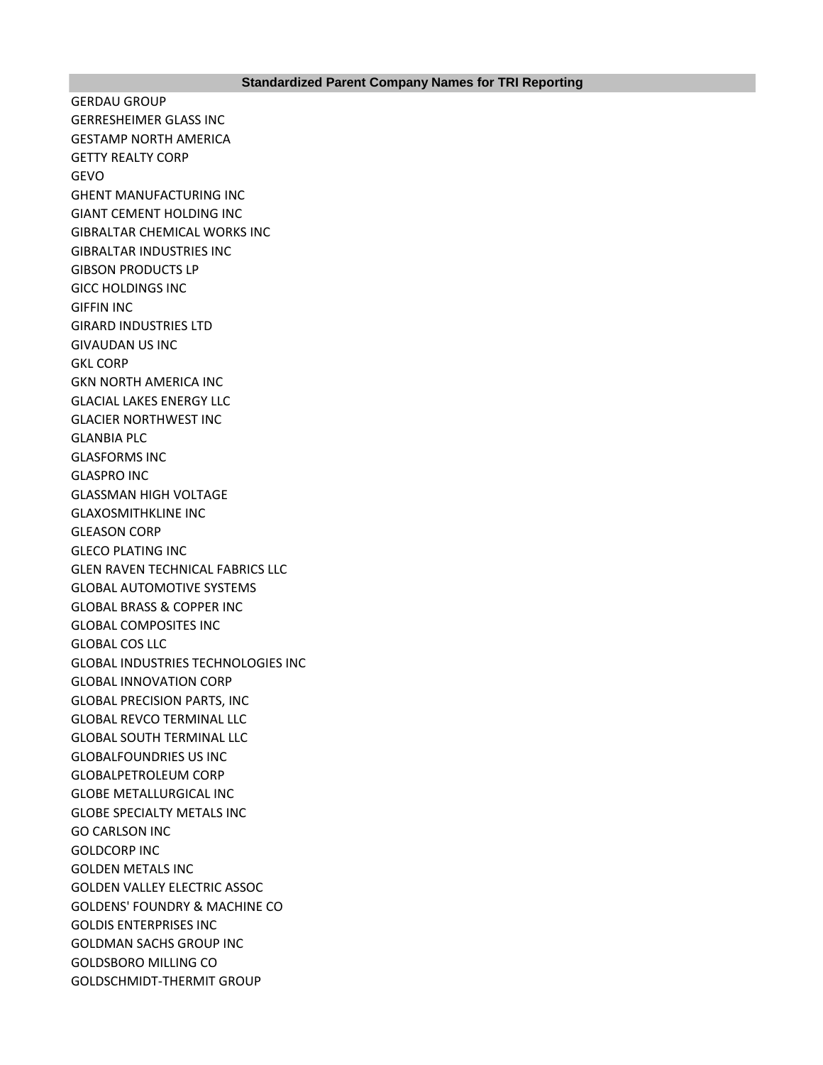| Standardized Parent Company Names for TRI Reporting |
| --- |
| GERDAU GROUP |
| GERRESHEIMER GLASS INC |
| GESTAMP NORTH AMERICA |
| GETTY REALTY CORP |
| GEVO |
| GHENT MANUFACTURING INC |
| GIANT CEMENT HOLDING INC |
| GIBRALTAR CHEMICAL WORKS INC |
| GIBRALTAR INDUSTRIES INC |
| GIBSON PRODUCTS LP |
| GICC HOLDINGS INC |
| GIFFIN INC |
| GIRARD INDUSTRIES LTD |
| GIVAUDAN US INC |
| GKL CORP |
| GKN NORTH AMERICA INC |
| GLACIAL LAKES ENERGY LLC |
| GLACIER NORTHWEST INC |
| GLANBIA PLC |
| GLASFORMS INC |
| GLASPRO INC |
| GLASSMAN HIGH VOLTAGE |
| GLAXOSMITHKLINE INC |
| GLEASON CORP |
| GLECO PLATING INC |
| GLEN RAVEN TECHNICAL FABRICS LLC |
| GLOBAL AUTOMOTIVE SYSTEMS |
| GLOBAL BRASS & COPPER INC |
| GLOBAL COMPOSITES INC |
| GLOBAL COS LLC |
| GLOBAL INDUSTRIES TECHNOLOGIES INC |
| GLOBAL INNOVATION CORP |
| GLOBAL PRECISION PARTS, INC |
| GLOBAL REVCO TERMINAL LLC |
| GLOBAL SOUTH TERMINAL LLC |
| GLOBALFOUNDRIES US INC |
| GLOBALPETROLEUM CORP |
| GLOBE METALLURGICAL INC |
| GLOBE SPECIALTY METALS INC |
| GO CARLSON INC |
| GOLDCORP INC |
| GOLDEN METALS INC |
| GOLDEN VALLEY ELECTRIC ASSOC |
| GOLDENS' FOUNDRY & MACHINE CO |
| GOLDIS ENTERPRISES INC |
| GOLDMAN SACHS GROUP INC |
| GOLDSBORO MILLING CO |
| GOLDSCHMIDT-THERMIT GROUP |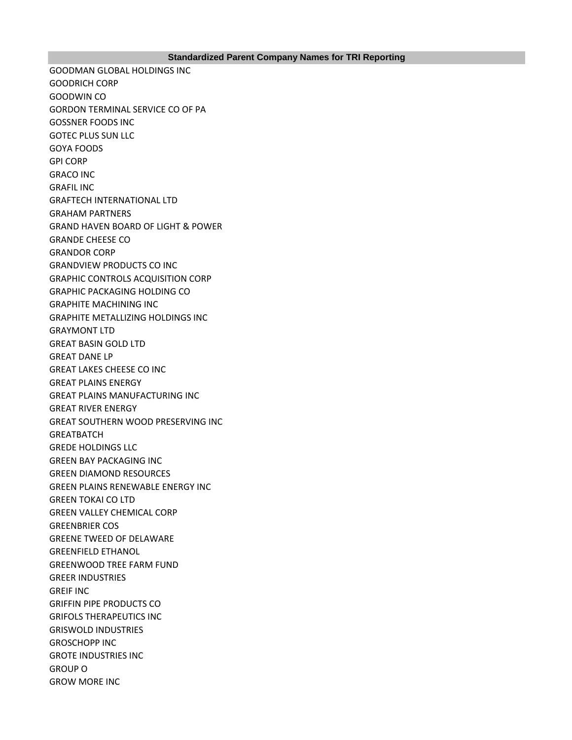| Standardized Parent Company Names for TRI Reporting |
| --- |
| GOODMAN GLOBAL HOLDINGS INC |
| GOODRICH CORP |
| GOODWIN CO |
| GORDON TERMINAL SERVICE CO OF PA |
| GOSSNER FOODS INC |
| GOTEC PLUS SUN LLC |
| GOYA FOODS |
| GPI CORP |
| GRACO INC |
| GRAFIL INC |
| GRAFTECH INTERNATIONAL LTD |
| GRAHAM PARTNERS |
| GRAND HAVEN BOARD OF LIGHT & POWER |
| GRANDE CHEESE CO |
| GRANDOR CORP |
| GRANDVIEW PRODUCTS CO INC |
| GRAPHIC CONTROLS ACQUISITION CORP |
| GRAPHIC PACKAGING HOLDING CO |
| GRAPHITE MACHINING INC |
| GRAPHITE METALLIZING HOLDINGS INC |
| GRAYMONT LTD |
| GREAT BASIN GOLD LTD |
| GREAT DANE LP |
| GREAT LAKES CHEESE CO INC |
| GREAT PLAINS ENERGY |
| GREAT PLAINS MANUFACTURING INC |
| GREAT RIVER ENERGY |
| GREAT SOUTHERN WOOD PRESERVING INC |
| GREATBATCH |
| GREDE HOLDINGS LLC |
| GREEN BAY PACKAGING INC |
| GREEN DIAMOND RESOURCES |
| GREEN PLAINS RENEWABLE ENERGY INC |
| GREEN TOKAI CO LTD |
| GREEN VALLEY CHEMICAL CORP |
| GREENBRIER COS |
| GREENE TWEED OF DELAWARE |
| GREENFIELD ETHANOL |
| GREENWOOD TREE FARM FUND |
| GREER INDUSTRIES |
| GREIF INC |
| GRIFFIN PIPE PRODUCTS CO |
| GRIFOLS THERAPEUTICS INC |
| GRISWOLD INDUSTRIES |
| GROSCHOPP INC |
| GROTE INDUSTRIES INC |
| GROUP O |
| GROW MORE INC |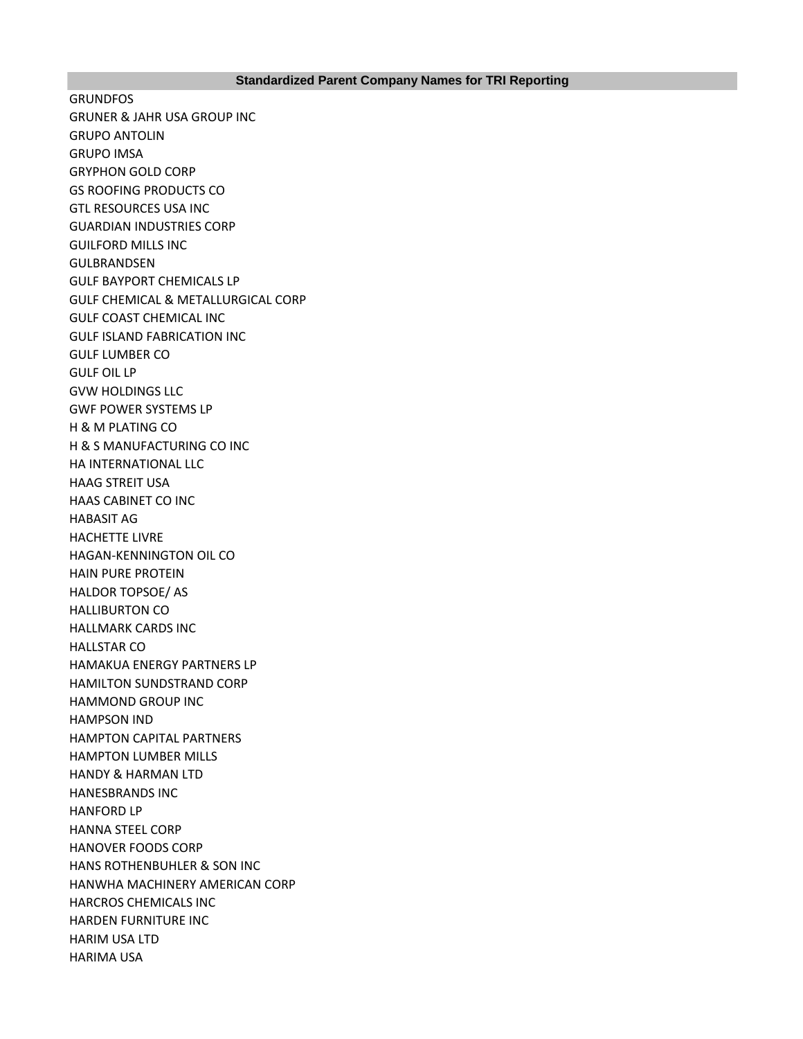| Standardized Parent Company Names for TRI Reporting |
| --- |
| GRUNDFOS |
| GRUNER & JAHR USA GROUP INC |
| GRUPO ANTOLIN |
| GRUPO IMSA |
| GRYPHON GOLD CORP |
| GS ROOFING PRODUCTS CO |
| GTL RESOURCES USA INC |
| GUARDIAN INDUSTRIES CORP |
| GUILFORD MILLS INC |
| GULBRANDSEN |
| GULF BAYPORT CHEMICALS LP |
| GULF CHEMICAL & METALLURGICAL CORP |
| GULF COAST CHEMICAL INC |
| GULF ISLAND FABRICATION INC |
| GULF LUMBER CO |
| GULF OIL LP |
| GVW HOLDINGS LLC |
| GWF POWER SYSTEMS LP |
| H & M PLATING CO |
| H & S MANUFACTURING CO INC |
| HA INTERNATIONAL LLC |
| HAAG STREIT USA |
| HAAS CABINET CO INC |
| HABASIT AG |
| HACHETTE LIVRE |
| HAGAN-KENNINGTON OIL CO |
| HAIN PURE PROTEIN |
| HALDOR TOPSOE/ AS |
| HALLIBURTON CO |
| HALLMARK CARDS INC |
| HALLSTAR CO |
| HAMAKUA ENERGY PARTNERS LP |
| HAMILTON SUNDSTRAND CORP |
| HAMMOND GROUP INC |
| HAMPSON IND |
| HAMPTON CAPITAL PARTNERS |
| HAMPTON LUMBER MILLS |
| HANDY & HARMAN LTD |
| HANESBRANDS INC |
| HANFORD LP |
| HANNA STEEL CORP |
| HANOVER FOODS CORP |
| HANS ROTHENBUHLER & SON INC |
| HANWHA MACHINERY AMERICAN CORP |
| HARCROS CHEMICALS INC |
| HARDEN FURNITURE INC |
| HARIM USA LTD |
| HARIMA USA |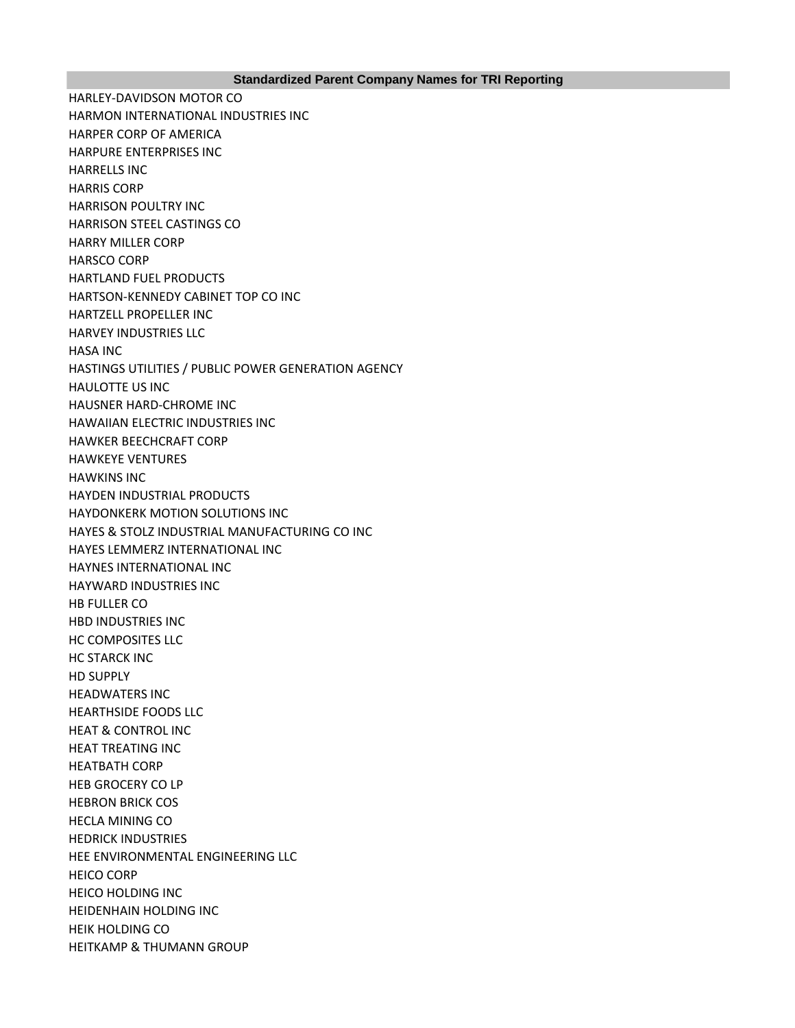| Standardized Parent Company Names for TRI Reporting |
|---|
| HARLEY-DAVIDSON MOTOR CO |
| HARMON INTERNATIONAL INDUSTRIES INC |
| HARPER CORP OF AMERICA |
| HARPURE ENTERPRISES INC |
| HARRELLS INC |
| HARRIS CORP |
| HARRISON POULTRY INC |
| HARRISON STEEL CASTINGS CO |
| HARRY MILLER CORP |
| HARSCO CORP |
| HARTLAND FUEL PRODUCTS |
| HARTSON-KENNEDY CABINET TOP CO INC |
| HARTZELL PROPELLER INC |
| HARVEY INDUSTRIES LLC |
| HASA INC |
| HASTINGS UTILITIES / PUBLIC POWER GENERATION AGENCY |
| HAULOTTE US INC |
| HAUSNER HARD-CHROME INC |
| HAWAIIAN ELECTRIC INDUSTRIES INC |
| HAWKER BEECHCRAFT CORP |
| HAWKEYE VENTURES |
| HAWKINS INC |
| HAYDEN INDUSTRIAL PRODUCTS |
| HAYDONKERK MOTION SOLUTIONS INC |
| HAYES & STOLZ INDUSTRIAL MANUFACTURING CO INC |
| HAYES LEMMERZ INTERNATIONAL INC |
| HAYNES INTERNATIONAL INC |
| HAYWARD INDUSTRIES INC |
| HB FULLER CO |
| HBD INDUSTRIES INC |
| HC COMPOSITES LLC |
| HC STARCK INC |
| HD SUPPLY |
| HEADWATERS INC |
| HEARTHSIDE FOODS LLC |
| HEAT & CONTROL INC |
| HEAT TREATING INC |
| HEATBATH CORP |
| HEB GROCERY CO LP |
| HEBRON BRICK COS |
| HECLA MINING CO |
| HEDRICK INDUSTRIES |
| HEE ENVIRONMENTAL ENGINEERING LLC |
| HEICO CORP |
| HEICO HOLDING INC |
| HEIDENHAIN HOLDING INC |
| HEIK HOLDING CO |
| HEITKAMP & THUMANN GROUP |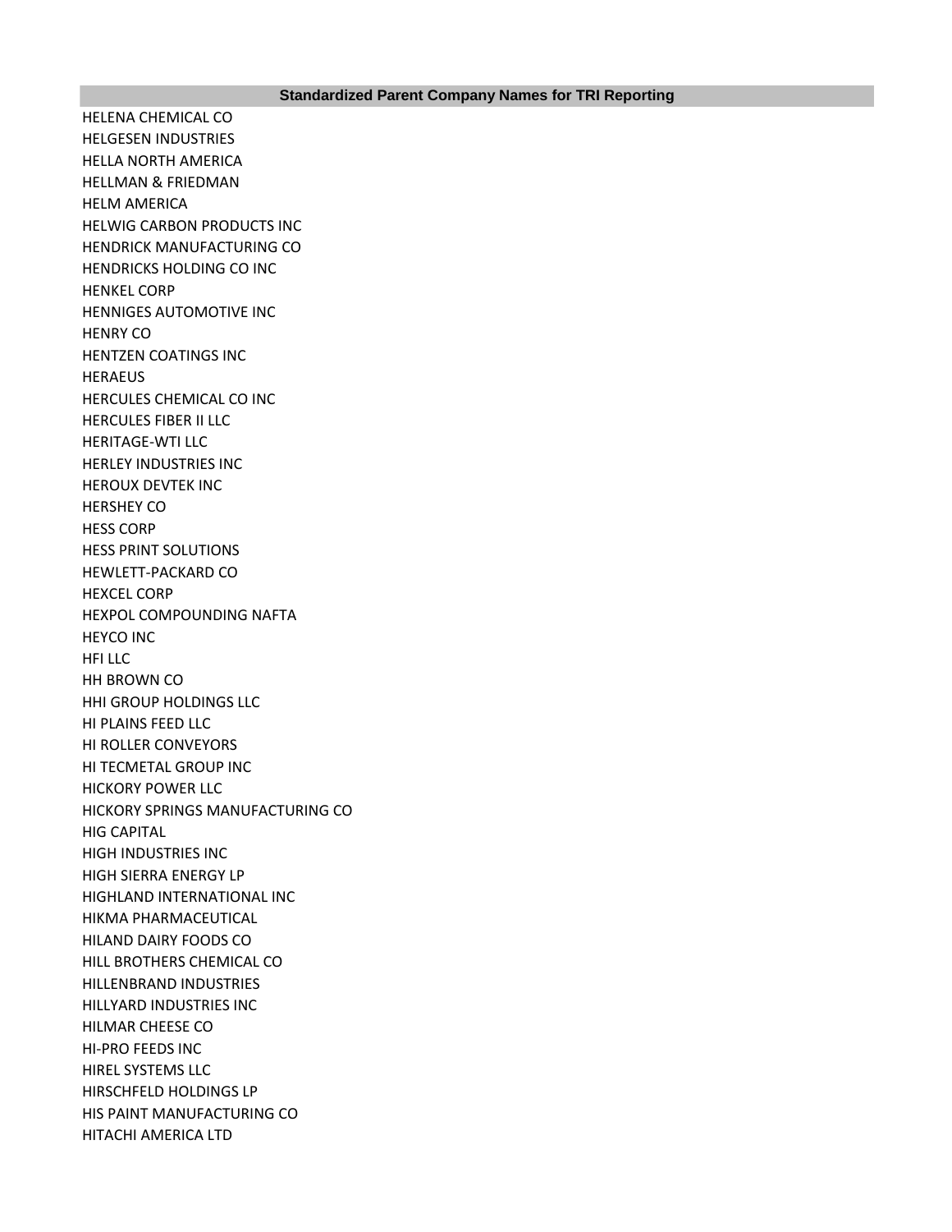| Standardized Parent Company Names for TRI Reporting |
| --- |
| HELENA CHEMICAL CO |
| HELGESEN INDUSTRIES |
| HELLA NORTH AMERICA |
| HELLMAN & FRIEDMAN |
| HELM AMERICA |
| HELWIG CARBON PRODUCTS INC |
| HENDRICK MANUFACTURING CO |
| HENDRICKS HOLDING CO INC |
| HENKEL CORP |
| HENNIGES AUTOMOTIVE INC |
| HENRY CO |
| HENTZEN COATINGS INC |
| HERAEUS |
| HERCULES CHEMICAL CO INC |
| HERCULES FIBER II LLC |
| HERITAGE-WTI LLC |
| HERLEY INDUSTRIES INC |
| HEROUX DEVTEK INC |
| HERSHEY CO |
| HESS CORP |
| HESS PRINT SOLUTIONS |
| HEWLETT-PACKARD CO |
| HEXCEL CORP |
| HEXPOL COMPOUNDING NAFTA |
| HEYCO INC |
| HFI LLC |
| HH BROWN CO |
| HHI GROUP HOLDINGS LLC |
| HI PLAINS FEED LLC |
| HI ROLLER CONVEYORS |
| HI TECMETAL GROUP INC |
| HICKORY POWER LLC |
| HICKORY SPRINGS MANUFACTURING CO |
| HIG CAPITAL |
| HIGH INDUSTRIES INC |
| HIGH SIERRA ENERGY LP |
| HIGHLAND INTERNATIONAL INC |
| HIKMA PHARMACEUTICAL |
| HILAND DAIRY FOODS CO |
| HILL BROTHERS CHEMICAL CO |
| HILLENBRAND INDUSTRIES |
| HILLYARD INDUSTRIES INC |
| HILMAR CHEESE CO |
| HI-PRO FEEDS INC |
| HIREL SYSTEMS LLC |
| HIRSCHFELD HOLDINGS LP |
| HIS PAINT MANUFACTURING CO |
| HITACHI AMERICA LTD |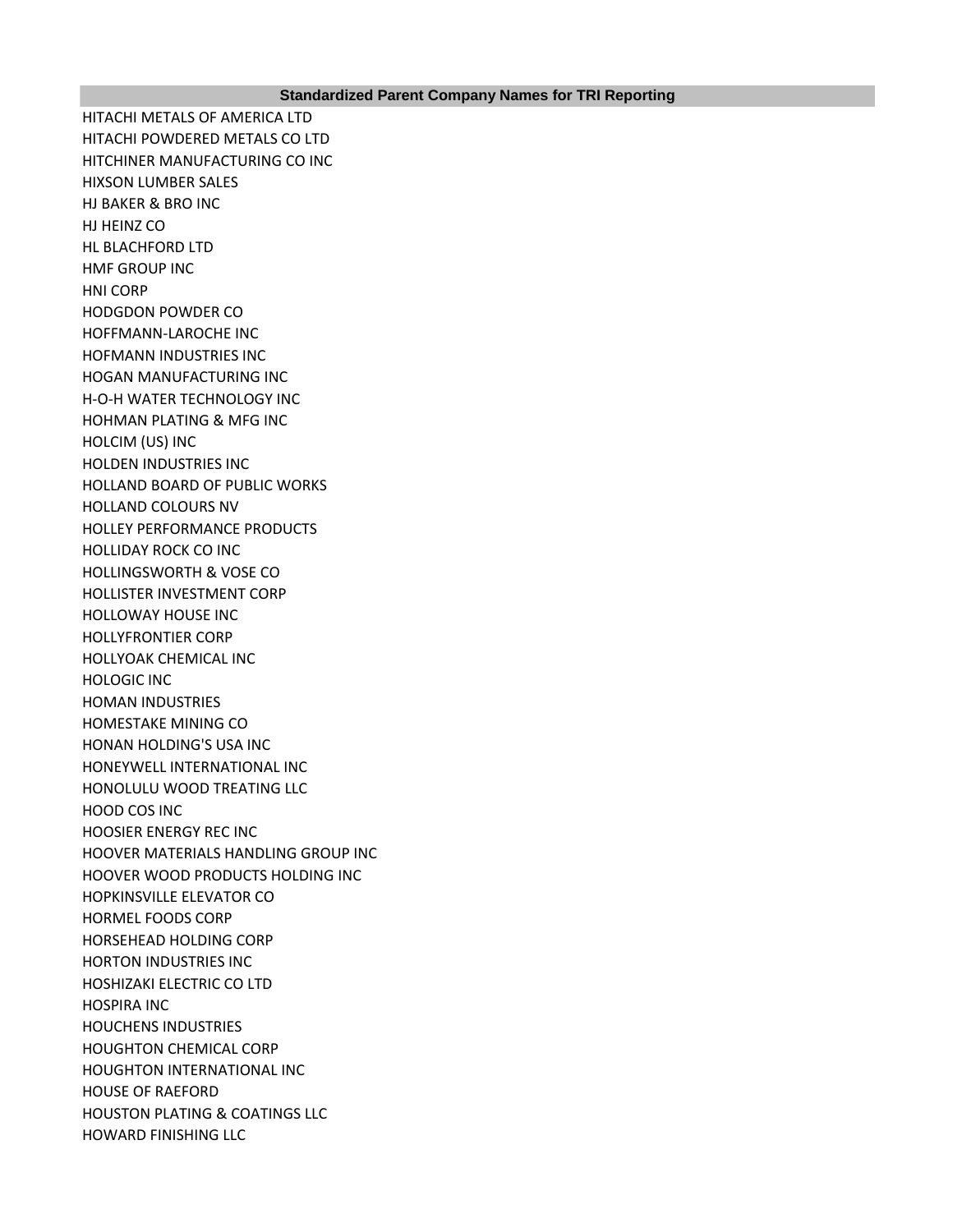| Standardized Parent Company Names for TRI Reporting |
| --- |
| HITACHI METALS OF AMERICA LTD |
| HITACHI POWDERED METALS CO LTD |
| HITCHINER MANUFACTURING CO INC |
| HIXSON LUMBER SALES |
| HJ BAKER & BRO INC |
| HJ HEINZ CO |
| HL BLACHFORD LTD |
| HMF GROUP INC |
| HNI CORP |
| HODGDON POWDER CO |
| HOFFMANN-LAROCHE INC |
| HOFMANN INDUSTRIES INC |
| HOGAN MANUFACTURING INC |
| H-O-H WATER TECHNOLOGY INC |
| HOHMAN PLATING & MFG INC |
| HOLCIM (US) INC |
| HOLDEN INDUSTRIES INC |
| HOLLAND BOARD OF PUBLIC WORKS |
| HOLLAND COLOURS NV |
| HOLLEY PERFORMANCE PRODUCTS |
| HOLLIDAY ROCK CO INC |
| HOLLINGSWORTH & VOSE CO |
| HOLLISTER INVESTMENT CORP |
| HOLLOWAY HOUSE INC |
| HOLLYFRONTIER CORP |
| HOLLYOAK CHEMICAL INC |
| HOLOGIC INC |
| HOMAN INDUSTRIES |
| HOMESTAKE MINING CO |
| HONAN HOLDING'S USA INC |
| HONEYWELL INTERNATIONAL INC |
| HONOLULU WOOD TREATING LLC |
| HOOD COS INC |
| HOOSIER ENERGY REC INC |
| HOOVER MATERIALS HANDLING GROUP INC |
| HOOVER WOOD PRODUCTS HOLDING INC |
| HOPKINSVILLE ELEVATOR CO |
| HORMEL FOODS CORP |
| HORSEHEAD HOLDING CORP |
| HORTON INDUSTRIES INC |
| HOSHIZAKI ELECTRIC CO LTD |
| HOSPIRA INC |
| HOUCHENS INDUSTRIES |
| HOUGHTON CHEMICAL CORP |
| HOUGHTON INTERNATIONAL INC |
| HOUSE OF RAEFORD |
| HOUSTON PLATING & COATINGS LLC |
| HOWARD FINISHING LLC |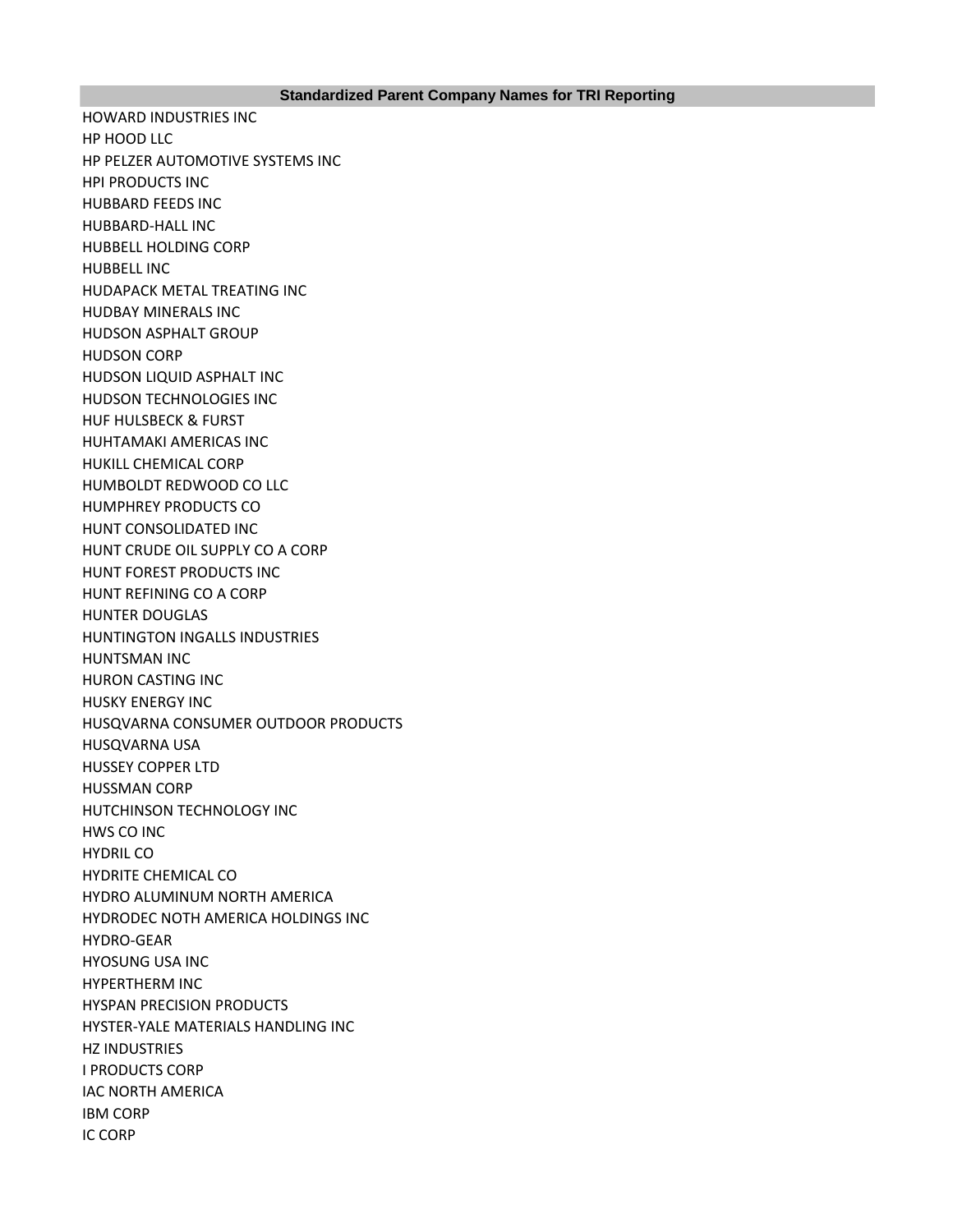| Standardized Parent Company Names for TRI Reporting |
| --- |
| HOWARD INDUSTRIES INC |
| HP HOOD LLC |
| HP PELZER AUTOMOTIVE SYSTEMS INC |
| HPI PRODUCTS INC |
| HUBBARD FEEDS INC |
| HUBBARD-HALL INC |
| HUBBELL HOLDING CORP |
| HUBBELL INC |
| HUDAPACK METAL TREATING INC |
| HUDBAY MINERALS INC |
| HUDSON ASPHALT GROUP |
| HUDSON CORP |
| HUDSON LIQUID ASPHALT INC |
| HUDSON TECHNOLOGIES INC |
| HUF HULSBECK & FURST |
| HUHTAMAKI AMERICAS INC |
| HUKILL CHEMICAL CORP |
| HUMBOLDT REDWOOD CO LLC |
| HUMPHREY PRODUCTS CO |
| HUNT CONSOLIDATED INC |
| HUNT CRUDE OIL SUPPLY CO A CORP |
| HUNT FOREST PRODUCTS INC |
| HUNT REFINING CO A CORP |
| HUNTER DOUGLAS |
| HUNTINGTON INGALLS INDUSTRIES |
| HUNTSMAN INC |
| HURON CASTING INC |
| HUSKY ENERGY INC |
| HUSQVARNA CONSUMER OUTDOOR PRODUCTS |
| HUSQVARNA USA |
| HUSSEY COPPER LTD |
| HUSSMAN CORP |
| HUTCHINSON TECHNOLOGY INC |
| HWS CO INC |
| HYDRIL CO |
| HYDRITE CHEMICAL CO |
| HYDRO ALUMINUM NORTH AMERICA |
| HYDRODEC NOTH AMERICA HOLDINGS INC |
| HYDRO-GEAR |
| HYOSUNG USA INC |
| HYPERTHERM INC |
| HYSPAN PRECISION PRODUCTS |
| HYSTER-YALE MATERIALS HANDLING INC |
| HZ INDUSTRIES |
| I PRODUCTS CORP |
| IAC NORTH AMERICA |
| IBM CORP |
| IC CORP |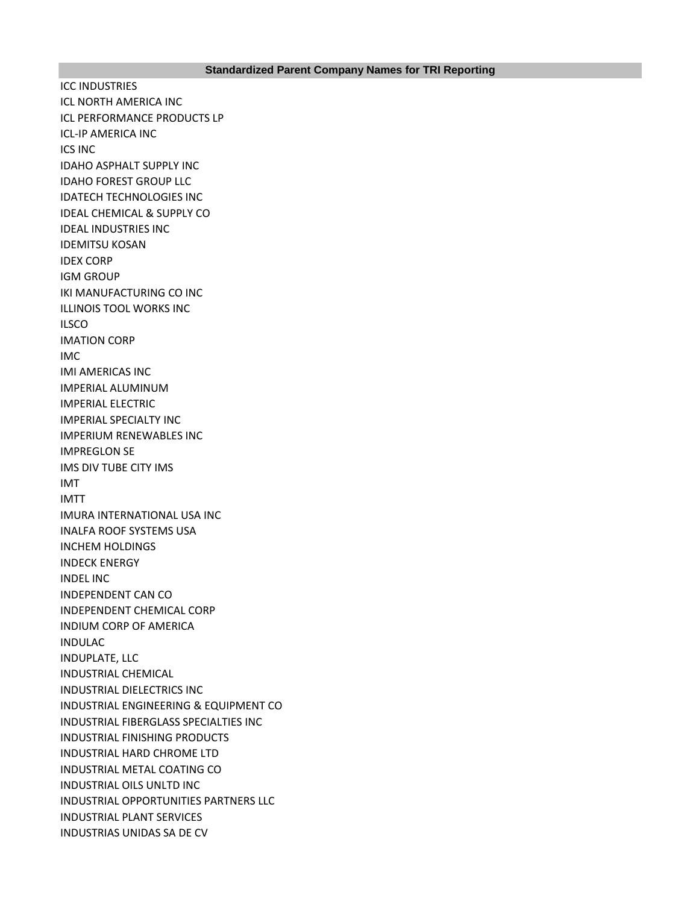| Standardized Parent Company Names for TRI Reporting |
| --- |
| ICC INDUSTRIES |
| ICL NORTH AMERICA INC |
| ICL PERFORMANCE PRODUCTS LP |
| ICL-IP AMERICA INC |
| ICS INC |
| IDAHO ASPHALT SUPPLY INC |
| IDAHO FOREST GROUP LLC |
| IDATECH TECHNOLOGIES INC |
| IDEAL CHEMICAL & SUPPLY CO |
| IDEAL INDUSTRIES INC |
| IDEMITSU KOSAN |
| IDEX CORP |
| IGM GROUP |
| IKI MANUFACTURING CO INC |
| ILLINOIS TOOL WORKS INC |
| ILSCO |
| IMATION CORP |
| IMC |
| IMI AMERICAS INC |
| IMPERIAL ALUMINUM |
| IMPERIAL ELECTRIC |
| IMPERIAL SPECIALTY INC |
| IMPERIUM RENEWABLES INC |
| IMPREGLON SE |
| IMS DIV TUBE CITY IMS |
| IMT |
| IMTT |
| IMURA INTERNATIONAL USA INC |
| INALFA ROOF SYSTEMS USA |
| INCHEM HOLDINGS |
| INDECK ENERGY |
| INDEL INC |
| INDEPENDENT CAN CO |
| INDEPENDENT CHEMICAL CORP |
| INDIUM CORP OF AMERICA |
| INDULAC |
| INDUPLATE, LLC |
| INDUSTRIAL CHEMICAL |
| INDUSTRIAL DIELECTRICS INC |
| INDUSTRIAL ENGINEERING & EQUIPMENT CO |
| INDUSTRIAL FIBERGLASS SPECIALTIES INC |
| INDUSTRIAL FINISHING PRODUCTS |
| INDUSTRIAL HARD CHROME LTD |
| INDUSTRIAL METAL COATING CO |
| INDUSTRIAL OILS UNLTD INC |
| INDUSTRIAL OPPORTUNITIES PARTNERS LLC |
| INDUSTRIAL PLANT SERVICES |
| INDUSTRIAS UNIDAS SA DE CV |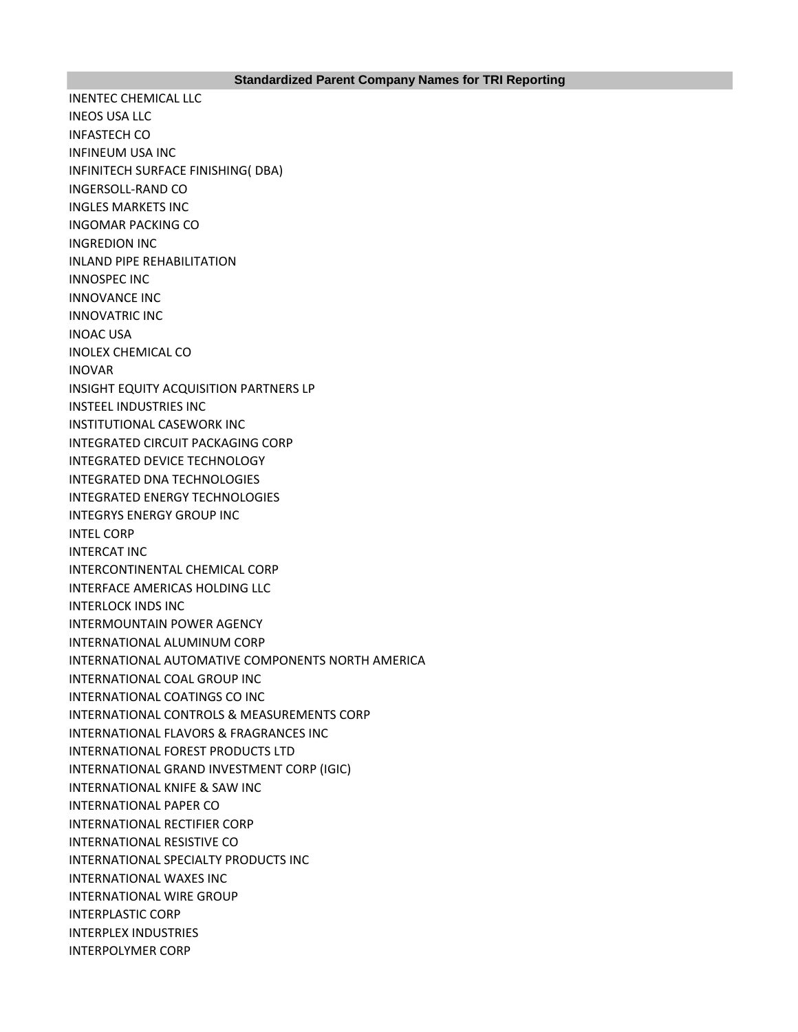| Standardized Parent Company Names for TRI Reporting |
|---|
| INENTEC CHEMICAL LLC |
| INEOS USA LLC |
| INFASTECH CO |
| INFINEUM USA INC |
| INFINITECH SURFACE FINISHING( DBA) |
| INGERSOLL-RAND CO |
| INGLES MARKETS INC |
| INGOMAR PACKING CO |
| INGREDION INC |
| INLAND PIPE REHABILITATION |
| INNOSPEC INC |
| INNOVANCE INC |
| INNOVATRIC INC |
| INOAC USA |
| INOLEX CHEMICAL CO |
| INOVAR |
| INSIGHT EQUITY ACQUISITION PARTNERS LP |
| INSTEEL INDUSTRIES INC |
| INSTITUTIONAL CASEWORK INC |
| INTEGRATED CIRCUIT PACKAGING CORP |
| INTEGRATED DEVICE TECHNOLOGY |
| INTEGRATED DNA TECHNOLOGIES |
| INTEGRATED ENERGY TECHNOLOGIES |
| INTEGRYS ENERGY GROUP INC |
| INTEL CORP |
| INTERCAT INC |
| INTERCONTINENTAL CHEMICAL CORP |
| INTERFACE AMERICAS HOLDING LLC |
| INTERLOCK INDS INC |
| INTERMOUNTAIN POWER AGENCY |
| INTERNATIONAL ALUMINUM CORP |
| INTERNATIONAL AUTOMATIVE COMPONENTS NORTH AMERICA |
| INTERNATIONAL COAL GROUP INC |
| INTERNATIONAL COATINGS CO INC |
| INTERNATIONAL CONTROLS & MEASUREMENTS CORP |
| INTERNATIONAL FLAVORS & FRAGRANCES INC |
| INTERNATIONAL FOREST PRODUCTS LTD |
| INTERNATIONAL GRAND INVESTMENT CORP (IGIC) |
| INTERNATIONAL KNIFE & SAW INC |
| INTERNATIONAL PAPER CO |
| INTERNATIONAL RECTIFIER CORP |
| INTERNATIONAL RESISTIVE CO |
| INTERNATIONAL SPECIALTY PRODUCTS INC |
| INTERNATIONAL WAXES INC |
| INTERNATIONAL WIRE GROUP |
| INTERPLASTIC CORP |
| INTERPLEX INDUSTRIES |
| INTERPOLYMER CORP |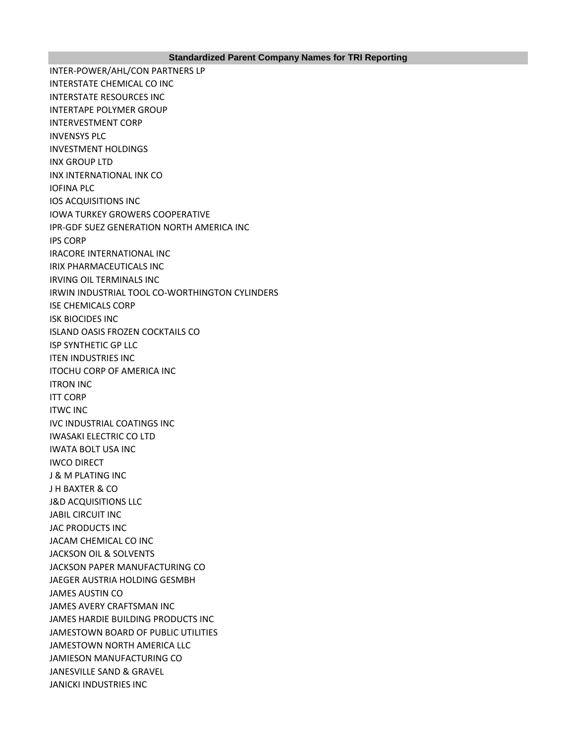| Standardized Parent Company Names for TRI Reporting |
| --- |
| INTER-POWER/AHL/CON PARTNERS LP |
| INTERSTATE CHEMICAL CO INC |
| INTERSTATE RESOURCES INC |
| INTERTAPE POLYMER GROUP |
| INTERVESTMENT CORP |
| INVENSYS PLC |
| INVESTMENT HOLDINGS |
| INX GROUP LTD |
| INX INTERNATIONAL INK CO |
| IOFINA PLC |
| IOS ACQUISITIONS INC |
| IOWA TURKEY GROWERS COOPERATIVE |
| IPR-GDF SUEZ GENERATION NORTH AMERICA INC |
| IPS CORP |
| IRACORE INTERNATIONAL INC |
| IRIX PHARMACEUTICALS INC |
| IRVING OIL TERMINALS INC |
| IRWIN INDUSTRIAL TOOL CO-WORTHINGTON CYLINDERS |
| ISE CHEMICALS CORP |
| ISK BIOCIDES INC |
| ISLAND OASIS FROZEN COCKTAILS CO |
| ISP SYNTHETIC GP LLC |
| ITEN INDUSTRIES INC |
| ITOCHU CORP OF AMERICA INC |
| ITRON INC |
| ITT CORP |
| ITWC INC |
| IVC INDUSTRIAL COATINGS INC |
| IWASAKI ELECTRIC CO LTD |
| IWATA BOLT USA INC |
| IWCO DIRECT |
| J & M PLATING INC |
| J H BAXTER & CO |
| J&D ACQUISITIONS LLC |
| JABIL CIRCUIT INC |
| JAC PRODUCTS INC |
| JACAM CHEMICAL CO INC |
| JACKSON OIL & SOLVENTS |
| JACKSON PAPER MANUFACTURING CO |
| JAEGER AUSTRIA HOLDING GESMBH |
| JAMES AUSTIN CO |
| JAMES AVERY CRAFTSMAN INC |
| JAMES HARDIE BUILDING PRODUCTS INC |
| JAMESTOWN BOARD OF PUBLIC UTILITIES |
| JAMESTOWN NORTH AMERICA LLC |
| JAMIESON MANUFACTURING CO |
| JANESVILLE SAND & GRAVEL |
| JANICKI INDUSTRIES INC |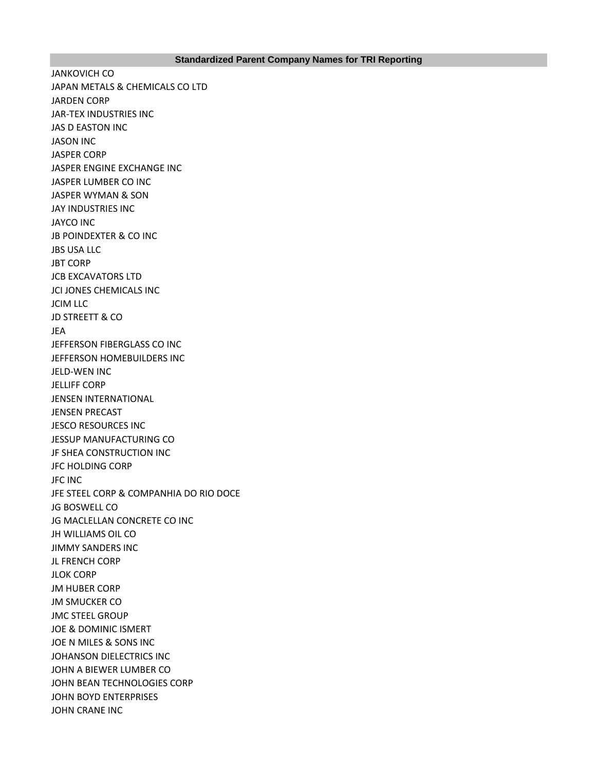| Standardized Parent Company Names for TRI Reporting |
| --- |
| JANKOVICH CO |
| JAPAN METALS & CHEMICALS CO LTD |
| JARDEN CORP |
| JAR-TEX INDUSTRIES INC |
| JAS D EASTON INC |
| JASON INC |
| JASPER CORP |
| JASPER ENGINE EXCHANGE INC |
| JASPER LUMBER CO INC |
| JASPER WYMAN & SON |
| JAY INDUSTRIES INC |
| JAYCO INC |
| JB POINDEXTER & CO INC |
| JBS USA LLC |
| JBT CORP |
| JCB EXCAVATORS LTD |
| JCI JONES CHEMICALS INC |
| JCIM LLC |
| JD STREETT & CO |
| JEA |
| JEFFERSON FIBERGLASS CO INC |
| JEFFERSON HOMEBUILDERS INC |
| JELD-WEN INC |
| JELLIFF CORP |
| JENSEN INTERNATIONAL |
| JENSEN PRECAST |
| JESCO RESOURCES INC |
| JESSUP MANUFACTURING CO |
| JF SHEA CONSTRUCTION INC |
| JFC HOLDING CORP |
| JFC INC |
| JFE STEEL CORP & COMPANHIA DO RIO DOCE |
| JG BOSWELL CO |
| JG MACLELLAN CONCRETE CO INC |
| JH WILLIAMS OIL CO |
| JIMMY SANDERS INC |
| JL FRENCH CORP |
| JLOK CORP |
| JM HUBER CORP |
| JM SMUCKER CO |
| JMC STEEL GROUP |
| JOE & DOMINIC ISMERT |
| JOE N MILES & SONS INC |
| JOHANSON DIELECTRICS INC |
| JOHN A BIEWER LUMBER CO |
| JOHN BEAN TECHNOLOGIES CORP |
| JOHN BOYD ENTERPRISES |
| JOHN CRANE INC |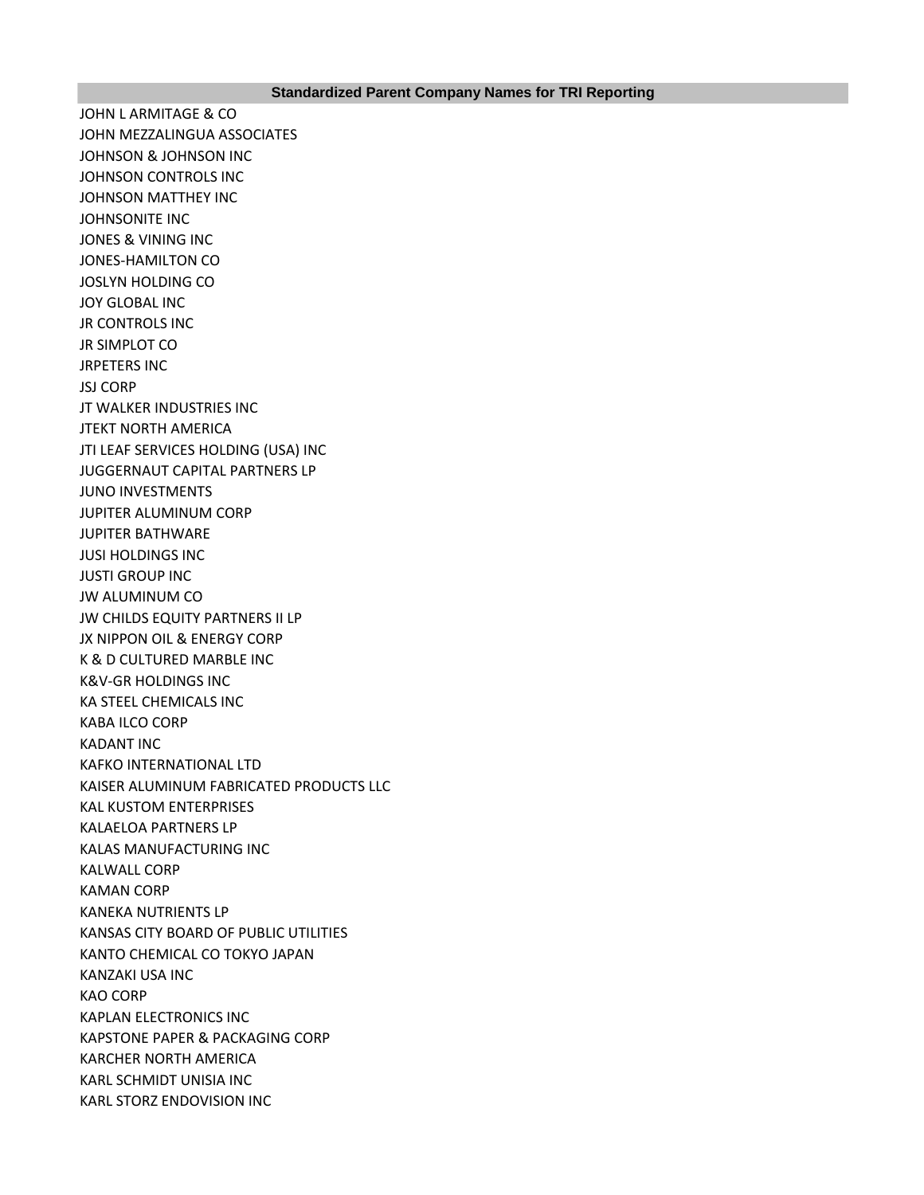| Standardized Parent Company Names for TRI Reporting |
|---|
| JOHN L ARMITAGE & CO |
| JOHN MEZZALINGUA ASSOCIATES |
| JOHNSON & JOHNSON INC |
| JOHNSON CONTROLS INC |
| JOHNSON MATTHEY INC |
| JOHNSONITE INC |
| JONES & VINING INC |
| JONES-HAMILTON CO |
| JOSLYN HOLDING CO |
| JOY GLOBAL INC |
| JR CONTROLS INC |
| JR SIMPLOT CO |
| JRPETERS INC |
| JSJ CORP |
| JT WALKER INDUSTRIES INC |
| JTEKT NORTH AMERICA |
| JTI LEAF SERVICES HOLDING (USA) INC |
| JUGGERNAUT CAPITAL PARTNERS LP |
| JUNO INVESTMENTS |
| JUPITER ALUMINUM CORP |
| JUPITER BATHWARE |
| JUSI HOLDINGS INC |
| JUSTI GROUP INC |
| JW ALUMINUM CO |
| JW CHILDS EQUITY PARTNERS II LP |
| JX NIPPON OIL & ENERGY CORP |
| K & D CULTURED MARBLE INC |
| K&V-GR HOLDINGS INC |
| KA STEEL CHEMICALS INC |
| KABA ILCO CORP |
| KADANT INC |
| KAFKO INTERNATIONAL LTD |
| KAISER ALUMINUM FABRICATED PRODUCTS LLC |
| KAL KUSTOM ENTERPRISES |
| KALAELOA PARTNERS LP |
| KALAS MANUFACTURING INC |
| KALWALL CORP |
| KAMAN CORP |
| KANEKA NUTRIENTS LP |
| KANSAS CITY BOARD OF PUBLIC UTILITIES |
| KANTO CHEMICAL CO TOKYO JAPAN |
| KANZAKI USA INC |
| KAO CORP |
| KAPLAN ELECTRONICS INC |
| KAPSTONE PAPER & PACKAGING CORP |
| KARCHER NORTH AMERICA |
| KARL SCHMIDT UNISIA INC |
| KARL STORZ ENDOVISION INC |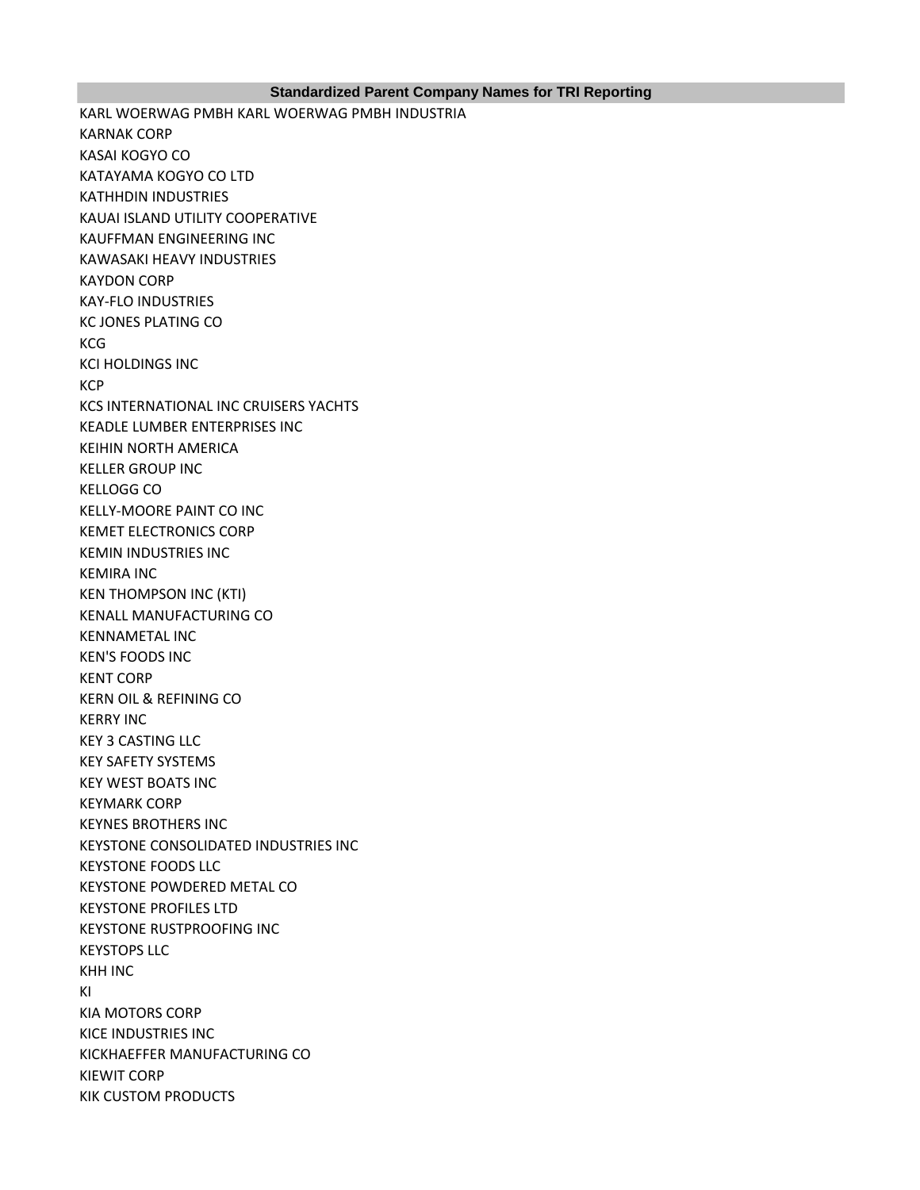| Standardized Parent Company Names for TRI Reporting |
|---|
| KARL WOERWAG PMBH KARL WOERWAG PMBH INDUSTRIA |
| KARNAK CORP |
| KASAI KOGYO CO |
| KATAYAMA KOGYO CO LTD |
| KATHHDIN INDUSTRIES |
| KAUAI ISLAND UTILITY COOPERATIVE |
| KAUFFMAN ENGINEERING INC |
| KAWASAKI HEAVY INDUSTRIES |
| KAYDON CORP |
| KAY-FLO INDUSTRIES |
| KC JONES PLATING CO |
| KCG |
| KCI HOLDINGS INC |
| KCP |
| KCS INTERNATIONAL INC CRUISERS YACHTS |
| KEADLE LUMBER ENTERPRISES INC |
| KEIHIN NORTH AMERICA |
| KELLER GROUP INC |
| KELLOGG CO |
| KELLY-MOORE PAINT CO INC |
| KEMET ELECTRONICS CORP |
| KEMIN INDUSTRIES INC |
| KEMIRA INC |
| KEN THOMPSON INC (KTI) |
| KENALL MANUFACTURING CO |
| KENNAMETAL INC |
| KEN'S FOODS INC |
| KENT CORP |
| KERN OIL & REFINING CO |
| KERRY INC |
| KEY 3 CASTING LLC |
| KEY SAFETY SYSTEMS |
| KEY WEST BOATS INC |
| KEYMARK CORP |
| KEYNES BROTHERS INC |
| KEYSTONE CONSOLIDATED INDUSTRIES INC |
| KEYSTONE FOODS LLC |
| KEYSTONE POWDERED METAL CO |
| KEYSTONE PROFILES LTD |
| KEYSTONE RUSTPROOFING INC |
| KEYSTOPS LLC |
| KHH INC |
| KI |
| KIA MOTORS CORP |
| KICE INDUSTRIES INC |
| KICKHAEFFER MANUFACTURING CO |
| KIEWIT CORP |
| KIK CUSTOM PRODUCTS |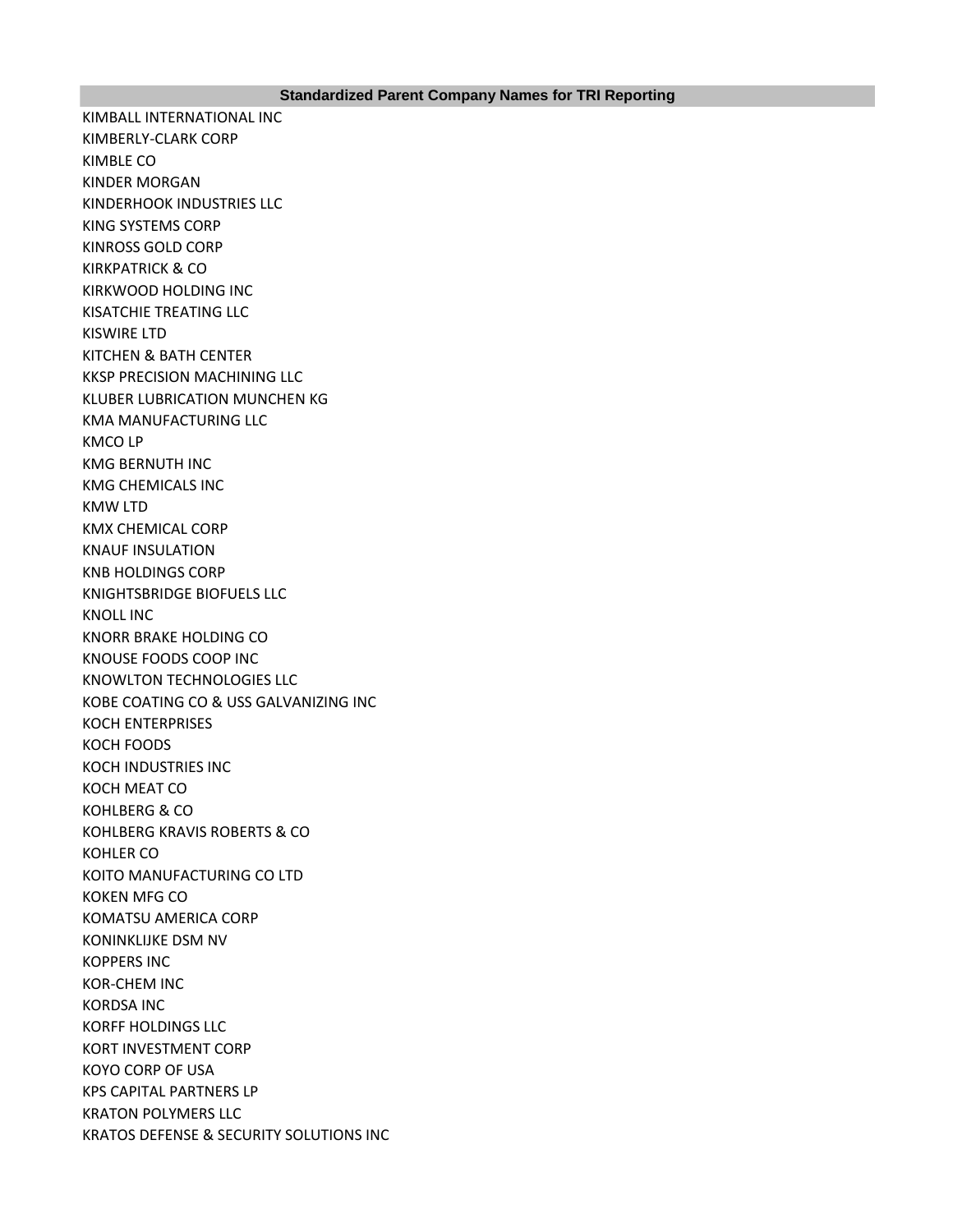| Standardized Parent Company Names for TRI Reporting |
|---|
| KIMBALL INTERNATIONAL INC |
| KIMBERLY-CLARK CORP |
| KIMBLE CO |
| KINDER MORGAN |
| KINDERHOOK INDUSTRIES LLC |
| KING SYSTEMS CORP |
| KINROSS GOLD CORP |
| KIRKPATRICK & CO |
| KIRKWOOD HOLDING INC |
| KISATCHIE TREATING LLC |
| KISWIRE LTD |
| KITCHEN & BATH CENTER |
| KKSP PRECISION MACHINING LLC |
| KLUBER LUBRICATION MUNCHEN KG |
| KMA MANUFACTURING LLC |
| KMCO LP |
| KMG BERNUTH INC |
| KMG CHEMICALS INC |
| KMW LTD |
| KMX CHEMICAL CORP |
| KNAUF INSULATION |
| KNB HOLDINGS CORP |
| KNIGHTSBRIDGE BIOFUELS LLC |
| KNOLL INC |
| KNORR BRAKE HOLDING CO |
| KNOUSE FOODS COOP INC |
| KNOWLTON TECHNOLOGIES LLC |
| KOBE COATING CO & USS GALVANIZING INC |
| KOCH ENTERPRISES |
| KOCH FOODS |
| KOCH INDUSTRIES INC |
| KOCH MEAT CO |
| KOHLBERG & CO |
| KOHLBERG KRAVIS ROBERTS & CO |
| KOHLER CO |
| KOITO MANUFACTURING CO LTD |
| KOKEN MFG CO |
| KOMATSU AMERICA CORP |
| KONINKLIJKE DSM NV |
| KOPPERS INC |
| KOR-CHEM INC |
| KORDSA INC |
| KORFF HOLDINGS LLC |
| KORT INVESTMENT CORP |
| KOYO CORP OF USA |
| KPS CAPITAL PARTNERS LP |
| KRATON POLYMERS LLC |
| KRATOS DEFENSE & SECURITY SOLUTIONS INC |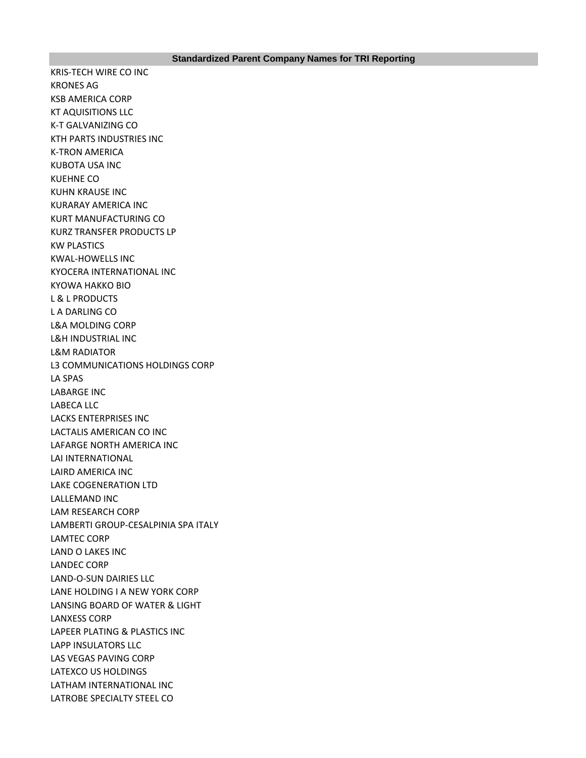| Standardized Parent Company Names for TRI Reporting |
| --- |
| KRIS-TECH WIRE CO INC |
| KRONES AG |
| KSB AMERICA CORP |
| KT AQUISITIONS LLC |
| K-T GALVANIZING CO |
| KTH PARTS INDUSTRIES INC |
| K-TRON AMERICA |
| KUBOTA USA INC |
| KUEHNE CO |
| KUHN KRAUSE INC |
| KURARAY AMERICA INC |
| KURT MANUFACTURING CO |
| KURZ TRANSFER PRODUCTS LP |
| KW PLASTICS |
| KWAL-HOWELLS INC |
| KYOCERA INTERNATIONAL INC |
| KYOWA HAKKO BIO |
| L & L PRODUCTS |
| L A DARLING CO |
| L&A MOLDING CORP |
| L&H INDUSTRIAL INC |
| L&M RADIATOR |
| L3 COMMUNICATIONS HOLDINGS CORP |
| LA SPAS |
| LABARGE INC |
| LABECA LLC |
| LACKS ENTERPRISES INC |
| LACTALIS AMERICAN CO INC |
| LAFARGE NORTH AMERICA INC |
| LAI INTERNATIONAL |
| LAIRD AMERICA INC |
| LAKE COGENERATION LTD |
| LALLEMAND INC |
| LAM RESEARCH CORP |
| LAMBERTI GROUP-CESALPINIA SPA ITALY |
| LAMTEC CORP |
| LAND O LAKES INC |
| LANDEC CORP |
| LAND-O-SUN DAIRIES LLC |
| LANE HOLDING I A NEW YORK CORP |
| LANSING BOARD OF WATER & LIGHT |
| LANXESS CORP |
| LAPEER PLATING & PLASTICS INC |
| LAPP INSULATORS LLC |
| LAS VEGAS PAVING CORP |
| LATEXCO US HOLDINGS |
| LATHAM INTERNATIONAL INC |
| LATROBE SPECIALTY STEEL CO |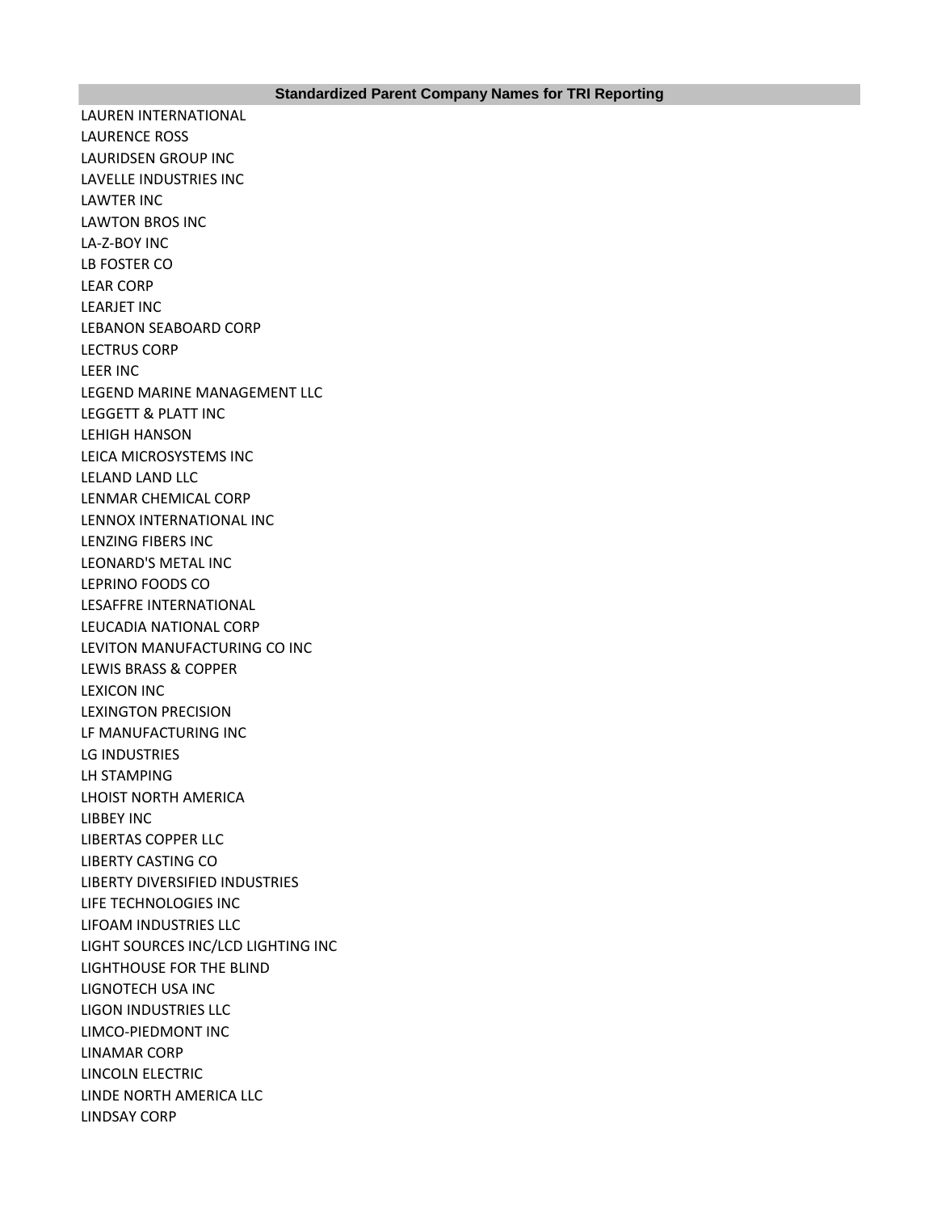| Standardized Parent Company Names for TRI Reporting |
|---|
| LAUREN INTERNATIONAL |
| LAURENCE ROSS |
| LAURIDSEN GROUP INC |
| LAVELLE INDUSTRIES INC |
| LAWTER INC |
| LAWTON BROS INC |
| LA-Z-BOY INC |
| LB FOSTER CO |
| LEAR CORP |
| LEARJET INC |
| LEBANON SEABOARD CORP |
| LECTRUS CORP |
| LEER INC |
| LEGEND MARINE MANAGEMENT LLC |
| LEGGETT & PLATT INC |
| LEHIGH HANSON |
| LEICA MICROSYSTEMS INC |
| LELAND LAND LLC |
| LENMAR CHEMICAL CORP |
| LENNOX INTERNATIONAL INC |
| LENZING FIBERS INC |
| LEONARD'S METAL INC |
| LEPRINO FOODS CO |
| LESAFFRE INTERNATIONAL |
| LEUCADIA NATIONAL CORP |
| LEVITON MANUFACTURING CO INC |
| LEWIS BRASS & COPPER |
| LEXICON INC |
| LEXINGTON PRECISION |
| LF MANUFACTURING INC |
| LG INDUSTRIES |
| LH STAMPING |
| LHOIST NORTH AMERICA |
| LIBBEY INC |
| LIBERTAS COPPER LLC |
| LIBERTY CASTING CO |
| LIBERTY DIVERSIFIED INDUSTRIES |
| LIFE TECHNOLOGIES INC |
| LIFOAM INDUSTRIES LLC |
| LIGHT SOURCES INC/LCD LIGHTING INC |
| LIGHTHOUSE FOR THE BLIND |
| LIGNOTECH USA INC |
| LIGON INDUSTRIES LLC |
| LIMCO-PIEDMONT INC |
| LINAMAR CORP |
| LINCOLN ELECTRIC |
| LINDE NORTH AMERICA LLC |
| LINDSAY CORP |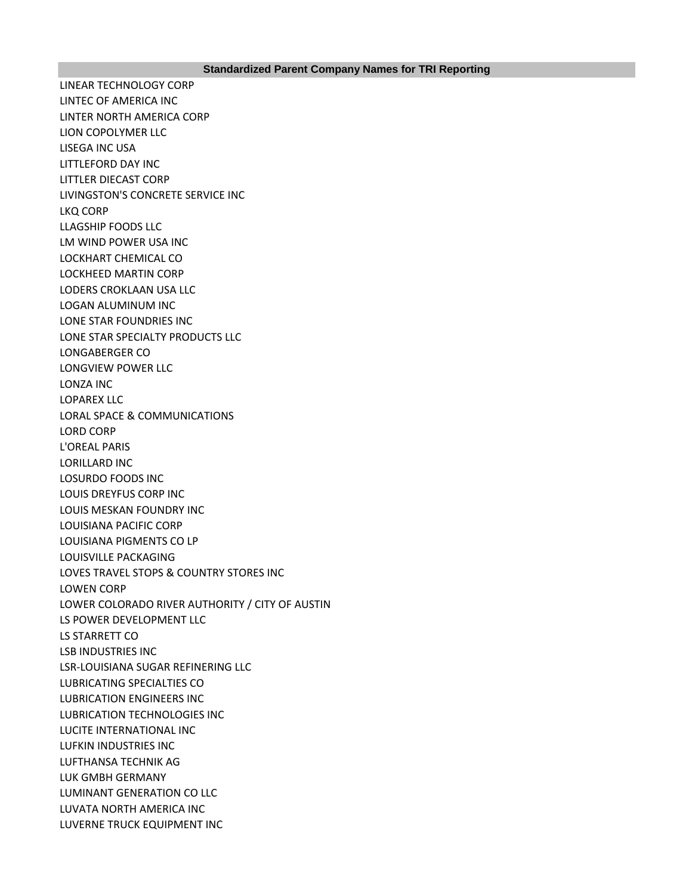| Standardized Parent Company Names for TRI Reporting |
| --- |
| LINEAR TECHNOLOGY CORP |
| LINTEC OF AMERICA INC |
| LINTER NORTH AMERICA CORP |
| LION COPOLYMER LLC |
| LISEGA INC USA |
| LITTLEFORD DAY INC |
| LITTLER DIECAST CORP |
| LIVINGSTON'S CONCRETE SERVICE INC |
| LKQ CORP |
| LLAGSHIP FOODS LLC |
| LM WIND POWER USA INC |
| LOCKHART CHEMICAL CO |
| LOCKHEED MARTIN CORP |
| LODERS CROKLAAN USA LLC |
| LOGAN ALUMINUM INC |
| LONE STAR FOUNDRIES INC |
| LONE STAR SPECIALTY PRODUCTS LLC |
| LONGABERGER CO |
| LONGVIEW POWER LLC |
| LONZA INC |
| LOPAREX LLC |
| LORAL SPACE & COMMUNICATIONS |
| LORD CORP |
| L'OREAL PARIS |
| LORILLARD INC |
| LOSURDO FOODS INC |
| LOUIS DREYFUS CORP INC |
| LOUIS MESKAN FOUNDRY INC |
| LOUISIANA PACIFIC CORP |
| LOUISIANA PIGMENTS CO LP |
| LOUISVILLE PACKAGING |
| LOVES TRAVEL STOPS & COUNTRY STORES INC |
| LOWEN CORP |
| LOWER COLORADO RIVER AUTHORITY / CITY OF AUSTIN |
| LS POWER DEVELOPMENT LLC |
| LS STARRETT CO |
| LSB INDUSTRIES INC |
| LSR-LOUISIANA SUGAR REFINERING LLC |
| LUBRICATING SPECIALTIES CO |
| LUBRICATION ENGINEERS INC |
| LUBRICATION TECHNOLOGIES INC |
| LUCITE INTERNATIONAL INC |
| LUFKIN INDUSTRIES INC |
| LUFTHANSA TECHNIK AG |
| LUK GMBH GERMANY |
| LUMINANT GENERATION CO LLC |
| LUVATA NORTH AMERICA INC |
| LUVERNE TRUCK EQUIPMENT INC |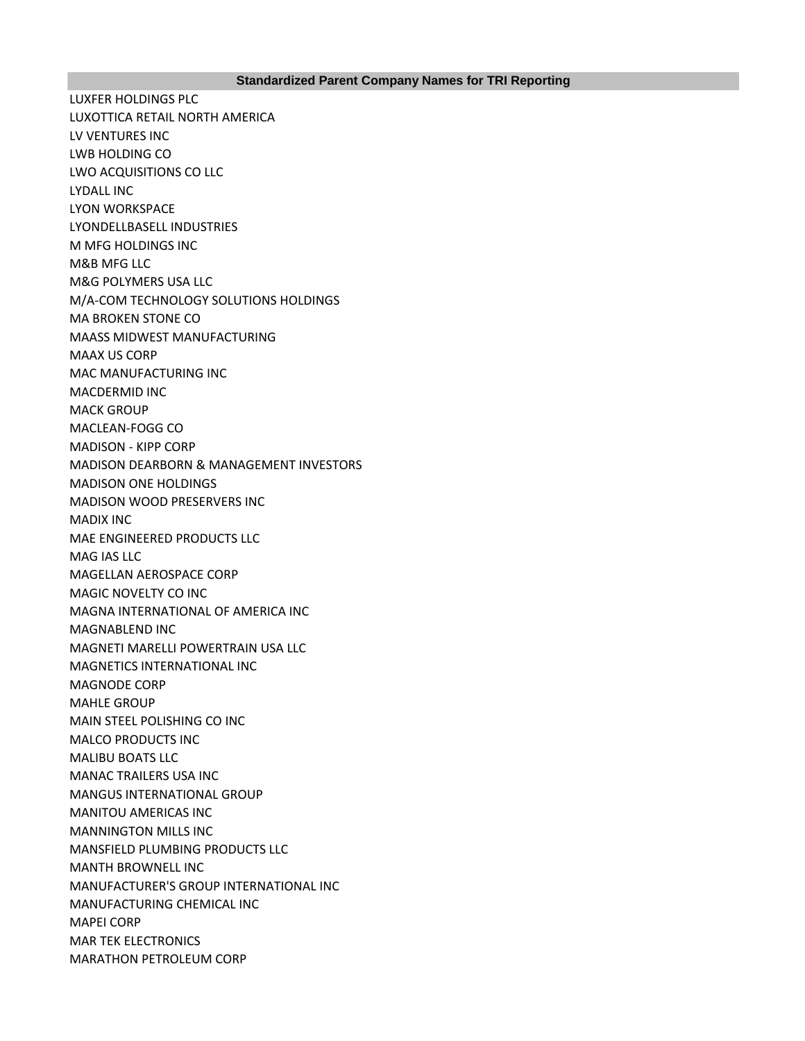| Standardized Parent Company Names for TRI Reporting |
|---|
| LUXFER HOLDINGS PLC |
| LUXOTTICA RETAIL NORTH AMERICA |
| LV VENTURES INC |
| LWB HOLDING CO |
| LWO ACQUISITIONS CO LLC |
| LYDALL INC |
| LYON WORKSPACE |
| LYONDELLBASELL INDUSTRIES |
| M MFG HOLDINGS INC |
| M&B MFG LLC |
| M&G POLYMERS USA LLC |
| M/A-COM TECHNOLOGY SOLUTIONS HOLDINGS |
| MA BROKEN STONE CO |
| MAASS MIDWEST MANUFACTURING |
| MAAX US CORP |
| MAC MANUFACTURING INC |
| MACDERMID INC |
| MACK GROUP |
| MACLEAN-FOGG CO |
| MADISON - KIPP CORP |
| MADISON DEARBORN & MANAGEMENT INVESTORS |
| MADISON ONE HOLDINGS |
| MADISON WOOD PRESERVERS INC |
| MADIX INC |
| MAE ENGINEERED PRODUCTS LLC |
| MAG IAS LLC |
| MAGELLAN AEROSPACE CORP |
| MAGIC NOVELTY CO INC |
| MAGNA INTERNATIONAL OF AMERICA INC |
| MAGNABLEND INC |
| MAGNETI MARELLI POWERTRAIN USA LLC |
| MAGNETICS INTERNATIONAL INC |
| MAGNODE CORP |
| MAHLE GROUP |
| MAIN STEEL POLISHING CO INC |
| MALCO PRODUCTS INC |
| MALIBU BOATS LLC |
| MANAC TRAILERS USA INC |
| MANGUS INTERNATIONAL GROUP |
| MANITOU AMERICAS INC |
| MANNINGTON MILLS INC |
| MANSFIELD PLUMBING PRODUCTS LLC |
| MANTH BROWNELL INC |
| MANUFACTURER'S GROUP INTERNATIONAL INC |
| MANUFACTURING CHEMICAL INC |
| MAPEI CORP |
| MAR TEK ELECTRONICS |
| MARATHON PETROLEUM CORP |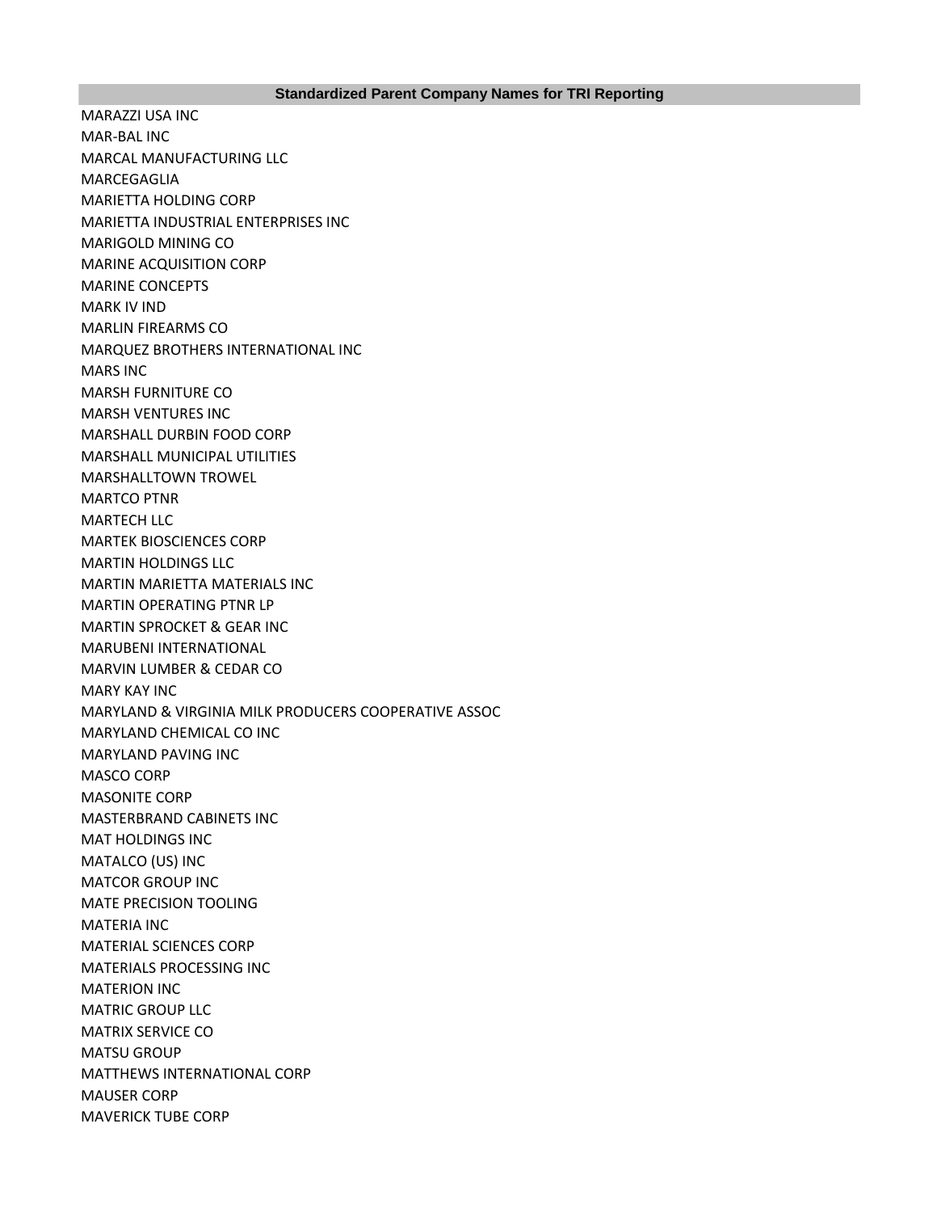| Standardized Parent Company Names for TRI Reporting |
| --- |
| MARAZZI USA INC |
| MAR-BAL INC |
| MARCAL MANUFACTURING LLC |
| MARCEGAGLIA |
| MARIETTA HOLDING CORP |
| MARIETTA INDUSTRIAL ENTERPRISES INC |
| MARIGOLD MINING CO |
| MARINE ACQUISITION CORP |
| MARINE CONCEPTS |
| MARK IV IND |
| MARLIN FIREARMS CO |
| MARQUEZ BROTHERS INTERNATIONAL INC |
| MARS INC |
| MARSH FURNITURE CO |
| MARSH VENTURES INC |
| MARSHALL DURBIN FOOD CORP |
| MARSHALL MUNICIPAL UTILITIES |
| MARSHALLTOWN TROWEL |
| MARTCO PTNR |
| MARTECH LLC |
| MARTEK BIOSCIENCES CORP |
| MARTIN HOLDINGS LLC |
| MARTIN MARIETTA MATERIALS INC |
| MARTIN OPERATING PTNR LP |
| MARTIN SPROCKET & GEAR INC |
| MARUBENI INTERNATIONAL |
| MARVIN LUMBER & CEDAR CO |
| MARY KAY INC |
| MARYLAND & VIRGINIA MILK PRODUCERS COOPERATIVE ASSOC |
| MARYLAND CHEMICAL CO INC |
| MARYLAND PAVING INC |
| MASCO CORP |
| MASONITE CORP |
| MASTERBRAND CABINETS INC |
| MAT HOLDINGS INC |
| MATALCO (US) INC |
| MATCOR GROUP INC |
| MATE PRECISION TOOLING |
| MATERIA INC |
| MATERIAL SCIENCES CORP |
| MATERIALS PROCESSING INC |
| MATERION INC |
| MATRIC GROUP LLC |
| MATRIX SERVICE CO |
| MATSU GROUP |
| MATTHEWS INTERNATIONAL CORP |
| MAUSER CORP |
| MAVERICK TUBE CORP |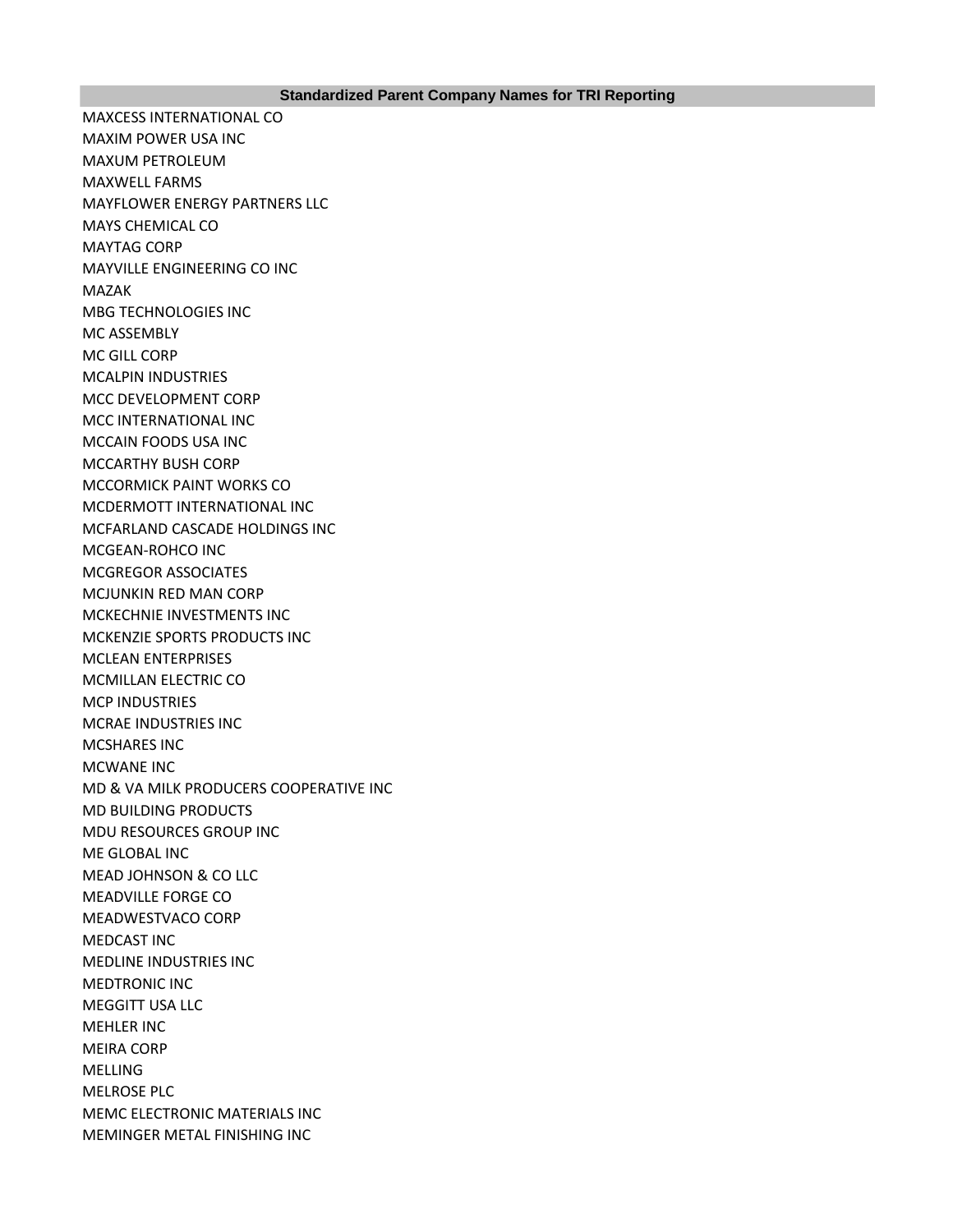| Standardized Parent Company Names for TRI Reporting |
| --- |
| MAXCESS INTERNATIONAL CO |
| MAXIM POWER USA INC |
| MAXUM PETROLEUM |
| MAXWELL FARMS |
| MAYFLOWER ENERGY PARTNERS LLC |
| MAYS CHEMICAL CO |
| MAYTAG CORP |
| MAYVILLE ENGINEERING CO INC |
| MAZAK |
| MBG TECHNOLOGIES INC |
| MC ASSEMBLY |
| MC GILL CORP |
| MCALPIN INDUSTRIES |
| MCC DEVELOPMENT CORP |
| MCC INTERNATIONAL INC |
| MCCAIN FOODS USA INC |
| MCCARTHY BUSH CORP |
| MCCORMICK PAINT WORKS CO |
| MCDERMOTT INTERNATIONAL INC |
| MCFARLAND CASCADE HOLDINGS INC |
| MCGEAN-ROHCO INC |
| MCGREGOR ASSOCIATES |
| MCJUNKIN RED MAN CORP |
| MCKECHNIE INVESTMENTS INC |
| MCKENZIE SPORTS PRODUCTS INC |
| MCLEAN ENTERPRISES |
| MCMILLAN ELECTRIC CO |
| MCP INDUSTRIES |
| MCRAE INDUSTRIES INC |
| MCSHARES INC |
| MCWANE INC |
| MD & VA MILK PRODUCERS COOPERATIVE INC |
| MD BUILDING PRODUCTS |
| MDU RESOURCES GROUP INC |
| ME GLOBAL INC |
| MEAD JOHNSON & CO LLC |
| MEADVILLE FORGE CO |
| MEADWESTVACO CORP |
| MEDCAST INC |
| MEDLINE INDUSTRIES INC |
| MEDTRONIC INC |
| MEGGITT USA LLC |
| MEHLER INC |
| MEIRA CORP |
| MELLING |
| MELROSE PLC |
| MEMC ELECTRONIC MATERIALS INC |
| MEMINGER METAL FINISHING INC |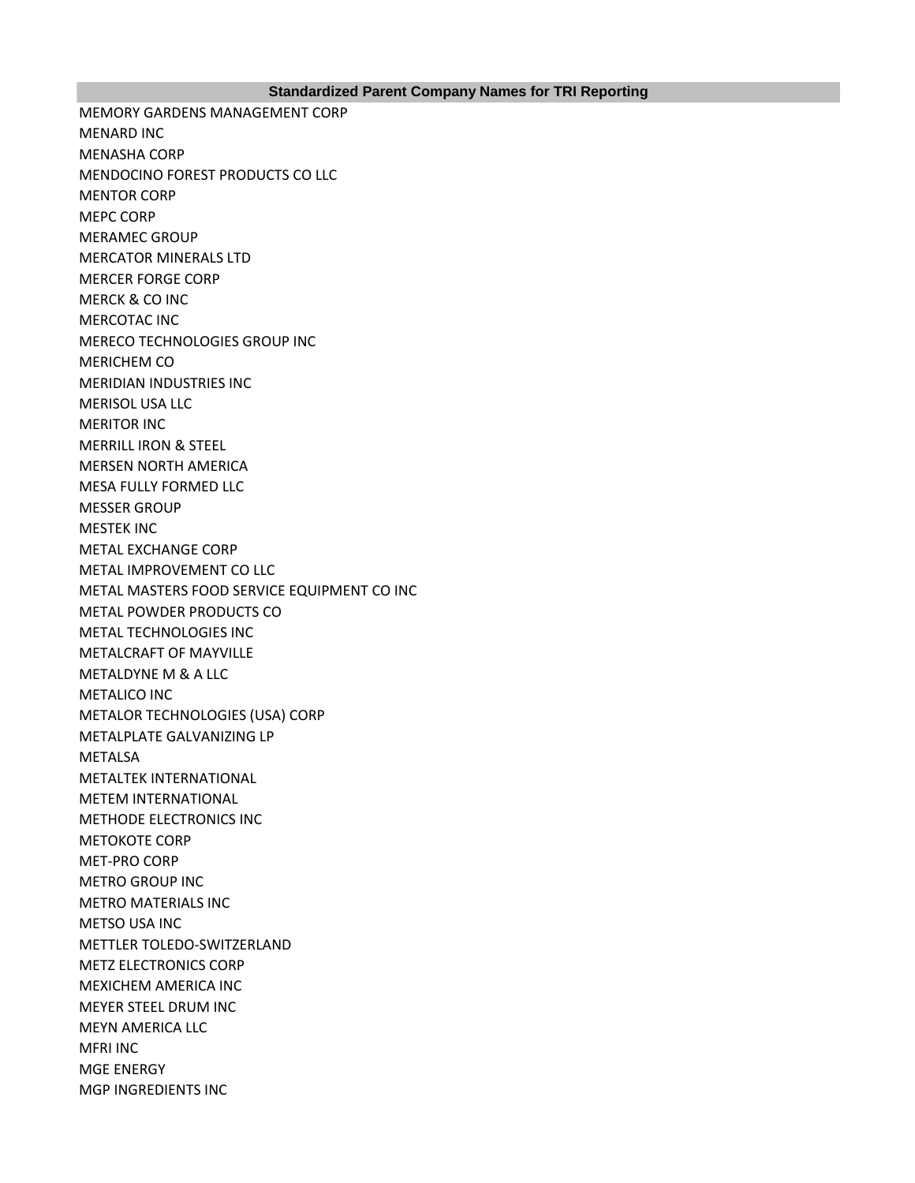| Standardized Parent Company Names for TRI Reporting |
|---|
| MEMORY GARDENS MANAGEMENT CORP |
| MENARD INC |
| MENASHA CORP |
| MENDOCINO FOREST PRODUCTS CO LLC |
| MENTOR CORP |
| MEPC CORP |
| MERAMEC GROUP |
| MERCATOR MINERALS LTD |
| MERCER FORGE CORP |
| MERCK & CO INC |
| MERCOTAC INC |
| MERECO TECHNOLOGIES GROUP INC |
| MERICHEM CO |
| MERIDIAN INDUSTRIES INC |
| MERISOL USA LLC |
| MERITOR INC |
| MERRILL IRON & STEEL |
| MERSEN NORTH AMERICA |
| MESA FULLY FORMED LLC |
| MESSER GROUP |
| MESTEK INC |
| METAL EXCHANGE CORP |
| METAL IMPROVEMENT CO LLC |
| METAL MASTERS FOOD SERVICE EQUIPMENT CO INC |
| METAL POWDER PRODUCTS CO |
| METAL TECHNOLOGIES INC |
| METALCRAFT OF MAYVILLE |
| METALDYNE M & A LLC |
| METALICO INC |
| METALOR TECHNOLOGIES (USA) CORP |
| METALPLATE GALVANIZING LP |
| METALSA |
| METALTEK INTERNATIONAL |
| METEM INTERNATIONAL |
| METHODE ELECTRONICS INC |
| METOKOTE CORP |
| MET-PRO CORP |
| METRO GROUP INC |
| METRO MATERIALS INC |
| METSO USA INC |
| METTLER TOLEDO-SWITZERLAND |
| METZ ELECTRONICS CORP |
| MEXICHEM AMERICA INC |
| MEYER STEEL DRUM INC |
| MEYN AMERICA LLC |
| MFRI INC |
| MGE ENERGY |
| MGP INGREDIENTS INC |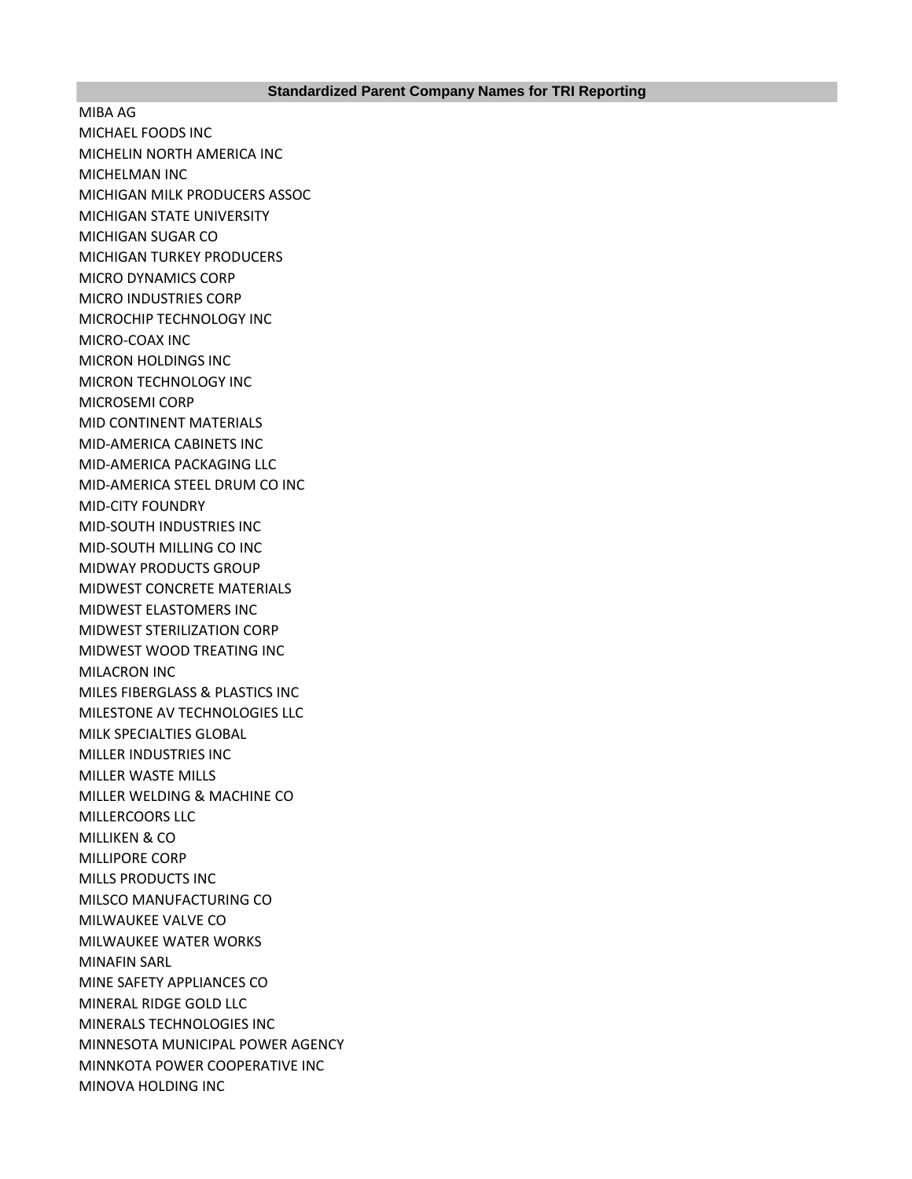| Standardized Parent Company Names for TRI Reporting |
|---|
| MIBA AG |
| MICHAEL FOODS INC |
| MICHELIN NORTH AMERICA INC |
| MICHELMAN INC |
| MICHIGAN MILK PRODUCERS ASSOC |
| MICHIGAN STATE UNIVERSITY |
| MICHIGAN SUGAR CO |
| MICHIGAN TURKEY PRODUCERS |
| MICRO DYNAMICS CORP |
| MICRO INDUSTRIES CORP |
| MICROCHIP TECHNOLOGY INC |
| MICRO-COAX INC |
| MICRON HOLDINGS INC |
| MICRON TECHNOLOGY INC |
| MICROSEMI CORP |
| MID CONTINENT MATERIALS |
| MID-AMERICA CABINETS INC |
| MID-AMERICA PACKAGING LLC |
| MID-AMERICA STEEL DRUM CO INC |
| MID-CITY FOUNDRY |
| MID-SOUTH INDUSTRIES INC |
| MID-SOUTH MILLING CO INC |
| MIDWAY PRODUCTS GROUP |
| MIDWEST CONCRETE MATERIALS |
| MIDWEST ELASTOMERS INC |
| MIDWEST STERILIZATION CORP |
| MIDWEST WOOD TREATING INC |
| MILACRON INC |
| MILES FIBERGLASS & PLASTICS INC |
| MILESTONE AV TECHNOLOGIES LLC |
| MILK SPECIALTIES GLOBAL |
| MILLER INDUSTRIES INC |
| MILLER WASTE MILLS |
| MILLER WELDING & MACHINE CO |
| MILLERCOORS LLC |
| MILLIKEN & CO |
| MILLIPORE CORP |
| MILLS PRODUCTS INC |
| MILSCO MANUFACTURING CO |
| MILWAUKEE VALVE CO |
| MILWAUKEE WATER WORKS |
| MINAFIN SARL |
| MINE SAFETY APPLIANCES CO |
| MINERAL RIDGE GOLD LLC |
| MINERALS TECHNOLOGIES INC |
| MINNESOTA MUNICIPAL POWER AGENCY |
| MINNKOTA POWER COOPERATIVE INC |
| MINOVA HOLDING INC |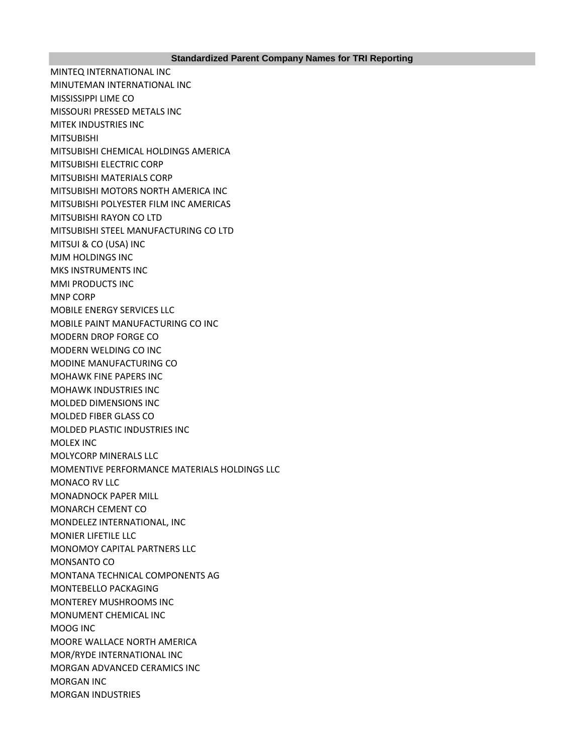| Standardized Parent Company Names for TRI Reporting |
| --- |
| MINTEQ INTERNATIONAL INC |
| MINUTEMAN INTERNATIONAL INC |
| MISSISSIPPI LIME CO |
| MISSOURI PRESSED METALS INC |
| MITEK INDUSTRIES INC |
| MITSUBISHI |
| MITSUBISHI CHEMICAL HOLDINGS AMERICA |
| MITSUBISHI ELECTRIC CORP |
| MITSUBISHI MATERIALS CORP |
| MITSUBISHI MOTORS NORTH AMERICA INC |
| MITSUBISHI POLYESTER FILM INC AMERICAS |
| MITSUBISHI RAYON CO LTD |
| MITSUBISHI STEEL MANUFACTURING CO LTD |
| MITSUI & CO (USA) INC |
| MJM HOLDINGS INC |
| MKS INSTRUMENTS INC |
| MMI PRODUCTS INC |
| MNP CORP |
| MOBILE ENERGY SERVICES LLC |
| MOBILE PAINT MANUFACTURING CO INC |
| MODERN DROP FORGE CO |
| MODERN WELDING CO INC |
| MODINE MANUFACTURING CO |
| MOHAWK FINE PAPERS INC |
| MOHAWK INDUSTRIES INC |
| MOLDED DIMENSIONS INC |
| MOLDED FIBER GLASS CO |
| MOLDED PLASTIC INDUSTRIES INC |
| MOLEX INC |
| MOLYCORP MINERALS LLC |
| MOMENTIVE PERFORMANCE MATERIALS HOLDINGS LLC |
| MONACO RV LLC |
| MONADNOCK PAPER MILL |
| MONARCH CEMENT CO |
| MONDELEZ INTERNATIONAL, INC |
| MONIER LIFETILE LLC |
| MONOMOY CAPITAL PARTNERS LLC |
| MONSANTO CO |
| MONTANA TECHNICAL COMPONENTS AG |
| MONTEBELLO PACKAGING |
| MONTEREY MUSHROOMS INC |
| MONUMENT CHEMICAL INC |
| MOOG INC |
| MOORE WALLACE NORTH AMERICA |
| MOR/RYDE INTERNATIONAL INC |
| MORGAN ADVANCED CERAMICS INC |
| MORGAN INC |
| MORGAN INDUSTRIES |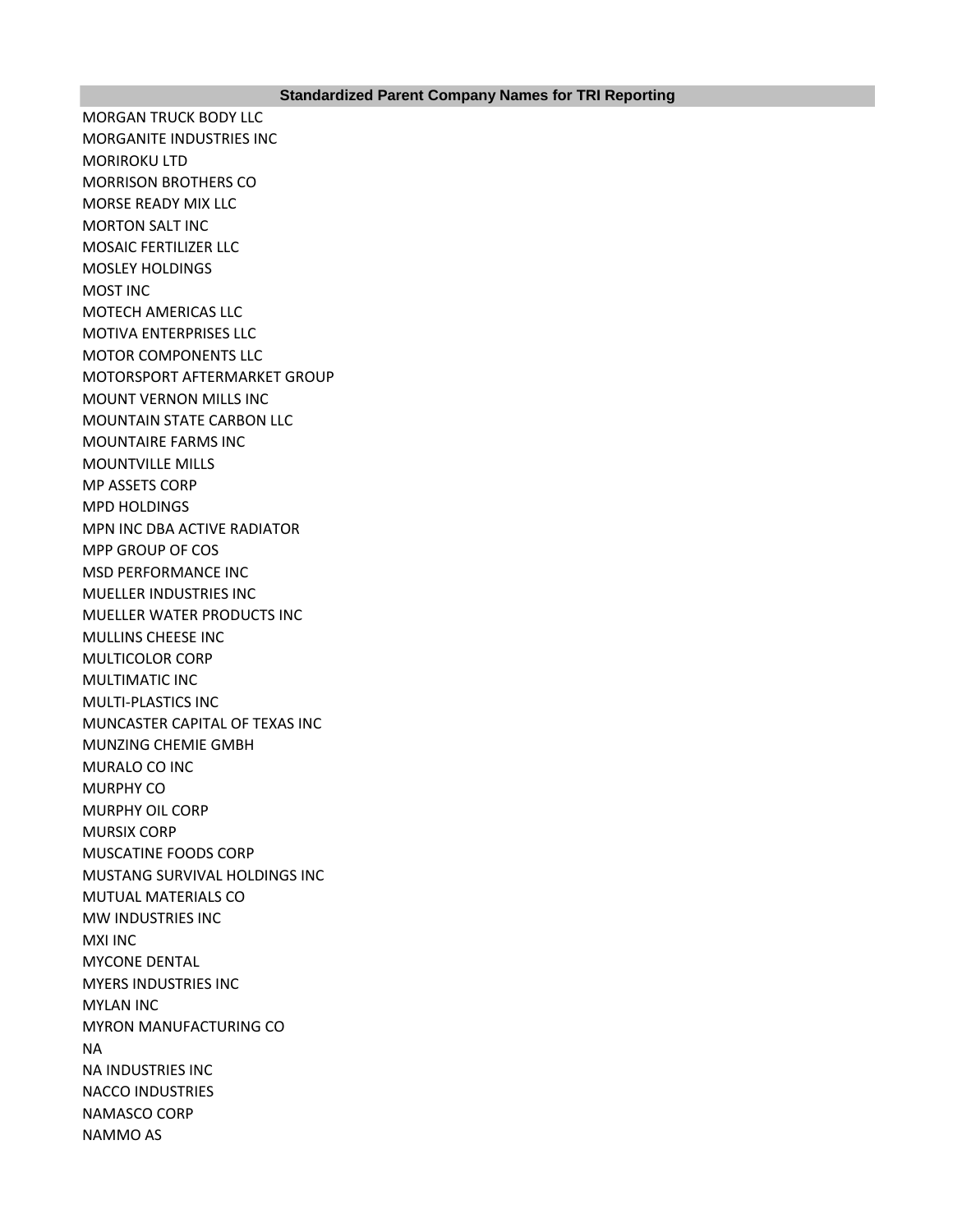| Standardized Parent Company Names for TRI Reporting |
| --- |
| MORGAN TRUCK BODY LLC |
| MORGANITE INDUSTRIES INC |
| MORIROKU LTD |
| MORRISON BROTHERS CO |
| MORSE READY MIX LLC |
| MORTON SALT INC |
| MOSAIC FERTILIZER LLC |
| MOSLEY HOLDINGS |
| MOST INC |
| MOTECH AMERICAS LLC |
| MOTIVA ENTERPRISES LLC |
| MOTOR COMPONENTS LLC |
| MOTORSPORT AFTERMARKET GROUP |
| MOUNT VERNON MILLS INC |
| MOUNTAIN STATE CARBON LLC |
| MOUNTAIRE FARMS INC |
| MOUNTVILLE MILLS |
| MP ASSETS CORP |
| MPD HOLDINGS |
| MPN INC DBA ACTIVE RADIATOR |
| MPP GROUP OF COS |
| MSD PERFORMANCE INC |
| MUELLER INDUSTRIES INC |
| MUELLER WATER PRODUCTS INC |
| MULLINS CHEESE INC |
| MULTICOLOR CORP |
| MULTIMATIC INC |
| MULTI-PLASTICS INC |
| MUNCASTER CAPITAL OF TEXAS INC |
| MUNZING CHEMIE GMBH |
| MURALO CO INC |
| MURPHY CO |
| MURPHY OIL CORP |
| MURSIX CORP |
| MUSCATINE FOODS CORP |
| MUSTANG SURVIVAL HOLDINGS INC |
| MUTUAL MATERIALS CO |
| MW INDUSTRIES INC |
| MXI INC |
| MYCONE DENTAL |
| MYERS INDUSTRIES INC |
| MYLAN INC |
| MYRON MANUFACTURING CO |
| NA |
| NA INDUSTRIES INC |
| NACCO INDUSTRIES |
| NAMASCO CORP |
| NAMMO AS |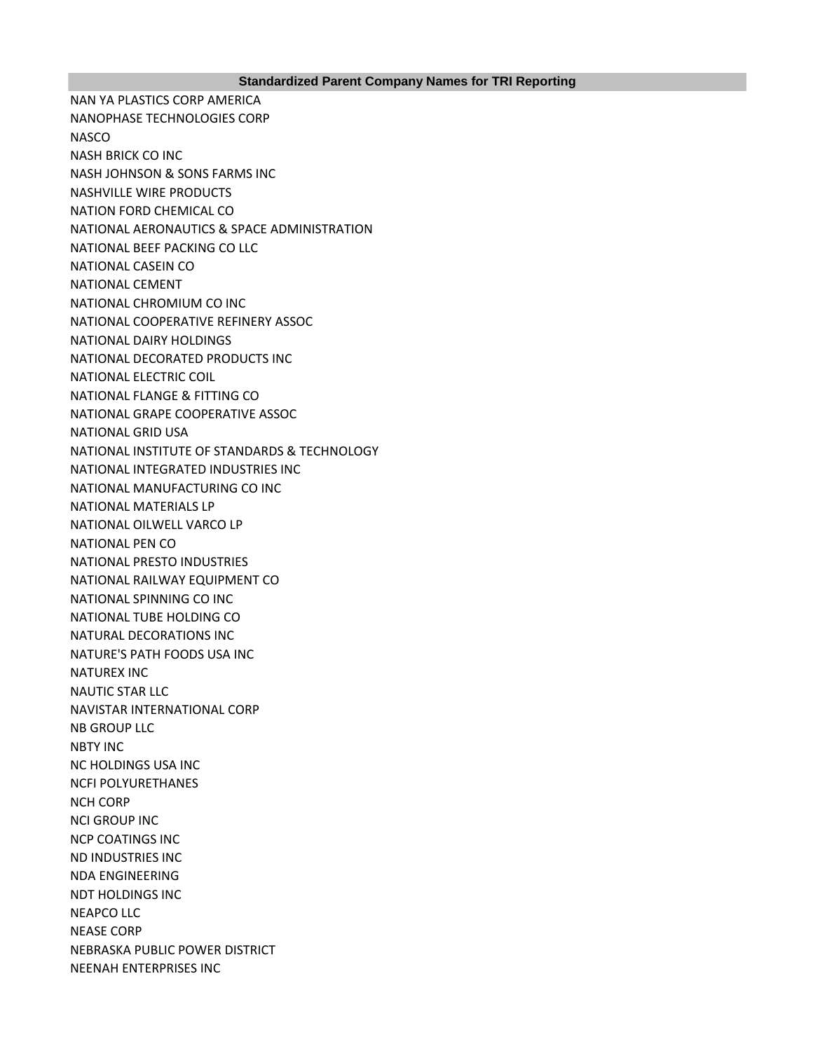| Standardized Parent Company Names for TRI Reporting |
| --- |
| NAN YA PLASTICS CORP AMERICA |
| NANOPHASE TECHNOLOGIES CORP |
| NASCO |
| NASH BRICK CO INC |
| NASH JOHNSON & SONS FARMS INC |
| NASHVILLE WIRE PRODUCTS |
| NATION FORD CHEMICAL CO |
| NATIONAL AERONAUTICS & SPACE ADMINISTRATION |
| NATIONAL BEEF PACKING CO LLC |
| NATIONAL CASEIN CO |
| NATIONAL CEMENT |
| NATIONAL CHROMIUM CO INC |
| NATIONAL COOPERATIVE REFINERY ASSOC |
| NATIONAL DAIRY HOLDINGS |
| NATIONAL DECORATED PRODUCTS INC |
| NATIONAL ELECTRIC COIL |
| NATIONAL FLANGE & FITTING CO |
| NATIONAL GRAPE COOPERATIVE ASSOC |
| NATIONAL GRID USA |
| NATIONAL INSTITUTE OF STANDARDS & TECHNOLOGY |
| NATIONAL INTEGRATED INDUSTRIES INC |
| NATIONAL MANUFACTURING CO INC |
| NATIONAL MATERIALS LP |
| NATIONAL OILWELL VARCO LP |
| NATIONAL PEN CO |
| NATIONAL PRESTO INDUSTRIES |
| NATIONAL RAILWAY EQUIPMENT CO |
| NATIONAL SPINNING CO INC |
| NATIONAL TUBE HOLDING CO |
| NATURAL DECORATIONS INC |
| NATURE'S PATH FOODS USA INC |
| NATUREX INC |
| NAUTIC STAR LLC |
| NAVISTAR INTERNATIONAL CORP |
| NB GROUP LLC |
| NBTY INC |
| NC HOLDINGS USA INC |
| NCFI POLYURETHANES |
| NCH CORP |
| NCI GROUP INC |
| NCP COATINGS INC |
| ND INDUSTRIES INC |
| NDA ENGINEERING |
| NDT HOLDINGS INC |
| NEAPCO LLC |
| NEASE CORP |
| NEBRASKA PUBLIC POWER DISTRICT |
| NEENAH ENTERPRISES INC |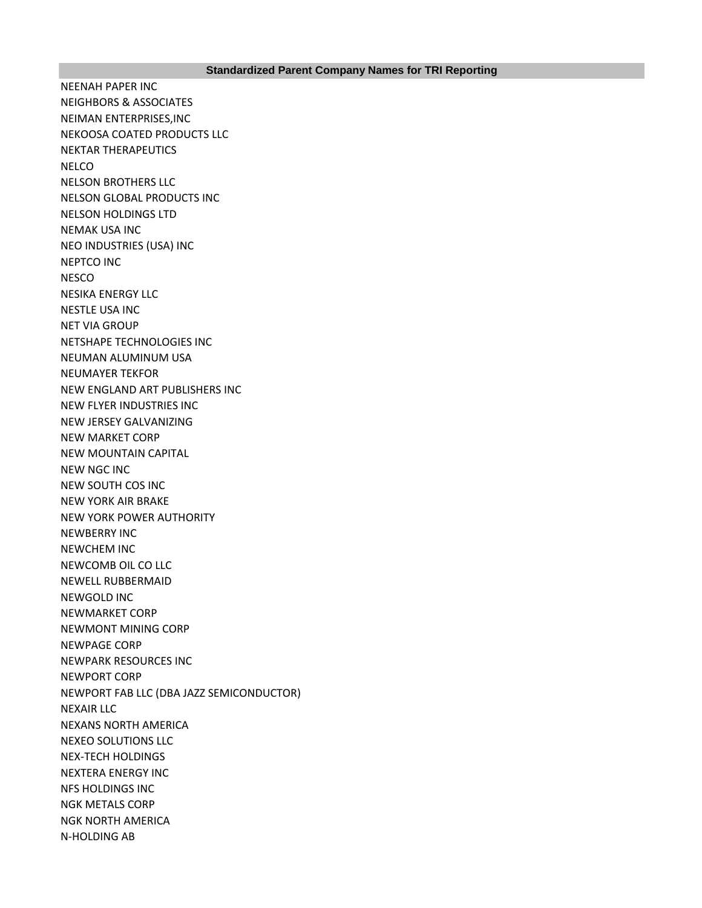| Standardized Parent Company Names for TRI Reporting |
| --- |
| NEENAH PAPER INC |
| NEIGHBORS & ASSOCIATES |
| NEIMAN ENTERPRISES,INC |
| NEKOOSA COATED PRODUCTS LLC |
| NEKTAR THERAPEUTICS |
| NELCO |
| NELSON BROTHERS LLC |
| NELSON GLOBAL PRODUCTS INC |
| NELSON HOLDINGS LTD |
| NEMAK USA INC |
| NEO INDUSTRIES (USA) INC |
| NEPTCO INC |
| NESCO |
| NESIKA ENERGY LLC |
| NESTLE USA INC |
| NET VIA GROUP |
| NETSHAPE TECHNOLOGIES INC |
| NEUMAN ALUMINUM USA |
| NEUMAYER TEKFOR |
| NEW ENGLAND ART PUBLISHERS INC |
| NEW FLYER INDUSTRIES INC |
| NEW JERSEY GALVANIZING |
| NEW MARKET CORP |
| NEW MOUNTAIN CAPITAL |
| NEW NGC INC |
| NEW SOUTH COS INC |
| NEW YORK AIR BRAKE |
| NEW YORK POWER AUTHORITY |
| NEWBERRY INC |
| NEWCHEM INC |
| NEWCOMB OIL CO LLC |
| NEWELL RUBBERMAID |
| NEWGOLD INC |
| NEWMARKET CORP |
| NEWMONT MINING CORP |
| NEWPAGE CORP |
| NEWPARK RESOURCES INC |
| NEWPORT CORP |
| NEWPORT FAB LLC (DBA JAZZ SEMICONDUCTOR) |
| NEXAIR LLC |
| NEXANS NORTH AMERICA |
| NEXEO SOLUTIONS LLC |
| NEX-TECH HOLDINGS |
| NEXTERA ENERGY INC |
| NFS HOLDINGS INC |
| NGK METALS CORP |
| NGK NORTH AMERICA |
| N-HOLDING AB |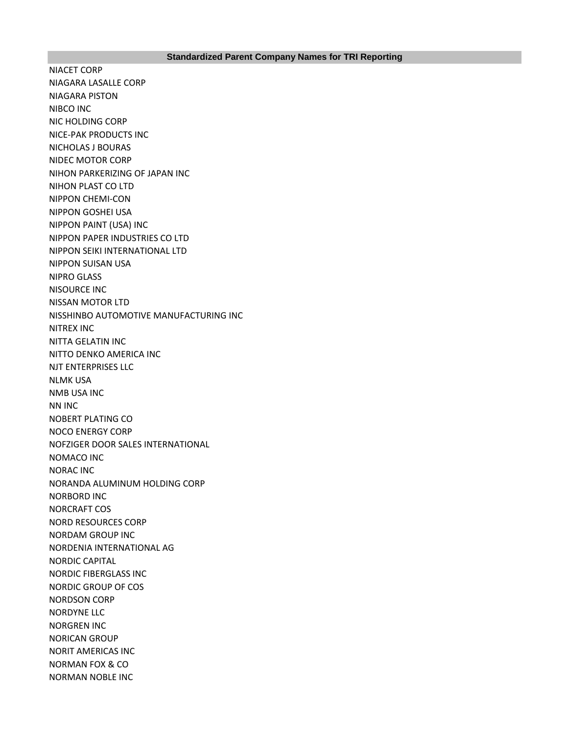| Standardized Parent Company Names for TRI Reporting |
|---|
| NIACET CORP |
| NIAGARA LASALLE CORP |
| NIAGARA PISTON |
| NIBCO INC |
| NIC HOLDING CORP |
| NICE-PAK PRODUCTS INC |
| NICHOLAS J BOURAS |
| NIDEC MOTOR CORP |
| NIHON PARKERIZING OF JAPAN INC |
| NIHON PLAST CO LTD |
| NIPPON CHEMI-CON |
| NIPPON GOSHEI USA |
| NIPPON PAINT (USA) INC |
| NIPPON PAPER INDUSTRIES CO LTD |
| NIPPON SEIKI INTERNATIONAL LTD |
| NIPPON SUISAN USA |
| NIPRO GLASS |
| NISOURCE INC |
| NISSAN MOTOR LTD |
| NISSHINBO AUTOMOTIVE MANUFACTURING INC |
| NITREX INC |
| NITTA GELATIN INC |
| NITTO DENKO AMERICA INC |
| NJT ENTERPRISES LLC |
| NLMK USA |
| NMB USA INC |
| NN INC |
| NOBERT PLATING CO |
| NOCO ENERGY CORP |
| NOFZIGER DOOR SALES INTERNATIONAL |
| NOMACO INC |
| NORAC INC |
| NORANDA ALUMINUM HOLDING CORP |
| NORBORD INC |
| NORCRAFT COS |
| NORD RESOURCES CORP |
| NORDAM GROUP INC |
| NORDENIA INTERNATIONAL AG |
| NORDIC CAPITAL |
| NORDIC FIBERGLASS INC |
| NORDIC GROUP OF COS |
| NORDSON CORP |
| NORDYNE LLC |
| NORGREN INC |
| NORICAN GROUP |
| NORIT AMERICAS INC |
| NORMAN FOX & CO |
| NORMAN NOBLE INC |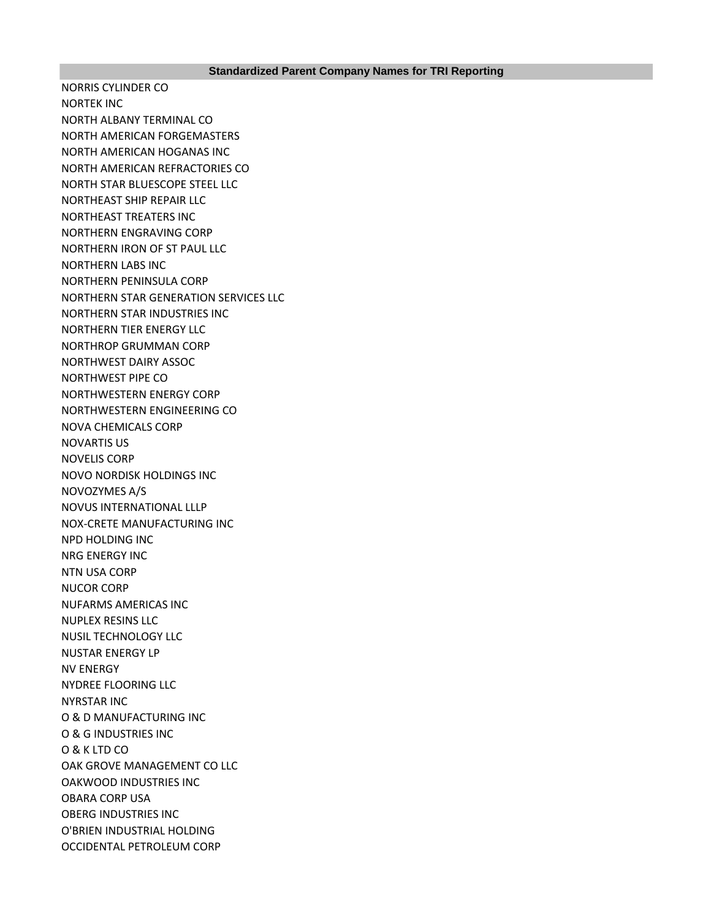| Standardized Parent Company Names for TRI Reporting |
| --- |
| NORRIS CYLINDER CO |
| NORTEK INC |
| NORTH ALBANY TERMINAL CO |
| NORTH AMERICAN FORGEMASTERS |
| NORTH AMERICAN HOGANAS INC |
| NORTH AMERICAN REFRACTORIES CO |
| NORTH STAR BLUESCOPE STEEL LLC |
| NORTHEAST SHIP REPAIR LLC |
| NORTHEAST TREATERS INC |
| NORTHERN ENGRAVING CORP |
| NORTHERN IRON OF ST PAUL LLC |
| NORTHERN LABS INC |
| NORTHERN PENINSULA CORP |
| NORTHERN STAR GENERATION SERVICES LLC |
| NORTHERN STAR INDUSTRIES INC |
| NORTHERN TIER ENERGY LLC |
| NORTHROP GRUMMAN CORP |
| NORTHWEST DAIRY ASSOC |
| NORTHWEST PIPE CO |
| NORTHWESTERN ENERGY CORP |
| NORTHWESTERN ENGINEERING CO |
| NOVA CHEMICALS CORP |
| NOVARTIS US |
| NOVELIS CORP |
| NOVO NORDISK HOLDINGS INC |
| NOVOZYMES A/S |
| NOVUS INTERNATIONAL LLLP |
| NOX-CRETE MANUFACTURING INC |
| NPD HOLDING INC |
| NRG ENERGY INC |
| NTN USA CORP |
| NUCOR CORP |
| NUFARMS AMERICAS INC |
| NUPLEX RESINS LLC |
| NUSIL TECHNOLOGY LLC |
| NUSTAR ENERGY LP |
| NV ENERGY |
| NYDREE FLOORING LLC |
| NYRSTAR INC |
| O & D MANUFACTURING INC |
| O & G INDUSTRIES INC |
| O & K LTD CO |
| OAK GROVE MANAGEMENT CO LLC |
| OAKWOOD INDUSTRIES INC |
| OBARA CORP USA |
| OBERG INDUSTRIES INC |
| O'BRIEN INDUSTRIAL HOLDING |
| OCCIDENTAL PETROLEUM CORP |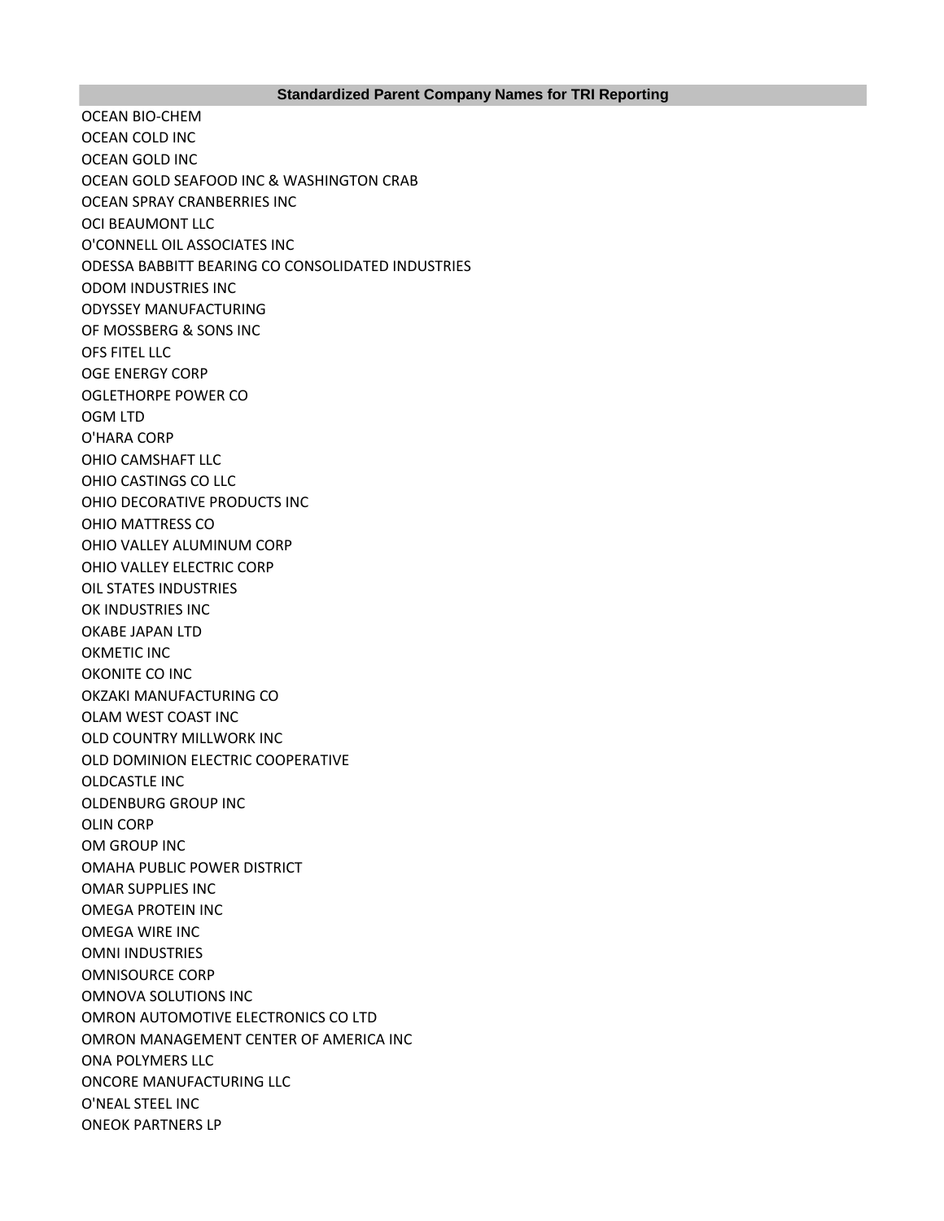| Standardized Parent Company Names for TRI Reporting |
|---|
| OCEAN BIO-CHEM |
| OCEAN COLD INC |
| OCEAN GOLD INC |
| OCEAN GOLD SEAFOOD INC & WASHINGTON CRAB |
| OCEAN SPRAY CRANBERRIES INC |
| OCI BEAUMONT LLC |
| O'CONNELL OIL ASSOCIATES INC |
| ODESSA BABBITT BEARING CO CONSOLIDATED INDUSTRIES |
| ODOM INDUSTRIES INC |
| ODYSSEY MANUFACTURING |
| OF MOSSBERG & SONS INC |
| OFS FITEL LLC |
| OGE ENERGY CORP |
| OGLETHORPE POWER CO |
| OGM LTD |
| O'HARA CORP |
| OHIO CAMSHAFT LLC |
| OHIO CASTINGS CO LLC |
| OHIO DECORATIVE PRODUCTS INC |
| OHIO MATTRESS CO |
| OHIO VALLEY ALUMINUM CORP |
| OHIO VALLEY ELECTRIC CORP |
| OIL STATES INDUSTRIES |
| OK INDUSTRIES INC |
| OKABE JAPAN LTD |
| OKMETIC INC |
| OKONITE CO INC |
| OKZAKI MANUFACTURING CO |
| OLAM WEST COAST INC |
| OLD COUNTRY MILLWORK INC |
| OLD DOMINION ELECTRIC COOPERATIVE |
| OLDCASTLE INC |
| OLDENBURG GROUP INC |
| OLIN CORP |
| OM GROUP INC |
| OMAHA PUBLIC POWER DISTRICT |
| OMAR SUPPLIES INC |
| OMEGA PROTEIN INC |
| OMEGA WIRE INC |
| OMNI INDUSTRIES |
| OMNISOURCE CORP |
| OMNOVA SOLUTIONS INC |
| OMRON AUTOMOTIVE ELECTRONICS CO LTD |
| OMRON MANAGEMENT CENTER OF AMERICA INC |
| ONA POLYMERS LLC |
| ONCORE MANUFACTURING LLC |
| O'NEAL STEEL INC |
| ONEOK PARTNERS LP |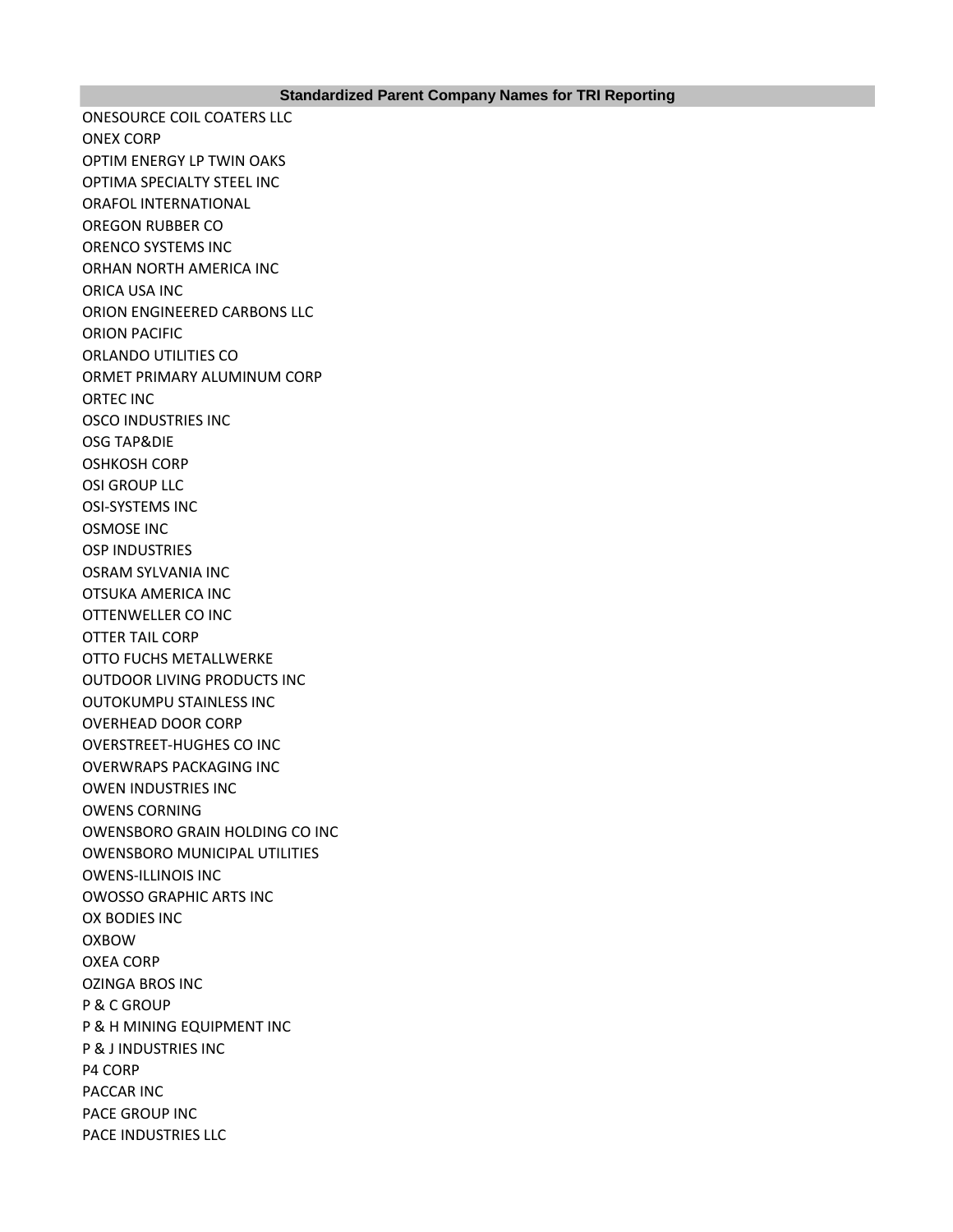| Standardized Parent Company Names for TRI Reporting |
| --- |
| ONESOURCE COIL COATERS LLC |
| ONEX CORP |
| OPTIM ENERGY LP TWIN OAKS |
| OPTIMA SPECIALTY STEEL INC |
| ORAFOL INTERNATIONAL |
| OREGON RUBBER CO |
| ORENCO SYSTEMS INC |
| ORHAN NORTH AMERICA INC |
| ORICA USA INC |
| ORION ENGINEERED CARBONS LLC |
| ORION PACIFIC |
| ORLANDO UTILITIES CO |
| ORMET PRIMARY ALUMINUM CORP |
| ORTEC INC |
| OSCO INDUSTRIES INC |
| OSG TAP&DIE |
| OSHKOSH CORP |
| OSI GROUP LLC |
| OSI-SYSTEMS INC |
| OSMOSE INC |
| OSP INDUSTRIES |
| OSRAM SYLVANIA INC |
| OTSUKA AMERICA INC |
| OTTENWELLER CO INC |
| OTTER TAIL CORP |
| OTTO FUCHS METALLWERKE |
| OUTDOOR LIVING PRODUCTS INC |
| OUTOKUMPU STAINLESS INC |
| OVERHEAD DOOR CORP |
| OVERSTREET-HUGHES CO INC |
| OVERWRAPS PACKAGING INC |
| OWEN INDUSTRIES INC |
| OWENS CORNING |
| OWENSBORO GRAIN HOLDING CO INC |
| OWENSBORO MUNICIPAL UTILITIES |
| OWENS-ILLINOIS INC |
| OWOSSO GRAPHIC ARTS INC |
| OX BODIES INC |
| OXBOW |
| OXEA CORP |
| OZINGA BROS INC |
| P & C GROUP |
| P & H MINING EQUIPMENT INC |
| P & J INDUSTRIES INC |
| P4 CORP |
| PACCAR INC |
| PACE GROUP INC |
| PACE INDUSTRIES LLC |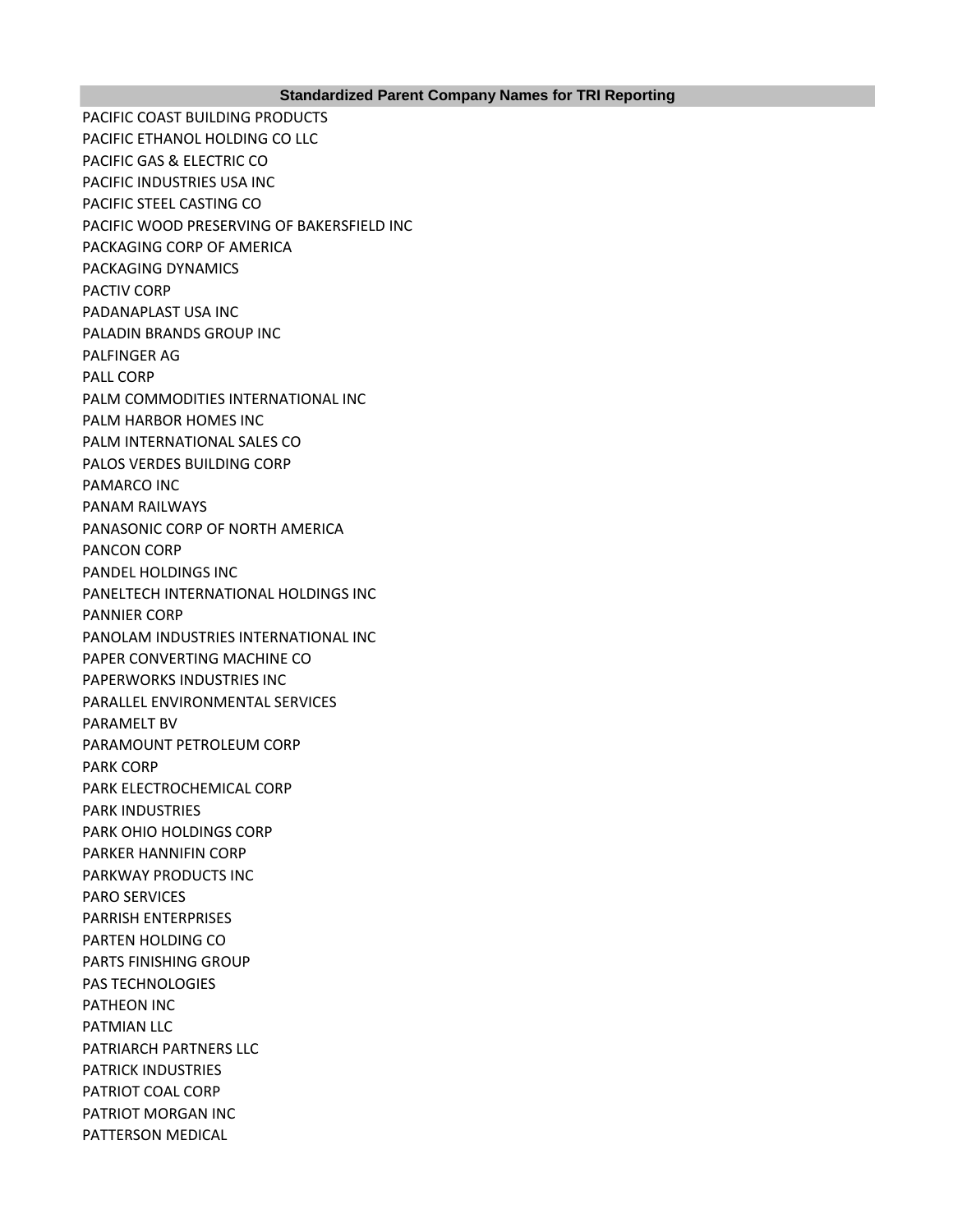| Standardized Parent Company Names for TRI Reporting |
| --- |
| PACIFIC COAST BUILDING PRODUCTS |
| PACIFIC ETHANOL HOLDING CO LLC |
| PACIFIC GAS & ELECTRIC CO |
| PACIFIC INDUSTRIES USA INC |
| PACIFIC STEEL CASTING CO |
| PACIFIC WOOD PRESERVING OF BAKERSFIELD INC |
| PACKAGING CORP OF AMERICA |
| PACKAGING DYNAMICS |
| PACTIV CORP |
| PADANAPLAST USA INC |
| PALADIN BRANDS GROUP INC |
| PALFINGER AG |
| PALL CORP |
| PALM COMMODITIES INTERNATIONAL INC |
| PALM HARBOR HOMES INC |
| PALM INTERNATIONAL SALES CO |
| PALOS VERDES BUILDING CORP |
| PAMARCO INC |
| PANAM RAILWAYS |
| PANASONIC CORP OF NORTH AMERICA |
| PANCON CORP |
| PANDEL HOLDINGS INC |
| PANELTECH INTERNATIONAL HOLDINGS INC |
| PANNIER CORP |
| PANOLAM INDUSTRIES INTERNATIONAL INC |
| PAPER CONVERTING MACHINE CO |
| PAPERWORKS INDUSTRIES INC |
| PARALLEL ENVIRONMENTAL SERVICES |
| PARAMELT BV |
| PARAMOUNT PETROLEUM CORP |
| PARK CORP |
| PARK ELECTROCHEMICAL CORP |
| PARK INDUSTRIES |
| PARK OHIO HOLDINGS CORP |
| PARKER HANNIFIN CORP |
| PARKWAY PRODUCTS INC |
| PARO SERVICES |
| PARRISH ENTERPRISES |
| PARTEN HOLDING CO |
| PARTS FINISHING GROUP |
| PAS TECHNOLOGIES |
| PATHEON INC |
| PATMIAN LLC |
| PATRIARCH PARTNERS LLC |
| PATRICK INDUSTRIES |
| PATRIOT COAL CORP |
| PATRIOT MORGAN INC |
| PATTERSON MEDICAL |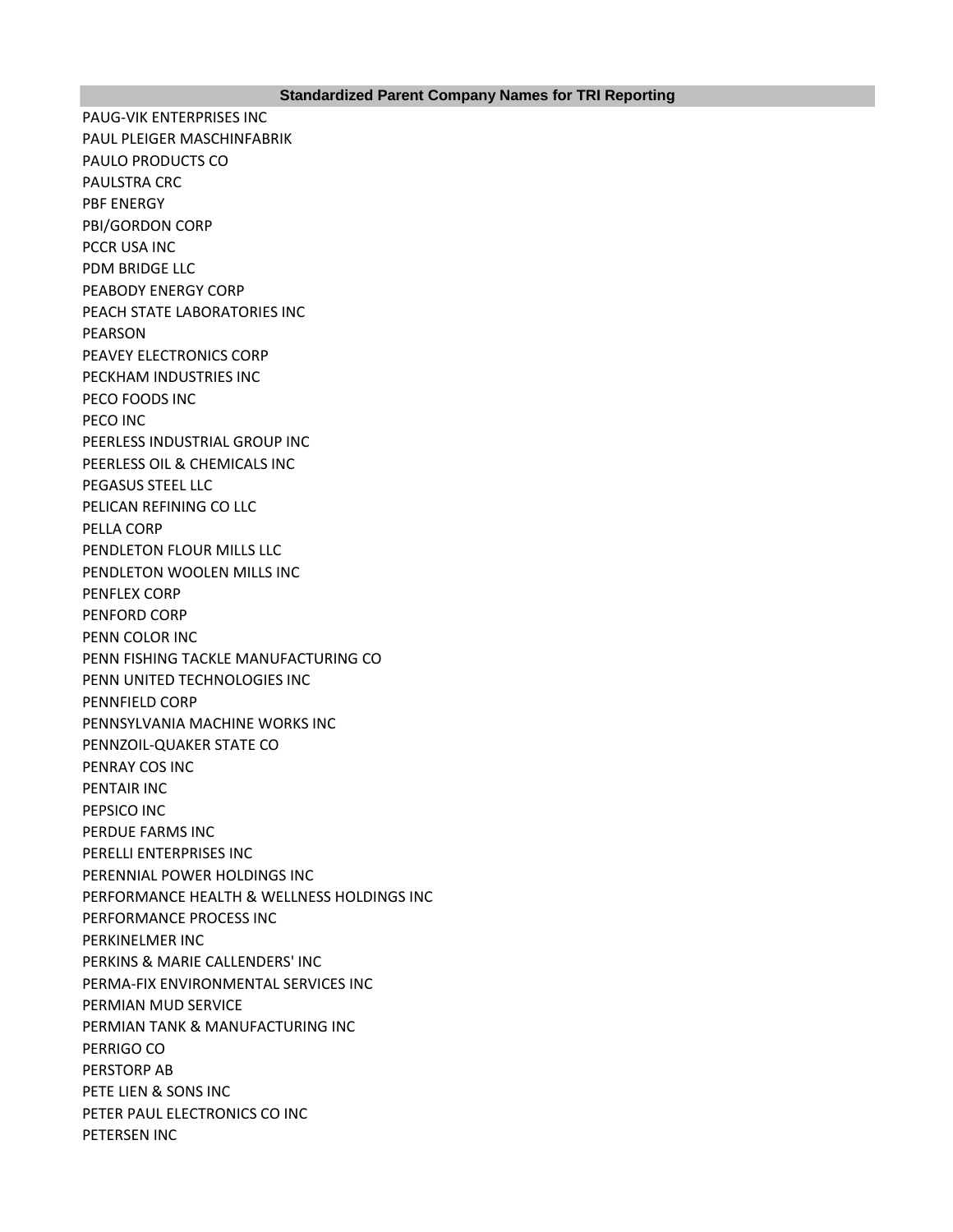| Standardized Parent Company Names for TRI Reporting |
| --- |
| PAUG-VIK ENTERPRISES INC |
| PAUL PLEIGER MASCHINFABRIK |
| PAULO PRODUCTS CO |
| PAULSTRA CRC |
| PBF ENERGY |
| PBI/GORDON CORP |
| PCCR USA INC |
| PDM BRIDGE LLC |
| PEABODY ENERGY CORP |
| PEACH STATE LABORATORIES INC |
| PEARSON |
| PEAVEY ELECTRONICS CORP |
| PECKHAM INDUSTRIES INC |
| PECO FOODS INC |
| PECO INC |
| PEERLESS INDUSTRIAL GROUP INC |
| PEERLESS OIL & CHEMICALS INC |
| PEGASUS STEEL LLC |
| PELICAN REFINING CO LLC |
| PELLA CORP |
| PENDLETON FLOUR MILLS LLC |
| PENDLETON WOOLEN MILLS INC |
| PENFLEX CORP |
| PENFORD CORP |
| PENN COLOR INC |
| PENN FISHING TACKLE MANUFACTURING CO |
| PENN UNITED TECHNOLOGIES INC |
| PENNFIELD CORP |
| PENNSYLVANIA MACHINE WORKS INC |
| PENNZOIL-QUAKER STATE CO |
| PENRAY COS INC |
| PENTAIR INC |
| PEPSICO INC |
| PERDUE FARMS INC |
| PERELLI ENTERPRISES INC |
| PERENNIAL POWER HOLDINGS INC |
| PERFORMANCE HEALTH & WELLNESS HOLDINGS INC |
| PERFORMANCE PROCESS INC |
| PERKINELMER INC |
| PERKINS & MARIE CALLENDERS' INC |
| PERMA-FIX ENVIRONMENTAL SERVICES INC |
| PERMIAN MUD SERVICE |
| PERMIAN TANK & MANUFACTURING INC |
| PERRIGO CO |
| PERSTORP AB |
| PETE LIEN & SONS INC |
| PETER PAUL ELECTRONICS CO INC |
| PETERSEN INC |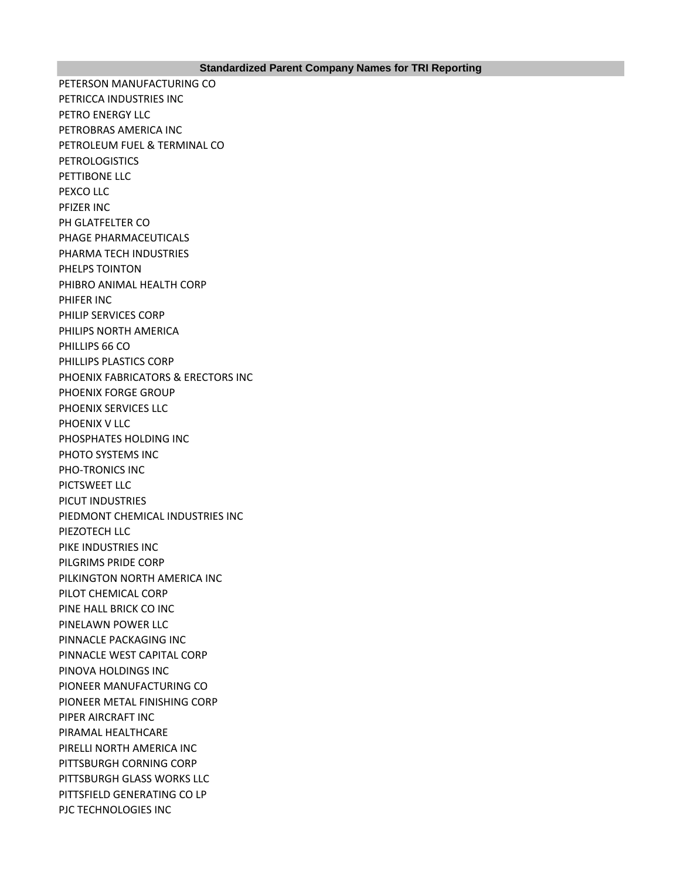| Standardized Parent Company Names for TRI Reporting |
|---|
| PETERSON MANUFACTURING CO |
| PETRICCA INDUSTRIES INC |
| PETRO ENERGY LLC |
| PETROBRAS AMERICA INC |
| PETROLEUM FUEL & TERMINAL CO |
| PETROLOGISTICS |
| PETTIBONE LLC |
| PEXCO LLC |
| PFIZER INC |
| PH GLATFELTER CO |
| PHAGE PHARMACEUTICALS |
| PHARMA TECH INDUSTRIES |
| PHELPS TOINTON |
| PHIBRO ANIMAL HEALTH CORP |
| PHIFER INC |
| PHILIP SERVICES CORP |
| PHILIPS NORTH AMERICA |
| PHILLIPS 66 CO |
| PHILLIPS PLASTICS CORP |
| PHOENIX FABRICATORS & ERECTORS INC |
| PHOENIX FORGE GROUP |
| PHOENIX SERVICES LLC |
| PHOENIX V LLC |
| PHOSPHATES HOLDING INC |
| PHOTO SYSTEMS INC |
| PHO-TRONICS INC |
| PICTSWEET LLC |
| PICUT INDUSTRIES |
| PIEDMONT CHEMICAL INDUSTRIES INC |
| PIEZOTECH LLC |
| PIKE INDUSTRIES INC |
| PILGRIMS PRIDE CORP |
| PILKINGTON NORTH AMERICA INC |
| PILOT CHEMICAL CORP |
| PINE HALL BRICK CO INC |
| PINELAWN POWER LLC |
| PINNACLE PACKAGING INC |
| PINNACLE WEST CAPITAL CORP |
| PINOVA HOLDINGS INC |
| PIONEER MANUFACTURING CO |
| PIONEER METAL FINISHING CORP |
| PIPER AIRCRAFT INC |
| PIRAMAL HEALTHCARE |
| PIRELLI NORTH AMERICA INC |
| PITTSBURGH CORNING CORP |
| PITTSBURGH GLASS WORKS LLC |
| PITTSFIELD GENERATING CO LP |
| PJC TECHNOLOGIES INC |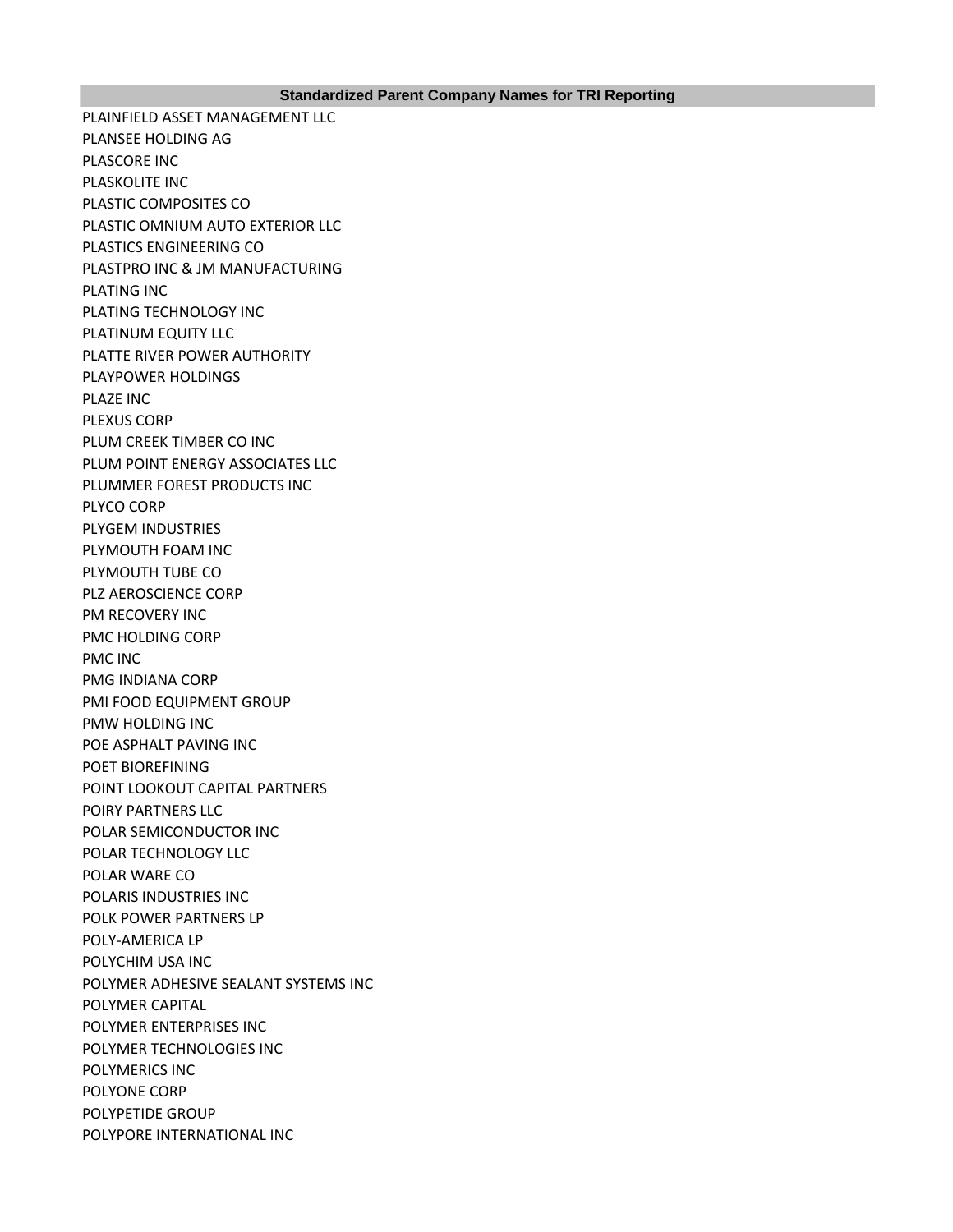| Standardized Parent Company Names for TRI Reporting |
| --- |
| PLAINFIELD ASSET MANAGEMENT LLC |
| PLANSEE HOLDING AG |
| PLASCORE INC |
| PLASKOLITE INC |
| PLASTIC COMPOSITES CO |
| PLASTIC OMNIUM AUTO EXTERIOR LLC |
| PLASTICS ENGINEERING CO |
| PLASTPRO INC & JM MANUFACTURING |
| PLATING INC |
| PLATING TECHNOLOGY INC |
| PLATINUM EQUITY LLC |
| PLATTE RIVER POWER AUTHORITY |
| PLAYPOWER HOLDINGS |
| PLAZE INC |
| PLEXUS CORP |
| PLUM CREEK TIMBER CO INC |
| PLUM POINT ENERGY ASSOCIATES LLC |
| PLUMMER FOREST PRODUCTS INC |
| PLYCO CORP |
| PLYGEM INDUSTRIES |
| PLYMOUTH FOAM INC |
| PLYMOUTH TUBE CO |
| PLZ AEROSCIENCE CORP |
| PM RECOVERY INC |
| PMC HOLDING CORP |
| PMC INC |
| PMG INDIANA CORP |
| PMI FOOD EQUIPMENT GROUP |
| PMW HOLDING INC |
| POE ASPHALT PAVING INC |
| POET BIOREFINING |
| POINT LOOKOUT CAPITAL PARTNERS |
| POIRY PARTNERS LLC |
| POLAR SEMICONDUCTOR INC |
| POLAR TECHNOLOGY LLC |
| POLAR WARE CO |
| POLARIS INDUSTRIES INC |
| POLK POWER PARTNERS LP |
| POLY-AMERICA LP |
| POLYCHIM USA INC |
| POLYMER ADHESIVE SEALANT SYSTEMS INC |
| POLYMER CAPITAL |
| POLYMER ENTERPRISES INC |
| POLYMER TECHNOLOGIES INC |
| POLYMERICS INC |
| POLYONE CORP |
| POLYPETIDE GROUP |
| POLYPORE INTERNATIONAL INC |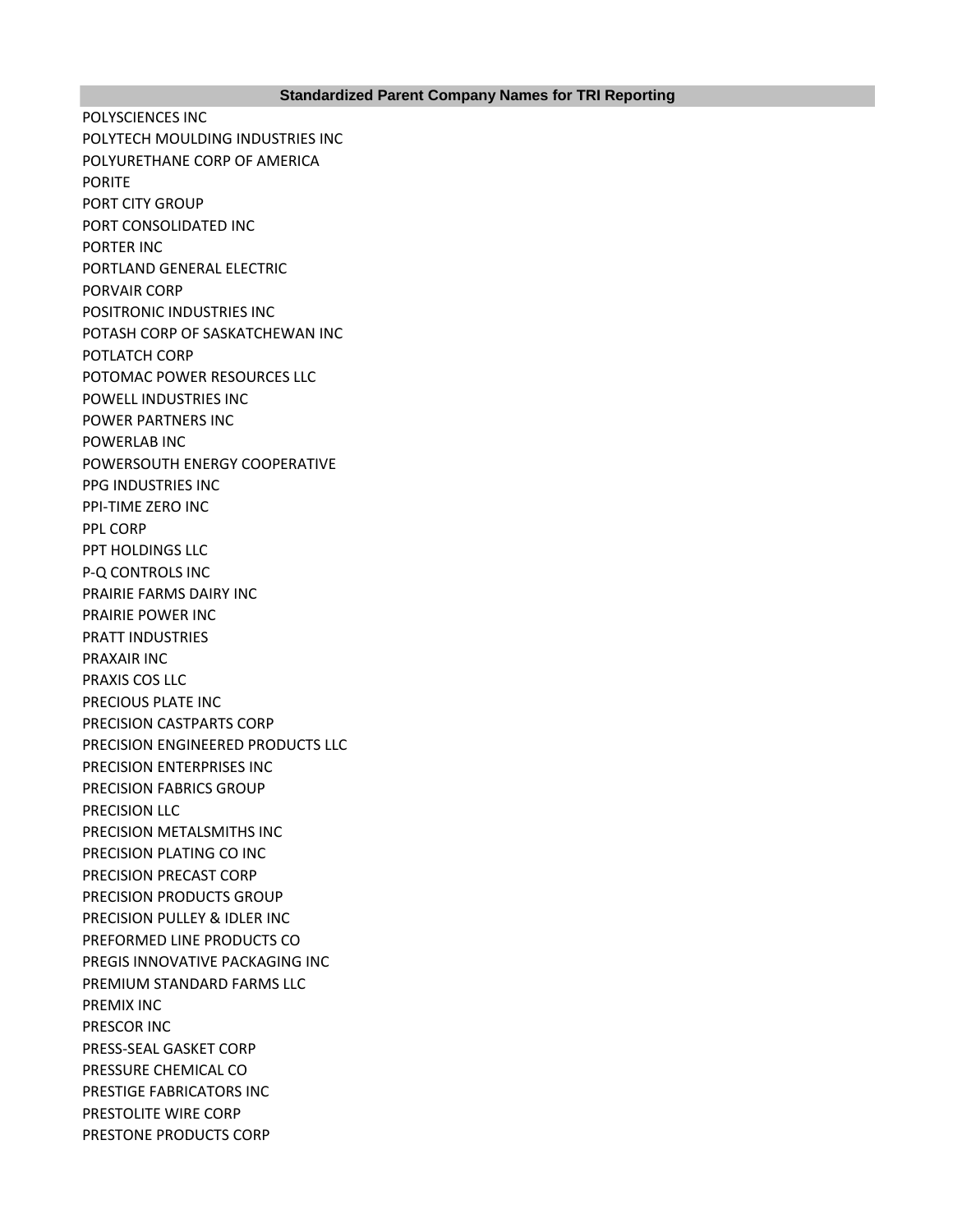| Standardized Parent Company Names for TRI Reporting |
| --- |
| POLYSCIENCES INC |
| POLYTECH MOULDING INDUSTRIES INC |
| POLYURETHANE CORP OF AMERICA |
| PORITE |
| PORT CITY GROUP |
| PORT CONSOLIDATED INC |
| PORTER INC |
| PORTLAND GENERAL ELECTRIC |
| PORVAIR CORP |
| POSITRONIC INDUSTRIES INC |
| POTASH CORP OF SASKATCHEWAN INC |
| POTLATCH CORP |
| POTOMAC POWER RESOURCES LLC |
| POWELL INDUSTRIES INC |
| POWER PARTNERS INC |
| POWERLAB INC |
| POWERSOUTH ENERGY COOPERATIVE |
| PPG INDUSTRIES INC |
| PPI-TIME ZERO INC |
| PPL CORP |
| PPT HOLDINGS LLC |
| P-Q CONTROLS INC |
| PRAIRIE FARMS DAIRY INC |
| PRAIRIE POWER INC |
| PRATT INDUSTRIES |
| PRAXAIR INC |
| PRAXIS COS LLC |
| PRECIOUS PLATE INC |
| PRECISION CASTPARTS CORP |
| PRECISION ENGINEERED PRODUCTS LLC |
| PRECISION ENTERPRISES INC |
| PRECISION FABRICS GROUP |
| PRECISION LLC |
| PRECISION METALSMITHS INC |
| PRECISION PLATING CO INC |
| PRECISION PRECAST CORP |
| PRECISION PRODUCTS GROUP |
| PRECISION PULLEY & IDLER INC |
| PREFORMED LINE PRODUCTS CO |
| PREGIS INNOVATIVE PACKAGING INC |
| PREMIUM STANDARD FARMS LLC |
| PREMIX INC |
| PRESCOR INC |
| PRESS-SEAL GASKET CORP |
| PRESSURE CHEMICAL CO |
| PRESTIGE FABRICATORS INC |
| PRESTOLITE WIRE CORP |
| PRESTONE PRODUCTS CORP |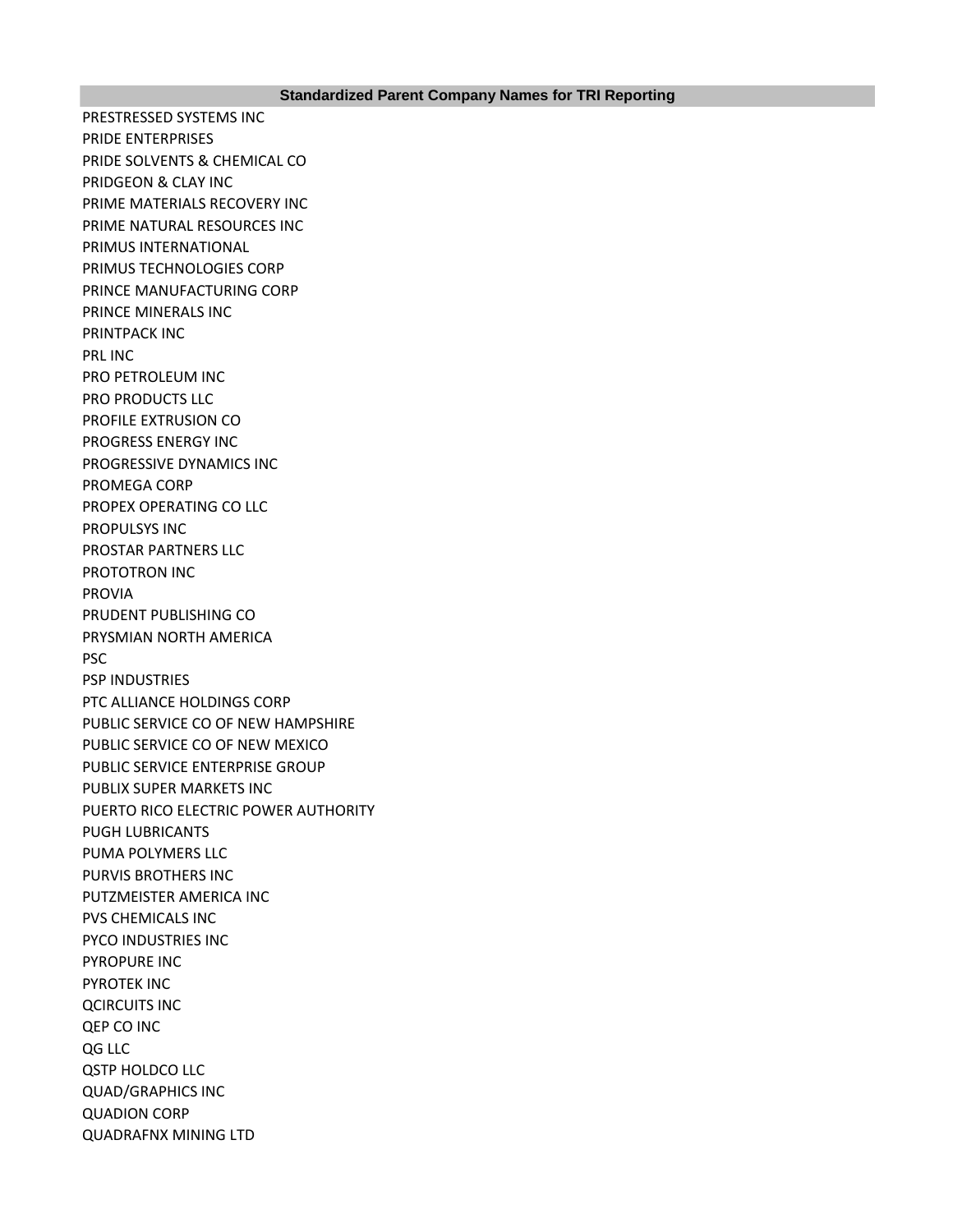| Standardized Parent Company Names for TRI Reporting |
|---|
| PRESTRESSED SYSTEMS INC |
| PRIDE ENTERPRISES |
| PRIDE SOLVENTS & CHEMICAL CO |
| PRIDGEON & CLAY INC |
| PRIME MATERIALS RECOVERY INC |
| PRIME NATURAL RESOURCES INC |
| PRIMUS INTERNATIONAL |
| PRIMUS TECHNOLOGIES CORP |
| PRINCE MANUFACTURING CORP |
| PRINCE MINERALS INC |
| PRINTPACK INC |
| PRL INC |
| PRO PETROLEUM INC |
| PRO PRODUCTS LLC |
| PROFILE EXTRUSION CO |
| PROGRESS ENERGY INC |
| PROGRESSIVE DYNAMICS INC |
| PROMEGA CORP |
| PROPEX OPERATING CO LLC |
| PROPULSYS INC |
| PROSTAR PARTNERS LLC |
| PROTOTRON INC |
| PROVIA |
| PRUDENT PUBLISHING CO |
| PRYSMIAN NORTH AMERICA |
| PSC |
| PSP INDUSTRIES |
| PTC ALLIANCE HOLDINGS CORP |
| PUBLIC SERVICE CO OF NEW HAMPSHIRE |
| PUBLIC SERVICE CO OF NEW MEXICO |
| PUBLIC SERVICE ENTERPRISE GROUP |
| PUBLIX SUPER MARKETS INC |
| PUERTO RICO ELECTRIC POWER AUTHORITY |
| PUGH LUBRICANTS |
| PUMA POLYMERS LLC |
| PURVIS BROTHERS INC |
| PUTZMEISTER AMERICA INC |
| PVS CHEMICALS INC |
| PYCO INDUSTRIES INC |
| PYROPURE INC |
| PYROTEK INC |
| QCIRCUITS INC |
| QEP CO INC |
| QG LLC |
| QSTP HOLDCO LLC |
| QUAD/GRAPHICS INC |
| QUADION CORP |
| QUADRAFNX MINING LTD |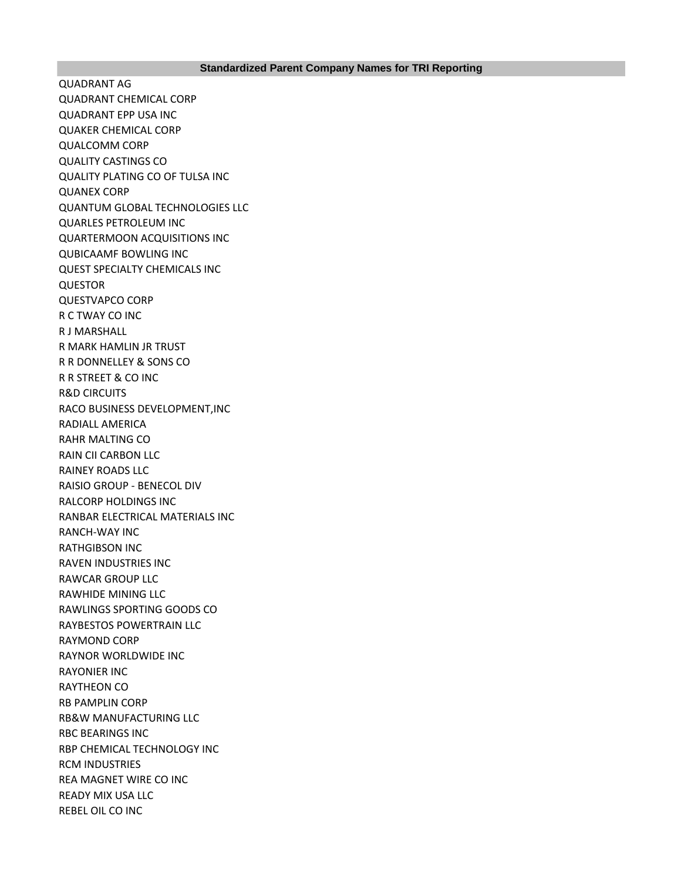| Standardized Parent Company Names for TRI Reporting |
| --- |
| QUADRANT AG |
| QUADRANT CHEMICAL CORP |
| QUADRANT EPP USA INC |
| QUAKER CHEMICAL CORP |
| QUALCOMM CORP |
| QUALITY CASTINGS CO |
| QUALITY PLATING CO OF TULSA INC |
| QUANEX CORP |
| QUANTUM GLOBAL TECHNOLOGIES LLC |
| QUARLES PETROLEUM INC |
| QUARTERMOON ACQUISITIONS INC |
| QUBICAAMF BOWLING INC |
| QUEST SPECIALTY CHEMICALS INC |
| QUESTOR |
| QUESTVAPCO CORP |
| R C TWAY CO INC |
| R J MARSHALL |
| R MARK HAMLIN JR TRUST |
| R R DONNELLEY & SONS CO |
| R R STREET & CO INC |
| R&D CIRCUITS |
| RACO BUSINESS DEVELOPMENT,INC |
| RADIALL AMERICA |
| RAHR MALTING CO |
| RAIN CII CARBON LLC |
| RAINEY ROADS LLC |
| RAISIO GROUP - BENECOL DIV |
| RALCORP HOLDINGS INC |
| RANBAR ELECTRICAL MATERIALS INC |
| RANCH-WAY INC |
| RATHGIBSON INC |
| RAVEN INDUSTRIES INC |
| RAWCAR GROUP LLC |
| RAWHIDE MINING LLC |
| RAWLINGS SPORTING GOODS CO |
| RAYBESTOS POWERTRAIN LLC |
| RAYMOND CORP |
| RAYNOR WORLDWIDE INC |
| RAYONIER INC |
| RAYTHEON CO |
| RB PAMPLIN CORP |
| RB&W MANUFACTURING LLC |
| RBC BEARINGS INC |
| RBP CHEMICAL TECHNOLOGY INC |
| RCM INDUSTRIES |
| REA MAGNET WIRE CO INC |
| READY MIX USA LLC |
| REBEL OIL CO INC |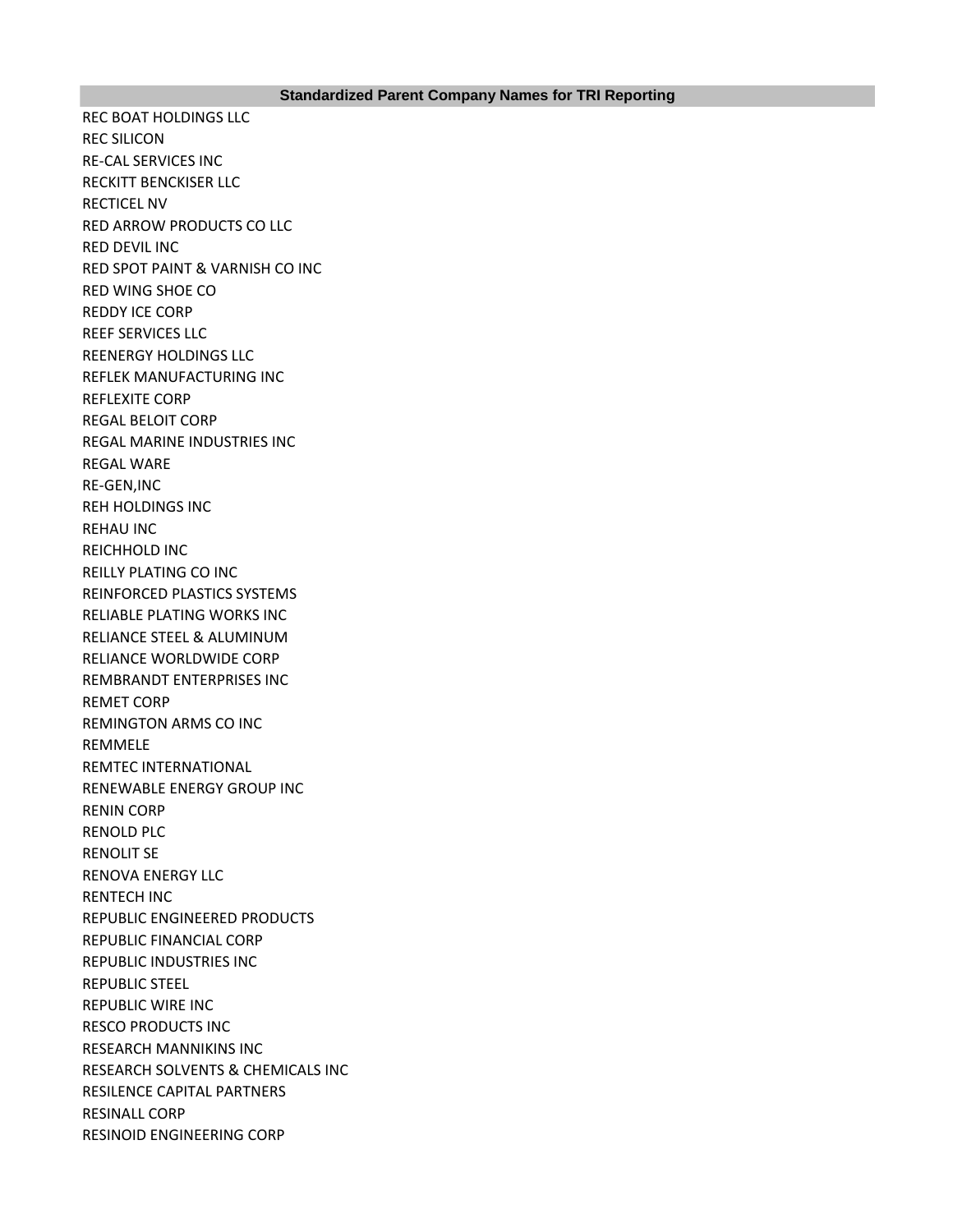| Standardized Parent Company Names for TRI Reporting |
| --- |
| REC BOAT HOLDINGS LLC |
| REC SILICON |
| RE-CAL SERVICES INC |
| RECKITT BENCKISER LLC |
| RECTICEL NV |
| RED ARROW PRODUCTS CO LLC |
| RED DEVIL INC |
| RED SPOT PAINT & VARNISH CO INC |
| RED WING SHOE CO |
| REDDY ICE CORP |
| REEF SERVICES LLC |
| REENERGY HOLDINGS LLC |
| REFLEK MANUFACTURING INC |
| REFLEXITE CORP |
| REGAL BELOIT CORP |
| REGAL MARINE INDUSTRIES INC |
| REGAL WARE |
| RE-GEN,INC |
| REH HOLDINGS INC |
| REHAU INC |
| REICHHOLD INC |
| REILLY PLATING CO INC |
| REINFORCED PLASTICS SYSTEMS |
| RELIABLE PLATING WORKS INC |
| RELIANCE STEEL & ALUMINUM |
| RELIANCE WORLDWIDE CORP |
| REMBRANDT ENTERPRISES INC |
| REMET CORP |
| REMINGTON ARMS CO INC |
| REMMELE |
| REMTEC INTERNATIONAL |
| RENEWABLE ENERGY GROUP INC |
| RENIN CORP |
| RENOLD PLC |
| RENOLIT SE |
| RENOVA ENERGY LLC |
| RENTECH INC |
| REPUBLIC ENGINEERED PRODUCTS |
| REPUBLIC FINANCIAL CORP |
| REPUBLIC INDUSTRIES INC |
| REPUBLIC STEEL |
| REPUBLIC WIRE INC |
| RESCO PRODUCTS INC |
| RESEARCH MANNIKINS INC |
| RESEARCH SOLVENTS & CHEMICALS INC |
| RESILENCE CAPITAL PARTNERS |
| RESINALL CORP |
| RESINOID ENGINEERING CORP |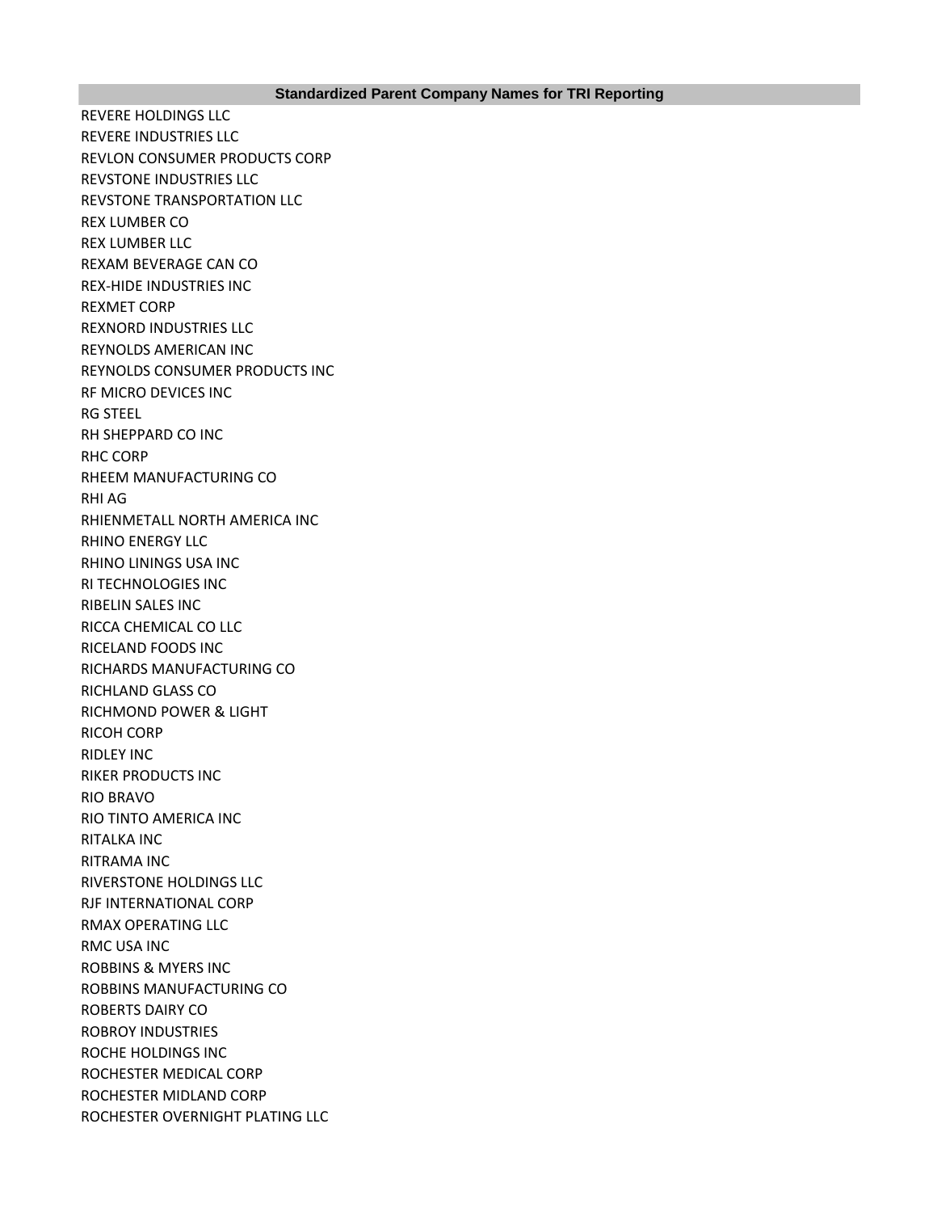| Standardized Parent Company Names for TRI Reporting |
| --- |
| REVERE HOLDINGS LLC |
| REVERE INDUSTRIES LLC |
| REVLON CONSUMER PRODUCTS CORP |
| REVSTONE INDUSTRIES LLC |
| REVSTONE TRANSPORTATION LLC |
| REX LUMBER CO |
| REX LUMBER LLC |
| REXAM BEVERAGE CAN CO |
| REX-HIDE INDUSTRIES INC |
| REXMET CORP |
| REXNORD INDUSTRIES LLC |
| REYNOLDS AMERICAN INC |
| REYNOLDS CONSUMER PRODUCTS INC |
| RF MICRO DEVICES INC |
| RG STEEL |
| RH SHEPPARD CO INC |
| RHC CORP |
| RHEEM MANUFACTURING CO |
| RHI AG |
| RHIENMETALL NORTH AMERICA INC |
| RHINO ENERGY LLC |
| RHINO LININGS USA INC |
| RI TECHNOLOGIES INC |
| RIBELIN SALES INC |
| RICCA CHEMICAL CO LLC |
| RICELAND FOODS INC |
| RICHARDS MANUFACTURING CO |
| RICHLAND GLASS CO |
| RICHMOND POWER & LIGHT |
| RICOH CORP |
| RIDLEY INC |
| RIKER PRODUCTS INC |
| RIO BRAVO |
| RIO TINTO AMERICA INC |
| RITALKA INC |
| RITRAMA INC |
| RIVERSTONE HOLDINGS LLC |
| RJF INTERNATIONAL CORP |
| RMAX OPERATING LLC |
| RMC USA INC |
| ROBBINS & MYERS INC |
| ROBBINS MANUFACTURING CO |
| ROBERTS DAIRY CO |
| ROBROY INDUSTRIES |
| ROCHE HOLDINGS INC |
| ROCHESTER MEDICAL CORP |
| ROCHESTER MIDLAND CORP |
| ROCHESTER OVERNIGHT PLATING LLC |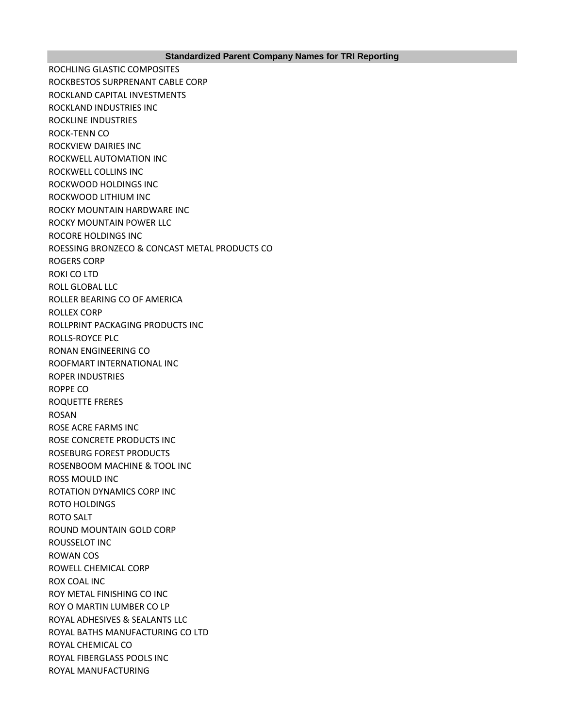| Standardized Parent Company Names for TRI Reporting |
|---|
| ROCHLING GLASTIC COMPOSITES |
| ROCKBESTOS SURPRENANT CABLE CORP |
| ROCKLAND CAPITAL INVESTMENTS |
| ROCKLAND INDUSTRIES INC |
| ROCKLINE INDUSTRIES |
| ROCK-TENN CO |
| ROCKVIEW DAIRIES INC |
| ROCKWELL AUTOMATION INC |
| ROCKWELL COLLINS INC |
| ROCKWOOD HOLDINGS INC |
| ROCKWOOD LITHIUM INC |
| ROCKY MOUNTAIN HARDWARE INC |
| ROCKY MOUNTAIN POWER LLC |
| ROCORE HOLDINGS INC |
| ROESSING BRONZECO & CONCAST METAL PRODUCTS CO |
| ROGERS CORP |
| ROKI CO LTD |
| ROLL GLOBAL LLC |
| ROLLER BEARING CO OF AMERICA |
| ROLLEX CORP |
| ROLLPRINT PACKAGING PRODUCTS INC |
| ROLLS-ROYCE PLC |
| RONAN ENGINEERING CO |
| ROOFMART INTERNATIONAL INC |
| ROPER INDUSTRIES |
| ROPPE CO |
| ROQUETTE FRERES |
| ROSAN |
| ROSE ACRE FARMS INC |
| ROSE CONCRETE PRODUCTS INC |
| ROSEBURG FOREST PRODUCTS |
| ROSENBOOM MACHINE & TOOL INC |
| ROSS MOULD INC |
| ROTATION DYNAMICS CORP INC |
| ROTO HOLDINGS |
| ROTO SALT |
| ROUND MOUNTAIN GOLD CORP |
| ROUSSELOT INC |
| ROWAN COS |
| ROWELL CHEMICAL CORP |
| ROX COAL INC |
| ROY METAL FINISHING CO INC |
| ROY O MARTIN LUMBER CO LP |
| ROYAL ADHESIVES & SEALANTS LLC |
| ROYAL BATHS MANUFACTURING CO LTD |
| ROYAL CHEMICAL CO |
| ROYAL FIBERGLASS POOLS INC |
| ROYAL MANUFACTURING |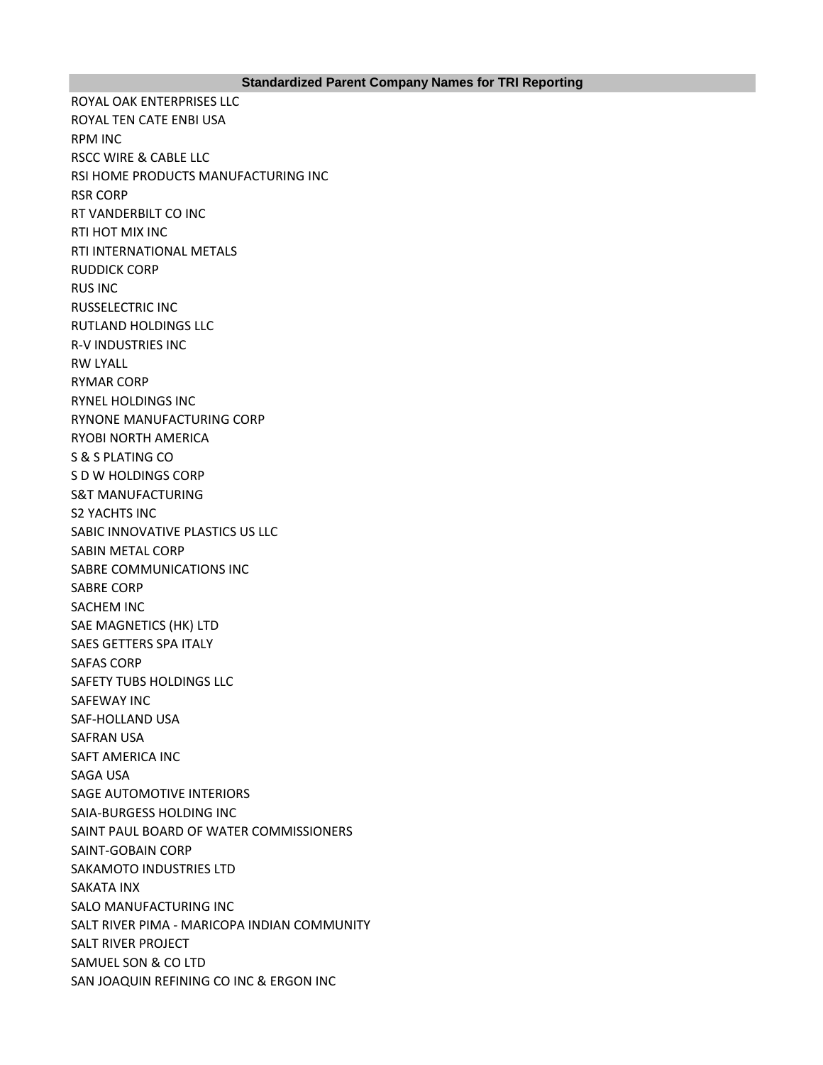| Standardized Parent Company Names for TRI Reporting |
|---|
| ROYAL OAK ENTERPRISES LLC |
| ROYAL TEN CATE ENBI USA |
| RPM INC |
| RSCC WIRE & CABLE LLC |
| RSI HOME PRODUCTS MANUFACTURING INC |
| RSR CORP |
| RT VANDERBILT CO INC |
| RTI HOT MIX INC |
| RTI INTERNATIONAL METALS |
| RUDDICK CORP |
| RUS INC |
| RUSSELECTRIC INC |
| RUTLAND HOLDINGS LLC |
| R-V INDUSTRIES INC |
| RW LYALL |
| RYMAR CORP |
| RYNEL HOLDINGS INC |
| RYNONE MANUFACTURING CORP |
| RYOBI NORTH AMERICA |
| S & S PLATING CO |
| S D W HOLDINGS CORP |
| S&T MANUFACTURING |
| S2 YACHTS INC |
| SABIC INNOVATIVE PLASTICS US LLC |
| SABIN METAL CORP |
| SABRE COMMUNICATIONS INC |
| SABRE CORP |
| SACHEM INC |
| SAE MAGNETICS (HK) LTD |
| SAES GETTERS SPA ITALY |
| SAFAS CORP |
| SAFETY TUBS HOLDINGS LLC |
| SAFEWAY INC |
| SAF-HOLLAND USA |
| SAFRAN USA |
| SAFT AMERICA INC |
| SAGA USA |
| SAGE AUTOMOTIVE INTERIORS |
| SAIA-BURGESS HOLDING INC |
| SAINT PAUL BOARD OF WATER COMMISSIONERS |
| SAINT-GOBAIN CORP |
| SAKAMOTO INDUSTRIES LTD |
| SAKATA INX |
| SALO MANUFACTURING INC |
| SALT RIVER PIMA - MARICOPA INDIAN COMMUNITY |
| SALT RIVER PROJECT |
| SAMUEL SON & CO LTD |
| SAN JOAQUIN REFINING CO INC & ERGON INC |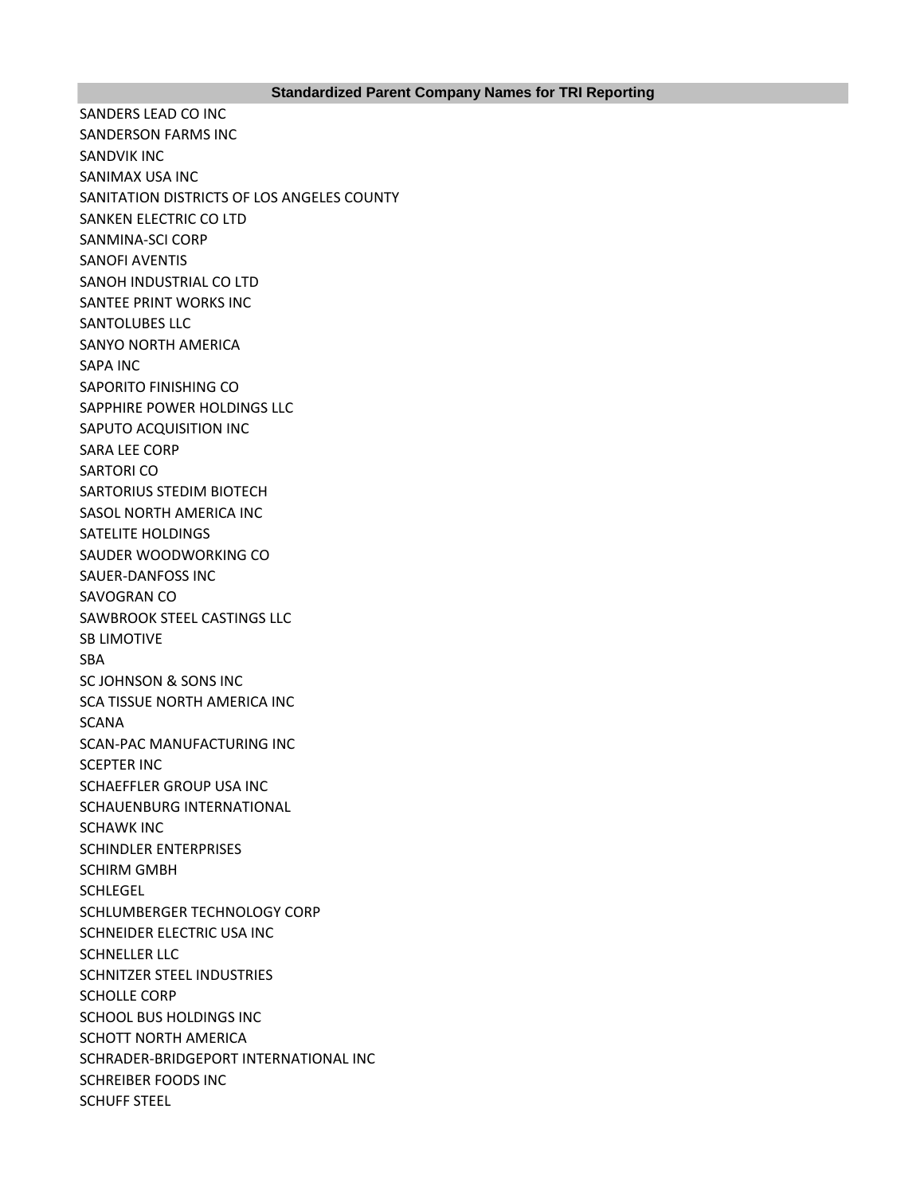| Standardized Parent Company Names for TRI Reporting |
| --- |
| SANDERS LEAD CO INC |
| SANDERSON FARMS INC |
| SANDVIK INC |
| SANIMAX USA INC |
| SANITATION DISTRICTS OF LOS ANGELES COUNTY |
| SANKEN ELECTRIC CO LTD |
| SANMINA-SCI CORP |
| SANOFI AVENTIS |
| SANOH INDUSTRIAL CO LTD |
| SANTEE PRINT WORKS INC |
| SANTOLUBES LLC |
| SANYO NORTH AMERICA |
| SAPA INC |
| SAPORITO FINISHING CO |
| SAPPHIRE POWER HOLDINGS LLC |
| SAPUTO ACQUISITION INC |
| SARA LEE CORP |
| SARTORI CO |
| SARTORIUS STEDIM BIOTECH |
| SASOL NORTH AMERICA INC |
| SATELITE HOLDINGS |
| SAUDER WOODWORKING CO |
| SAUER-DANFOSS INC |
| SAVOGRAN CO |
| SAWBROOK STEEL CASTINGS LLC |
| SB LIMOTIVE |
| SBA |
| SC JOHNSON & SONS INC |
| SCA TISSUE NORTH AMERICA INC |
| SCANA |
| SCAN-PAC MANUFACTURING INC |
| SCEPTER INC |
| SCHAEFFLER GROUP USA INC |
| SCHAUENBURG INTERNATIONAL |
| SCHAWK INC |
| SCHINDLER ENTERPRISES |
| SCHIRM GMBH |
| SCHLEGEL |
| SCHLUMBERGER TECHNOLOGY CORP |
| SCHNEIDER ELECTRIC USA INC |
| SCHNELLER LLC |
| SCHNITZER STEEL INDUSTRIES |
| SCHOLLE CORP |
| SCHOOL BUS HOLDINGS INC |
| SCHOTT NORTH AMERICA |
| SCHRADER-BRIDGEPORT INTERNATIONAL INC |
| SCHREIBER FOODS INC |
| SCHUFF STEEL |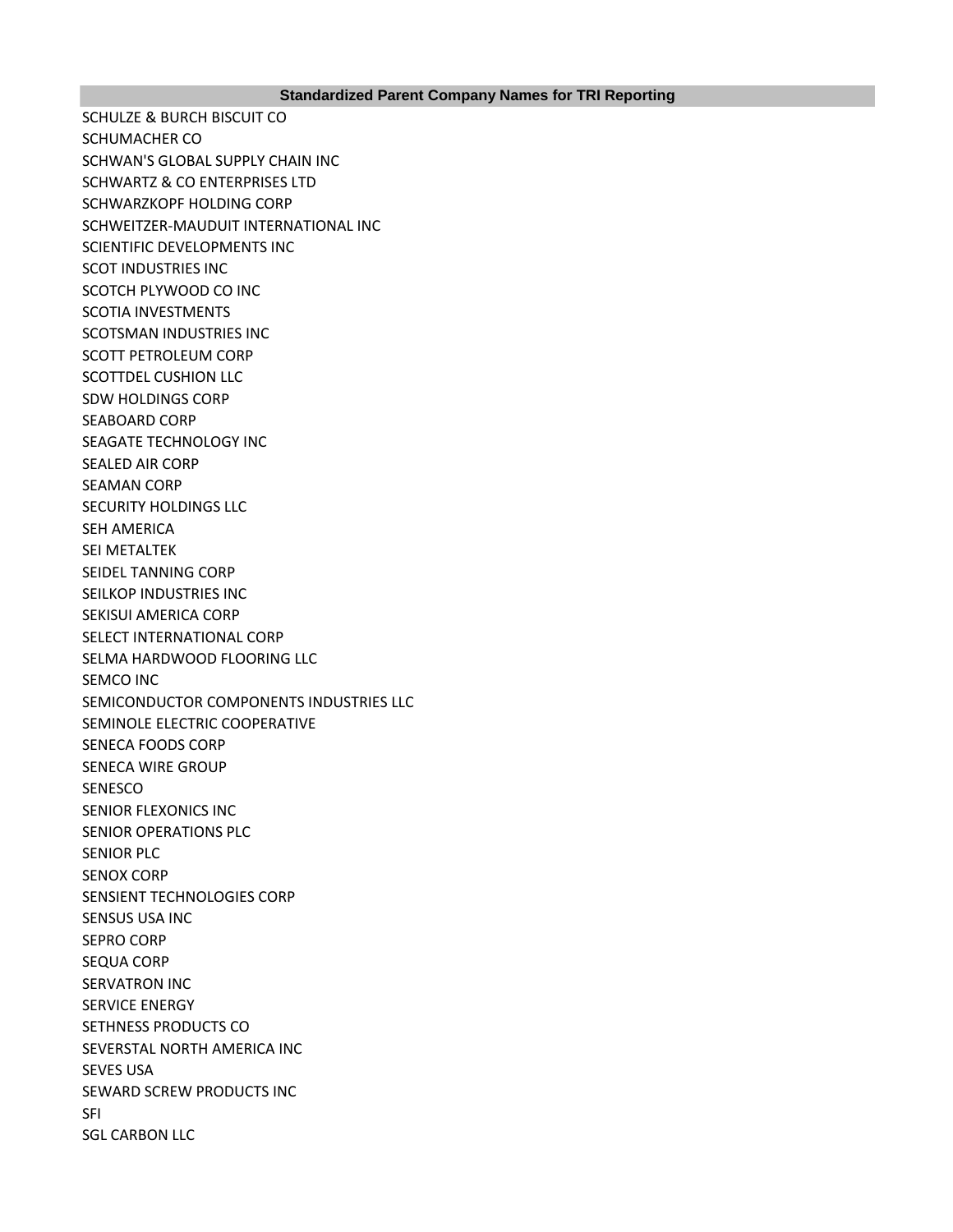| Standardized Parent Company Names for TRI Reporting |
|---|
| SCHULZE & BURCH BISCUIT CO |
| SCHUMACHER CO |
| SCHWAN'S GLOBAL SUPPLY CHAIN INC |
| SCHWARTZ & CO ENTERPRISES LTD |
| SCHWARZKOPF HOLDING CORP |
| SCHWEITZER-MAUDUIT INTERNATIONAL INC |
| SCIENTIFIC DEVELOPMENTS INC |
| SCOT INDUSTRIES INC |
| SCOTCH PLYWOOD CO INC |
| SCOTIA INVESTMENTS |
| SCOTSMAN INDUSTRIES INC |
| SCOTT PETROLEUM CORP |
| SCOTTDEL CUSHION LLC |
| SDW HOLDINGS CORP |
| SEABOARD CORP |
| SEAGATE TECHNOLOGY INC |
| SEALED AIR CORP |
| SEAMAN CORP |
| SECURITY HOLDINGS LLC |
| SEH AMERICA |
| SEI METALTEK |
| SEIDEL TANNING CORP |
| SEILKOP INDUSTRIES INC |
| SEKISUI AMERICA CORP |
| SELECT INTERNATIONAL CORP |
| SELMA HARDWOOD FLOORING LLC |
| SEMCO INC |
| SEMICONDUCTOR COMPONENTS INDUSTRIES LLC |
| SEMINOLE ELECTRIC COOPERATIVE |
| SENECA FOODS CORP |
| SENECA WIRE GROUP |
| SENESCO |
| SENIOR FLEXONICS INC |
| SENIOR OPERATIONS PLC |
| SENIOR PLC |
| SENOX CORP |
| SENSIENT TECHNOLOGIES CORP |
| SENSUS USA INC |
| SEPRO CORP |
| SEQUA CORP |
| SERVATRON INC |
| SERVICE ENERGY |
| SETHNESS PRODUCTS CO |
| SEVERSTAL NORTH AMERICA INC |
| SEVES USA |
| SEWARD SCREW PRODUCTS INC |
| SFI |
| SGL CARBON LLC |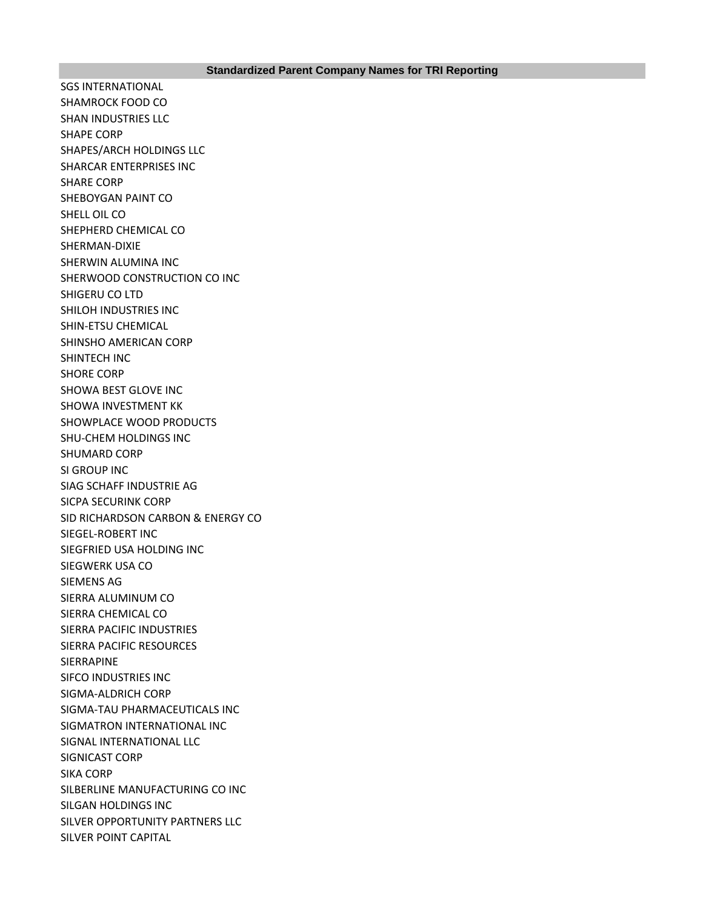| Standardized Parent Company Names for TRI Reporting |
|---|
| SGS INTERNATIONAL |
| SHAMROCK FOOD CO |
| SHAN INDUSTRIES LLC |
| SHAPE CORP |
| SHAPES/ARCH HOLDINGS LLC |
| SHARCAR ENTERPRISES INC |
| SHARE CORP |
| SHEBOYGAN PAINT CO |
| SHELL OIL CO |
| SHEPHERD CHEMICAL CO |
| SHERMAN-DIXIE |
| SHERWIN ALUMINA INC |
| SHERWOOD CONSTRUCTION CO INC |
| SHIGERU CO LTD |
| SHILOH INDUSTRIES INC |
| SHIN-ETSU CHEMICAL |
| SHINSHO AMERICAN CORP |
| SHINTECH INC |
| SHORE CORP |
| SHOWA BEST GLOVE INC |
| SHOWA INVESTMENT KK |
| SHOWPLACE WOOD PRODUCTS |
| SHU-CHEM HOLDINGS INC |
| SHUMARD CORP |
| SI GROUP INC |
| SIAG SCHAFF INDUSTRIE AG |
| SICPA SECURINK CORP |
| SID RICHARDSON CARBON & ENERGY CO |
| SIEGEL-ROBERT INC |
| SIEGFRIED USA HOLDING INC |
| SIEGWERK USA CO |
| SIEMENS AG |
| SIERRA ALUMINUM CO |
| SIERRA CHEMICAL CO |
| SIERRA PACIFIC INDUSTRIES |
| SIERRA PACIFIC RESOURCES |
| SIERRAPINE |
| SIFCO INDUSTRIES INC |
| SIGMA-ALDRICH CORP |
| SIGMA-TAU PHARMACEUTICALS INC |
| SIGMATRON INTERNATIONAL INC |
| SIGNAL INTERNATIONAL LLC |
| SIGNICAST CORP |
| SIKA CORP |
| SILBERLINE MANUFACTURING CO INC |
| SILGAN HOLDINGS INC |
| SILVER OPPORTUNITY PARTNERS LLC |
| SILVER POINT CAPITAL |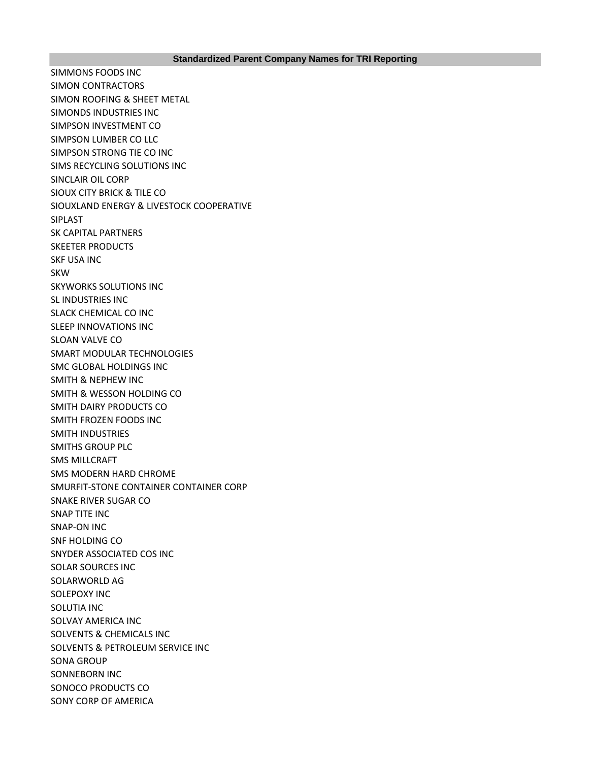| Standardized Parent Company Names for TRI Reporting |
| --- |
| SIMMONS FOODS INC |
| SIMON CONTRACTORS |
| SIMON ROOFING & SHEET METAL |
| SIMONDS INDUSTRIES INC |
| SIMPSON INVESTMENT CO |
| SIMPSON LUMBER CO LLC |
| SIMPSON STRONG TIE CO INC |
| SIMS RECYCLING SOLUTIONS INC |
| SINCLAIR OIL CORP |
| SIOUX CITY BRICK & TILE CO |
| SIOUXLAND ENERGY & LIVESTOCK COOPERATIVE |
| SIPLAST |
| SK CAPITAL PARTNERS |
| SKEETER PRODUCTS |
| SKF USA INC |
| SKW |
| SKYWORKS SOLUTIONS INC |
| SL INDUSTRIES INC |
| SLACK CHEMICAL CO INC |
| SLEEP INNOVATIONS INC |
| SLOAN VALVE CO |
| SMART MODULAR TECHNOLOGIES |
| SMC GLOBAL HOLDINGS INC |
| SMITH & NEPHEW INC |
| SMITH & WESSON HOLDING CO |
| SMITH DAIRY PRODUCTS CO |
| SMITH FROZEN FOODS INC |
| SMITH INDUSTRIES |
| SMITHS GROUP PLC |
| SMS MILLCRAFT |
| SMS MODERN HARD CHROME |
| SMURFIT-STONE CONTAINER CONTAINER CORP |
| SNAKE RIVER SUGAR CO |
| SNAP TITE INC |
| SNAP-ON INC |
| SNF HOLDING CO |
| SNYDER ASSOCIATED COS INC |
| SOLAR SOURCES INC |
| SOLARWORLD AG |
| SOLEPOXY INC |
| SOLUTIA INC |
| SOLVAY AMERICA INC |
| SOLVENTS & CHEMICALS INC |
| SOLVENTS & PETROLEUM SERVICE INC |
| SONA GROUP |
| SONNEBORN INC |
| SONOCO PRODUCTS CO |
| SONY CORP OF AMERICA |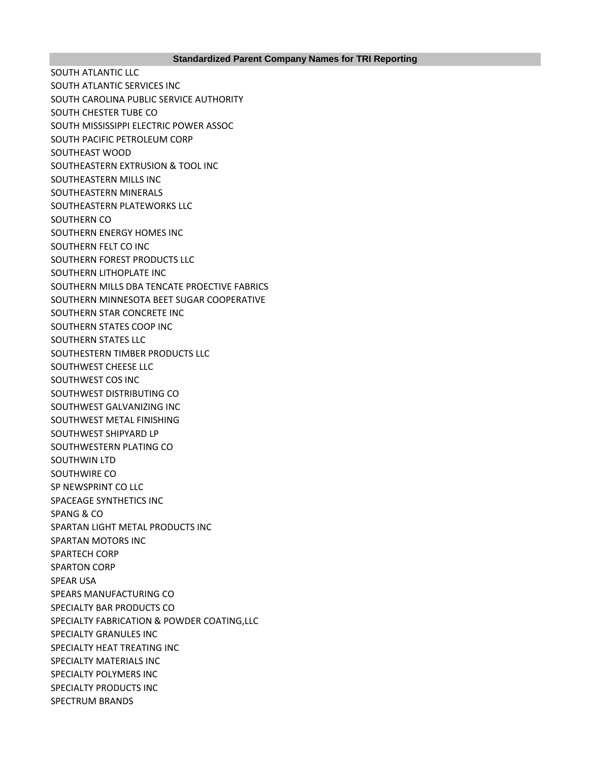| Standardized Parent Company Names for TRI Reporting |
| --- |
| SOUTH ATLANTIC LLC |
| SOUTH ATLANTIC SERVICES INC |
| SOUTH CAROLINA PUBLIC SERVICE AUTHORITY |
| SOUTH CHESTER TUBE CO |
| SOUTH MISSISSIPPI ELECTRIC POWER ASSOC |
| SOUTH PACIFIC PETROLEUM CORP |
| SOUTHEAST WOOD |
| SOUTHEASTERN EXTRUSION & TOOL INC |
| SOUTHEASTERN MILLS INC |
| SOUTHEASTERN MINERALS |
| SOUTHEASTERN PLATEWORKS LLC |
| SOUTHERN CO |
| SOUTHERN ENERGY HOMES INC |
| SOUTHERN FELT CO INC |
| SOUTHERN FOREST PRODUCTS LLC |
| SOUTHERN LITHOPLATE INC |
| SOUTHERN MILLS DBA TENCATE PROECTIVE FABRICS |
| SOUTHERN MINNESOTA BEET SUGAR COOPERATIVE |
| SOUTHERN STAR CONCRETE INC |
| SOUTHERN STATES COOP INC |
| SOUTHERN STATES LLC |
| SOUTHESTERN TIMBER PRODUCTS LLC |
| SOUTHWEST CHEESE LLC |
| SOUTHWEST COS INC |
| SOUTHWEST DISTRIBUTING CO |
| SOUTHWEST GALVANIZING INC |
| SOUTHWEST METAL FINISHING |
| SOUTHWEST SHIPYARD LP |
| SOUTHWESTERN PLATING CO |
| SOUTHWIN LTD |
| SOUTHWIRE CO |
| SP NEWSPRINT CO LLC |
| SPACEAGE SYNTHETICS INC |
| SPANG & CO |
| SPARTAN LIGHT METAL PRODUCTS INC |
| SPARTAN MOTORS INC |
| SPARTECH CORP |
| SPARTON CORP |
| SPEAR USA |
| SPEARS MANUFACTURING CO |
| SPECIALTY BAR PRODUCTS CO |
| SPECIALTY FABRICATION & POWDER COATING,LLC |
| SPECIALTY GRANULES INC |
| SPECIALTY HEAT TREATING INC |
| SPECIALTY MATERIALS INC |
| SPECIALTY POLYMERS INC |
| SPECIALTY PRODUCTS INC |
| SPECTRUM BRANDS |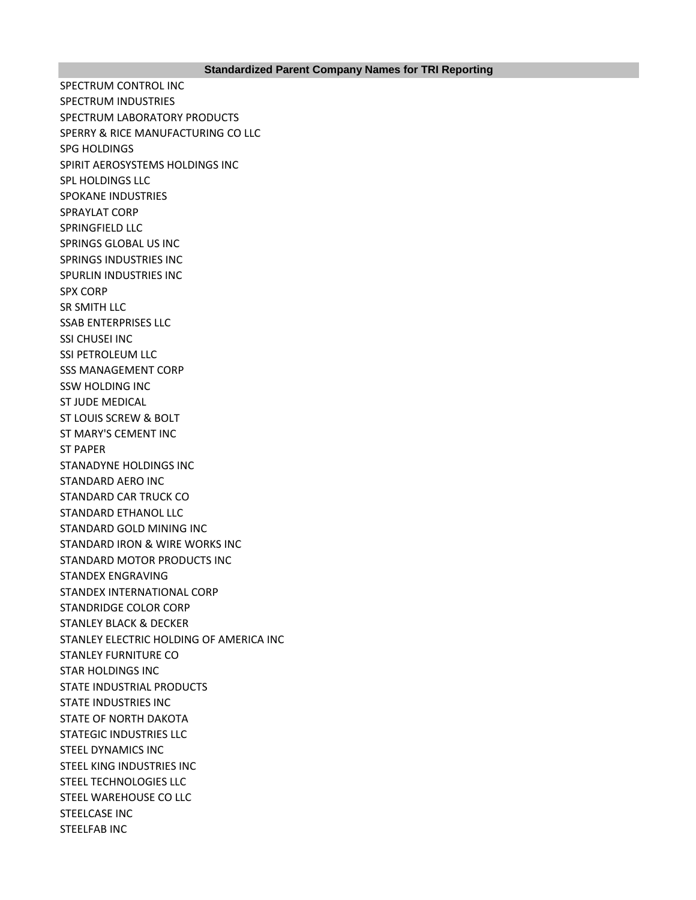| Standardized Parent Company Names for TRI Reporting |
|---|
| SPECTRUM CONTROL INC |
| SPECTRUM INDUSTRIES |
| SPECTRUM LABORATORY PRODUCTS |
| SPERRY & RICE MANUFACTURING CO LLC |
| SPG HOLDINGS |
| SPIRIT AEROSYSTEMS HOLDINGS INC |
| SPL HOLDINGS LLC |
| SPOKANE INDUSTRIES |
| SPRAYLAT CORP |
| SPRINGFIELD LLC |
| SPRINGS GLOBAL US INC |
| SPRINGS INDUSTRIES INC |
| SPURLIN INDUSTRIES INC |
| SPX CORP |
| SR SMITH LLC |
| SSAB ENTERPRISES LLC |
| SSI CHUSEI INC |
| SSI PETROLEUM LLC |
| SSS MANAGEMENT CORP |
| SSW HOLDING INC |
| ST JUDE MEDICAL |
| ST LOUIS SCREW & BOLT |
| ST MARY'S CEMENT INC |
| ST PAPER |
| STANADYNE HOLDINGS INC |
| STANDARD AERO INC |
| STANDARD CAR TRUCK CO |
| STANDARD ETHANOL LLC |
| STANDARD GOLD MINING INC |
| STANDARD IRON & WIRE WORKS INC |
| STANDARD MOTOR PRODUCTS INC |
| STANDEX ENGRAVING |
| STANDEX INTERNATIONAL CORP |
| STANDRIDGE COLOR CORP |
| STANLEY BLACK & DECKER |
| STANLEY ELECTRIC HOLDING OF AMERICA INC |
| STANLEY FURNITURE CO |
| STAR HOLDINGS INC |
| STATE INDUSTRIAL PRODUCTS |
| STATE INDUSTRIES INC |
| STATE OF NORTH DAKOTA |
| STATEGIC INDUSTRIES LLC |
| STEEL DYNAMICS INC |
| STEEL KING INDUSTRIES INC |
| STEEL TECHNOLOGIES LLC |
| STEEL WAREHOUSE CO LLC |
| STEELCASE INC |
| STEELFAB INC |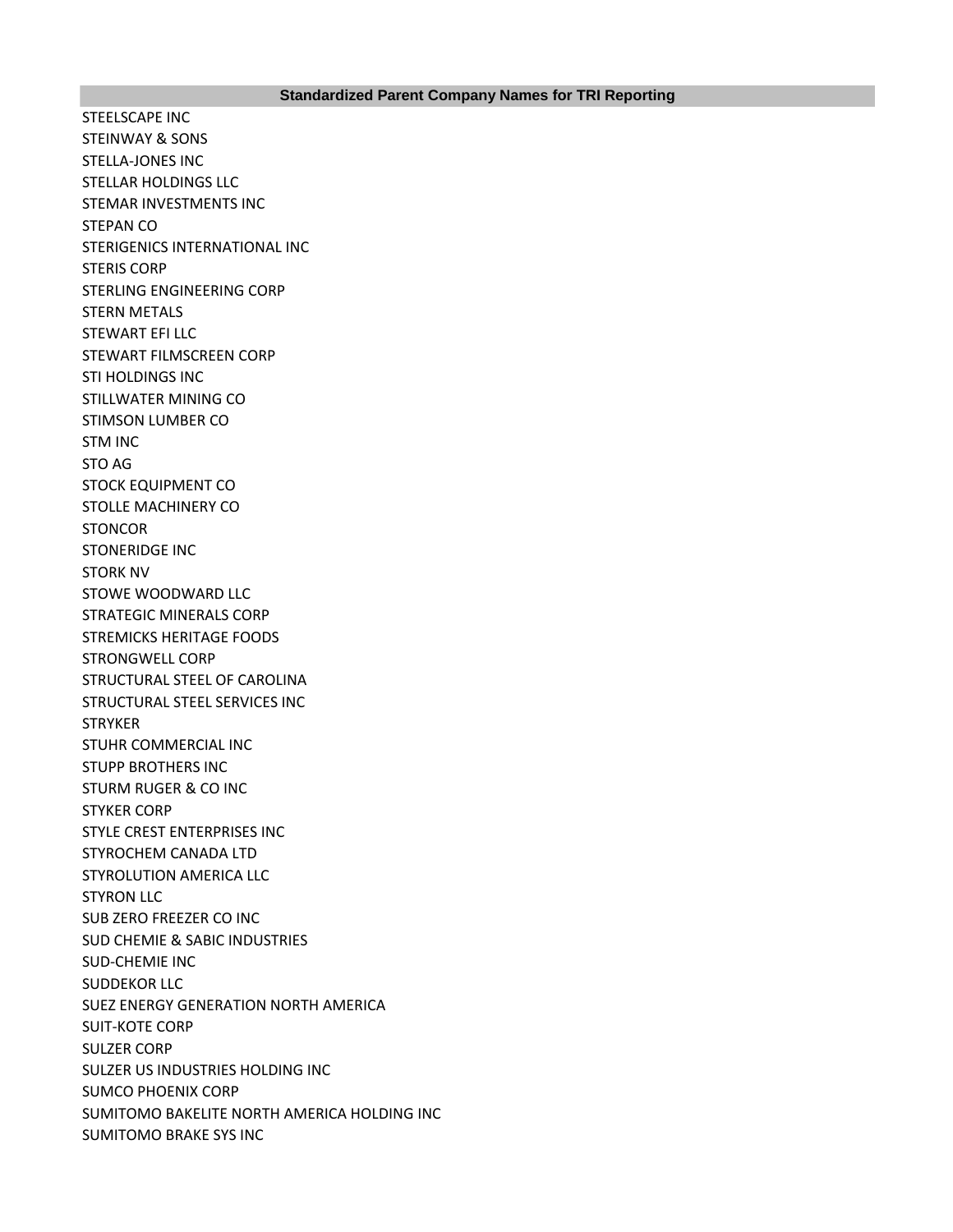| Standardized Parent Company Names for TRI Reporting |
|---|
| STEELSCAPE INC |
| STEINWAY & SONS |
| STELLA-JONES INC |
| STELLAR HOLDINGS LLC |
| STEMAR INVESTMENTS INC |
| STEPAN CO |
| STERIGENICS INTERNATIONAL INC |
| STERIS CORP |
| STERLING ENGINEERING CORP |
| STERN METALS |
| STEWART EFI LLC |
| STEWART FILMSCREEN CORP |
| STI HOLDINGS INC |
| STILLWATER MINING CO |
| STIMSON LUMBER CO |
| STM INC |
| STO AG |
| STOCK EQUIPMENT CO |
| STOLLE MACHINERY CO |
| STONCOR |
| STONERIDGE INC |
| STORK NV |
| STOWE WOODWARD LLC |
| STRATEGIC MINERALS CORP |
| STREMICKS HERITAGE FOODS |
| STRONGWELL CORP |
| STRUCTURAL STEEL OF CAROLINA |
| STRUCTURAL STEEL SERVICES INC |
| STRYKER |
| STUHR COMMERCIAL INC |
| STUPP BROTHERS INC |
| STURM RUGER & CO INC |
| STYKER CORP |
| STYLE CREST ENTERPRISES INC |
| STYROCHEM CANADA LTD |
| STYROLUTION AMERICA LLC |
| STYRON LLC |
| SUB ZERO FREEZER CO INC |
| SUD CHEMIE & SABIC INDUSTRIES |
| SUD-CHEMIE INC |
| SUDDEKOR LLC |
| SUEZ ENERGY GENERATION NORTH AMERICA |
| SUIT-KOTE CORP |
| SULZER CORP |
| SULZER US INDUSTRIES HOLDING INC |
| SUMCO PHOENIX CORP |
| SUMITOMO BAKELITE NORTH AMERICA HOLDING INC |
| SUMITOMO BRAKE SYS INC |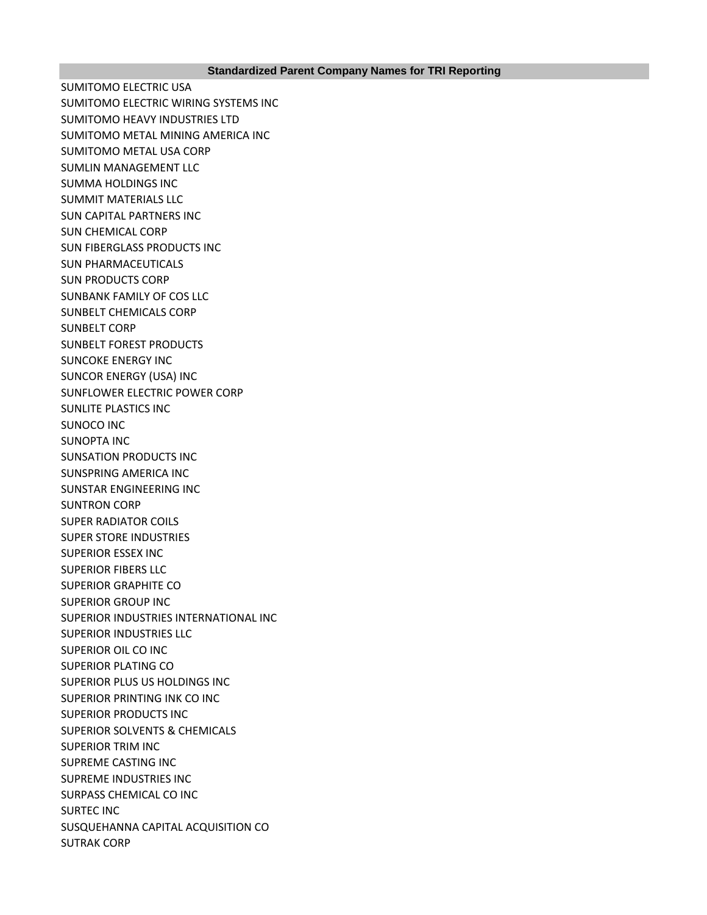| Standardized Parent Company Names for TRI Reporting |
| --- |
| SUMITOMO ELECTRIC USA |
| SUMITOMO ELECTRIC WIRING SYSTEMS INC |
| SUMITOMO HEAVY INDUSTRIES LTD |
| SUMITOMO METAL MINING AMERICA INC |
| SUMITOMO METAL USA CORP |
| SUMLIN MANAGEMENT LLC |
| SUMMA HOLDINGS INC |
| SUMMIT MATERIALS LLC |
| SUN CAPITAL PARTNERS INC |
| SUN CHEMICAL CORP |
| SUN FIBERGLASS PRODUCTS INC |
| SUN PHARMACEUTICALS |
| SUN PRODUCTS CORP |
| SUNBANK FAMILY OF COS LLC |
| SUNBELT CHEMICALS CORP |
| SUNBELT CORP |
| SUNBELT FOREST PRODUCTS |
| SUNCOKE ENERGY INC |
| SUNCOR ENERGY (USA) INC |
| SUNFLOWER ELECTRIC POWER CORP |
| SUNLITE PLASTICS INC |
| SUNOCO INC |
| SUNOPTA INC |
| SUNSATION PRODUCTS INC |
| SUNSPRING AMERICA INC |
| SUNSTAR ENGINEERING INC |
| SUNTRON CORP |
| SUPER RADIATOR COILS |
| SUPER STORE INDUSTRIES |
| SUPERIOR ESSEX INC |
| SUPERIOR FIBERS LLC |
| SUPERIOR GRAPHITE CO |
| SUPERIOR GROUP INC |
| SUPERIOR INDUSTRIES INTERNATIONAL INC |
| SUPERIOR INDUSTRIES LLC |
| SUPERIOR OIL CO INC |
| SUPERIOR PLATING CO |
| SUPERIOR PLUS US HOLDINGS INC |
| SUPERIOR PRINTING INK CO INC |
| SUPERIOR PRODUCTS INC |
| SUPERIOR SOLVENTS & CHEMICALS |
| SUPERIOR TRIM INC |
| SUPREME CASTING INC |
| SUPREME INDUSTRIES INC |
| SURPASS CHEMICAL CO INC |
| SURTEC INC |
| SUSQUEHANNA CAPITAL ACQUISITION CO |
| SUTRAK CORP |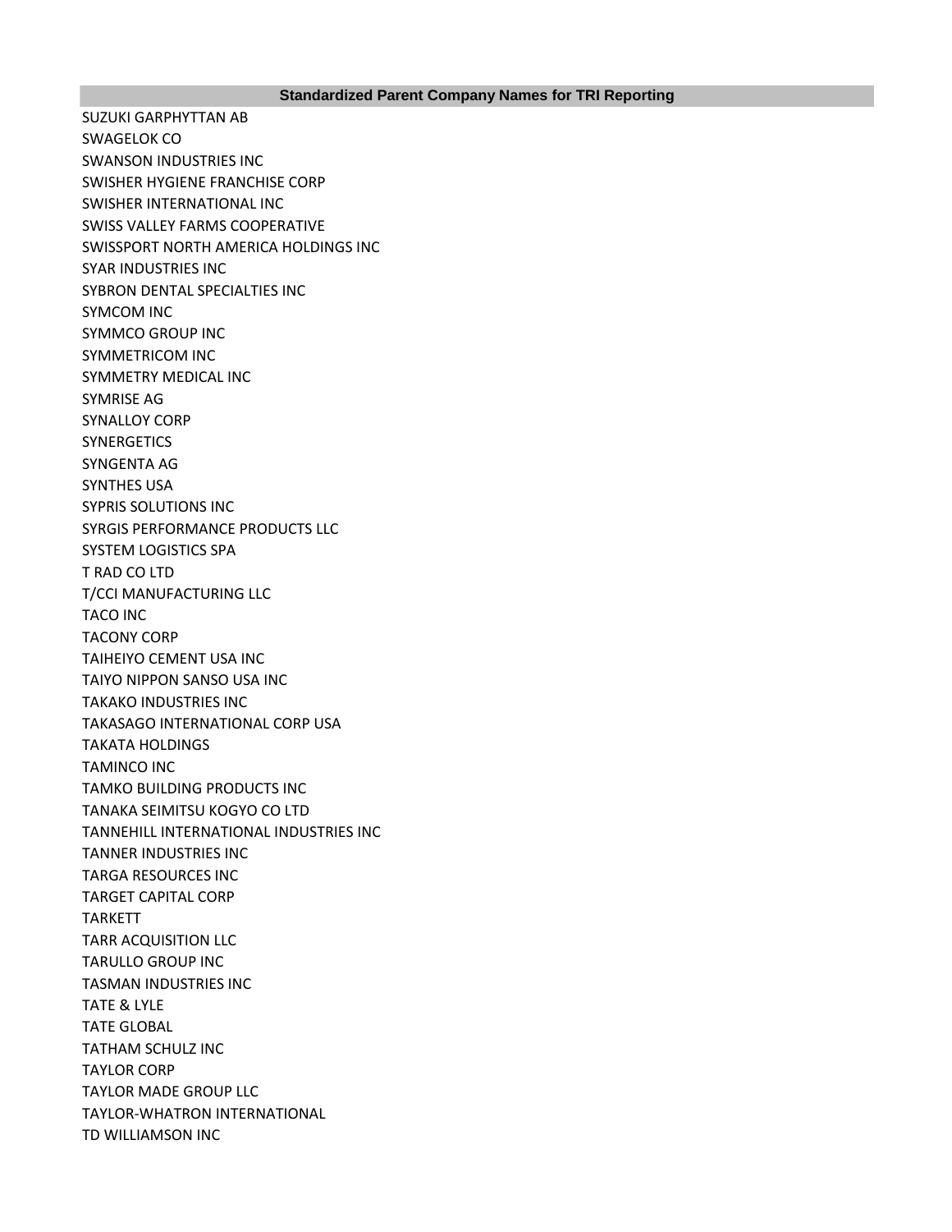| Standardized Parent Company Names for TRI Reporting |
| --- |
| SUZUKI GARPHYTTAN AB |
| SWAGELOK CO |
| SWANSON INDUSTRIES INC |
| SWISHER HYGIENE FRANCHISE CORP |
| SWISHER INTERNATIONAL INC |
| SWISS VALLEY FARMS COOPERATIVE |
| SWISSPORT NORTH AMERICA HOLDINGS INC |
| SYAR INDUSTRIES INC |
| SYBRON DENTAL SPECIALTIES INC |
| SYMCOM INC |
| SYMMCO GROUP INC |
| SYMMETRICOM INC |
| SYMMETRY MEDICAL INC |
| SYMRISE AG |
| SYNALLOY CORP |
| SYNERGETICS |
| SYNGENTA AG |
| SYNTHES USA |
| SYPRIS SOLUTIONS INC |
| SYRGIS PERFORMANCE PRODUCTS LLC |
| SYSTEM LOGISTICS SPA |
| T RAD CO LTD |
| T/CCI MANUFACTURING LLC |
| TACO INC |
| TACONY CORP |
| TAIHEIYO CEMENT USA INC |
| TAIYO NIPPON SANSO USA INC |
| TAKAKO INDUSTRIES INC |
| TAKASAGO INTERNATIONAL CORP USA |
| TAKATA HOLDINGS |
| TAMINCO INC |
| TAMKO BUILDING PRODUCTS INC |
| TANAKA SEIMITSU KOGYO CO LTD |
| TANNEHILL INTERNATIONAL INDUSTRIES INC |
| TANNER INDUSTRIES INC |
| TARGA RESOURCES INC |
| TARGET CAPITAL CORP |
| TARKETT |
| TARR ACQUISITION LLC |
| TARULLO GROUP INC |
| TASMAN INDUSTRIES INC |
| TATE & LYLE |
| TATE GLOBAL |
| TATHAM SCHULZ INC |
| TAYLOR CORP |
| TAYLOR MADE GROUP LLC |
| TAYLOR-WHATRON INTERNATIONAL |
| TD WILLIAMSON INC |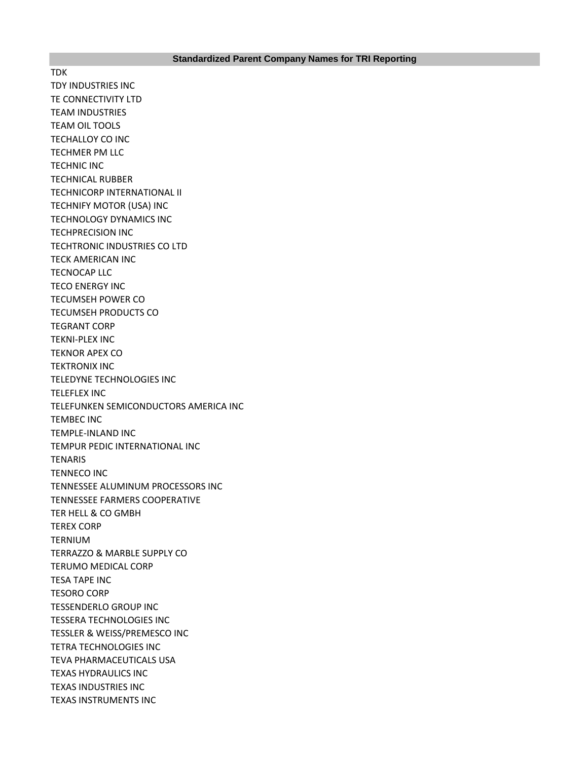| Standardized Parent Company Names for TRI Reporting |
| --- |
| TDK |
| TDY INDUSTRIES INC |
| TE CONNECTIVITY LTD |
| TEAM INDUSTRIES |
| TEAM OIL TOOLS |
| TECHALLOY CO INC |
| TECHMER PM LLC |
| TECHNIC INC |
| TECHNICAL RUBBER |
| TECHNICORP INTERNATIONAL II |
| TECHNIFY MOTOR (USA) INC |
| TECHNOLOGY DYNAMICS INC |
| TECHPRECISION INC |
| TECHTRONIC INDUSTRIES CO LTD |
| TECK AMERICAN INC |
| TECNOCAP LLC |
| TECO ENERGY INC |
| TECUMSEH POWER CO |
| TECUMSEH PRODUCTS CO |
| TEGRANT CORP |
| TEKNI-PLEX INC |
| TEKNOR APEX CO |
| TEKTRONIX INC |
| TELEDYNE TECHNOLOGIES INC |
| TELEFLEX INC |
| TELEFUNKEN SEMICONDUCTORS AMERICA INC |
| TEMBEC INC |
| TEMPLE-INLAND INC |
| TEMPUR PEDIC INTERNATIONAL INC |
| TENARIS |
| TENNECO INC |
| TENNESSEE ALUMINUM PROCESSORS INC |
| TENNESSEE FARMERS COOPERATIVE |
| TER HELL & CO GMBH |
| TEREX CORP |
| TERNIUM |
| TERRAZZO & MARBLE SUPPLY CO |
| TERUMO MEDICAL CORP |
| TESA TAPE INC |
| TESORO CORP |
| TESSENDERLO GROUP INC |
| TESSERA TECHNOLOGIES INC |
| TESSLER & WEISS/PREMESCO INC |
| TETRA TECHNOLOGIES INC |
| TEVA PHARMACEUTICALS USA |
| TEXAS HYDRAULICS INC |
| TEXAS INDUSTRIES INC |
| TEXAS INSTRUMENTS INC |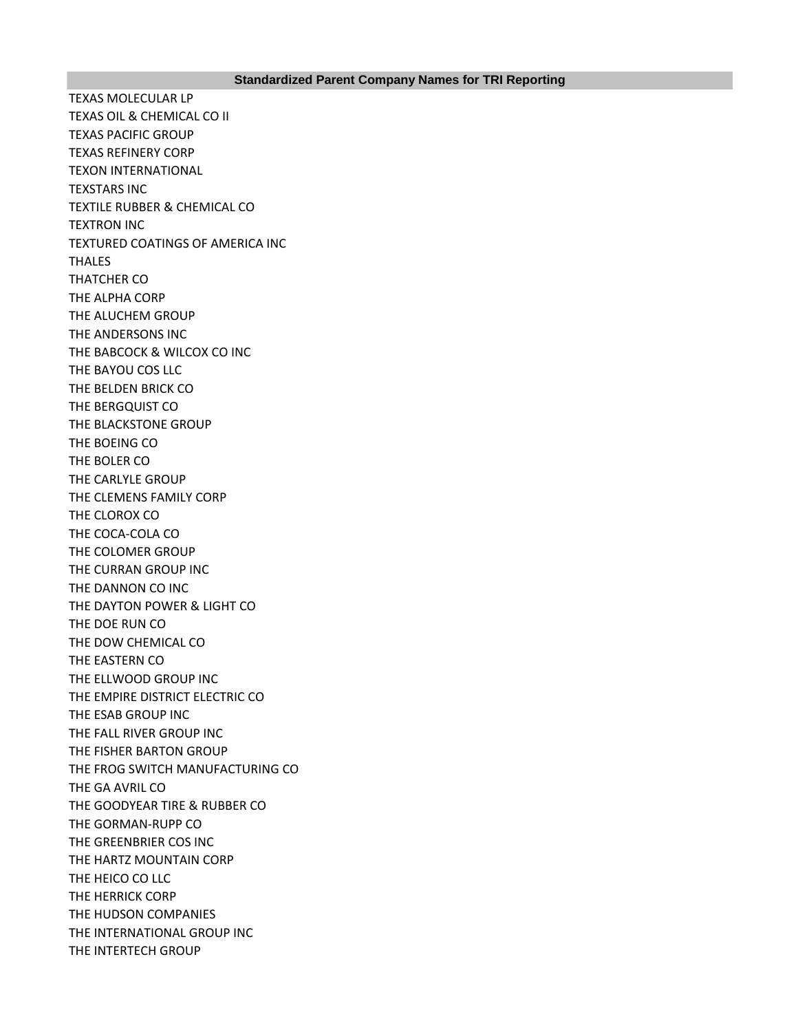| Standardized Parent Company Names for TRI Reporting |
| --- |
| TEXAS MOLECULAR LP |
| TEXAS OIL & CHEMICAL CO II |
| TEXAS PACIFIC GROUP |
| TEXAS REFINERY CORP |
| TEXON INTERNATIONAL |
| TEXSTARS INC |
| TEXTILE RUBBER & CHEMICAL CO |
| TEXTRON INC |
| TEXTURED COATINGS OF AMERICA INC |
| THALES |
| THATCHER CO |
| THE ALPHA CORP |
| THE ALUCHEM GROUP |
| THE ANDERSONS INC |
| THE BABCOCK & WILCOX CO INC |
| THE BAYOU COS LLC |
| THE BELDEN BRICK CO |
| THE BERGQUIST CO |
| THE BLACKSTONE GROUP |
| THE BOEING CO |
| THE BOLER CO |
| THE CARLYLE GROUP |
| THE CLEMENS FAMILY CORP |
| THE CLOROX CO |
| THE COCA-COLA CO |
| THE COLOMER GROUP |
| THE CURRAN GROUP INC |
| THE DANNON CO INC |
| THE DAYTON POWER & LIGHT CO |
| THE DOE RUN CO |
| THE DOW CHEMICAL CO |
| THE EASTERN CO |
| THE ELLWOOD GROUP INC |
| THE EMPIRE DISTRICT ELECTRIC CO |
| THE ESAB GROUP INC |
| THE FALL RIVER GROUP INC |
| THE FISHER BARTON GROUP |
| THE FROG SWITCH MANUFACTURING CO |
| THE GA AVRIL CO |
| THE GOODYEAR TIRE & RUBBER CO |
| THE GORMAN-RUPP CO |
| THE GREENBRIER COS INC |
| THE HARTZ MOUNTAIN CORP |
| THE HEICO CO LLC |
| THE HERRICK CORP |
| THE HUDSON COMPANIES |
| THE INTERNATIONAL GROUP INC |
| THE INTERTECH GROUP |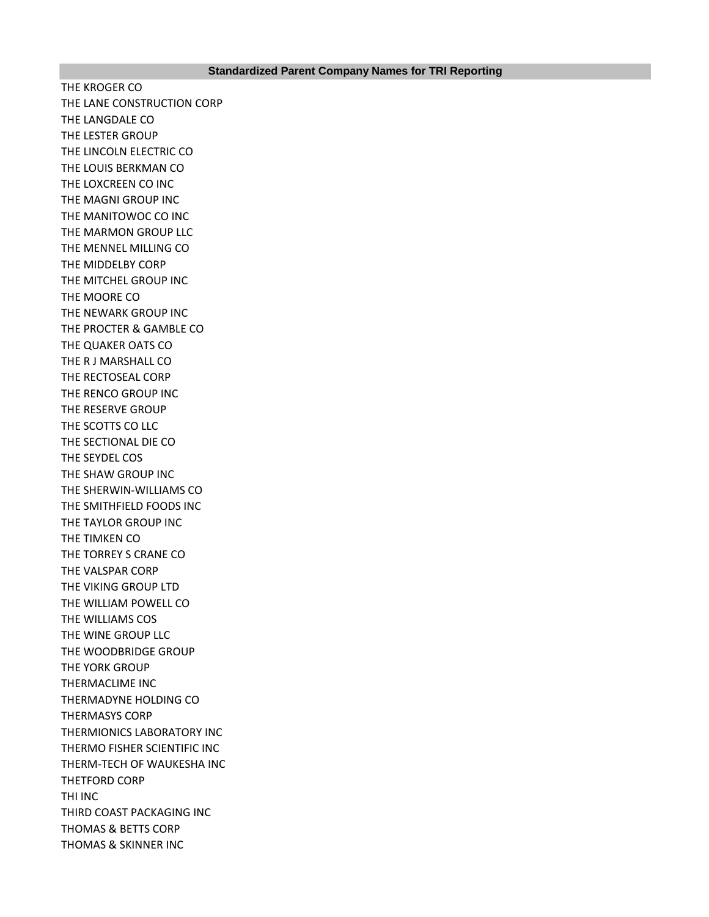| Standardized Parent Company Names for TRI Reporting |
|---|
| THE KROGER CO |
| THE LANE CONSTRUCTION CORP |
| THE LANGDALE CO |
| THE LESTER GROUP |
| THE LINCOLN ELECTRIC CO |
| THE LOUIS BERKMAN CO |
| THE LOXCREEN CO INC |
| THE MAGNI GROUP INC |
| THE MANITOWOC CO INC |
| THE MARMON GROUP LLC |
| THE MENNEL MILLING CO |
| THE MIDDELBY CORP |
| THE MITCHEL GROUP INC |
| THE MOORE CO |
| THE NEWARK GROUP INC |
| THE PROCTER & GAMBLE CO |
| THE QUAKER OATS CO |
| THE R J MARSHALL CO |
| THE RECTOSEAL CORP |
| THE RENCO GROUP INC |
| THE RESERVE GROUP |
| THE SCOTTS CO LLC |
| THE SECTIONAL DIE CO |
| THE SEYDEL COS |
| THE SHAW GROUP INC |
| THE SHERWIN-WILLIAMS CO |
| THE SMITHFIELD FOODS INC |
| THE TAYLOR GROUP INC |
| THE TIMKEN CO |
| THE TORREY S CRANE CO |
| THE VALSPAR CORP |
| THE VIKING GROUP LTD |
| THE WILLIAM POWELL CO |
| THE WILLIAMS COS |
| THE WINE GROUP LLC |
| THE WOODBRIDGE GROUP |
| THE YORK GROUP |
| THERMACLIME INC |
| THERMADYNE HOLDING CO |
| THERMASYS CORP |
| THERMIONICS LABORATORY INC |
| THERMO FISHER SCIENTIFIC INC |
| THERM-TECH OF WAUKESHA INC |
| THETFORD CORP |
| THI INC |
| THIRD COAST PACKAGING INC |
| THOMAS & BETTS CORP |
| THOMAS & SKINNER INC |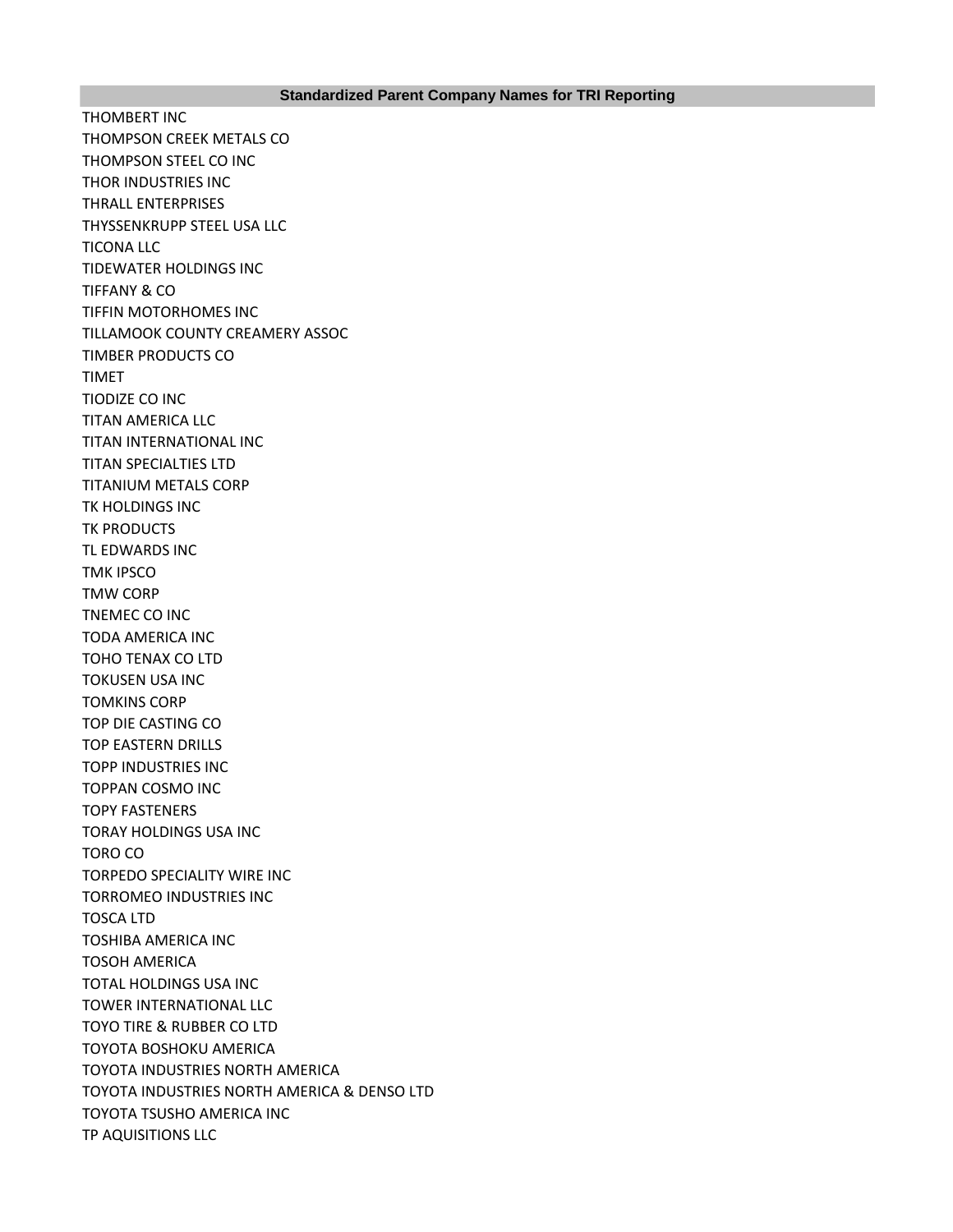| Standardized Parent Company Names for TRI Reporting |
| --- |
| THOMBERT INC |
| THOMPSON CREEK METALS CO |
| THOMPSON STEEL CO INC |
| THOR INDUSTRIES INC |
| THRALL ENTERPRISES |
| THYSSENKRUPP STEEL USA LLC |
| TICONA LLC |
| TIDEWATER HOLDINGS INC |
| TIFFANY & CO |
| TIFFIN MOTORHOMES INC |
| TILLAMOOK COUNTY CREAMERY ASSOC |
| TIMBER PRODUCTS CO |
| TIMET |
| TIODIZE CO INC |
| TITAN AMERICA LLC |
| TITAN INTERNATIONAL INC |
| TITAN SPECIALTIES LTD |
| TITANIUM METALS CORP |
| TK HOLDINGS INC |
| TK PRODUCTS |
| TL EDWARDS INC |
| TMK IPSCO |
| TMW CORP |
| TNEMEC CO INC |
| TODA AMERICA INC |
| TOHO TENAX CO LTD |
| TOKUSEN USA INC |
| TOMKINS CORP |
| TOP DIE CASTING CO |
| TOP EASTERN DRILLS |
| TOPP INDUSTRIES INC |
| TOPPAN COSMO INC |
| TOPY FASTENERS |
| TORAY HOLDINGS USA INC |
| TORO CO |
| TORPEDO SPECIALITY WIRE INC |
| TORROMEO INDUSTRIES INC |
| TOSCA LTD |
| TOSHIBA AMERICA INC |
| TOSOH AMERICA |
| TOTAL HOLDINGS USA INC |
| TOWER INTERNATIONAL LLC |
| TOYO TIRE & RUBBER CO LTD |
| TOYOTA BOSHOKU AMERICA |
| TOYOTA INDUSTRIES NORTH AMERICA |
| TOYOTA INDUSTRIES NORTH AMERICA & DENSO LTD |
| TOYOTA TSUSHO AMERICA INC |
| TP AQUISITIONS LLC |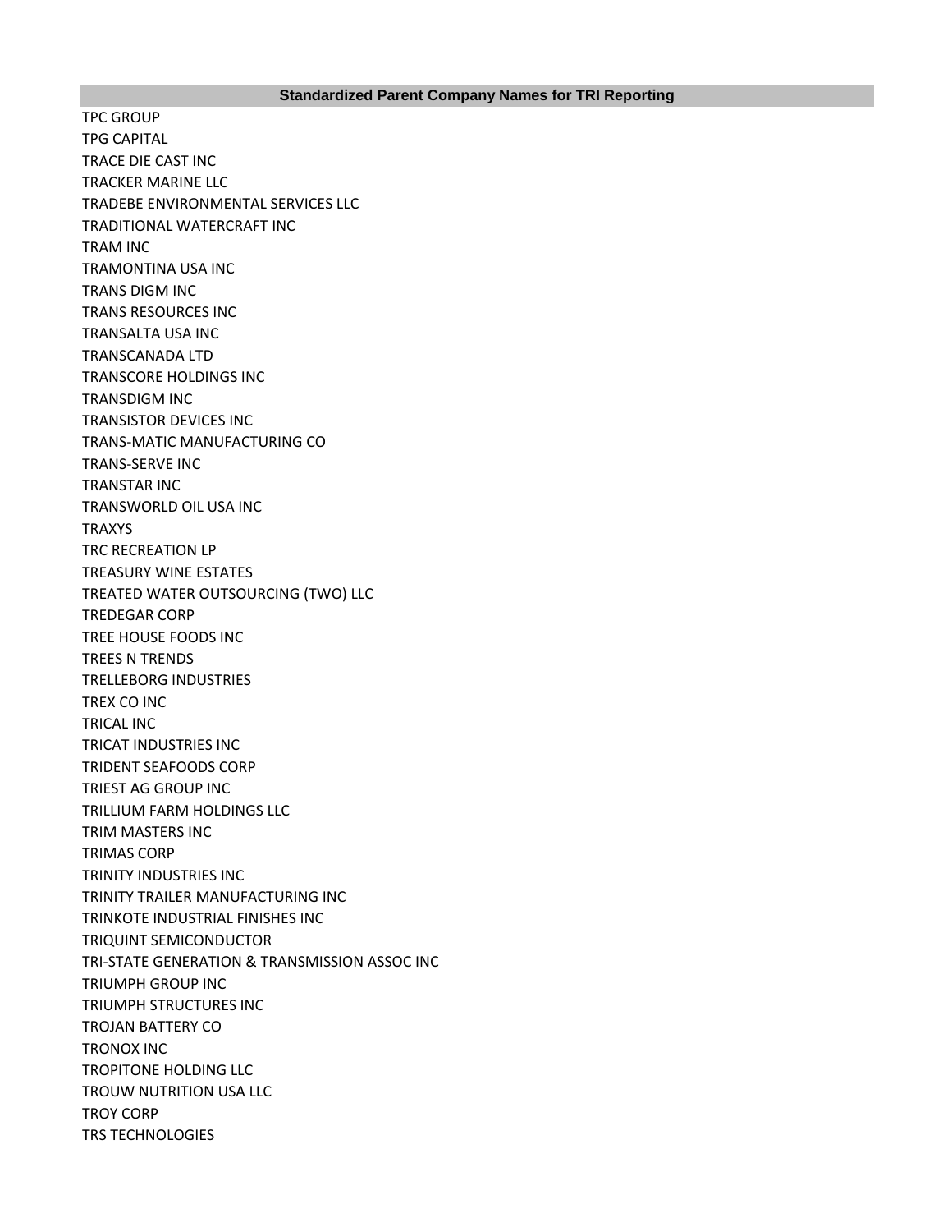| Standardized Parent Company Names for TRI Reporting |
| --- |
| TPC GROUP |
| TPG CAPITAL |
| TRACE DIE CAST INC |
| TRACKER MARINE LLC |
| TRADEBE ENVIRONMENTAL SERVICES LLC |
| TRADITIONAL WATERCRAFT INC |
| TRAM INC |
| TRAMONTINA USA INC |
| TRANS DIGM INC |
| TRANS RESOURCES INC |
| TRANSALTA USA INC |
| TRANSCANADA LTD |
| TRANSCORE HOLDINGS INC |
| TRANSDIGM INC |
| TRANSISTOR DEVICES INC |
| TRANS-MATIC MANUFACTURING CO |
| TRANS-SERVE INC |
| TRANSTAR INC |
| TRANSWORLD OIL USA INC |
| TRAXYS |
| TRC RECREATION LP |
| TREASURY WINE ESTATES |
| TREATED WATER OUTSOURCING (TWO) LLC |
| TREDEGAR CORP |
| TREE HOUSE FOODS INC |
| TREES N TRENDS |
| TRELLEBORG INDUSTRIES |
| TREX CO INC |
| TRICAL INC |
| TRICAT INDUSTRIES INC |
| TRIDENT SEAFOODS CORP |
| TRIEST AG GROUP INC |
| TRILLIUM FARM HOLDINGS LLC |
| TRIM MASTERS INC |
| TRIMAS CORP |
| TRINITY INDUSTRIES INC |
| TRINITY TRAILER MANUFACTURING INC |
| TRINKOTE INDUSTRIAL FINISHES INC |
| TRIQUINT SEMICONDUCTOR |
| TRI-STATE GENERATION & TRANSMISSION ASSOC INC |
| TRIUMPH GROUP INC |
| TRIUMPH STRUCTURES INC |
| TROJAN BATTERY CO |
| TRONOX INC |
| TROPITONE HOLDING LLC |
| TROUW NUTRITION USA LLC |
| TROY CORP |
| TRS TECHNOLOGIES |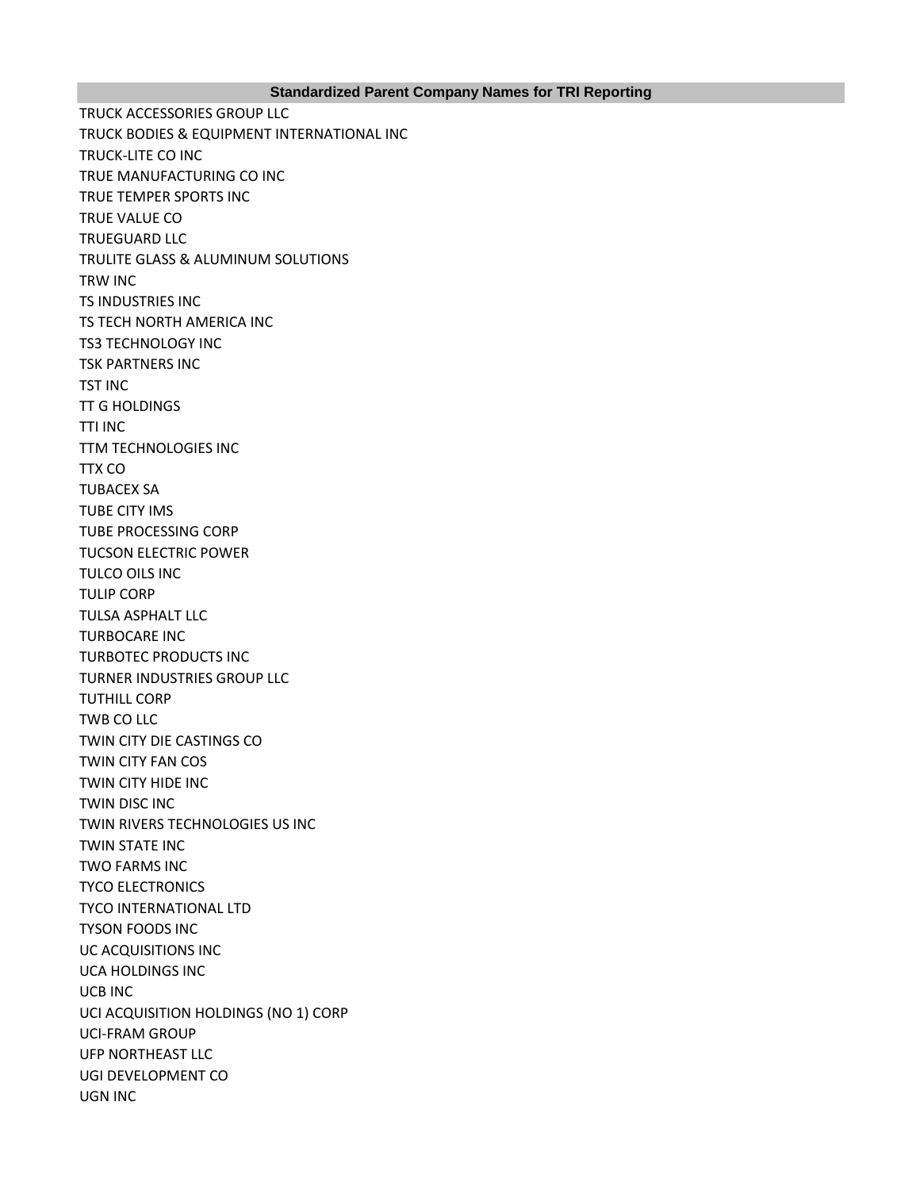| Standardized Parent Company Names for TRI Reporting |
| --- |
| TRUCK ACCESSORIES GROUP LLC |
| TRUCK BODIES & EQUIPMENT INTERNATIONAL INC |
| TRUCK-LITE CO INC |
| TRUE MANUFACTURING CO INC |
| TRUE TEMPER SPORTS INC |
| TRUE VALUE CO |
| TRUEGUARD LLC |
| TRULITE GLASS & ALUMINUM SOLUTIONS |
| TRW INC |
| TS INDUSTRIES INC |
| TS TECH NORTH AMERICA INC |
| TS3 TECHNOLOGY INC |
| TSK PARTNERS INC |
| TST INC |
| TT G HOLDINGS |
| TTI INC |
| TTM TECHNOLOGIES INC |
| TTX CO |
| TUBACEX SA |
| TUBE CITY IMS |
| TUBE PROCESSING CORP |
| TUCSON ELECTRIC POWER |
| TULCO OILS INC |
| TULIP CORP |
| TULSA ASPHALT LLC |
| TURBOCARE INC |
| TURBOTEC PRODUCTS INC |
| TURNER INDUSTRIES GROUP LLC |
| TUTHILL CORP |
| TWB CO LLC |
| TWIN CITY DIE CASTINGS CO |
| TWIN CITY FAN COS |
| TWIN CITY HIDE INC |
| TWIN DISC INC |
| TWIN RIVERS TECHNOLOGIES US INC |
| TWIN STATE INC |
| TWO FARMS INC |
| TYCO ELECTRONICS |
| TYCO INTERNATIONAL LTD |
| TYSON FOODS INC |
| UC ACQUISITIONS INC |
| UCA HOLDINGS INC |
| UCB INC |
| UCI ACQUISITION HOLDINGS (NO 1) CORP |
| UCI-FRAM GROUP |
| UFP NORTHEAST LLC |
| UGI DEVELOPMENT CO |
| UGN INC |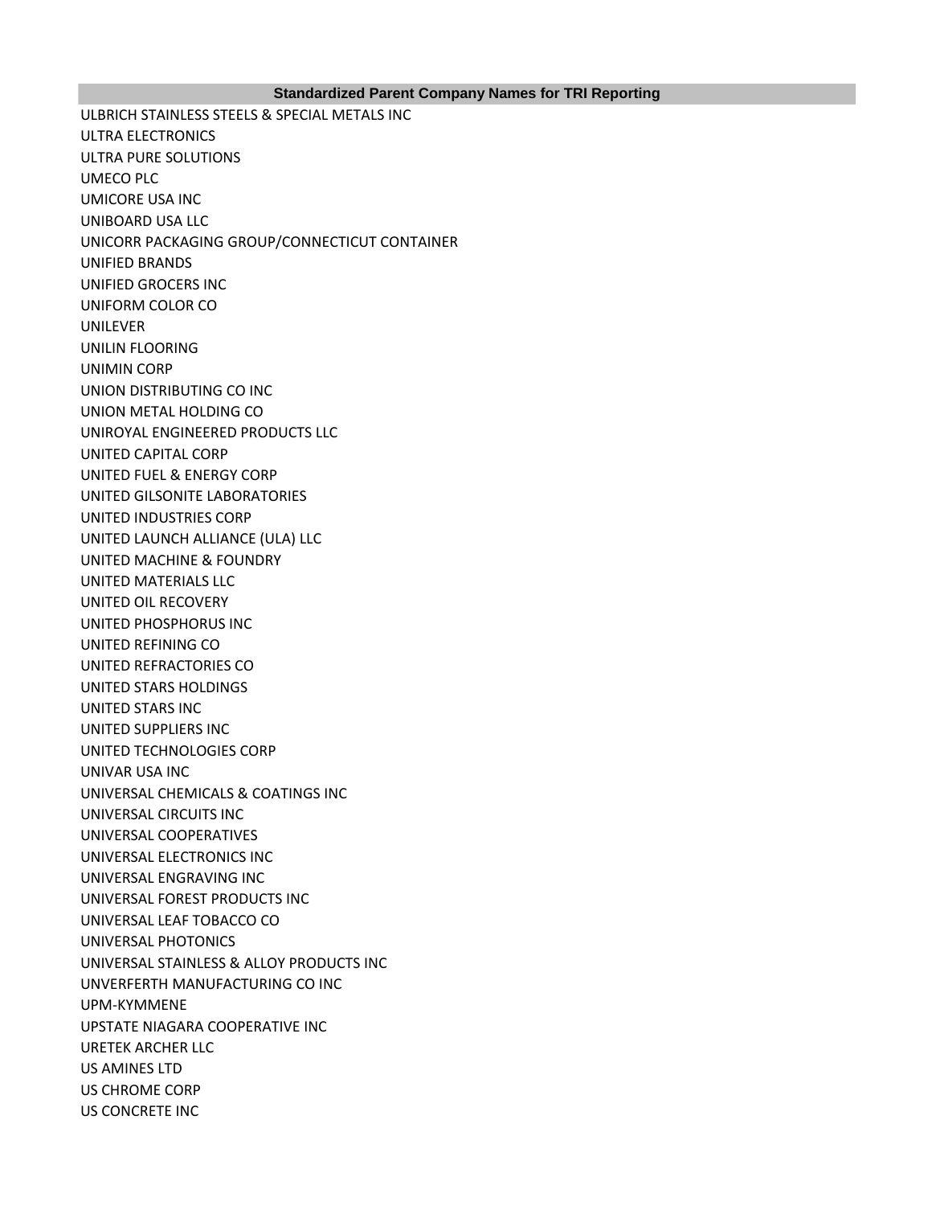| Standardized Parent Company Names for TRI Reporting |
| --- |
| ULBRICH STAINLESS STEELS & SPECIAL METALS INC |
| ULTRA ELECTRONICS |
| ULTRA PURE SOLUTIONS |
| UMECO PLC |
| UMICORE USA INC |
| UNIBOARD USA LLC |
| UNICORR PACKAGING GROUP/CONNECTICUT CONTAINER |
| UNIFIED BRANDS |
| UNIFIED GROCERS INC |
| UNIFORM COLOR CO |
| UNILEVER |
| UNILIN FLOORING |
| UNIMIN CORP |
| UNION DISTRIBUTING CO INC |
| UNION METAL HOLDING CO |
| UNIROYAL ENGINEERED PRODUCTS LLC |
| UNITED CAPITAL CORP |
| UNITED FUEL & ENERGY CORP |
| UNITED GILSONITE LABORATORIES |
| UNITED INDUSTRIES CORP |
| UNITED LAUNCH ALLIANCE (ULA) LLC |
| UNITED MACHINE & FOUNDRY |
| UNITED MATERIALS LLC |
| UNITED OIL RECOVERY |
| UNITED PHOSPHORUS INC |
| UNITED REFINING CO |
| UNITED REFRACTORIES CO |
| UNITED STARS HOLDINGS |
| UNITED STARS INC |
| UNITED SUPPLIERS INC |
| UNITED TECHNOLOGIES CORP |
| UNIVAR USA INC |
| UNIVERSAL CHEMICALS & COATINGS INC |
| UNIVERSAL CIRCUITS INC |
| UNIVERSAL COOPERATIVES |
| UNIVERSAL ELECTRONICS INC |
| UNIVERSAL ENGRAVING INC |
| UNIVERSAL FOREST PRODUCTS INC |
| UNIVERSAL LEAF TOBACCO CO |
| UNIVERSAL PHOTONICS |
| UNIVERSAL STAINLESS & ALLOY PRODUCTS INC |
| UNVERFERTH MANUFACTURING CO INC |
| UPM-KYMMENE |
| UPSTATE NIAGARA COOPERATIVE INC |
| URETEK ARCHER LLC |
| US AMINES LTD |
| US CHROME CORP |
| US CONCRETE INC |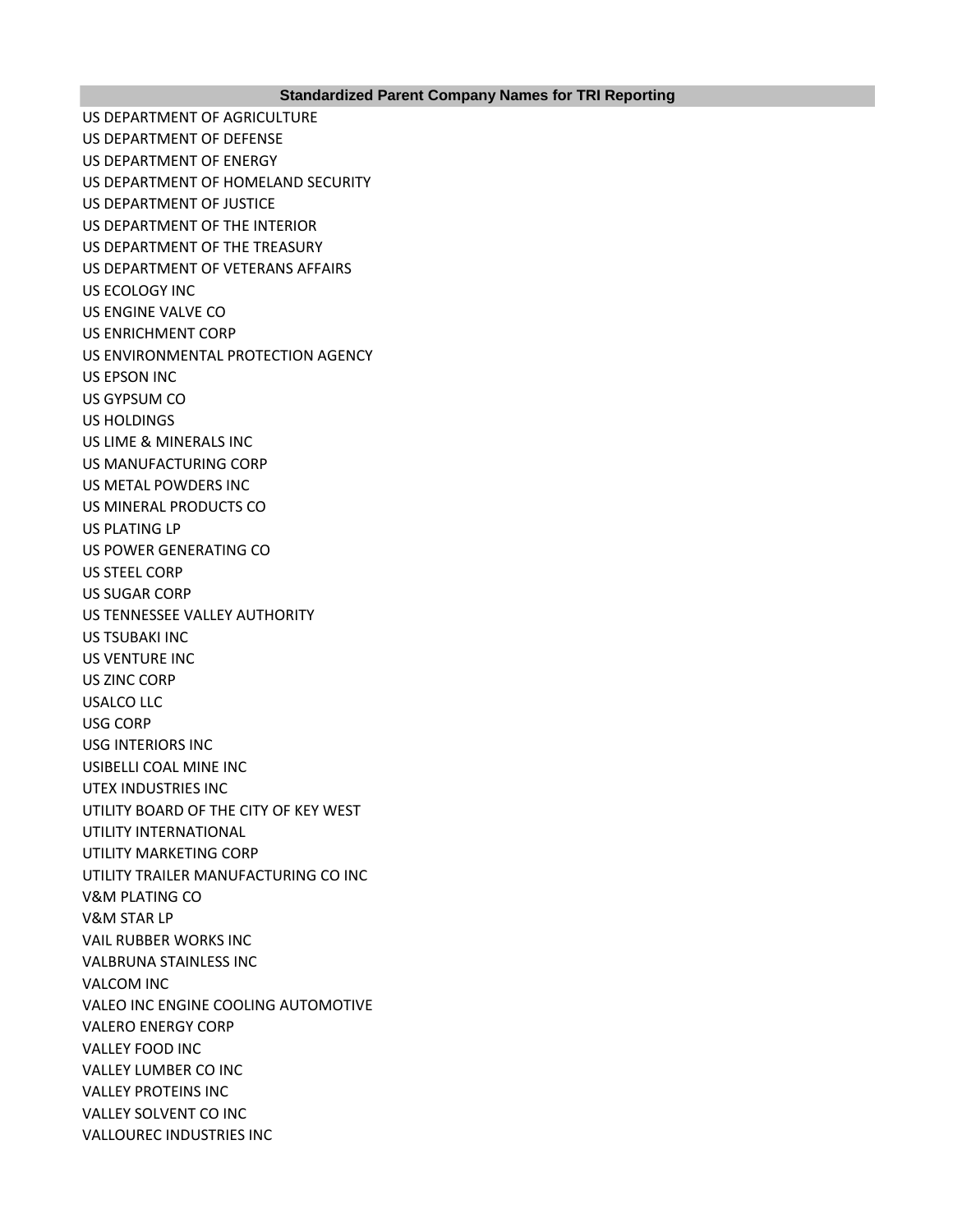| Standardized Parent Company Names for TRI Reporting |
| --- |
| US DEPARTMENT OF AGRICULTURE |
| US DEPARTMENT OF DEFENSE |
| US DEPARTMENT OF ENERGY |
| US DEPARTMENT OF HOMELAND SECURITY |
| US DEPARTMENT OF JUSTICE |
| US DEPARTMENT OF THE INTERIOR |
| US DEPARTMENT OF THE TREASURY |
| US DEPARTMENT OF VETERANS AFFAIRS |
| US ECOLOGY INC |
| US ENGINE VALVE CO |
| US ENRICHMENT CORP |
| US ENVIRONMENTAL PROTECTION AGENCY |
| US EPSON INC |
| US GYPSUM CO |
| US HOLDINGS |
| US LIME & MINERALS INC |
| US MANUFACTURING CORP |
| US METAL POWDERS INC |
| US MINERAL PRODUCTS CO |
| US PLATING LP |
| US POWER GENERATING CO |
| US STEEL CORP |
| US SUGAR CORP |
| US TENNESSEE VALLEY AUTHORITY |
| US TSUBAKI INC |
| US VENTURE INC |
| US ZINC CORP |
| USALCO LLC |
| USG CORP |
| USG INTERIORS INC |
| USIBELLI COAL MINE INC |
| UTEX INDUSTRIES INC |
| UTILITY BOARD OF THE CITY OF KEY WEST |
| UTILITY INTERNATIONAL |
| UTILITY MARKETING CORP |
| UTILITY TRAILER MANUFACTURING CO INC |
| V&M PLATING CO |
| V&M STAR LP |
| VAIL RUBBER WORKS INC |
| VALBRUNA STAINLESS INC |
| VALCOM INC |
| VALEO INC ENGINE COOLING AUTOMOTIVE |
| VALERO ENERGY CORP |
| VALLEY FOOD INC |
| VALLEY LUMBER CO INC |
| VALLEY PROTEINS INC |
| VALLEY SOLVENT CO INC |
| VALLOUREC INDUSTRIES INC |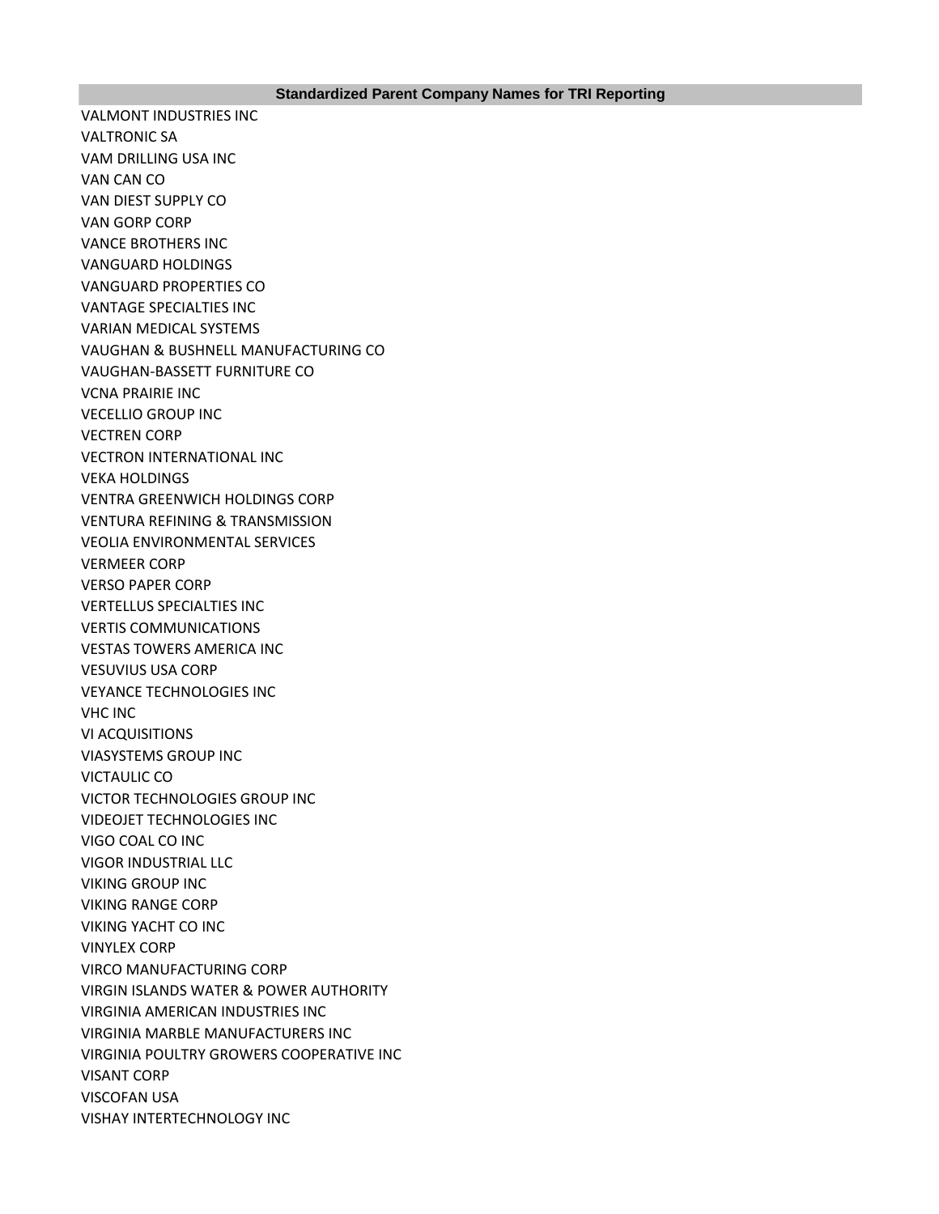| Standardized Parent Company Names for TRI Reporting |
| --- |
| VALMONT INDUSTRIES INC |
| VALTRONIC SA |
| VAM DRILLING USA INC |
| VAN CAN CO |
| VAN DIEST SUPPLY CO |
| VAN GORP CORP |
| VANCE BROTHERS INC |
| VANGUARD HOLDINGS |
| VANGUARD PROPERTIES CO |
| VANTAGE SPECIALTIES INC |
| VARIAN MEDICAL SYSTEMS |
| VAUGHAN & BUSHNELL MANUFACTURING CO |
| VAUGHAN-BASSETT FURNITURE CO |
| VCNA PRAIRIE INC |
| VECELLIO GROUP INC |
| VECTREN CORP |
| VECTRON INTERNATIONAL INC |
| VEKA HOLDINGS |
| VENTRA GREENWICH HOLDINGS CORP |
| VENTURA REFINING & TRANSMISSION |
| VEOLIA ENVIRONMENTAL SERVICES |
| VERMEER CORP |
| VERSO PAPER CORP |
| VERTELLUS SPECIALTIES INC |
| VERTIS COMMUNICATIONS |
| VESTAS TOWERS AMERICA INC |
| VESUVIUS USA CORP |
| VEYANCE TECHNOLOGIES INC |
| VHC INC |
| VI ACQUISITIONS |
| VIASYSTEMS GROUP INC |
| VICTAULIC CO |
| VICTOR TECHNOLOGIES GROUP INC |
| VIDEOJET TECHNOLOGIES INC |
| VIGO COAL CO INC |
| VIGOR INDUSTRIAL LLC |
| VIKING GROUP INC |
| VIKING RANGE CORP |
| VIKING YACHT CO INC |
| VINYLEX CORP |
| VIRCO MANUFACTURING CORP |
| VIRGIN ISLANDS WATER & POWER AUTHORITY |
| VIRGINIA AMERICAN INDUSTRIES INC |
| VIRGINIA MARBLE MANUFACTURERS INC |
| VIRGINIA POULTRY GROWERS COOPERATIVE INC |
| VISANT CORP |
| VISCOFAN USA |
| VISHAY INTERTECHNOLOGY INC |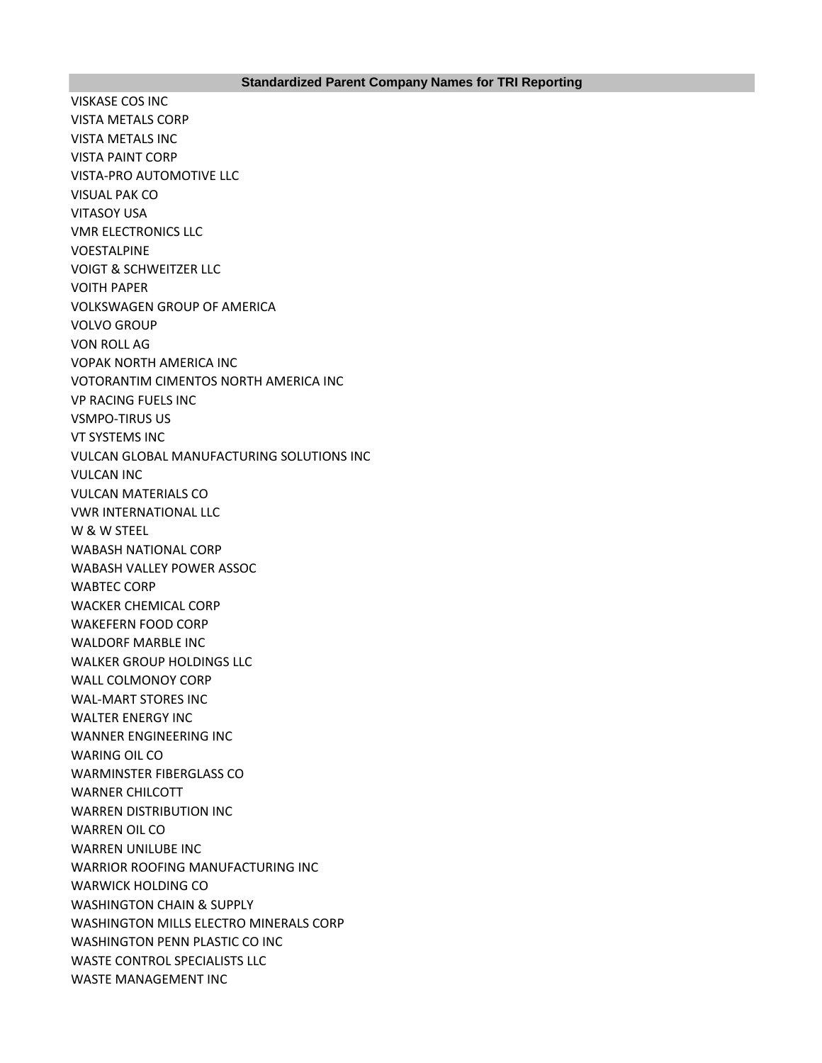| Standardized Parent Company Names for TRI Reporting |
| --- |
| VISKASE COS INC |
| VISTA METALS CORP |
| VISTA METALS INC |
| VISTA PAINT CORP |
| VISTA-PRO AUTOMOTIVE LLC |
| VISUAL PAK CO |
| VITASOY USA |
| VMR ELECTRONICS LLC |
| VOESTALPINE |
| VOIGT & SCHWEITZER LLC |
| VOITH PAPER |
| VOLKSWAGEN GROUP OF AMERICA |
| VOLVO GROUP |
| VON ROLL AG |
| VOPAK NORTH AMERICA INC |
| VOTORANTIM CIMENTOS NORTH AMERICA INC |
| VP RACING FUELS INC |
| VSMPO-TIRUS US |
| VT SYSTEMS INC |
| VULCAN GLOBAL MANUFACTURING SOLUTIONS INC |
| VULCAN INC |
| VULCAN MATERIALS CO |
| VWR INTERNATIONAL LLC |
| W & W STEEL |
| WABASH NATIONAL CORP |
| WABASH VALLEY POWER ASSOC |
| WABTEC CORP |
| WACKER CHEMICAL CORP |
| WAKEFERN FOOD CORP |
| WALDORF MARBLE INC |
| WALKER GROUP HOLDINGS LLC |
| WALL COLMONOY CORP |
| WAL-MART STORES INC |
| WALTER ENERGY INC |
| WANNER ENGINEERING INC |
| WARING OIL CO |
| WARMINSTER FIBERGLASS CO |
| WARNER CHILCOTT |
| WARREN DISTRIBUTION INC |
| WARREN OIL CO |
| WARREN UNILUBE INC |
| WARRIOR ROOFING MANUFACTURING INC |
| WARWICK HOLDING CO |
| WASHINGTON CHAIN & SUPPLY |
| WASHINGTON MILLS ELECTRO MINERALS CORP |
| WASHINGTON PENN PLASTIC CO INC |
| WASTE CONTROL SPECIALISTS LLC |
| WASTE MANAGEMENT INC |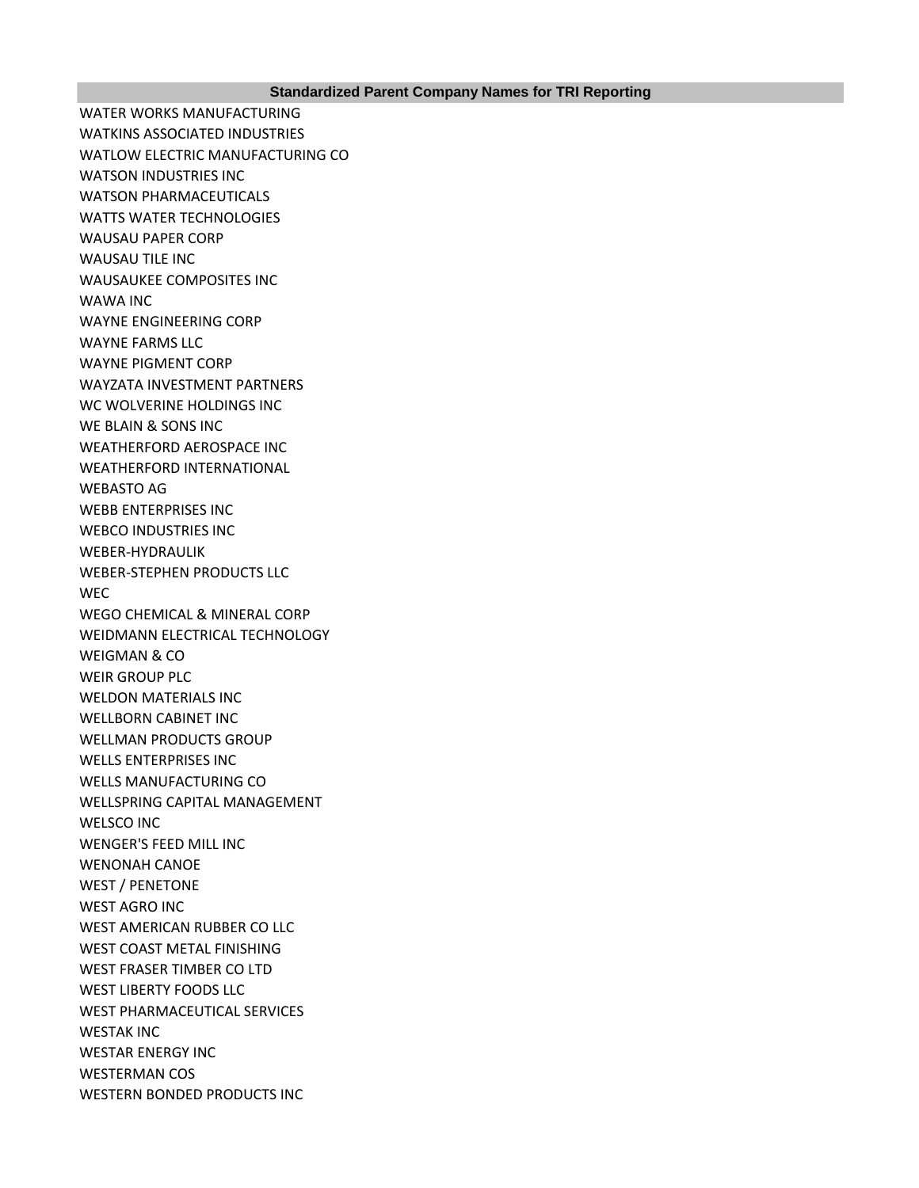| Standardized Parent Company Names for TRI Reporting |
| --- |
| WATER WORKS MANUFACTURING |
| WATKINS ASSOCIATED INDUSTRIES |
| WATLOW ELECTRIC MANUFACTURING CO |
| WATSON INDUSTRIES INC |
| WATSON PHARMACEUTICALS |
| WATTS WATER TECHNOLOGIES |
| WAUSAU PAPER CORP |
| WAUSAU TILE INC |
| WAUSAUKEE COMPOSITES INC |
| WAWA INC |
| WAYNE ENGINEERING CORP |
| WAYNE FARMS LLC |
| WAYNE PIGMENT CORP |
| WAYZATA INVESTMENT PARTNERS |
| WC WOLVERINE HOLDINGS INC |
| WE BLAIN & SONS INC |
| WEATHERFORD AEROSPACE INC |
| WEATHERFORD INTERNATIONAL |
| WEBASTO AG |
| WEBB ENTERPRISES INC |
| WEBCO INDUSTRIES INC |
| WEBER-HYDRAULIK |
| WEBER-STEPHEN PRODUCTS LLC |
| WEC |
| WEGO CHEMICAL & MINERAL CORP |
| WEIDMANN ELECTRICAL TECHNOLOGY |
| WEIGMAN & CO |
| WEIR GROUP PLC |
| WELDON MATERIALS INC |
| WELLBORN CABINET INC |
| WELLMAN PRODUCTS GROUP |
| WELLS ENTERPRISES INC |
| WELLS MANUFACTURING CO |
| WELLSPRING CAPITAL MANAGEMENT |
| WELSCO INC |
| WENGER'S FEED MILL INC |
| WENONAH CANOE |
| WEST / PENETONE |
| WEST AGRO INC |
| WEST AMERICAN RUBBER CO LLC |
| WEST COAST METAL FINISHING |
| WEST FRASER TIMBER CO LTD |
| WEST LIBERTY FOODS LLC |
| WEST PHARMACEUTICAL SERVICES |
| WESTAK INC |
| WESTAR ENERGY INC |
| WESTERMAN COS |
| WESTERN BONDED PRODUCTS INC |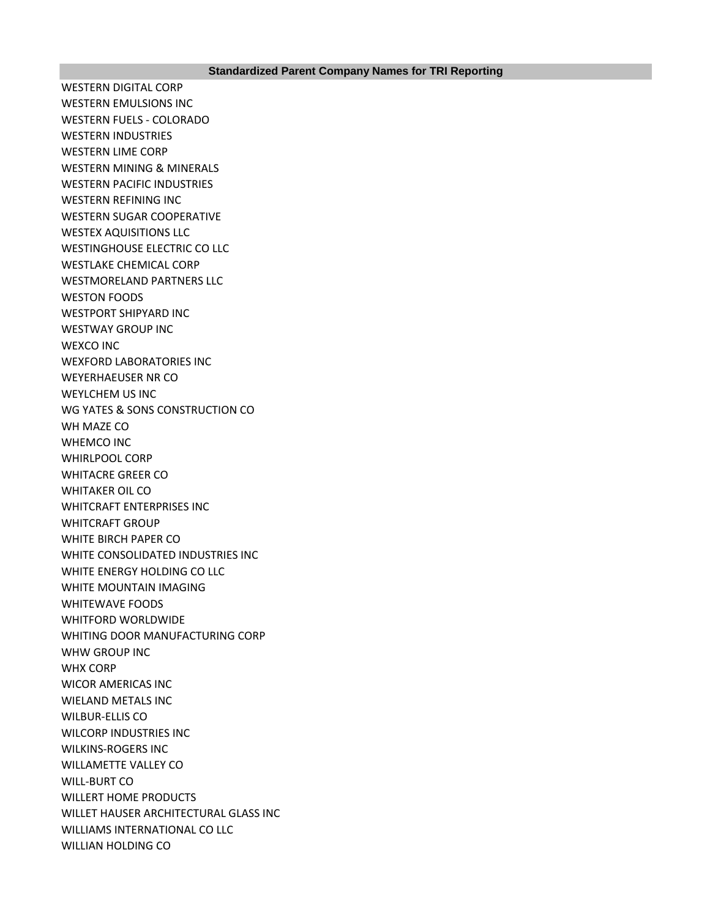| Standardized Parent Company Names for TRI Reporting |
| --- |
| WESTERN DIGITAL CORP |
| WESTERN EMULSIONS INC |
| WESTERN FUELS - COLORADO |
| WESTERN INDUSTRIES |
| WESTERN LIME CORP |
| WESTERN MINING & MINERALS |
| WESTERN PACIFIC INDUSTRIES |
| WESTERN REFINING INC |
| WESTERN SUGAR COOPERATIVE |
| WESTEX AQUISITIONS LLC |
| WESTINGHOUSE ELECTRIC CO LLC |
| WESTLAKE CHEMICAL CORP |
| WESTMORELAND PARTNERS LLC |
| WESTON FOODS |
| WESTPORT SHIPYARD INC |
| WESTWAY GROUP INC |
| WEXCO INC |
| WEXFORD LABORATORIES INC |
| WEYERHAEUSER NR CO |
| WEYLCHEM US INC |
| WG YATES & SONS CONSTRUCTION CO |
| WH MAZE CO |
| WHEMCO INC |
| WHIRLPOOL CORP |
| WHITACRE GREER CO |
| WHITAKER OIL CO |
| WHITCRAFT ENTERPRISES INC |
| WHITCRAFT GROUP |
| WHITE BIRCH PAPER CO |
| WHITE CONSOLIDATED INDUSTRIES INC |
| WHITE ENERGY HOLDING CO LLC |
| WHITE MOUNTAIN IMAGING |
| WHITEWAVE FOODS |
| WHITFORD WORLDWIDE |
| WHITING DOOR MANUFACTURING CORP |
| WHW GROUP INC |
| WHX CORP |
| WICOR AMERICAS INC |
| WIELAND METALS INC |
| WILBUR-ELLIS CO |
| WILCORP INDUSTRIES INC |
| WILKINS-ROGERS INC |
| WILLAMETTE VALLEY CO |
| WILL-BURT CO |
| WILLERT HOME PRODUCTS |
| WILLET HAUSER ARCHITECTURAL GLASS INC |
| WILLIAMS INTERNATIONAL CO LLC |
| WILLIAN HOLDING CO |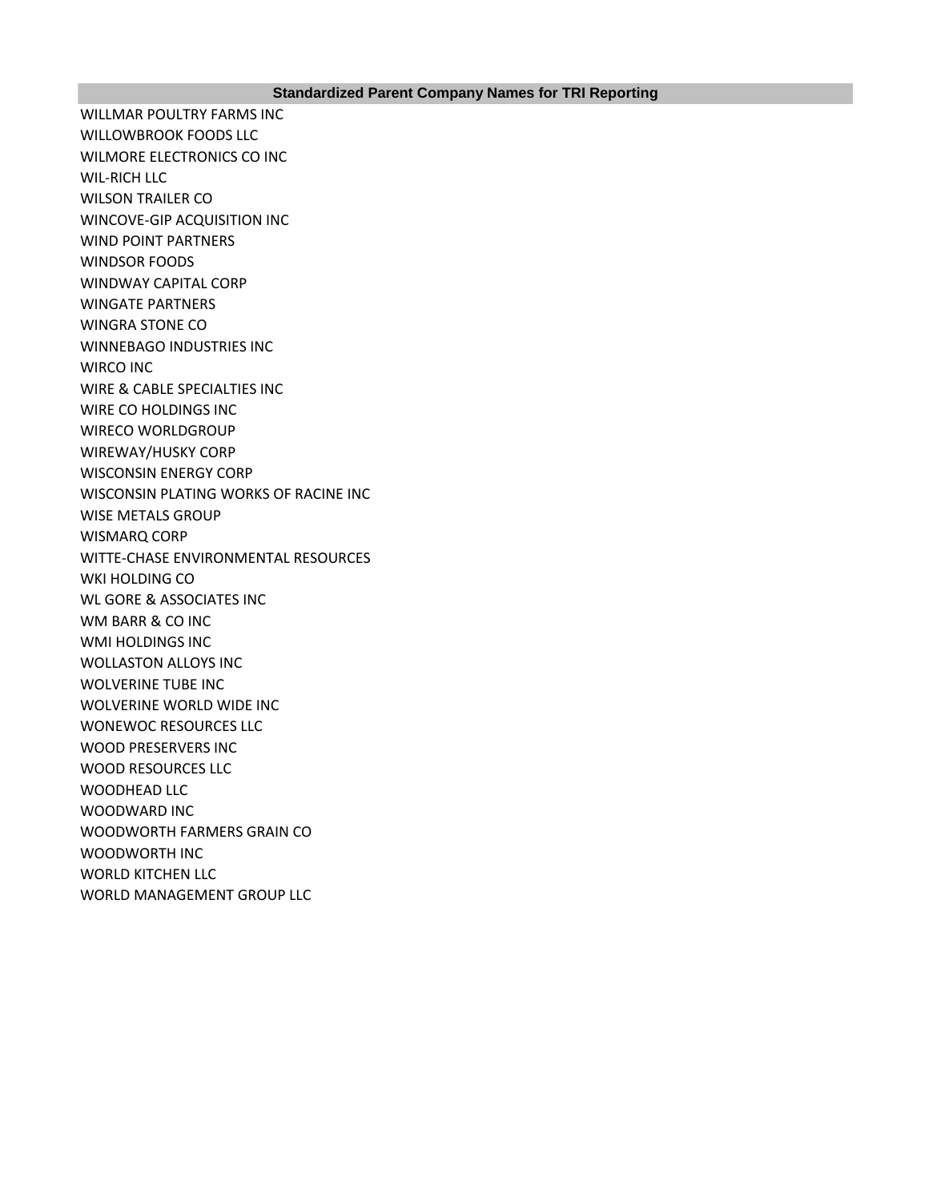| Standardized Parent Company Names for TRI Reporting |
| --- |
| WILLMAR POULTRY FARMS INC |
| WILLOWBROOK FOODS LLC |
| WILMORE ELECTRONICS CO INC |
| WIL-RICH LLC |
| WILSON TRAILER CO |
| WINCOVE-GIP ACQUISITION INC |
| WIND POINT PARTNERS |
| WINDSOR FOODS |
| WINDWAY CAPITAL CORP |
| WINGATE PARTNERS |
| WINGRA STONE CO |
| WINNEBAGO INDUSTRIES INC |
| WIRCO INC |
| WIRE & CABLE SPECIALTIES INC |
| WIRE CO HOLDINGS INC |
| WIRECO WORLDGROUP |
| WIREWAY/HUSKY CORP |
| WISCONSIN ENERGY CORP |
| WISCONSIN PLATING WORKS OF RACINE INC |
| WISE METALS GROUP |
| WISMARQ CORP |
| WITTE-CHASE ENVIRONMENTAL RESOURCES |
| WKI HOLDING CO |
| WL GORE & ASSOCIATES INC |
| WM BARR & CO INC |
| WMI HOLDINGS INC |
| WOLLASTON ALLOYS INC |
| WOLVERINE TUBE INC |
| WOLVERINE WORLD WIDE INC |
| WONEWOC RESOURCES LLC |
| WOOD PRESERVERS INC |
| WOOD RESOURCES LLC |
| WOODHEAD LLC |
| WOODWARD INC |
| WOODWORTH FARMERS GRAIN CO |
| WOODWORTH INC |
| WORLD KITCHEN LLC |
| WORLD MANAGEMENT GROUP LLC |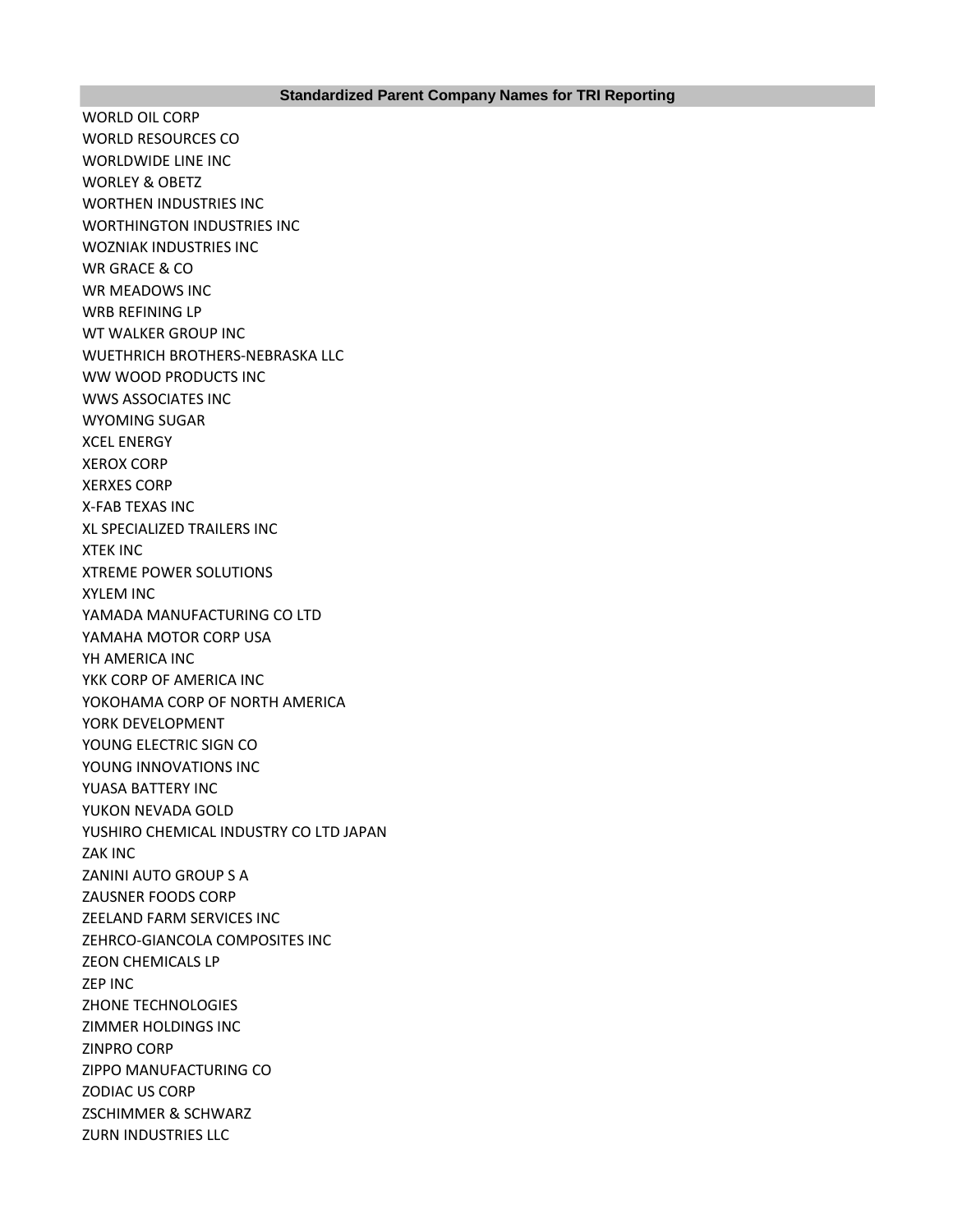| Standardized Parent Company Names for TRI Reporting |
| --- |
| WORLD OIL CORP |
| WORLD RESOURCES CO |
| WORLDWIDE LINE INC |
| WORLEY & OBETZ |
| WORTHEN INDUSTRIES INC |
| WORTHINGTON INDUSTRIES INC |
| WOZNIAK INDUSTRIES INC |
| WR GRACE & CO |
| WR MEADOWS INC |
| WRB REFINING LP |
| WT WALKER GROUP INC |
| WUETHRICH BROTHERS-NEBRASKA LLC |
| WW WOOD PRODUCTS INC |
| WWS ASSOCIATES INC |
| WYOMING SUGAR |
| XCEL ENERGY |
| XEROX CORP |
| XERXES CORP |
| X-FAB TEXAS INC |
| XL SPECIALIZED TRAILERS INC |
| XTEK INC |
| XTREME POWER SOLUTIONS |
| XYLEM INC |
| YAMADA MANUFACTURING CO LTD |
| YAMAHA MOTOR CORP USA |
| YH AMERICA INC |
| YKK CORP OF AMERICA INC |
| YOKOHAMA CORP OF NORTH AMERICA |
| YORK DEVELOPMENT |
| YOUNG ELECTRIC SIGN CO |
| YOUNG INNOVATIONS INC |
| YUASA BATTERY INC |
| YUKON NEVADA GOLD |
| YUSHIRO CHEMICAL INDUSTRY CO LTD JAPAN |
| ZAK INC |
| ZANINI AUTO GROUP S A |
| ZAUSNER FOODS CORP |
| ZEELAND FARM SERVICES INC |
| ZEHRCO-GIANCOLA COMPOSITES INC |
| ZEON CHEMICALS LP |
| ZEP INC |
| ZHONE TECHNOLOGIES |
| ZIMMER HOLDINGS INC |
| ZINPRO CORP |
| ZIPPO MANUFACTURING CO |
| ZODIAC US CORP |
| ZSCHIMMER & SCHWARZ |
| ZURN INDUSTRIES LLC |